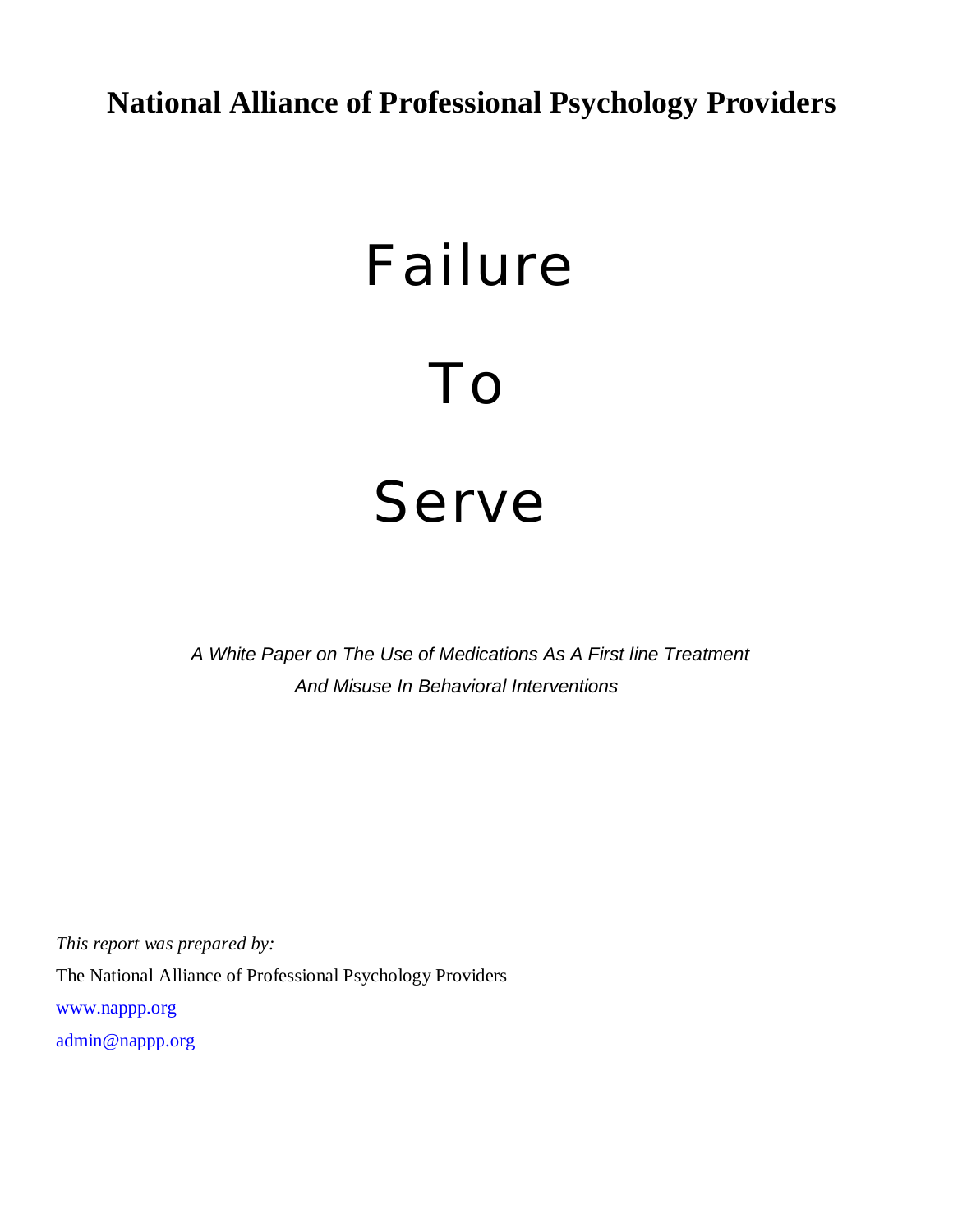**National Alliance of Professional Psychology Providers**

# Failure

# To

# Serve

*A White Paper on The Use of Medications As A First line Treatment And Misuse In Behavioral Interventions*

*This report was prepared by:*

The National Alliance of Professional Psychology Providers

www.nappp.org

admin@nappp.org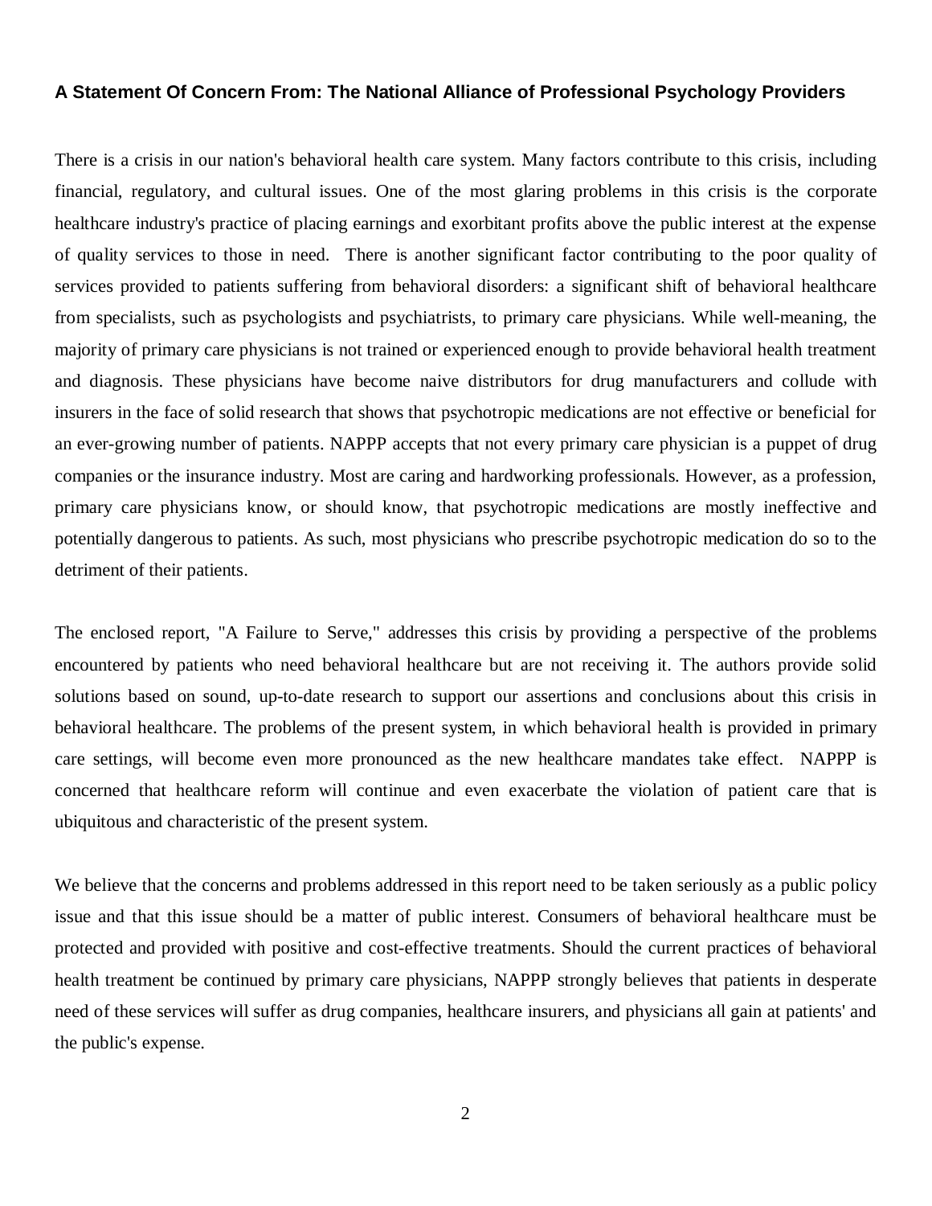**A Statement Of Concern From: The National Alliance of Professional Psychology Providers**

There is a crisis in our nation's behavioral health care system. Many factors contribute to this crisis, including financial, regulatory, and cultural issues. One of the most glaring problems in this crisis is the corporate healthcare industry's practice of placing earnings and exorbitant profits above the public interest at the expense of quality services to those in need. There is another significant factor contributing to the poor quality of services provided to patients suffering from behavioral disorders: a significant shift of behavioral healthcare from specialists, such as psychologists and psychiatrists, to primary care physicians. While well-meaning, the majority of primary care physicians is not trained or experienced enough to provide behavioral health treatment and diagnosis. These physicians have become naive distributors for drug manufacturers and collude with insurers in the face of solid research that shows that psychotropic medications are not effective or beneficial for an ever-growing number of patients. NAPPP accepts that not every primary care physician is a puppet of drug companies or the insurance industry. Most are caring and hardworking professionals. However, as a profession, primary care physicians know, or should know, that psychotropic medications are mostly ineffective and potentially dangerous to patients. As such, most physicians who prescribe psychotropic medication do so to the detriment of their patients.

The enclosed report, "A Failure to Serve," addresses this crisis by providing a perspective of the problems encountered by patients who need behavioral healthcare but are not receiving it. The authors provide solid solutions based on sound, up-to-date research to support our assertions and conclusions about this crisis in behavioral healthcare. The problems of the present system, in which behavioral health is provided in primary care settings, will become even more pronounced as the new healthcare mandates take effect. NAPPP is concerned that healthcare reform will continue and even exacerbate the violation of patient care that is ubiquitous and characteristic of the present system.

We believe that the concerns and problems addressed in this report need to be taken seriously as a public policy issue and that this issue should be a matter of public interest. Consumers of behavioral healthcare must be protected and provided with positive and cost-effective treatments. Should the current practices of behavioral health treatment be continued by primary care physicians, NAPPP strongly believes that patients in desperate need of these services will suffer as drug companies, healthcare insurers, and physicians all gain at patients' and the public's expense.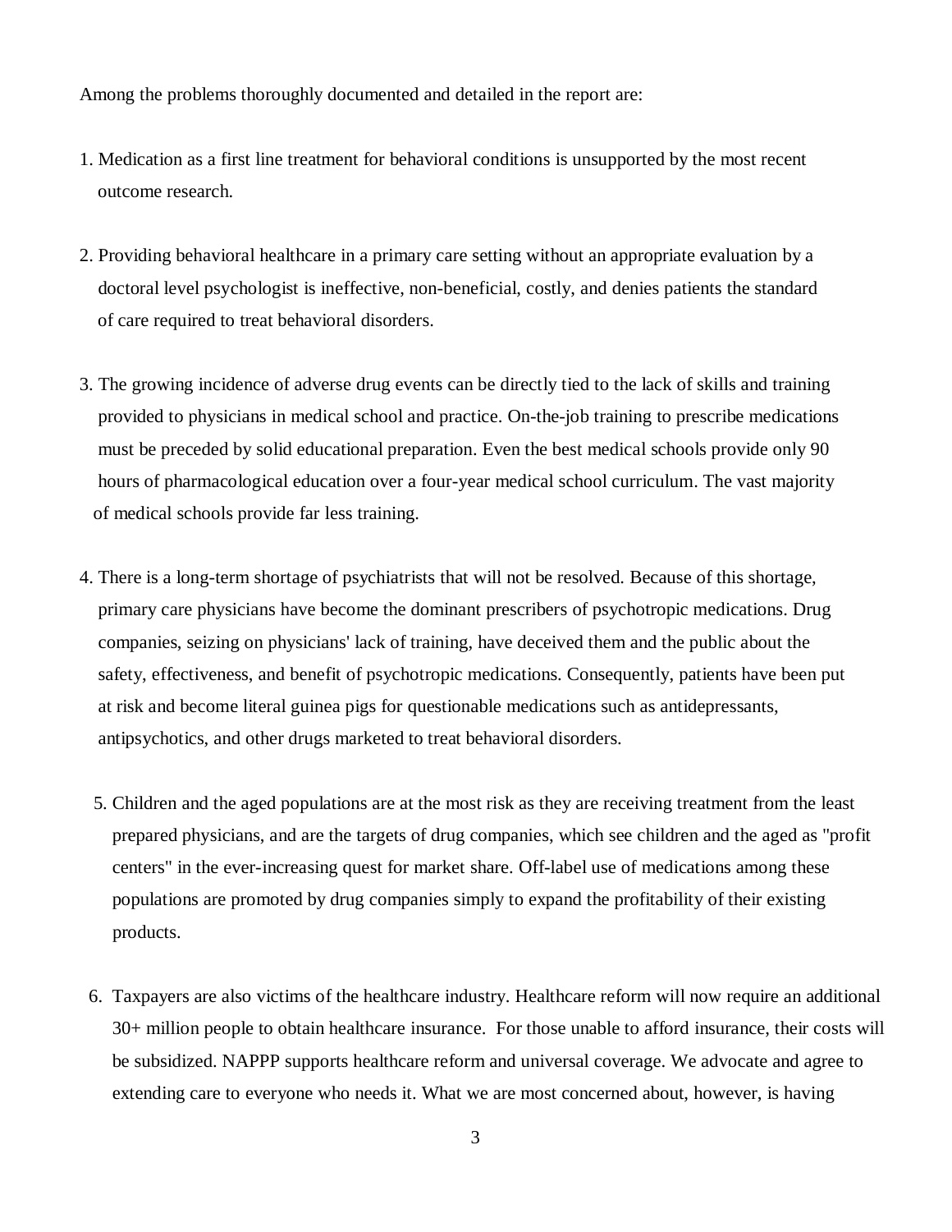Among the problems thoroughly documented and detailed in the report are:

1. Medication as a first line treatment for behavioral conditions is unsupported by the most recent outcome research.

2. Providing behavioral healthcare in a primary care setting without an appropriate evaluation by a doctoral level psychologist is ineffective, non-beneficial, costly, and denies patients the standard of care required to treat behavioral disorders.

3. The growing incidence of adverse drug events can be directly tied to the lack of skills and training provided to physicians in medical school and practice. On-the-job training to prescribe medications must be preceded by solid educational preparation. Even the best medical schools provide only 90 hours of pharmacological education over a four-year medical school curriculum. The vast majority of medical schools provide far less training.

4. There is a long-term shortage of psychiatrists that will not be resolved. Because of this shortage, primary care physicians have become the dominant prescribers of psychotropic medications. Drug companies, seizing on physicians' lack of training, have deceived them and the public about the safety, effectiveness, and benefit of psychotropic medications. Consequently, patients have been put at risk and become literal guinea pigs for questionable medications such as antidepressants, antipsychotics, and other drugs marketed to treat behavioral disorders.

5. Children and the aged populations are at the most risk as they are receiving treatment from the least prepared physicians, and are the targets of drug companies, which see children and the aged as "profit centers" in the ever-increasing quest for market share. Off-label use of medications among these populations are promoted by drug companies simply to expand the profitability of their existing products.

6. Taxpayers are also victims of the healthcare industry. Healthcare reform will now require an additional 30+ million people to obtain healthcare insurance. For those unable to afford insurance, their costs will be subsidized. NAPPP supports healthcare reform and universal coverage. We advocate and agree to extending care to everyone who needs it. What we are most concerned about, however, is having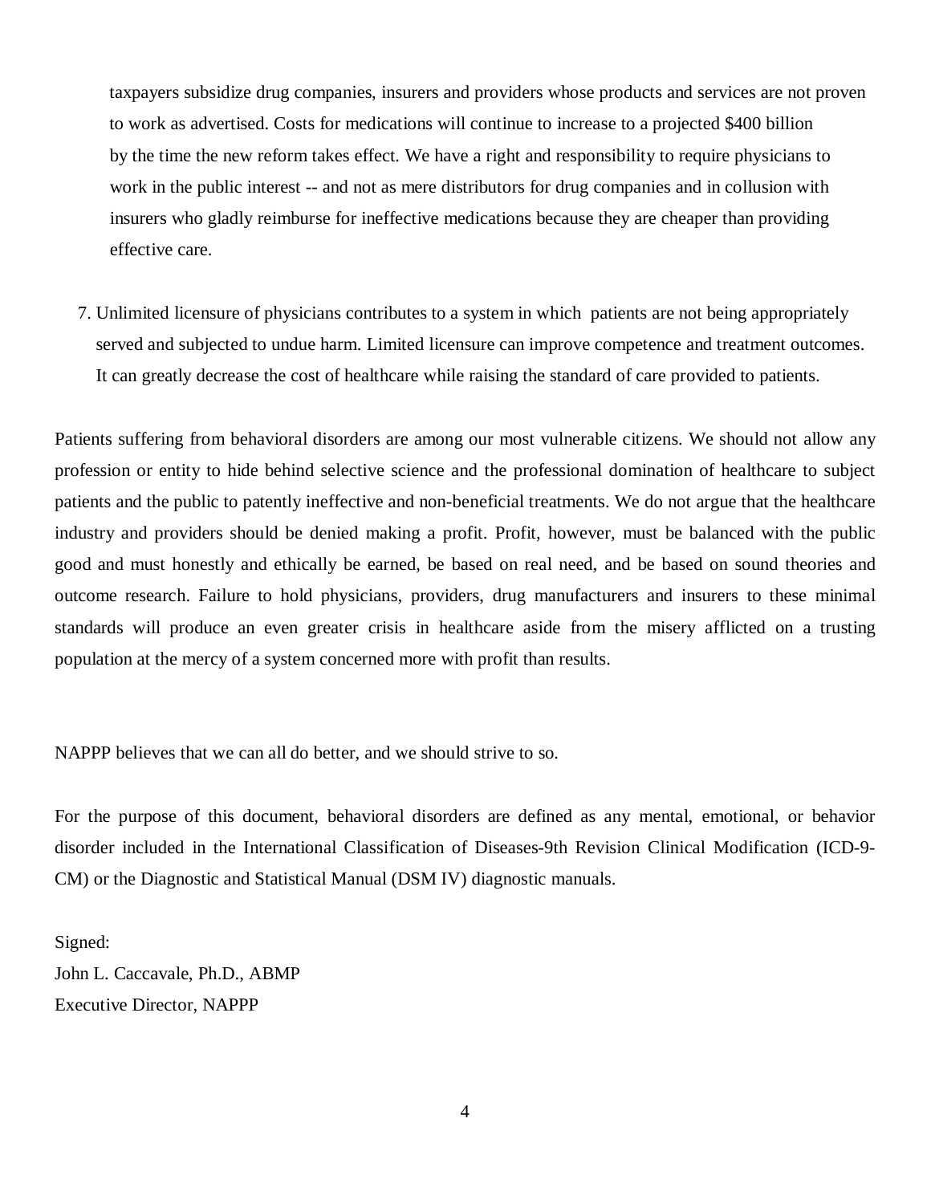taxpayers subsidize drug companies, insurers and providers whose products and services are not proven to work as advertised. Costs for medications will continue to increase to a projected $400 billion by the time the new reform takes effect. We have a right and responsibility to require physicians to work in the public interest -- and not as mere distributors for drug companies and in collusion with insurers who gladly reimburse for ineffective medications because they are cheaper than providing effective care.

7. Unlimited licensure of physicians contributes to a system in which patients are not being appropriately served and subjected to undue harm. Limited licensure can improve competence and treatment outcomes. It can greatly decrease the cost of healthcare while raising the standard of care provided to patients.

Patients suffering from behavioral disorders are among our most vulnerable citizens. We should not allow any profession or entity to hide behind selective science and the professional domination of healthcare to subject patients and the public to patently ineffective and non-beneficial treatments. We do not argue that the healthcare industry and providers should be denied making a profit. Profit, however, must be balanced with the public good and must honestly and ethically be earned, be based on real need, and be based on sound theories and outcome research. Failure to hold physicians, providers, drug manufacturers and insurers to these minimal standards will produce an even greater crisis in healthcare aside from the misery afflicted on a trusting population at the mercy of a system concerned more with profit than results.

NAPPP believes that we can all do better, and we should strive to so.

For the purpose of this document, behavioral disorders are defined as any mental, emotional, or behavior disorder included in the International Classification of Diseases-9th Revision Clinical Modification (ICD-9-CM) or the Diagnostic and Statistical Manual (DSM IV) diagnostic manuals.

Signed:
John L. Caccavale, Ph.D., ABMP
Executive Director, NAPPP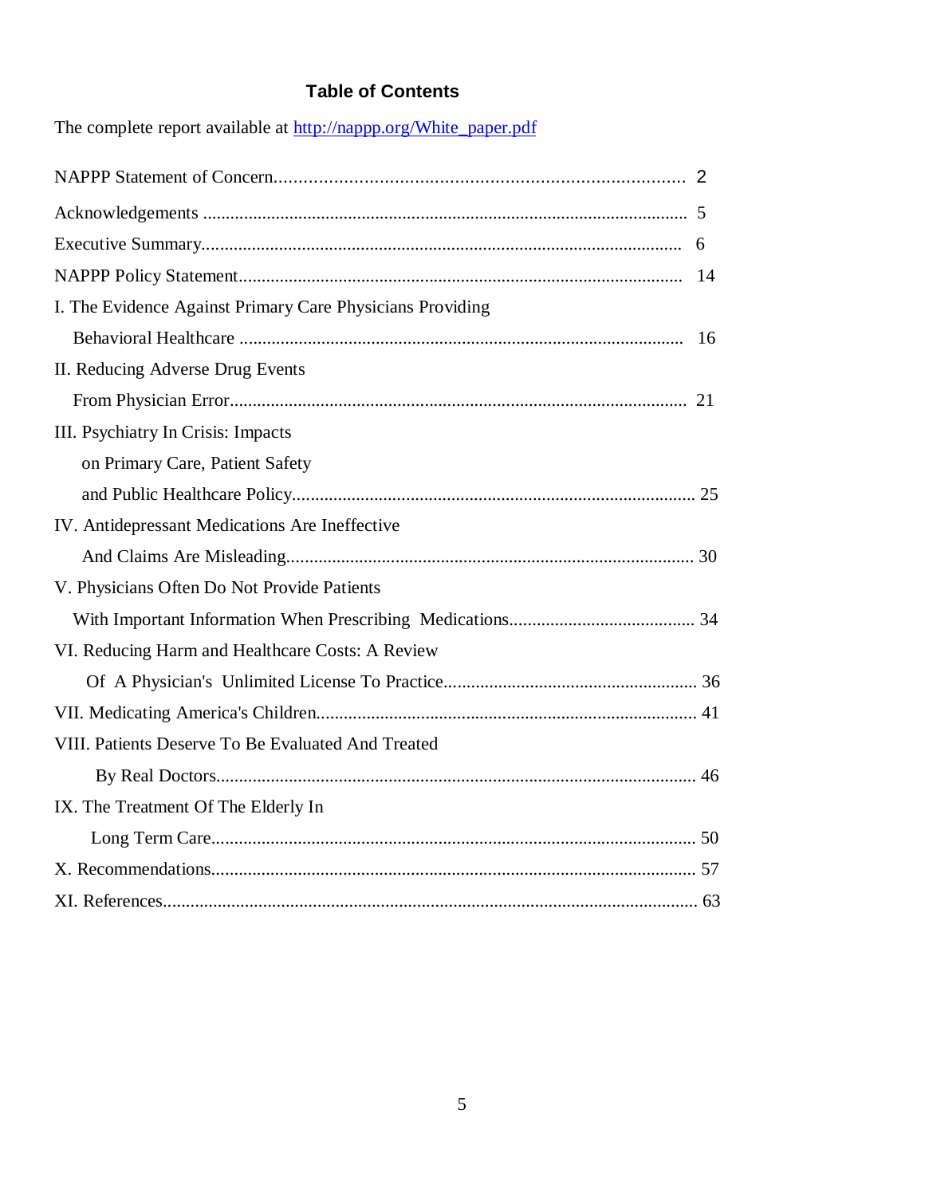## Table of Contents

The complete report available at http://nappp.org/White_paper.pdf

NAPPP Statement of Concern.................................................................................... 2

Acknowledgements ........................................................................................................ 5

Executive Summary........................................................................................................ 6

NAPPP Policy Statement............................................................................................... 14

I. The Evidence Against Primary Care Physicians Providing Behavioral Healthcare ............................................................................................... 16

II. Reducing Adverse Drug Events From Physician Error................................................................................................... 21

III. Psychiatry In Crisis: Impacts on Primary Care, Patient Safety and Public Healthcare Policy......................................................................................... 25

IV. Antidepressant Medications Are Ineffective And Claims Are Misleading......................................................................................... 30

V. Physicians Often Do Not Provide Patients With Important Information When Prescribing Medications......................................... 34

VI. Reducing Harm and Healthcare Costs: A Review Of A Physician's Unlimited License To Practice....................................................... 36

VII. Medicating America's Children.................................................................................. 41

VIII. Patients Deserve To Be Evaluated And Treated By Real Doctors......................................................................................... 46

IX. The Treatment Of The Elderly In Long Term Care......................................................................................... 50

X. Recommendations.......................................................................................................... 57

XI. References..................................................................................................................... 63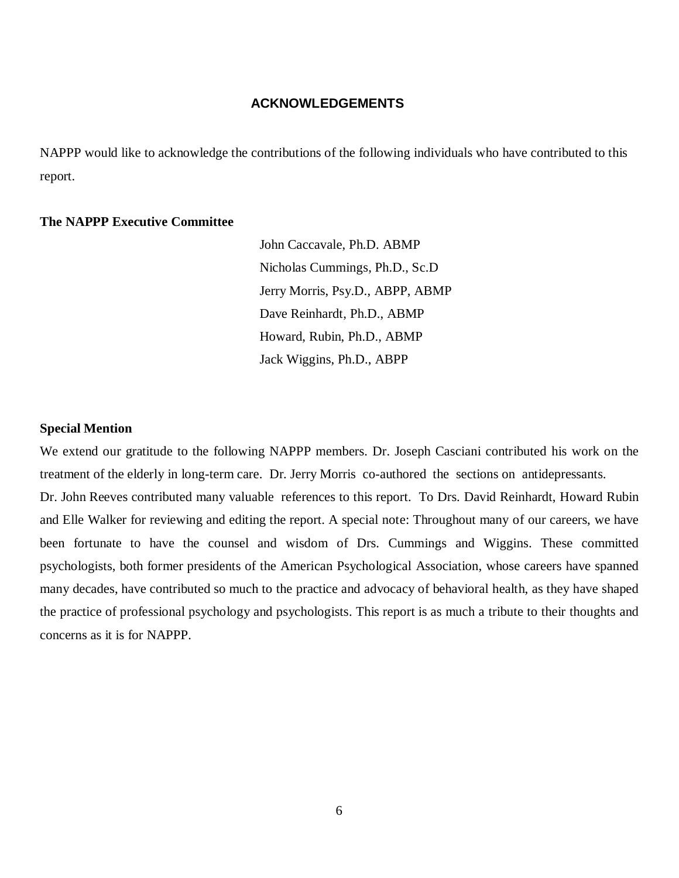## ACKNOWLEDGEMENTS

NAPPP would like to acknowledge the contributions of the following individuals who have contributed to this report.

**The NAPPP Executive Committee**

John Caccavale, Ph.D. ABMP
Nicholas Cummings, Ph.D., Sc.D
Jerry Morris, Psy.D., ABPP, ABMP
Dave Reinhardt, Ph.D., ABMP
Howard, Rubin, Ph.D., ABMP
Jack Wiggins, Ph.D., ABPP

**Special Mention**

We extend our gratitude to the following NAPPP members. Dr. Joseph Casciani contributed his work on the treatment of the elderly in long-term care. Dr. Jerry Morris co-authored the sections on antidepressants. Dr. John Reeves contributed many valuable references to this report. To Drs. David Reinhardt, Howard Rubin and Elle Walker for reviewing and editing the report. A special note: Throughout many of our careers, we have been fortunate to have the counsel and wisdom of Drs. Cummings and Wiggins. These committed psychologists, both former presidents of the American Psychological Association, whose careers have spanned many decades, have contributed so much to the practice and advocacy of behavioral health, as they have shaped the practice of professional psychology and psychologists. This report is as much a tribute to their thoughts and concerns as it is for NAPPP.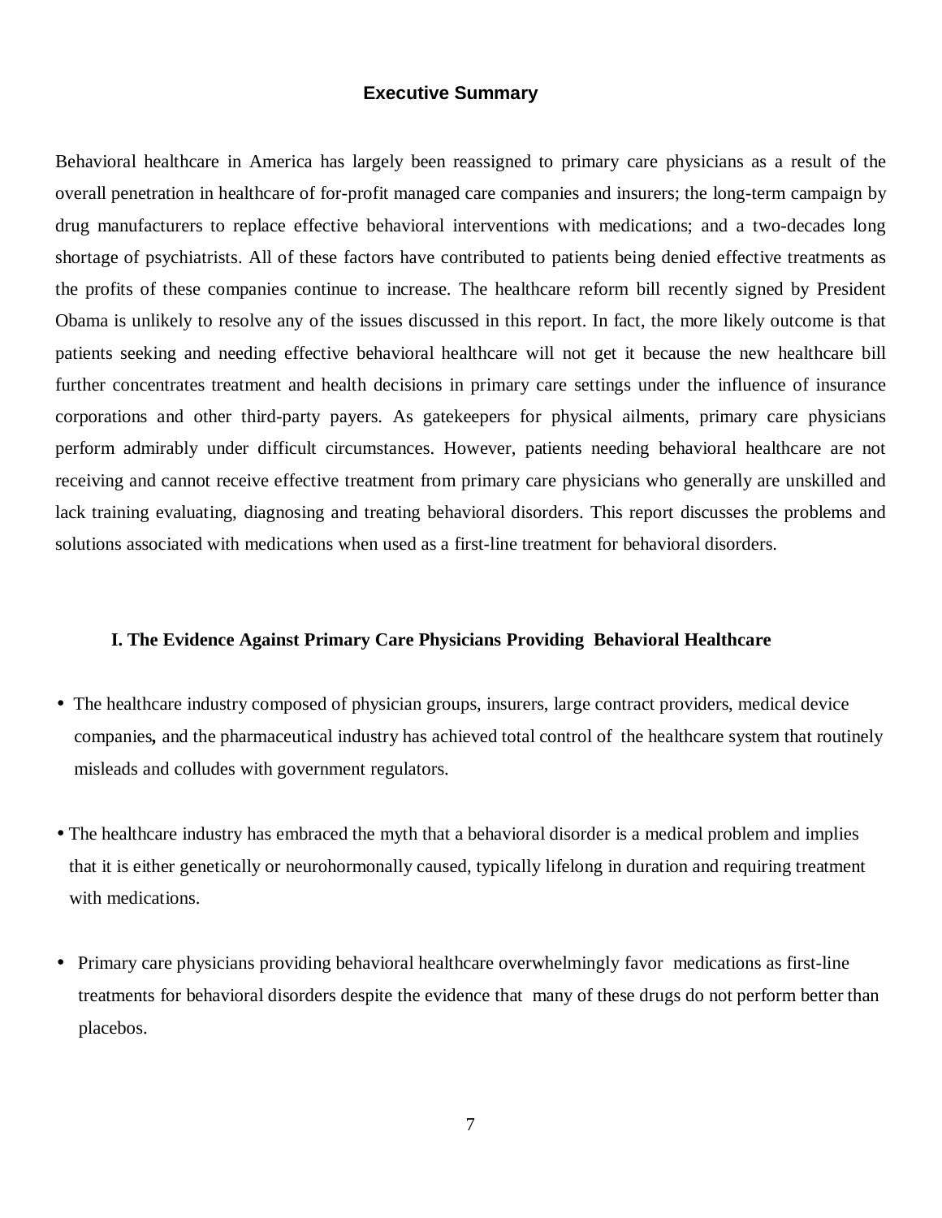## Executive Summary

Behavioral healthcare in America has largely been reassigned to primary care physicians as a result of the overall penetration in healthcare of for-profit managed care companies and insurers; the long-term campaign by drug manufacturers to replace effective behavioral interventions with medications; and a two-decades long shortage of psychiatrists. All of these factors have contributed to patients being denied effective treatments as the profits of these companies continue to increase. The healthcare reform bill recently signed by President Obama is unlikely to resolve any of the issues discussed in this report. In fact, the more likely outcome is that patients seeking and needing effective behavioral healthcare will not get it because the new healthcare bill further concentrates treatment and health decisions in primary care settings under the influence of insurance corporations and other third-party payers. As gatekeepers for physical ailments, primary care physicians perform admirably under difficult circumstances. However, patients needing behavioral healthcare are not receiving and cannot receive effective treatment from primary care physicians who generally are unskilled and lack training evaluating, diagnosing and treating behavioral disorders. This report discusses the problems and solutions associated with medications when used as a first-line treatment for behavioral disorders.

### I. The Evidence Against Primary Care Physicians Providing Behavioral Healthcare

- The healthcare industry composed of physician groups, insurers, large contract providers, medical device companies**,** and the pharmaceutical industry has achieved total control of the healthcare system that routinely misleads and colludes with government regulators.

- The healthcare industry has embraced the myth that a behavioral disorder is a medical problem and implies that it is either genetically or neurohormonally caused, typically lifelong in duration and requiring treatment with medications.

- Primary care physicians providing behavioral healthcare overwhelmingly favor medications as first-line treatments for behavioral disorders despite the evidence that many of these drugs do not perform better than placebos.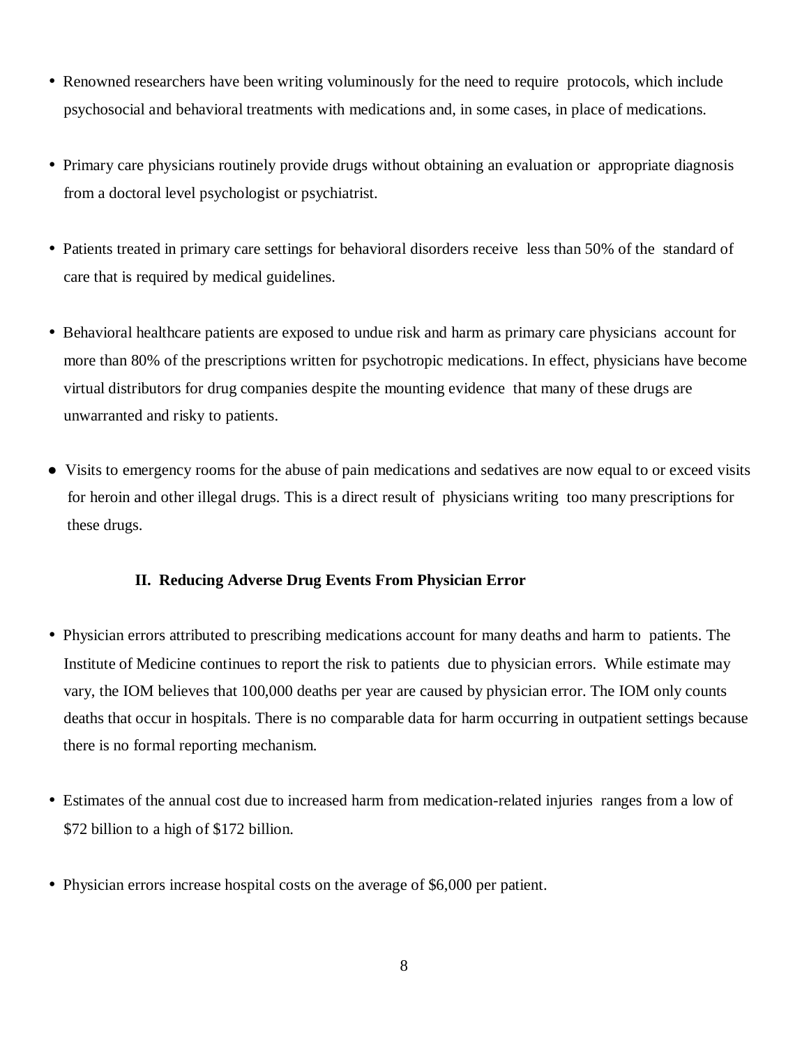- Renowned researchers have been writing voluminously for the need to require protocols, which include psychosocial and behavioral treatments with medications and, in some cases, in place of medications.

- Primary care physicians routinely provide drugs without obtaining an evaluation or appropriate diagnosis from a doctoral level psychologist or psychiatrist.

- Patients treated in primary care settings for behavioral disorders receive less than 50% of the standard of care that is required by medical guidelines.

- Behavioral healthcare patients are exposed to undue risk and harm as primary care physicians account for more than 80% of the prescriptions written for psychotropic medications. In effect, physicians have become virtual distributors for drug companies despite the mounting evidence that many of these drugs are unwarranted and risky to patients.

- Visits to emergency rooms for the abuse of pain medications and sedatives are now equal to or exceed visits for heroin and other illegal drugs. This is a direct result of physicians writing too many prescriptions for these drugs.

## II. Reducing Adverse Drug Events From Physician Error

- Physician errors attributed to prescribing medications account for many deaths and harm to patients. The Institute of Medicine continues to report the risk to patients due to physician errors. While estimate may vary, the IOM believes that 100,000 deaths per year are caused by physician error. The IOM only counts deaths that occur in hospitals. There is no comparable data for harm occurring in outpatient settings because there is no formal reporting mechanism.

- Estimates of the annual cost due to increased harm from medication-related injuries ranges from a low of $72 billion to a high of $172 billion.

- Physician errors increase hospital costs on the average of $6,000 per patient.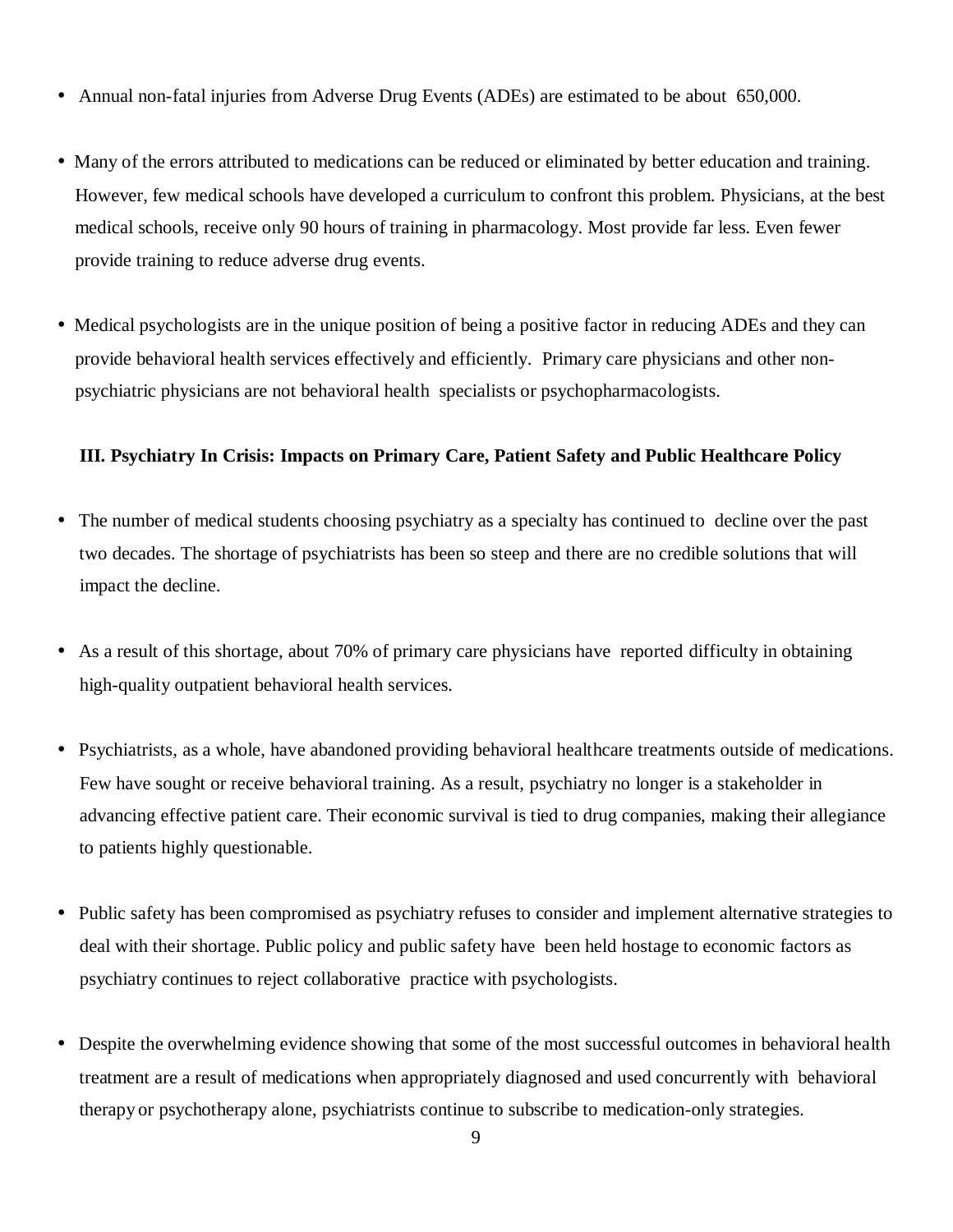- Annual non-fatal injuries from Adverse Drug Events (ADEs) are estimated to be about 650,000.

- Many of the errors attributed to medications can be reduced or eliminated by better education and training. However, few medical schools have developed a curriculum to confront this problem. Physicians, at the best medical schools, receive only 90 hours of training in pharmacology. Most provide far less. Even fewer provide training to reduce adverse drug events.

- Medical psychologists are in the unique position of being a positive factor in reducing ADEs and they can provide behavioral health services effectively and efficiently. Primary care physicians and other non-psychiatric physicians are not behavioral health specialists or psychopharmacologists.

### III. Psychiatry In Crisis: Impacts on Primary Care, Patient Safety and Public Healthcare Policy

- The number of medical students choosing psychiatry as a specialty has continued to decline over the past two decades. The shortage of psychiatrists has been so steep and there are no credible solutions that will impact the decline.

- As a result of this shortage, about 70% of primary care physicians have reported difficulty in obtaining high-quality outpatient behavioral health services.

- Psychiatrists, as a whole, have abandoned providing behavioral healthcare treatments outside of medications. Few have sought or receive behavioral training. As a result, psychiatry no longer is a stakeholder in advancing effective patient care. Their economic survival is tied to drug companies, making their allegiance to patients highly questionable.

- Public safety has been compromised as psychiatry refuses to consider and implement alternative strategies to deal with their shortage. Public policy and public safety have been held hostage to economic factors as psychiatry continues to reject collaborative practice with psychologists.

- Despite the overwhelming evidence showing that some of the most successful outcomes in behavioral health treatment are a result of medications when appropriately diagnosed and used concurrently with behavioral therapy or psychotherapy alone, psychiatrists continue to subscribe to medication-only strategies.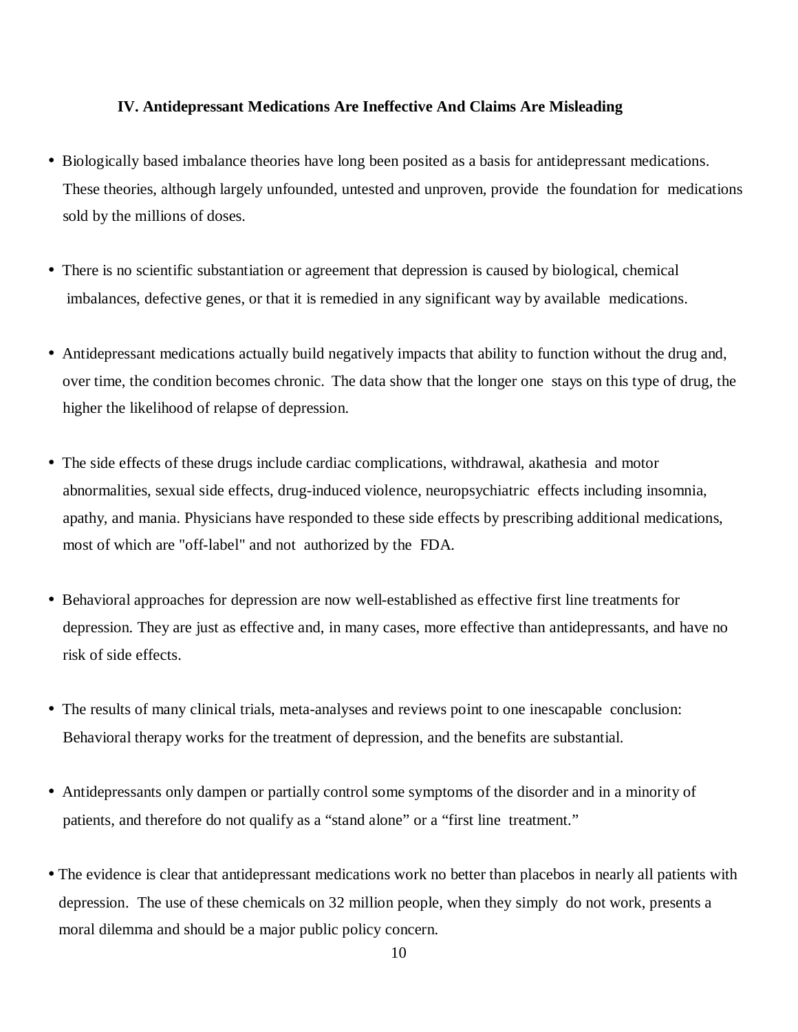### IV. Antidepressant Medications Are Ineffective And Claims Are Misleading

- Biologically based imbalance theories have long been posited as a basis for antidepressant medications. These theories, although largely unfounded, untested and unproven, provide the foundation for medications sold by the millions of doses.

- There is no scientific substantiation or agreement that depression is caused by biological, chemical imbalances, defective genes, or that it is remedied in any significant way by available medications.

- Antidepressant medications actually build negatively impacts that ability to function without the drug and, over time, the condition becomes chronic. The data show that the longer one stays on this type of drug, the higher the likelihood of relapse of depression.

- The side effects of these drugs include cardiac complications, withdrawal, akathesia and motor abnormalities, sexual side effects, drug-induced violence, neuropsychiatric effects including insomnia, apathy, and mania. Physicians have responded to these side effects by prescribing additional medications, most of which are "off-label" and not authorized by the FDA.

- Behavioral approaches for depression are now well-established as effective first line treatments for depression. They are just as effective and, in many cases, more effective than antidepressants, and have no risk of side effects.

- The results of many clinical trials, meta-analyses and reviews point to one inescapable conclusion: Behavioral therapy works for the treatment of depression, and the benefits are substantial.

- Antidepressants only dampen or partially control some symptoms of the disorder and in a minority of patients, and therefore do not qualify as a “stand alone” or a “first line treatment.”

- The evidence is clear that antidepressant medications work no better than placebos in nearly all patients with depression. The use of these chemicals on 32 million people, when they simply do not work, presents a moral dilemma and should be a major public policy concern.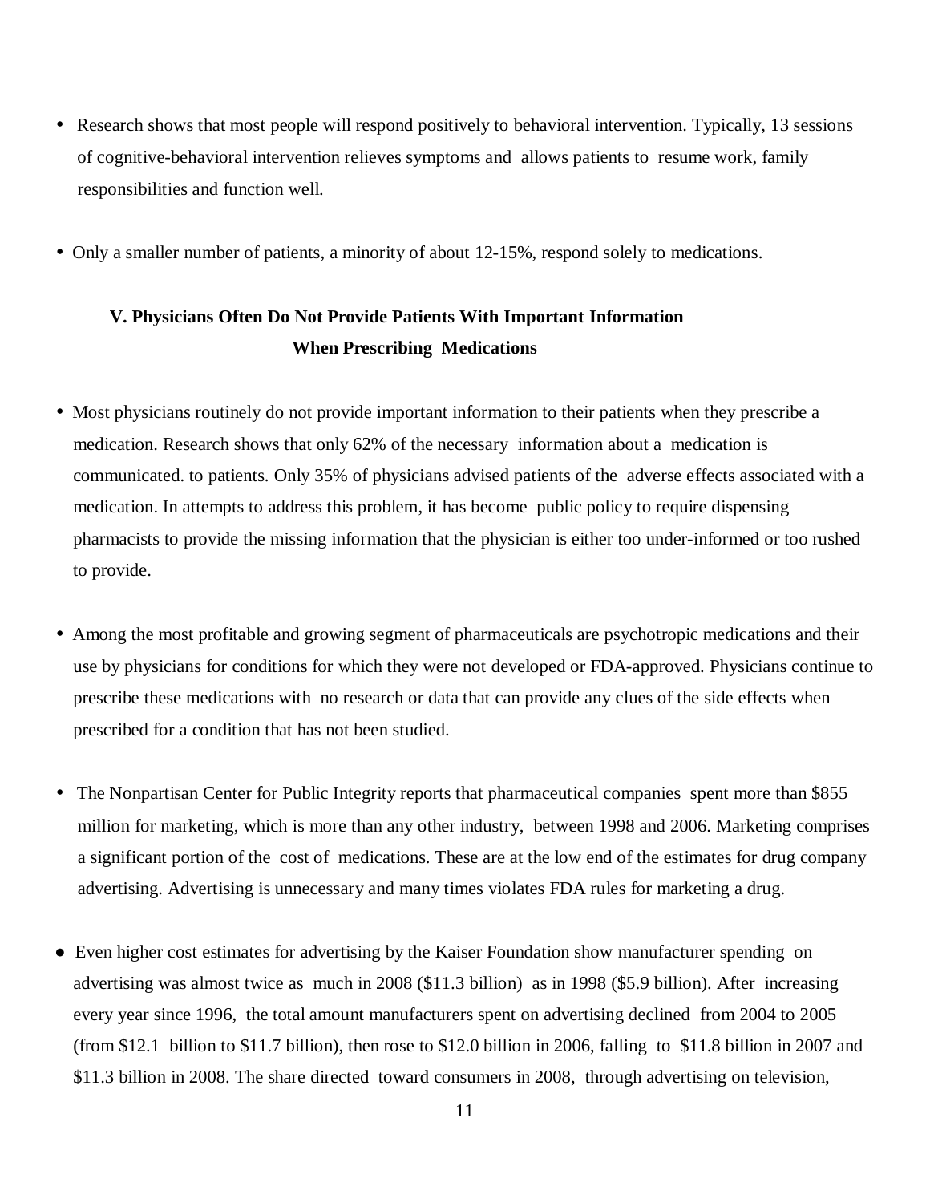- Research shows that most people will respond positively to behavioral intervention. Typically, 13 sessions of cognitive-behavioral intervention relieves symptoms and allows patients to resume work, family responsibilities and function well.

- Only a smaller number of patients, a minority of about 12-15%, respond solely to medications.

## V. Physicians Often Do Not Provide Patients With Important Information When Prescribing Medications

- Most physicians routinely do not provide important information to their patients when they prescribe a medication. Research shows that only 62% of the necessary information about a medication is communicated. to patients. Only 35% of physicians advised patients of the adverse effects associated with a medication. In attempts to address this problem, it has become public policy to require dispensing pharmacists to provide the missing information that the physician is either too under-informed or too rushed to provide.

- Among the most profitable and growing segment of pharmaceuticals are psychotropic medications and their use by physicians for conditions for which they were not developed or FDA-approved. Physicians continue to prescribe these medications with no research or data that can provide any clues of the side effects when prescribed for a condition that has not been studied.

- The Nonpartisan Center for Public Integrity reports that pharmaceutical companies spent more than $855 million for marketing, which is more than any other industry, between 1998 and 2006. Marketing comprises a significant portion of the cost of medications. These are at the low end of the estimates for drug company advertising. Advertising is unnecessary and many times violates FDA rules for marketing a drug.

- Even higher cost estimates for advertising by the Kaiser Foundation show manufacturer spending on advertising was almost twice as much in 2008 ($11.3 billion) as in 1998 ($5.9 billion). After increasing every year since 1996, the total amount manufacturers spent on advertising declined from 2004 to 2005 (from $12.1 billion to $11.7 billion), then rose to $12.0 billion in 2006, falling to $11.8 billion in 2007 and $11.3 billion in 2008. The share directed toward consumers in 2008, through advertising on television,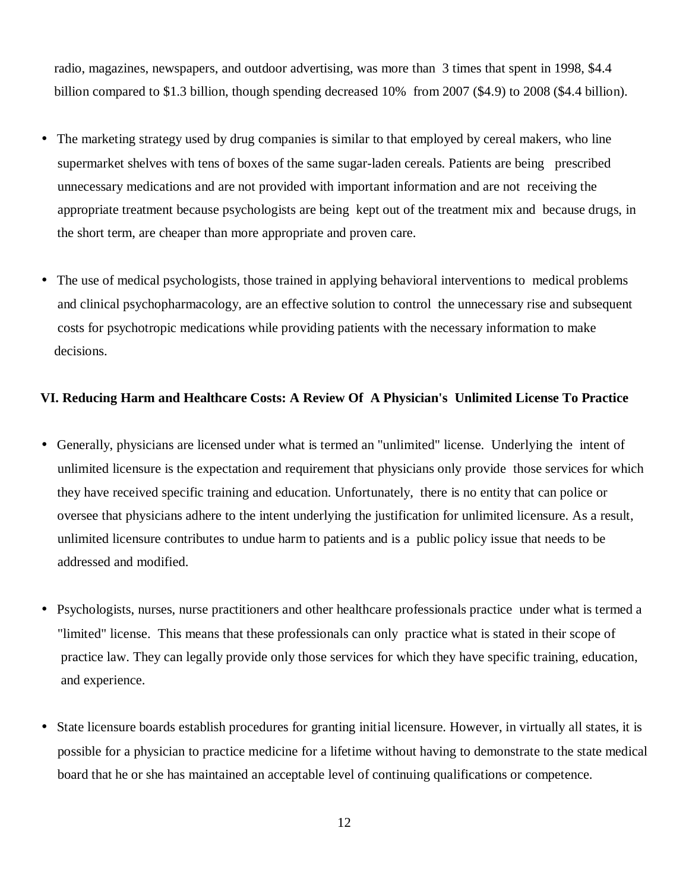radio, magazines, newspapers, and outdoor advertising, was more than 3 times that spent in 1998, $4.4 billion compared to $1.3 billion, though spending decreased 10% from 2007 ($4.9) to 2008 ($4.4 billion).

- The marketing strategy used by drug companies is similar to that employed by cereal makers, who line supermarket shelves with tens of boxes of the same sugar-laden cereals. Patients are being prescribed unnecessary medications and are not provided with important information and are not receiving the appropriate treatment because psychologists are being kept out of the treatment mix and because drugs, in the short term, are cheaper than more appropriate and proven care.

- The use of medical psychologists, those trained in applying behavioral interventions to medical problems and clinical psychopharmacology, are an effective solution to control the unnecessary rise and subsequent costs for psychotropic medications while providing patients with the necessary information to make decisions.

**VI. Reducing Harm and Healthcare Costs: A Review Of A Physician's Unlimited License To Practice**

- Generally, physicians are licensed under what is termed an "unlimited" license. Underlying the intent of unlimited licensure is the expectation and requirement that physicians only provide those services for which they have received specific training and education. Unfortunately, there is no entity that can police or oversee that physicians adhere to the intent underlying the justification for unlimited licensure. As a result, unlimited licensure contributes to undue harm to patients and is a public policy issue that needs to be addressed and modified.

- Psychologists, nurses, nurse practitioners and other healthcare professionals practice under what is termed a "limited" license. This means that these professionals can only practice what is stated in their scope of practice law. They can legally provide only those services for which they have specific training, education, and experience.

- State licensure boards establish procedures for granting initial licensure. However, in virtually all states, it is possible for a physician to practice medicine for a lifetime without having to demonstrate to the state medical board that he or she has maintained an acceptable level of continuing qualifications or competence.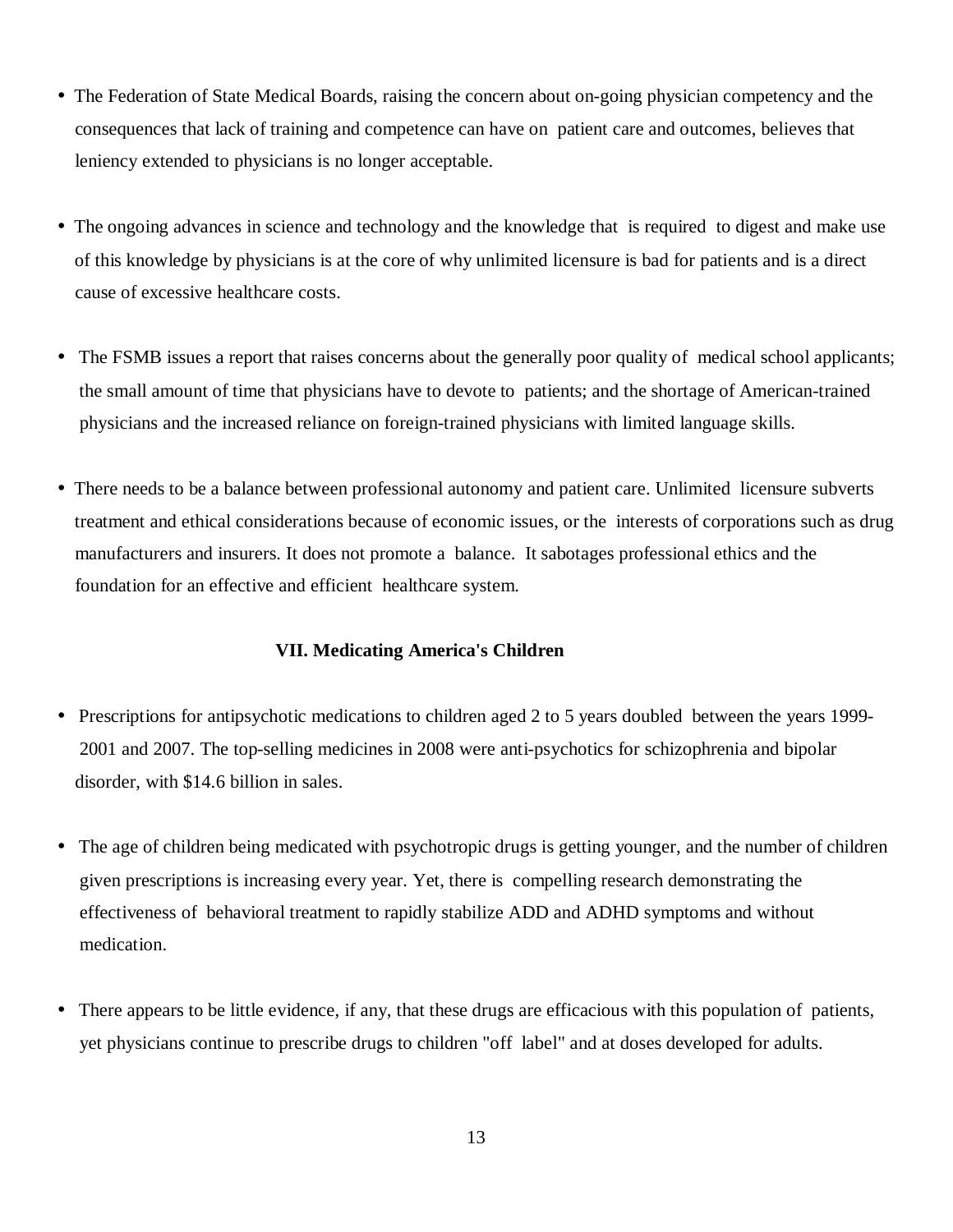- The Federation of State Medical Boards, raising the concern about on-going physician competency and the consequences that lack of training and competence can have on patient care and outcomes, believes that leniency extended to physicians is no longer acceptable.

- The ongoing advances in science and technology and the knowledge that is required to digest and make use of this knowledge by physicians is at the core of why unlimited licensure is bad for patients and is a direct cause of excessive healthcare costs.

- The FSMB issues a report that raises concerns about the generally poor quality of medical school applicants; the small amount of time that physicians have to devote to patients; and the shortage of American-trained physicians and the increased reliance on foreign-trained physicians with limited language skills.

- There needs to be a balance between professional autonomy and patient care. Unlimited licensure subverts treatment and ethical considerations because of economic issues, or the interests of corporations such as drug manufacturers and insurers. It does not promote a balance. It sabotages professional ethics and the foundation for an effective and efficient healthcare system.

## VII. Medicating America's Children

- Prescriptions for antipsychotic medications to children aged 2 to 5 years doubled between the years 1999-2001 and 2007. The top-selling medicines in 2008 were anti-psychotics for schizophrenia and bipolar disorder, with $14.6 billion in sales.

- The age of children being medicated with psychotropic drugs is getting younger, and the number of children given prescriptions is increasing every year. Yet, there is compelling research demonstrating the effectiveness of behavioral treatment to rapidly stabilize ADD and ADHD symptoms and without medication.

- There appears to be little evidence, if any, that these drugs are efficacious with this population of patients, yet physicians continue to prescribe drugs to children "off label" and at doses developed for adults.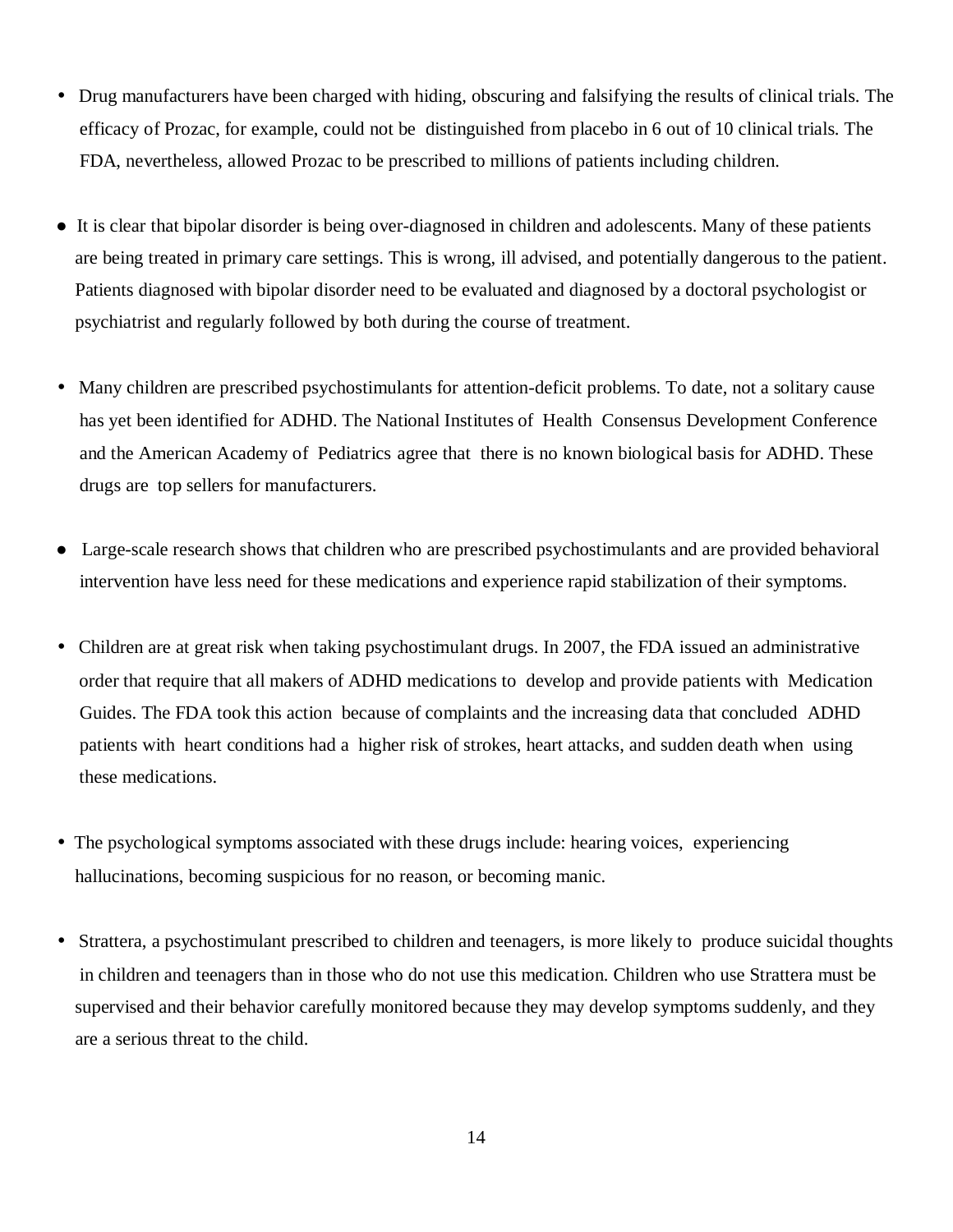- Drug manufacturers have been charged with hiding, obscuring and falsifying the results of clinical trials. The efficacy of Prozac, for example, could not be distinguished from placebo in 6 out of 10 clinical trials. The FDA, nevertheless, allowed Prozac to be prescribed to millions of patients including children.

- It is clear that bipolar disorder is being over-diagnosed in children and adolescents. Many of these patients are being treated in primary care settings. This is wrong, ill advised, and potentially dangerous to the patient. Patients diagnosed with bipolar disorder need to be evaluated and diagnosed by a doctoral psychologist or psychiatrist and regularly followed by both during the course of treatment.

- Many children are prescribed psychostimulants for attention-deficit problems. To date, not a solitary cause has yet been identified for ADHD. The National Institutes of Health Consensus Development Conference and the American Academy of Pediatrics agree that there is no known biological basis for ADHD. These drugs are top sellers for manufacturers.

- Large-scale research shows that children who are prescribed psychostimulants and are provided behavioral intervention have less need for these medications and experience rapid stabilization of their symptoms.

- Children are at great risk when taking psychostimulant drugs. In 2007, the FDA issued an administrative order that require that all makers of ADHD medications to develop and provide patients with Medication Guides. The FDA took this action because of complaints and the increasing data that concluded ADHD patients with heart conditions had a higher risk of strokes, heart attacks, and sudden death when using these medications.

- The psychological symptoms associated with these drugs include: hearing voices, experiencing hallucinations, becoming suspicious for no reason, or becoming manic.

- Strattera, a psychostimulant prescribed to children and teenagers, is more likely to produce suicidal thoughts in children and teenagers than in those who do not use this medication. Children who use Strattera must be supervised and their behavior carefully monitored because they may develop symptoms suddenly, and they are a serious threat to the child.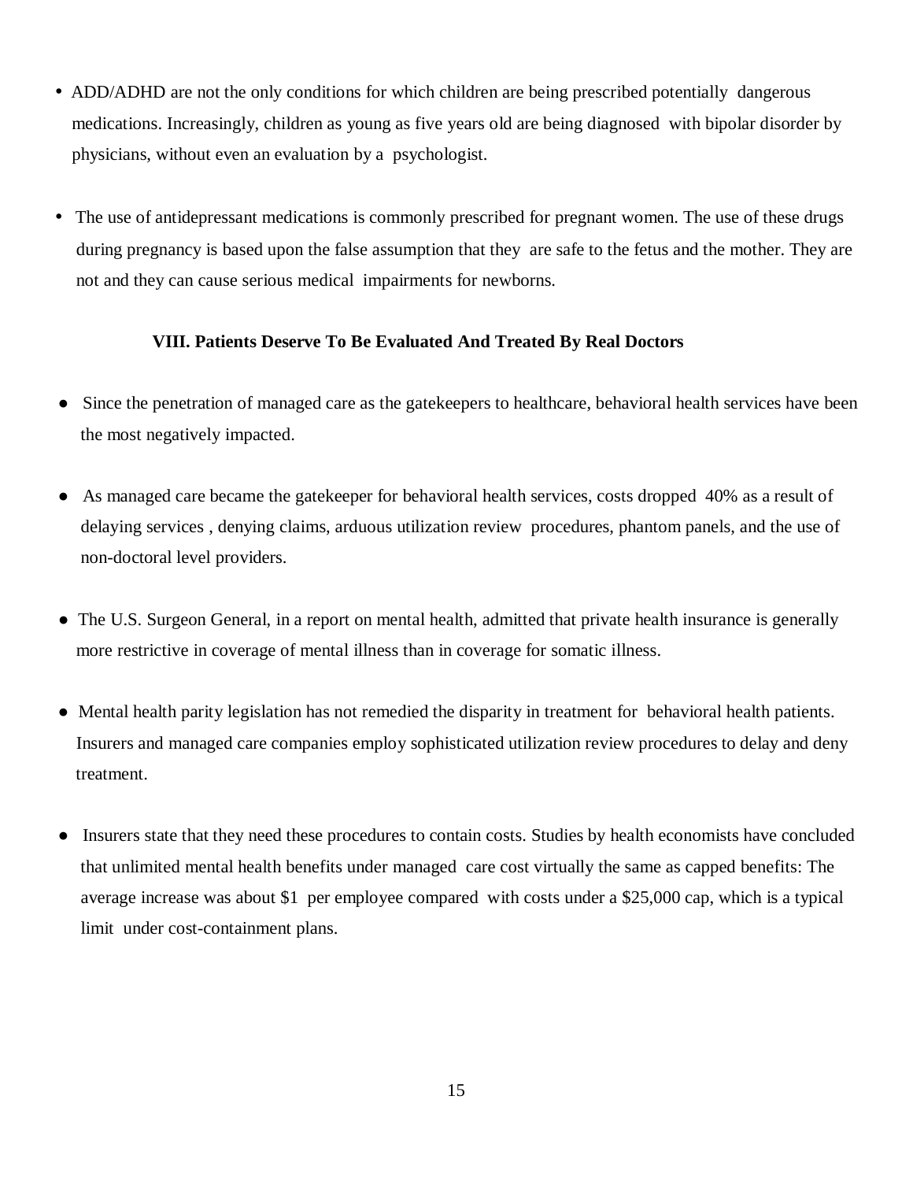- ADD/ADHD are not the only conditions for which children are being prescribed potentially dangerous medications. Increasingly, children as young as five years old are being diagnosed with bipolar disorder by physicians, without even an evaluation by a psychologist.

- The use of antidepressant medications is commonly prescribed for pregnant women. The use of these drugs during pregnancy is based upon the false assumption that they are safe to the fetus and the mother. They are not and they can cause serious medical impairments for newborns.

### VIII. Patients Deserve To Be Evaluated And Treated By Real Doctors

- Since the penetration of managed care as the gatekeepers to healthcare, behavioral health services have been the most negatively impacted.

- As managed care became the gatekeeper for behavioral health services, costs dropped 40% as a result of delaying services , denying claims, arduous utilization review procedures, phantom panels, and the use of non-doctoral level providers.

- The U.S. Surgeon General, in a report on mental health, admitted that private health insurance is generally more restrictive in coverage of mental illness than in coverage for somatic illness.

- Mental health parity legislation has not remedied the disparity in treatment for behavioral health patients. Insurers and managed care companies employ sophisticated utilization review procedures to delay and deny treatment.

- Insurers state that they need these procedures to contain costs. Studies by health economists have concluded that unlimited mental health benefits under managed care cost virtually the same as capped benefits: The average increase was about $1 per employee compared with costs under a $25,000 cap, which is a typical limit under cost-containment plans.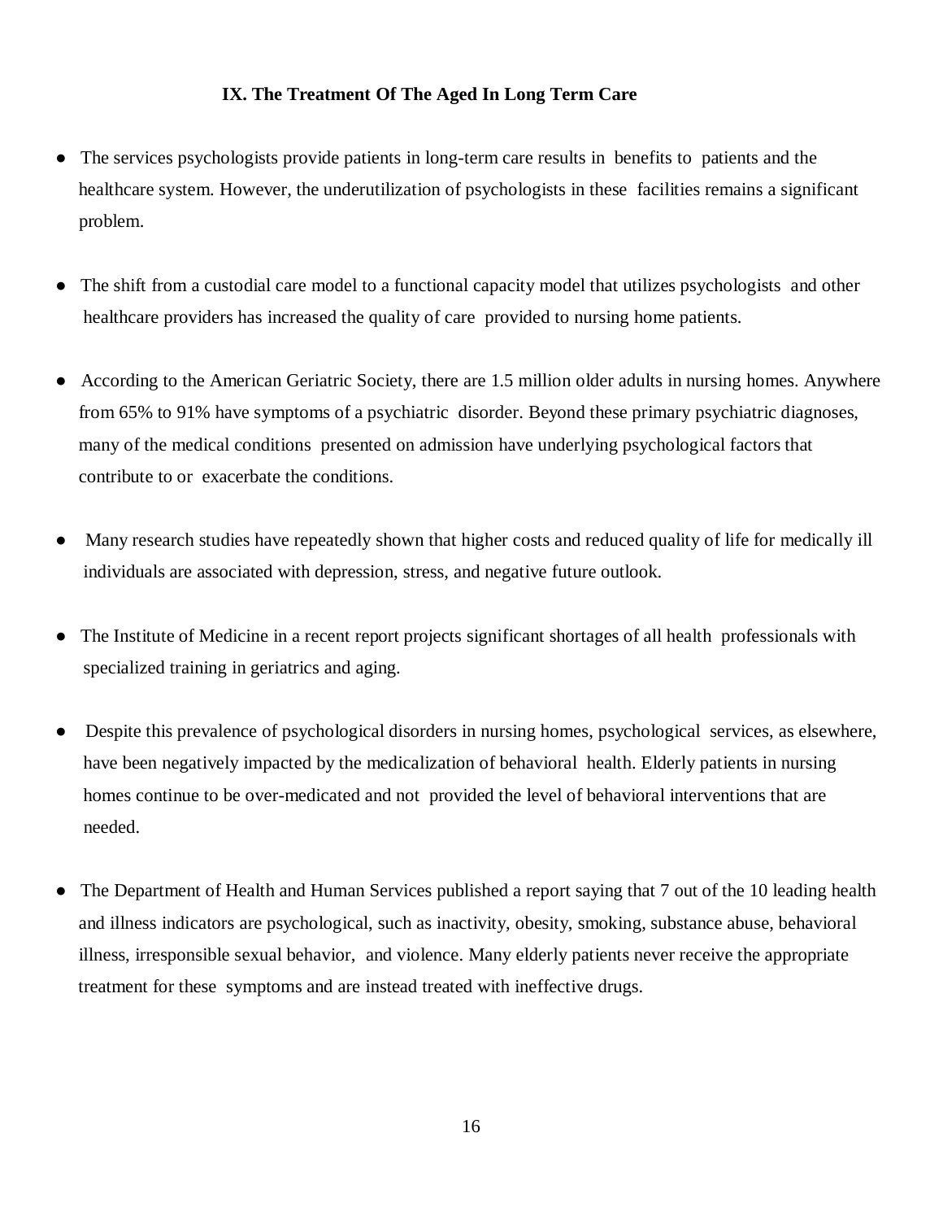## IX. The Treatment Of The Aged In Long Term Care

- The services psychologists provide patients in long-term care results in benefits to patients and the healthcare system. However, the underutilization of psychologists in these facilities remains a significant problem.

- The shift from a custodial care model to a functional capacity model that utilizes psychologists and other healthcare providers has increased the quality of care provided to nursing home patients.

- According to the American Geriatric Society, there are 1.5 million older adults in nursing homes. Anywhere from 65% to 91% have symptoms of a psychiatric disorder. Beyond these primary psychiatric diagnoses, many of the medical conditions presented on admission have underlying psychological factors that contribute to or exacerbate the conditions.

- Many research studies have repeatedly shown that higher costs and reduced quality of life for medically ill individuals are associated with depression, stress, and negative future outlook.

- The Institute of Medicine in a recent report projects significant shortages of all health professionals with specialized training in geriatrics and aging.

- Despite this prevalence of psychological disorders in nursing homes, psychological services, as elsewhere, have been negatively impacted by the medicalization of behavioral health. Elderly patients in nursing homes continue to be over-medicated and not provided the level of behavioral interventions that are needed.

- The Department of Health and Human Services published a report saying that 7 out of the 10 leading health and illness indicators are psychological, such as inactivity, obesity, smoking, substance abuse, behavioral illness, irresponsible sexual behavior, and violence. Many elderly patients never receive the appropriate treatment for these symptoms and are instead treated with ineffective drugs.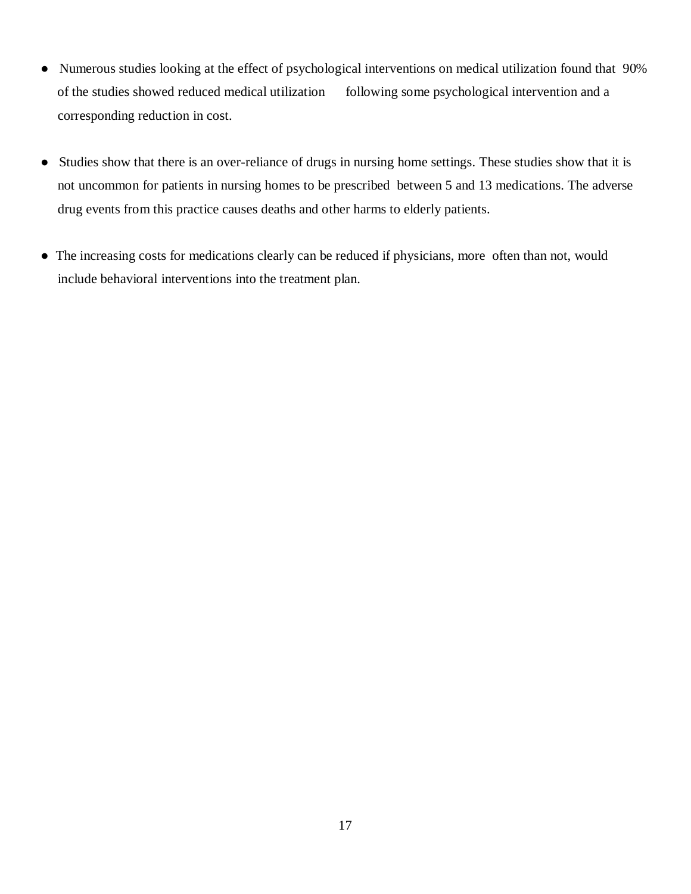- Numerous studies looking at the effect of psychological interventions on medical utilization found that 90% of the studies showed reduced medical utilization following some psychological intervention and a corresponding reduction in cost.

- Studies show that there is an over-reliance of drugs in nursing home settings. These studies show that it is not uncommon for patients in nursing homes to be prescribed between 5 and 13 medications. The adverse drug events from this practice causes deaths and other harms to elderly patients.

- The increasing costs for medications clearly can be reduced if physicians, more often than not, would include behavioral interventions into the treatment plan.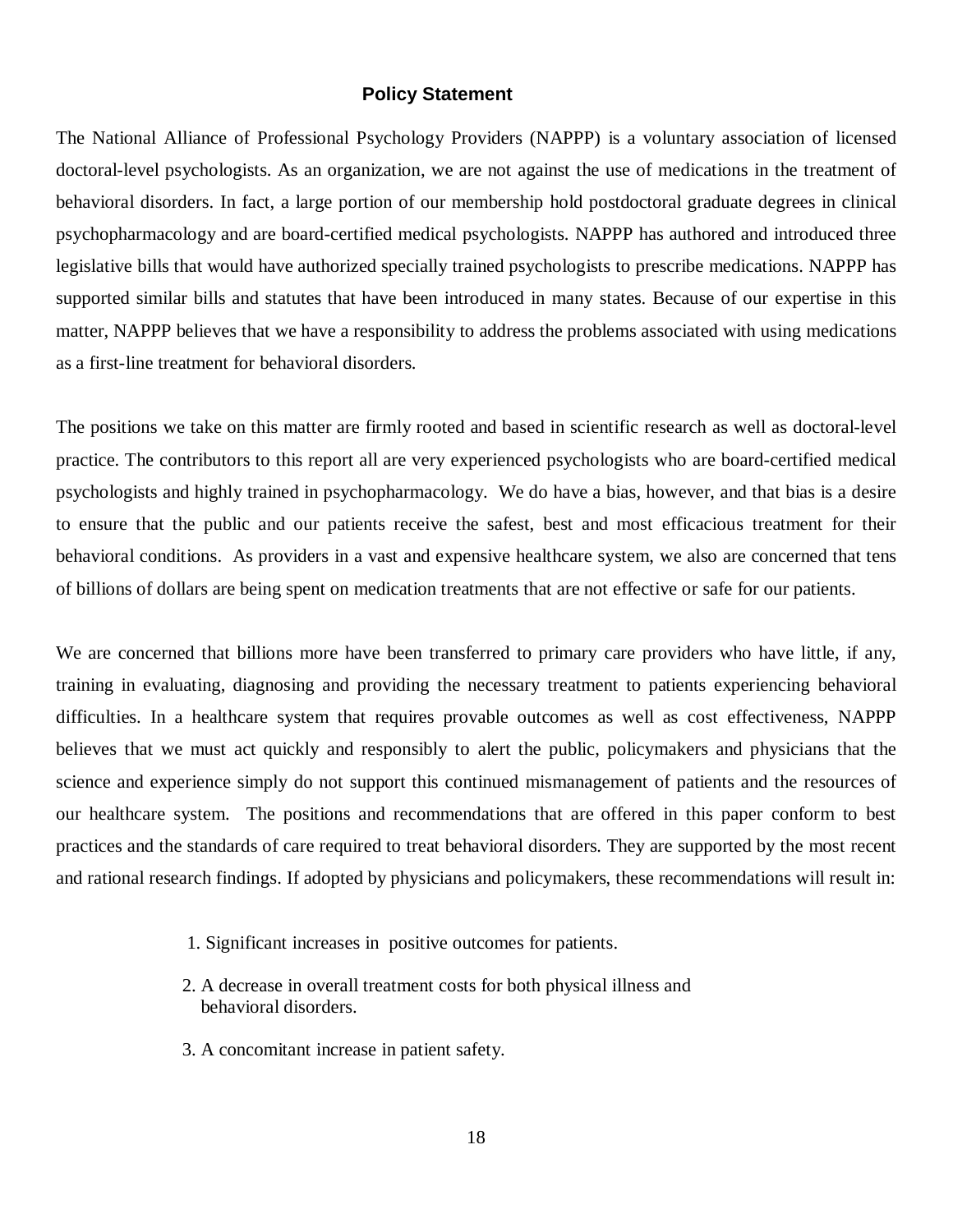## Policy Statement

The National Alliance of Professional Psychology Providers (NAPPP) is a voluntary association of licensed doctoral-level psychologists. As an organization, we are not against the use of medications in the treatment of behavioral disorders. In fact, a large portion of our membership hold postdoctoral graduate degrees in clinical psychopharmacology and are board-certified medical psychologists. NAPPP has authored and introduced three legislative bills that would have authorized specially trained psychologists to prescribe medications. NAPPP has supported similar bills and statutes that have been introduced in many states. Because of our expertise in this matter, NAPPP believes that we have a responsibility to address the problems associated with using medications as a first-line treatment for behavioral disorders.

The positions we take on this matter are firmly rooted and based in scientific research as well as doctoral-level practice. The contributors to this report all are very experienced psychologists who are board-certified medical psychologists and highly trained in psychopharmacology. We do have a bias, however, and that bias is a desire to ensure that the public and our patients receive the safest, best and most efficacious treatment for their behavioral conditions. As providers in a vast and expensive healthcare system, we also are concerned that tens of billions of dollars are being spent on medication treatments that are not effective or safe for our patients.

We are concerned that billions more have been transferred to primary care providers who have little, if any, training in evaluating, diagnosing and providing the necessary treatment to patients experiencing behavioral difficulties. In a healthcare system that requires provable outcomes as well as cost effectiveness, NAPPP believes that we must act quickly and responsibly to alert the public, policymakers and physicians that the science and experience simply do not support this continued mismanagement of patients and the resources of our healthcare system. The positions and recommendations that are offered in this paper conform to best practices and the standards of care required to treat behavioral disorders. They are supported by the most recent and rational research findings. If adopted by physicians and policymakers, these recommendations will result in:

1. Significant increases in positive outcomes for patients.
2. A decrease in overall treatment costs for both physical illness and behavioral disorders.
3. A concomitant increase in patient safety.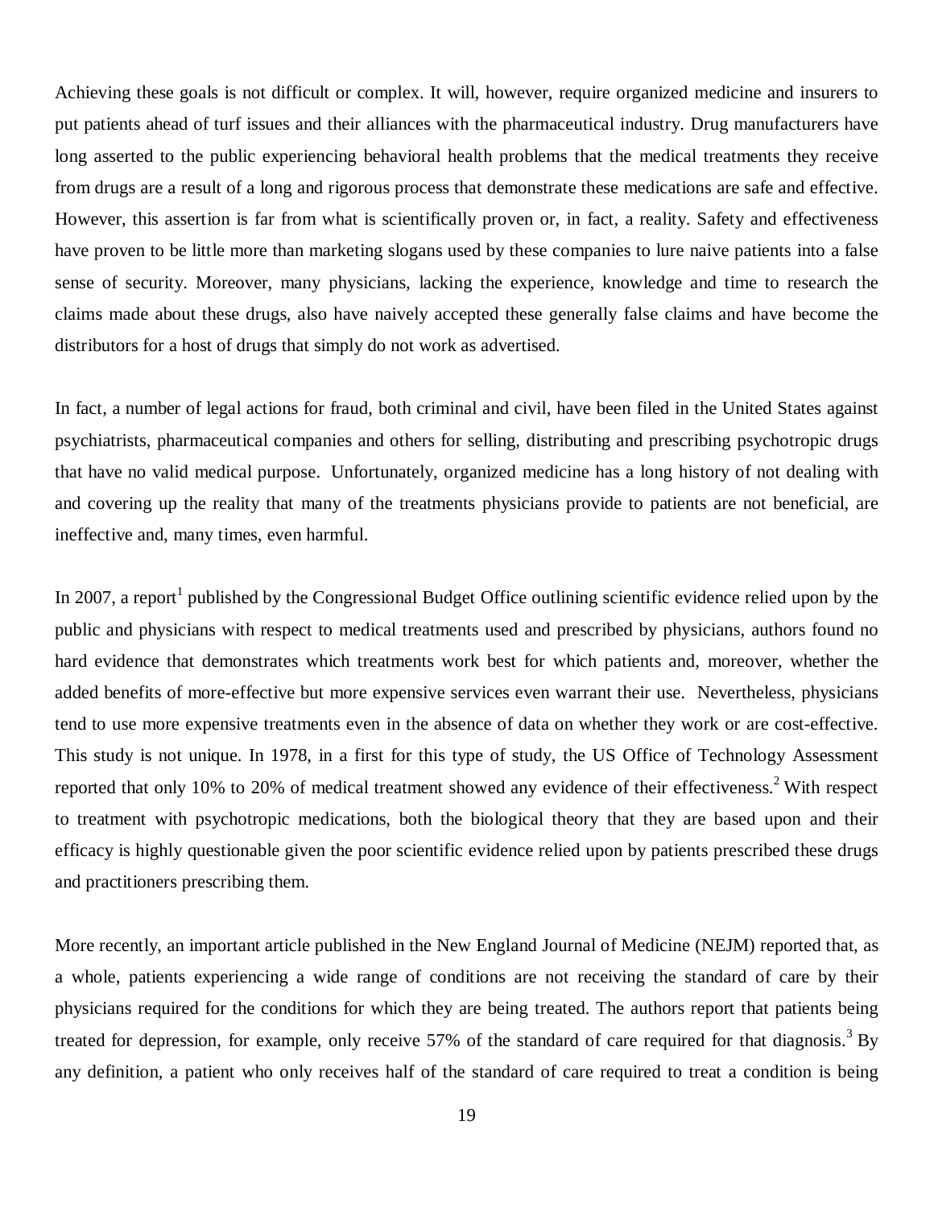Achieving these goals is not difficult or complex. It will, however, require organized medicine and insurers to put patients ahead of turf issues and their alliances with the pharmaceutical industry. Drug manufacturers have long asserted to the public experiencing behavioral health problems that the medical treatments they receive from drugs are a result of a long and rigorous process that demonstrate these medications are safe and effective. However, this assertion is far from what is scientifically proven or, in fact, a reality. Safety and effectiveness have proven to be little more than marketing slogans used by these companies to lure naive patients into a false sense of security. Moreover, many physicians, lacking the experience, knowledge and time to research the claims made about these drugs, also have naively accepted these generally false claims and have become the distributors for a host of drugs that simply do not work as advertised.

In fact, a number of legal actions for fraud, both criminal and civil, have been filed in the United States against psychiatrists, pharmaceutical companies and others for selling, distributing and prescribing psychotropic drugs that have no valid medical purpose. Unfortunately, organized medicine has a long history of not dealing with and covering up the reality that many of the treatments physicians provide to patients are not beneficial, are ineffective and, many times, even harmful.

In 2007, a report[1] published by the Congressional Budget Office outlining scientific evidence relied upon by the public and physicians with respect to medical treatments used and prescribed by physicians, authors found no hard evidence that demonstrates which treatments work best for which patients and, moreover, whether the added benefits of more-effective but more expensive services even warrant their use. Nevertheless, physicians tend to use more expensive treatments even in the absence of data on whether they work or are cost-effective. This study is not unique. In 1978, in a first for this type of study, the US Office of Technology Assessment reported that only 10% to 20% of medical treatment showed any evidence of their effectiveness.[2] With respect to treatment with psychotropic medications, both the biological theory that they are based upon and their efficacy is highly questionable given the poor scientific evidence relied upon by patients prescribed these drugs and practitioners prescribing them.

More recently, an important article published in the New England Journal of Medicine (NEJM) reported that, as a whole, patients experiencing a wide range of conditions are not receiving the standard of care by their physicians required for the conditions for which they are being treated. The authors report that patients being treated for depression, for example, only receive 57% of the standard of care required for that diagnosis.[3] By any definition, a patient who only receives half of the standard of care required to treat a condition is being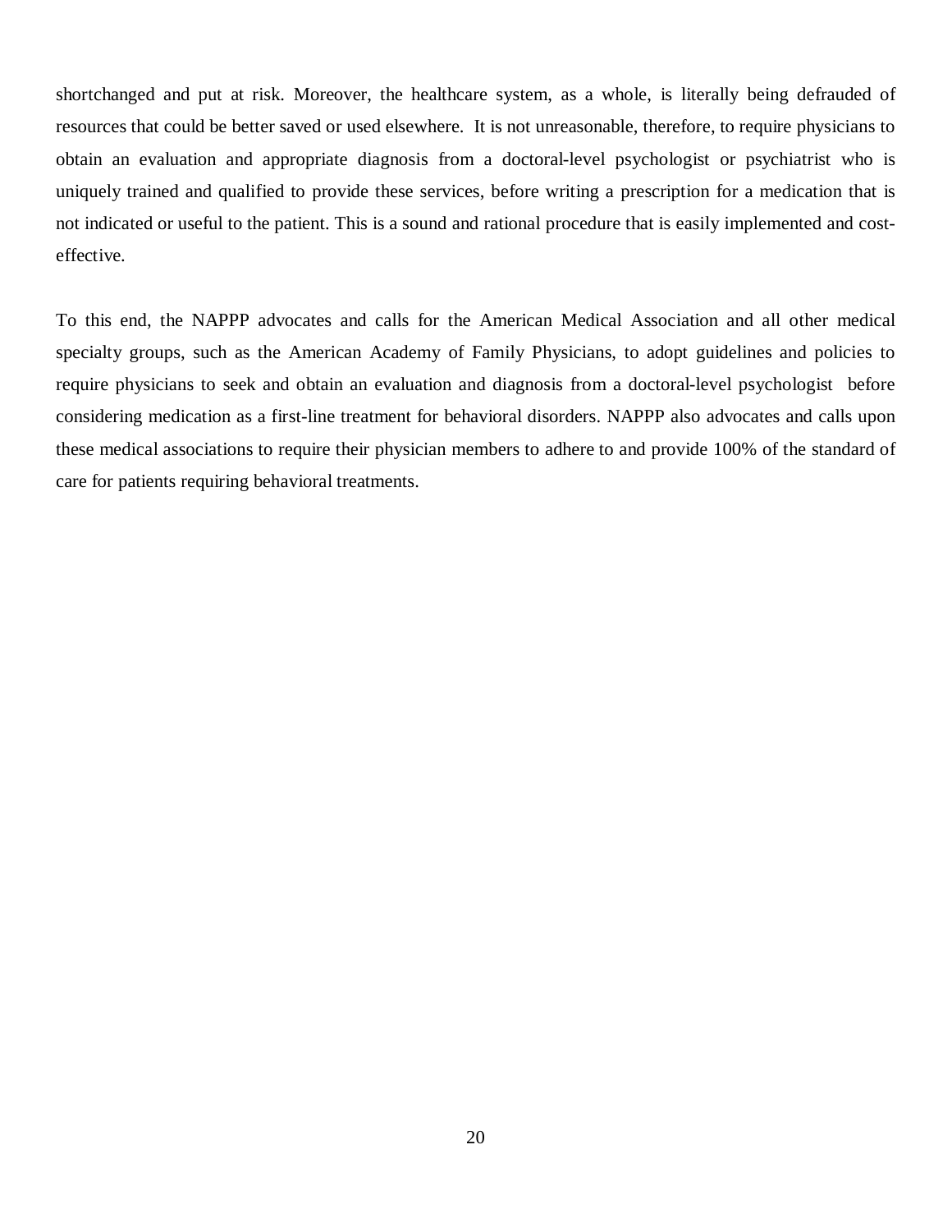shortchanged and put at risk. Moreover, the healthcare system, as a whole, is literally being defrauded of resources that could be better saved or used elsewhere. It is not unreasonable, therefore, to require physicians to obtain an evaluation and appropriate diagnosis from a doctoral-level psychologist or psychiatrist who is uniquely trained and qualified to provide these services, before writing a prescription for a medication that is not indicated or useful to the patient. This is a sound and rational procedure that is easily implemented and cost-effective.

To this end, the NAPPP advocates and calls for the American Medical Association and all other medical specialty groups, such as the American Academy of Family Physicians, to adopt guidelines and policies to require physicians to seek and obtain an evaluation and diagnosis from a doctoral-level psychologist before considering medication as a first-line treatment for behavioral disorders. NAPPP also advocates and calls upon these medical associations to require their physician members to adhere to and provide 100% of the standard of care for patients requiring behavioral treatments.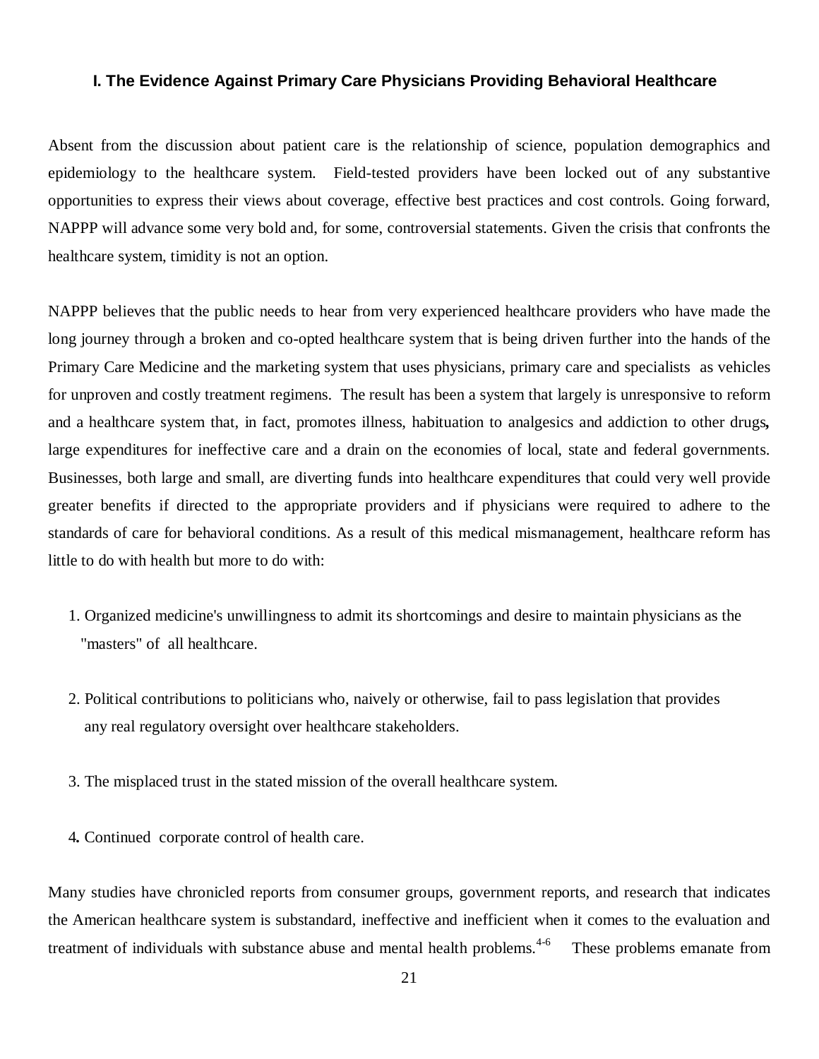## I. The Evidence Against Primary Care Physicians Providing Behavioral Healthcare

Absent from the discussion about patient care is the relationship of science, population demographics and epidemiology to the healthcare system. Field-tested providers have been locked out of any substantive opportunities to express their views about coverage, effective best practices and cost controls. Going forward, NAPPP will advance some very bold and, for some, controversial statements. Given the crisis that confronts the healthcare system, timidity is not an option.

NAPPP believes that the public needs to hear from very experienced healthcare providers who have made the long journey through a broken and co-opted healthcare system that is being driven further into the hands of the Primary Care Medicine and the marketing system that uses physicians, primary care and specialists as vehicles for unproven and costly treatment regimens. The result has been a system that largely is unresponsive to reform and a healthcare system that, in fact, promotes illness, habituation to analgesics and addiction to other drugs**,** large expenditures for ineffective care and a drain on the economies of local, state and federal governments. Businesses, both large and small, are diverting funds into healthcare expenditures that could very well provide greater benefits if directed to the appropriate providers and if physicians were required to adhere to the standards of care for behavioral conditions. As a result of this medical mismanagement, healthcare reform has little to do with health but more to do with:

1. Organized medicine's unwillingness to admit its shortcomings and desire to maintain physicians as the "masters" of all healthcare.
2. Political contributions to politicians who, naively or otherwise, fail to pass legislation that provides any real regulatory oversight over healthcare stakeholders.
3. The misplaced trust in the stated mission of the overall healthcare system.
4. Continued corporate control of health care.

Many studies have chronicled reports from consumer groups, government reports, and research that indicates the American healthcare system is substandard, ineffective and inefficient when it comes to the evaluation and treatment of individuals with substance abuse and mental health problems.[4-6] These problems emanate from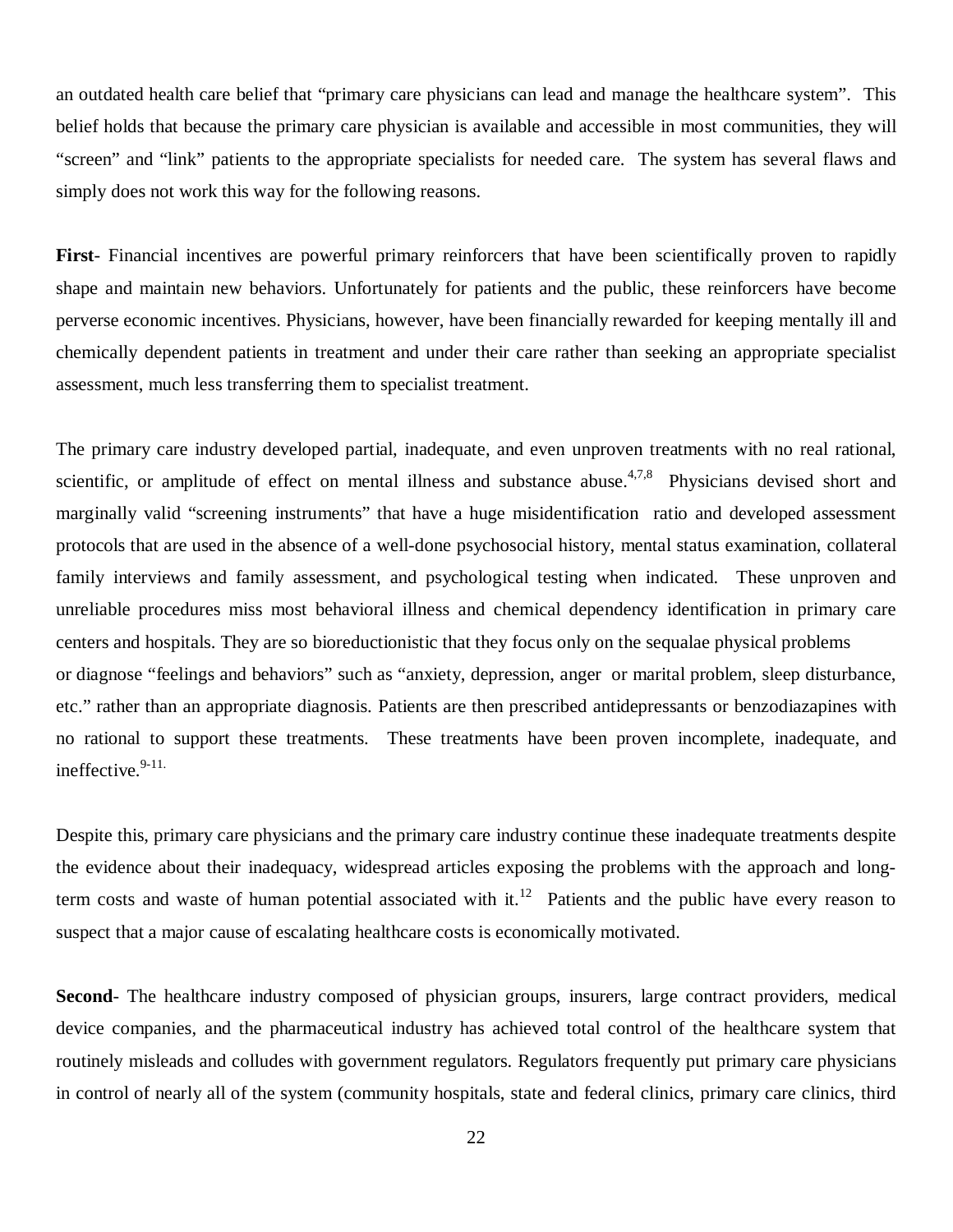an outdated health care belief that "primary care physicians can lead and manage the healthcare system". This belief holds that because the primary care physician is available and accessible in most communities, they will "screen" and "link" patients to the appropriate specialists for needed care. The system has several flaws and simply does not work this way for the following reasons.

**First**- Financial incentives are powerful primary reinforcers that have been scientifically proven to rapidly shape and maintain new behaviors. Unfortunately for patients and the public, these reinforcers have become perverse economic incentives. Physicians, however, have been financially rewarded for keeping mentally ill and chemically dependent patients in treatment and under their care rather than seeking an appropriate specialist assessment, much less transferring them to specialist treatment.

The primary care industry developed partial, inadequate, and even unproven treatments with no real rational, scientific, or amplitude of effect on mental illness and substance abuse.[4,7,8] Physicians devised short and marginally valid "screening instruments" that have a huge misidentification ratio and developed assessment protocols that are used in the absence of a well-done psychosocial history, mental status examination, collateral family interviews and family assessment, and psychological testing when indicated. These unproven and unreliable procedures miss most behavioral illness and chemical dependency identification in primary care centers and hospitals. They are so bioreductionistic that they focus only on the sequalae physical problems or diagnose "feelings and behaviors" such as "anxiety, depression, anger or marital problem, sleep disturbance, etc." rather than an appropriate diagnosis. Patients are then prescribed antidepressants or benzodiazapines with no rational to support these treatments. These treatments have been proven incomplete, inadequate, and ineffective.[9-11.]

Despite this, primary care physicians and the primary care industry continue these inadequate treatments despite the evidence about their inadequacy, widespread articles exposing the problems with the approach and long-term costs and waste of human potential associated with it.[12] Patients and the public have every reason to suspect that a major cause of escalating healthcare costs is economically motivated.

**Second**- The healthcare industry composed of physician groups, insurers, large contract providers, medical device companies, and the pharmaceutical industry has achieved total control of the healthcare system that routinely misleads and colludes with government regulators. Regulators frequently put primary care physicians in control of nearly all of the system (community hospitals, state and federal clinics, primary care clinics, third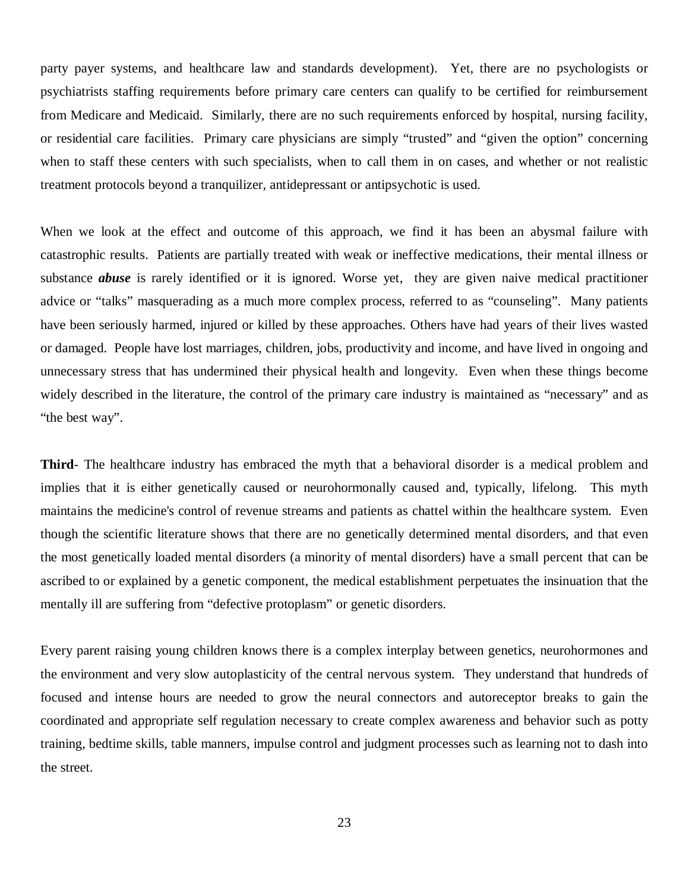party payer systems, and healthcare law and standards development). Yet, there are no psychologists or psychiatrists staffing requirements before primary care centers can qualify to be certified for reimbursement from Medicare and Medicaid. Similarly, there are no such requirements enforced by hospital, nursing facility, or residential care facilities. Primary care physicians are simply "trusted" and "given the option" concerning when to staff these centers with such specialists, when to call them in on cases, and whether or not realistic treatment protocols beyond a tranquilizer, antidepressant or antipsychotic is used.

When we look at the effect and outcome of this approach, we find it has been an abysmal failure with catastrophic results. Patients are partially treated with weak or ineffective medications, their mental illness or substance ***abuse*** is rarely identified or it is ignored. Worse yet, they are given naive medical practitioner advice or "talks" masquerading as a much more complex process, referred to as "counseling". Many patients have been seriously harmed, injured or killed by these approaches. Others have had years of their lives wasted or damaged. People have lost marriages, children, jobs, productivity and income, and have lived in ongoing and unnecessary stress that has undermined their physical health and longevity. Even when these things become widely described in the literature, the control of the primary care industry is maintained as "necessary" and as "the best way".

**Third**- The healthcare industry has embraced the myth that a behavioral disorder is a medical problem and implies that it is either genetically caused or neurohormonally caused and, typically, lifelong. This myth maintains the medicine's control of revenue streams and patients as chattel within the healthcare system. Even though the scientific literature shows that there are no genetically determined mental disorders, and that even the most genetically loaded mental disorders (a minority of mental disorders) have a small percent that can be ascribed to or explained by a genetic component, the medical establishment perpetuates the insinuation that the mentally ill are suffering from "defective protoplasm" or genetic disorders.

Every parent raising young children knows there is a complex interplay between genetics, neurohormones and the environment and very slow autoplasticity of the central nervous system. They understand that hundreds of focused and intense hours are needed to grow the neural connectors and autoreceptor breaks to gain the coordinated and appropriate self regulation necessary to create complex awareness and behavior such as potty training, bedtime skills, table manners, impulse control and judgment processes such as learning not to dash into the street.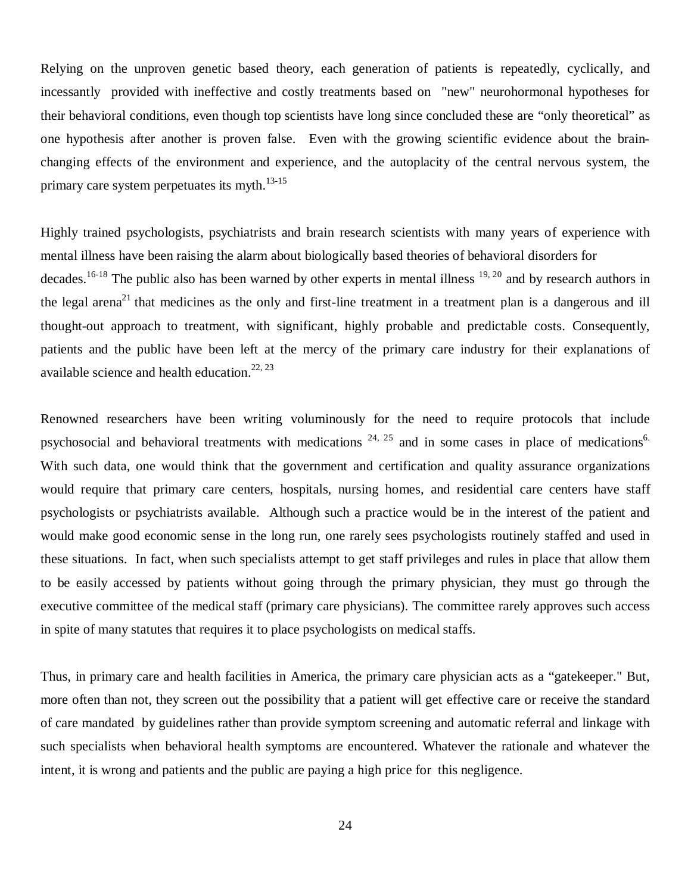Relying on the unproven genetic based theory, each generation of patients is repeatedly, cyclically, and incessantly provided with ineffective and costly treatments based on "new" neurohormonal hypotheses for their behavioral conditions, even though top scientists have long since concluded these are "only theoretical" as one hypothesis after another is proven false. Even with the growing scientific evidence about the brain-changing effects of the environment and experience, and the autoplacity of the central nervous system, the primary care system perpetuates its myth.[13-15]

Highly trained psychologists, psychiatrists and brain research scientists with many years of experience with mental illness have been raising the alarm about biologically based theories of behavioral disorders for decades.[16-18] The public also has been warned by other experts in mental illness [19, 20] and by research authors in the legal arena[21] that medicines as the only and first-line treatment in a treatment plan is a dangerous and ill thought-out approach to treatment, with significant, highly probable and predictable costs. Consequently, patients and the public have been left at the mercy of the primary care industry for their explanations of available science and health education.[22, 23]

Renowned researchers have been writing voluminously for the need to require protocols that include psychosocial and behavioral treatments with medications [24, 25] and in some cases in place of medications[6.] With such data, one would think that the government and certification and quality assurance organizations would require that primary care centers, hospitals, nursing homes, and residential care centers have staff psychologists or psychiatrists available. Although such a practice would be in the interest of the patient and would make good economic sense in the long run, one rarely sees psychologists routinely staffed and used in these situations. In fact, when such specialists attempt to get staff privileges and rules in place that allow them to be easily accessed by patients without going through the primary physician, they must go through the executive committee of the medical staff (primary care physicians). The committee rarely approves such access in spite of many statutes that requires it to place psychologists on medical staffs.

Thus, in primary care and health facilities in America, the primary care physician acts as a "gatekeeper." But, more often than not, they screen out the possibility that a patient will get effective care or receive the standard of care mandated by guidelines rather than provide symptom screening and automatic referral and linkage with such specialists when behavioral health symptoms are encountered. Whatever the rationale and whatever the intent, it is wrong and patients and the public are paying a high price for this negligence.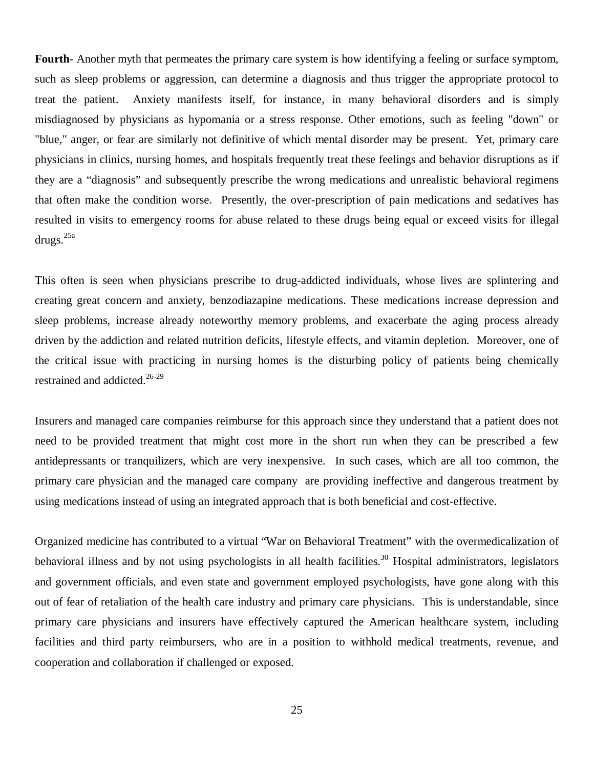**Fourth**- Another myth that permeates the primary care system is how identifying a feeling or surface symptom, such as sleep problems or aggression, can determine a diagnosis and thus trigger the appropriate protocol to treat the patient. Anxiety manifests itself, for instance, in many behavioral disorders and is simply misdiagnosed by physicians as hypomania or a stress response. Other emotions, such as feeling "down" or "blue," anger, or fear are similarly not definitive of which mental disorder may be present. Yet, primary care physicians in clinics, nursing homes, and hospitals frequently treat these feelings and behavior disruptions as if they are a "diagnosis" and subsequently prescribe the wrong medications and unrealistic behavioral regimens that often make the condition worse. Presently, the over-prescription of pain medications and sedatives has resulted in visits to emergency rooms for abuse related to these drugs being equal or exceed visits for illegal drugs.[25a]

This often is seen when physicians prescribe to drug-addicted individuals, whose lives are splintering and creating great concern and anxiety, benzodiazapine medications. These medications increase depression and sleep problems, increase already noteworthy memory problems, and exacerbate the aging process already driven by the addiction and related nutrition deficits, lifestyle effects, and vitamin depletion. Moreover, one of the critical issue with practicing in nursing homes is the disturbing policy of patients being chemically restrained and addicted.[26-29]

Insurers and managed care companies reimburse for this approach since they understand that a patient does not need to be provided treatment that might cost more in the short run when they can be prescribed a few antidepressants or tranquilizers, which are very inexpensive. In such cases, which are all too common, the primary care physician and the managed care company are providing ineffective and dangerous treatment by using medications instead of using an integrated approach that is both beneficial and cost-effective.

Organized medicine has contributed to a virtual "War on Behavioral Treatment" with the overmedicalization of behavioral illness and by not using psychologists in all health facilities.[30] Hospital administrators, legislators and government officials, and even state and government employed psychologists, have gone along with this out of fear of retaliation of the health care industry and primary care physicians. This is understandable, since primary care physicians and insurers have effectively captured the American healthcare system, including facilities and third party reimbursers, who are in a position to withhold medical treatments, revenue, and cooperation and collaboration if challenged or exposed.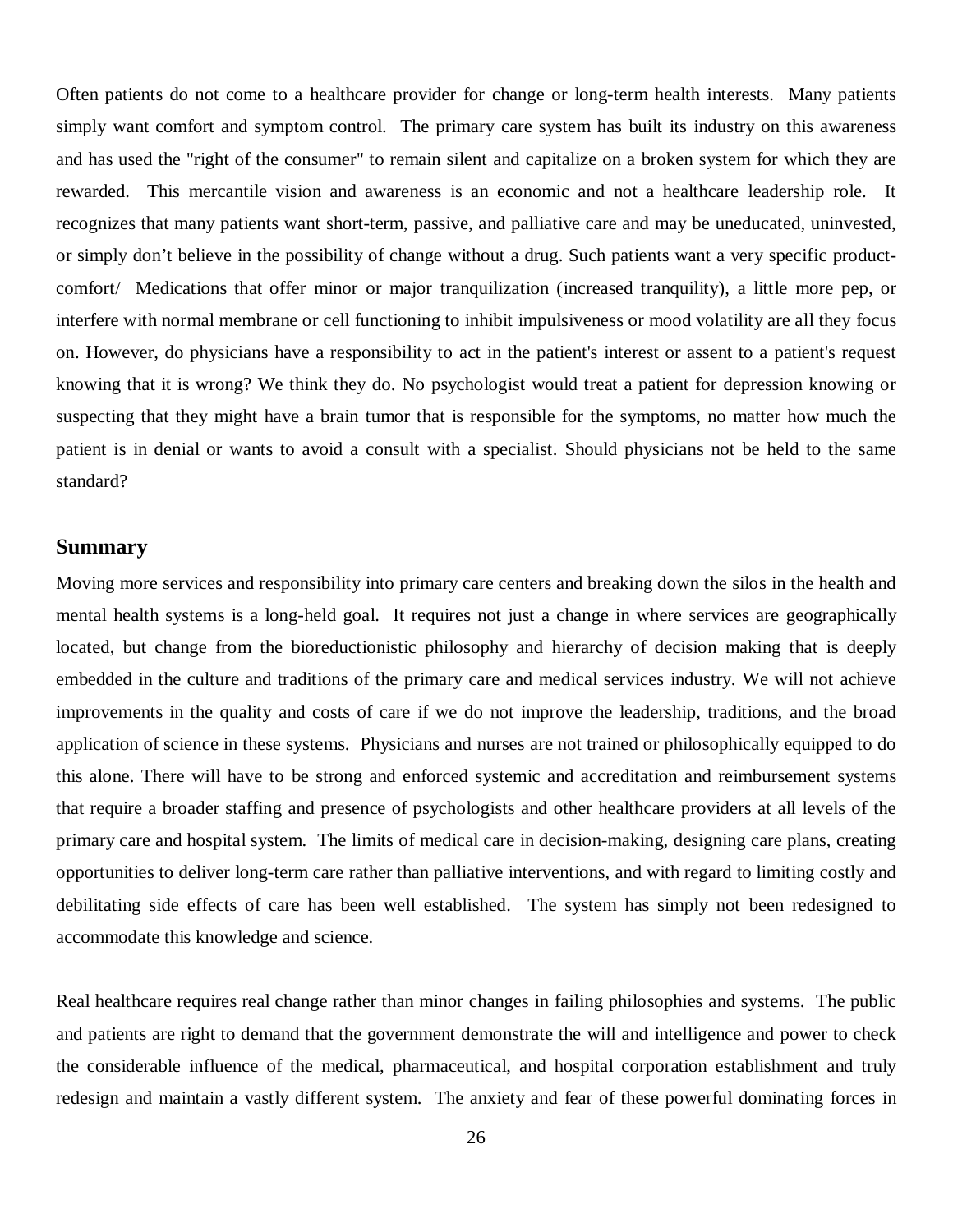Often patients do not come to a healthcare provider for change or long-term health interests. Many patients simply want comfort and symptom control. The primary care system has built its industry on this awareness and has used the "right of the consumer" to remain silent and capitalize on a broken system for which they are rewarded. This mercantile vision and awareness is an economic and not a healthcare leadership role. It recognizes that many patients want short-term, passive, and palliative care and may be uneducated, uninvested, or simply don't believe in the possibility of change without a drug. Such patients want a very specific product-comfort/ Medications that offer minor or major tranquilization (increased tranquility), a little more pep, or interfere with normal membrane or cell functioning to inhibit impulsiveness or mood volatility are all they focus on. However, do physicians have a responsibility to act in the patient's interest or assent to a patient's request knowing that it is wrong? We think they do. No psychologist would treat a patient for depression knowing or suspecting that they might have a brain tumor that is responsible for the symptoms, no matter how much the patient is in denial or wants to avoid a consult with a specialist. Should physicians not be held to the same standard?

## Summary

Moving more services and responsibility into primary care centers and breaking down the silos in the health and mental health systems is a long-held goal. It requires not just a change in where services are geographically located, but change from the bioreductionistic philosophy and hierarchy of decision making that is deeply embedded in the culture and traditions of the primary care and medical services industry. We will not achieve improvements in the quality and costs of care if we do not improve the leadership, traditions, and the broad application of science in these systems. Physicians and nurses are not trained or philosophically equipped to do this alone. There will have to be strong and enforced systemic and accreditation and reimbursement systems that require a broader staffing and presence of psychologists and other healthcare providers at all levels of the primary care and hospital system. The limits of medical care in decision-making, designing care plans, creating opportunities to deliver long-term care rather than palliative interventions, and with regard to limiting costly and debilitating side effects of care has been well established. The system has simply not been redesigned to accommodate this knowledge and science.

Real healthcare requires real change rather than minor changes in failing philosophies and systems. The public and patients are right to demand that the government demonstrate the will and intelligence and power to check the considerable influence of the medical, pharmaceutical, and hospital corporation establishment and truly redesign and maintain a vastly different system. The anxiety and fear of these powerful dominating forces in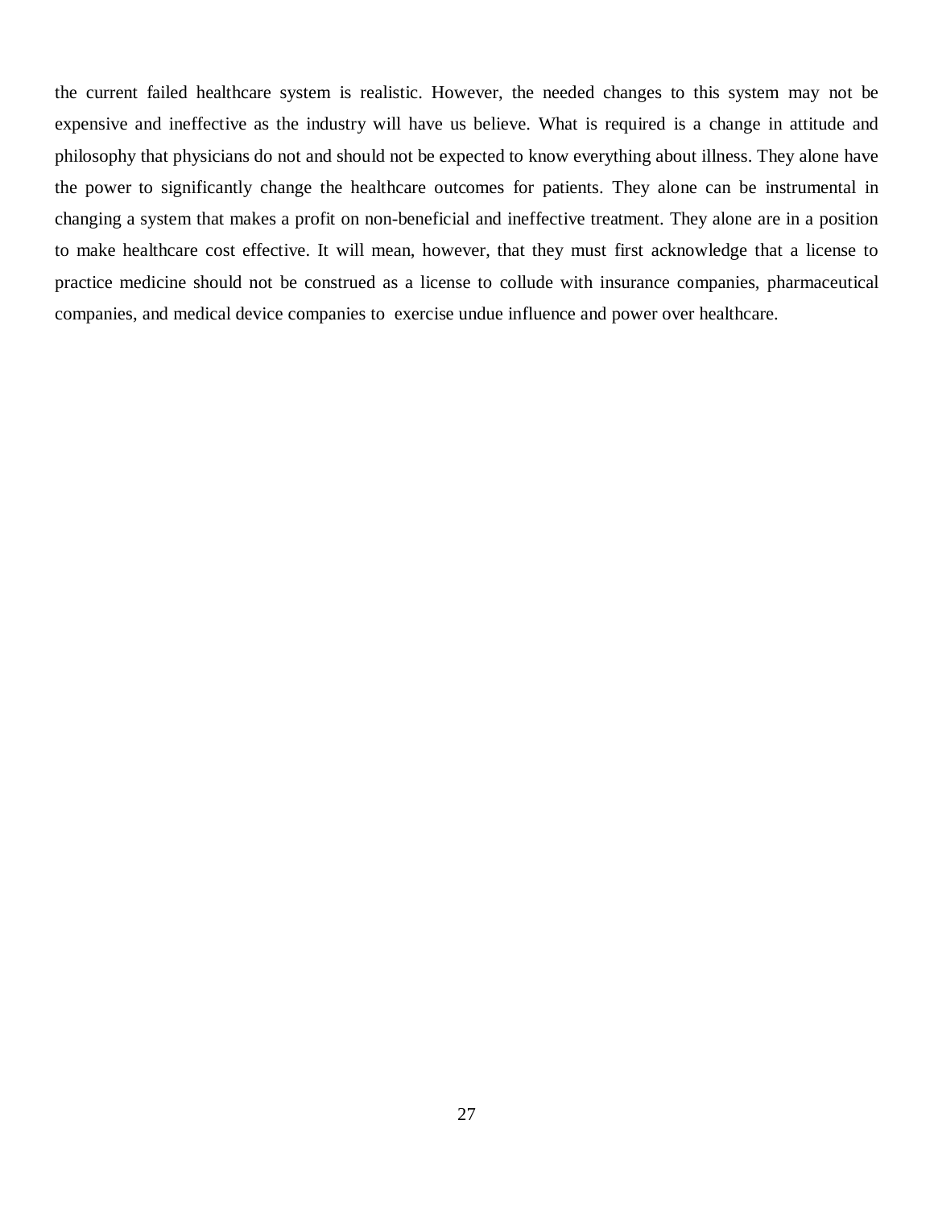the current failed healthcare system is realistic. However, the needed changes to this system may not be expensive and ineffective as the industry will have us believe. What is required is a change in attitude and philosophy that physicians do not and should not be expected to know everything about illness. They alone have the power to significantly change the healthcare outcomes for patients. They alone can be instrumental in changing a system that makes a profit on non-beneficial and ineffective treatment. They alone are in a position to make healthcare cost effective. It will mean, however, that they must first acknowledge that a license to practice medicine should not be construed as a license to collude with insurance companies, pharmaceutical companies, and medical device companies to exercise undue influence and power over healthcare.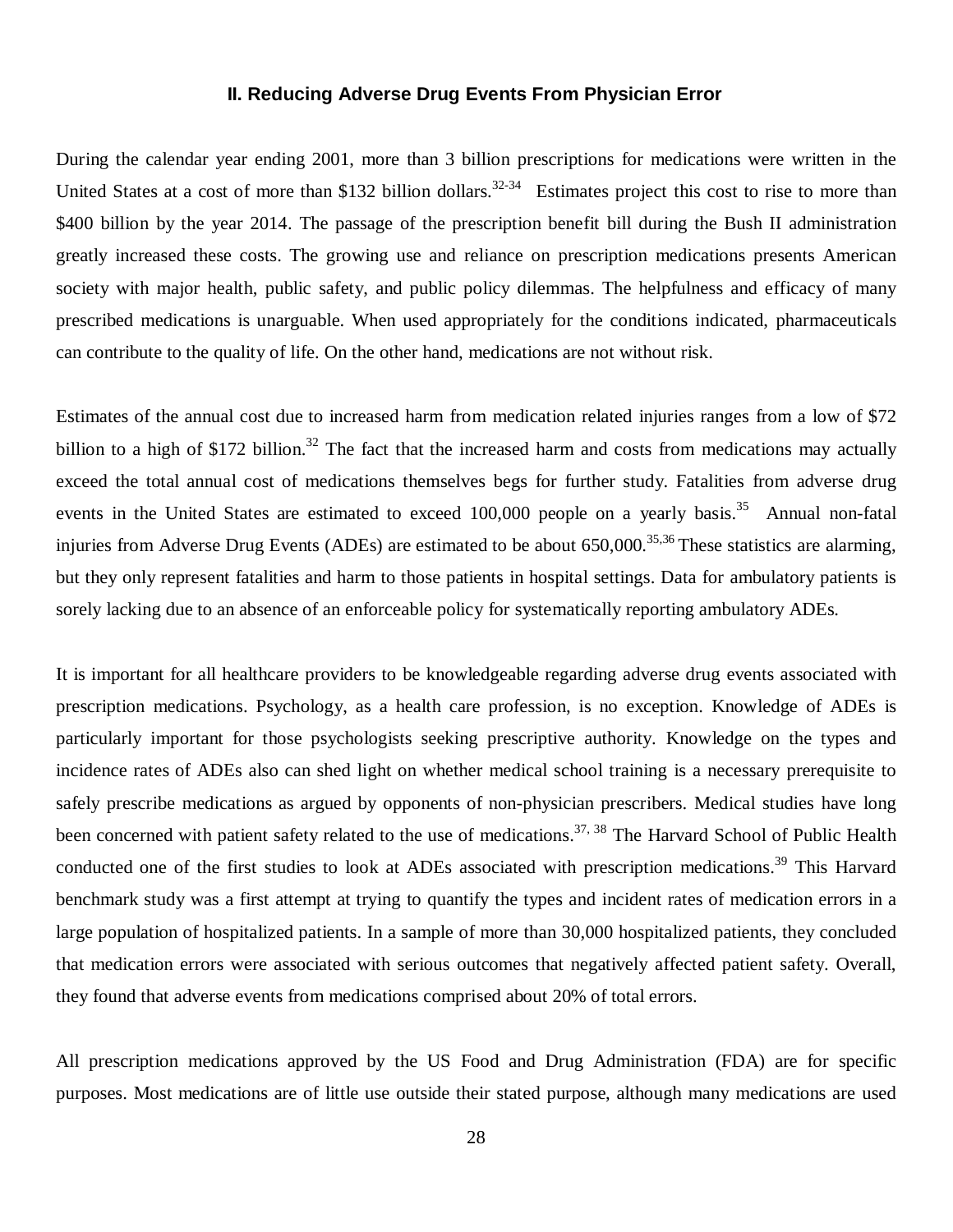## II. Reducing Adverse Drug Events From Physician Error

During the calendar year ending 2001, more than 3 billion prescriptions for medications were written in the United States at a cost of more than $132 billion dollars.[32-34] Estimates project this cost to rise to more than $400 billion by the year 2014. The passage of the prescription benefit bill during the Bush II administration greatly increased these costs. The growing use and reliance on prescription medications presents American society with major health, public safety, and public policy dilemmas. The helpfulness and efficacy of many prescribed medications is unarguable. When used appropriately for the conditions indicated, pharmaceuticals can contribute to the quality of life. On the other hand, medications are not without risk.

Estimates of the annual cost due to increased harm from medication related injuries ranges from a low of $72 billion to a high of $172 billion.[32] The fact that the increased harm and costs from medications may actually exceed the total annual cost of medications themselves begs for further study. Fatalities from adverse drug events in the United States are estimated to exceed 100,000 people on a yearly basis.[35] Annual non-fatal injuries from Adverse Drug Events (ADEs) are estimated to be about 650,000.[35,36] These statistics are alarming, but they only represent fatalities and harm to those patients in hospital settings. Data for ambulatory patients is sorely lacking due to an absence of an enforceable policy for systematically reporting ambulatory ADEs.

It is important for all healthcare providers to be knowledgeable regarding adverse drug events associated with prescription medications. Psychology, as a health care profession, is no exception. Knowledge of ADEs is particularly important for those psychologists seeking prescriptive authority. Knowledge on the types and incidence rates of ADEs also can shed light on whether medical school training is a necessary prerequisite to safely prescribe medications as argued by opponents of non-physician prescribers. Medical studies have long been concerned with patient safety related to the use of medications.[37, 38] The Harvard School of Public Health conducted one of the first studies to look at ADEs associated with prescription medications.[39] This Harvard benchmark study was a first attempt at trying to quantify the types and incident rates of medication errors in a large population of hospitalized patients. In a sample of more than 30,000 hospitalized patients, they concluded that medication errors were associated with serious outcomes that negatively affected patient safety. Overall, they found that adverse events from medications comprised about 20% of total errors.

All prescription medications approved by the US Food and Drug Administration (FDA) are for specific purposes. Most medications are of little use outside their stated purpose, although many medications are used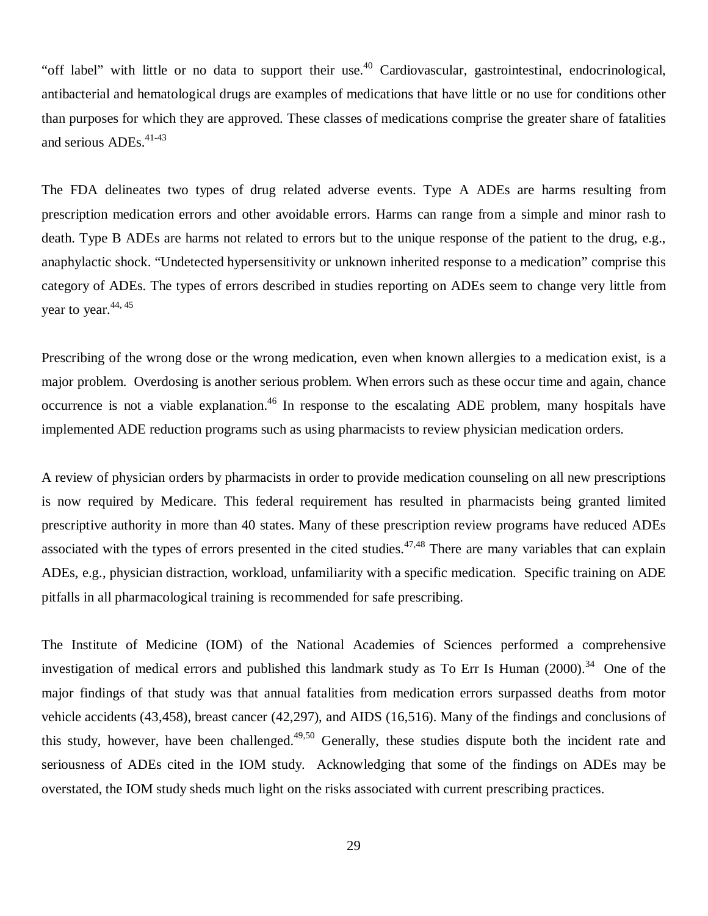"off label" with little or no data to support their use.[40] Cardiovascular, gastrointestinal, endocrinological, antibacterial and hematological drugs are examples of medications that have little or no use for conditions other than purposes for which they are approved. These classes of medications comprise the greater share of fatalities and serious ADEs.[41-43]

The FDA delineates two types of drug related adverse events. Type A ADEs are harms resulting from prescription medication errors and other avoidable errors. Harms can range from a simple and minor rash to death. Type B ADEs are harms not related to errors but to the unique response of the patient to the drug, e.g., anaphylactic shock. "Undetected hypersensitivity or unknown inherited response to a medication" comprise this category of ADEs. The types of errors described in studies reporting on ADEs seem to change very little from year to year.[44, 45]

Prescribing of the wrong dose or the wrong medication, even when known allergies to a medication exist, is a major problem. Overdosing is another serious problem. When errors such as these occur time and again, chance occurrence is not a viable explanation.[46] In response to the escalating ADE problem, many hospitals have implemented ADE reduction programs such as using pharmacists to review physician medication orders.

A review of physician orders by pharmacists in order to provide medication counseling on all new prescriptions is now required by Medicare. This federal requirement has resulted in pharmacists being granted limited prescriptive authority in more than 40 states. Many of these prescription review programs have reduced ADEs associated with the types of errors presented in the cited studies.[47,48] There are many variables that can explain ADEs, e.g., physician distraction, workload, unfamiliarity with a specific medication. Specific training on ADE pitfalls in all pharmacological training is recommended for safe prescribing.

The Institute of Medicine (IOM) of the National Academies of Sciences performed a comprehensive investigation of medical errors and published this landmark study as To Err Is Human (2000).[34] One of the major findings of that study was that annual fatalities from medication errors surpassed deaths from motor vehicle accidents (43,458), breast cancer (42,297), and AIDS (16,516). Many of the findings and conclusions of this study, however, have been challenged.[49,50] Generally, these studies dispute both the incident rate and seriousness of ADEs cited in the IOM study. Acknowledging that some of the findings on ADEs may be overstated, the IOM study sheds much light on the risks associated with current prescribing practices.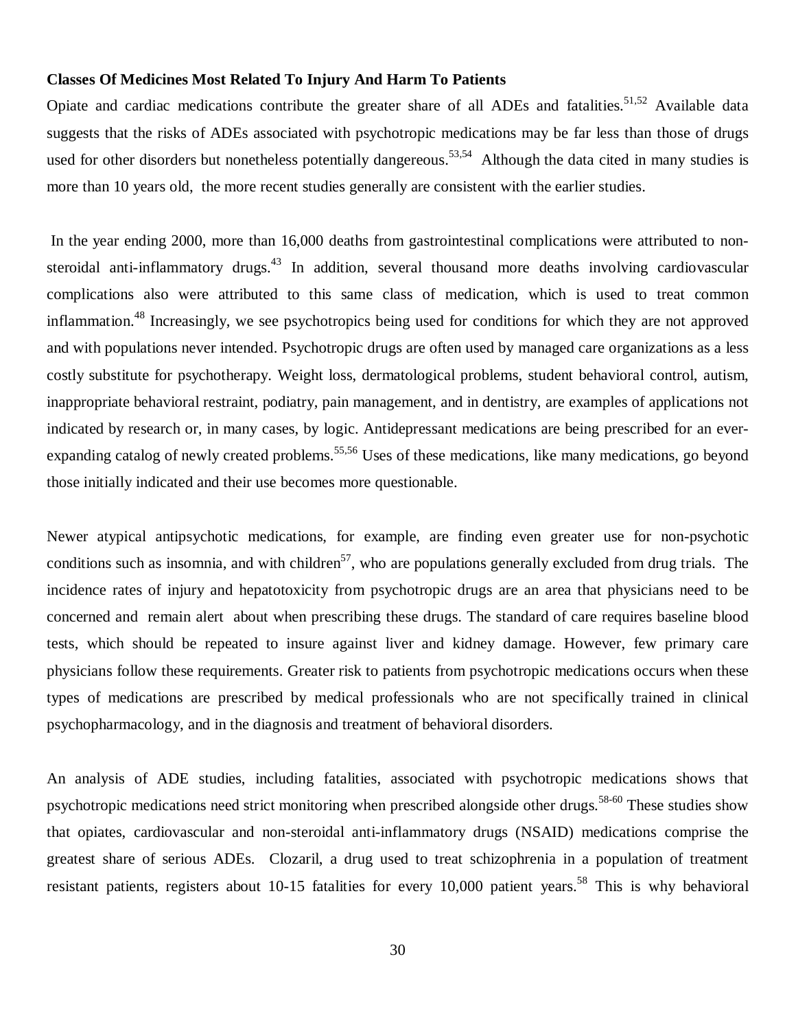**Classes Of Medicines Most Related To Injury And Harm To Patients**

Opiate and cardiac medications contribute the greater share of all ADEs and fatalities.[51,52] Available data suggests that the risks of ADEs associated with psychotropic medications may be far less than those of drugs used for other disorders but nonetheless potentially dangereous.[53,54] Although the data cited in many studies is more than 10 years old, the more recent studies generally are consistent with the earlier studies.

In the year ending 2000, more than 16,000 deaths from gastrointestinal complications were attributed to non-steroidal anti-inflammatory drugs.[43] In addition, several thousand more deaths involving cardiovascular complications also were attributed to this same class of medication, which is used to treat common inflammation.[48] Increasingly, we see psychotropics being used for conditions for which they are not approved and with populations never intended. Psychotropic drugs are often used by managed care organizations as a less costly substitute for psychotherapy. Weight loss, dermatological problems, student behavioral control, autism, inappropriate behavioral restraint, podiatry, pain management, and in dentistry, are examples of applications not indicated by research or, in many cases, by logic. Antidepressant medications are being prescribed for an ever-expanding catalog of newly created problems.[55,56] Uses of these medications, like many medications, go beyond those initially indicated and their use becomes more questionable.

Newer atypical antipsychotic medications, for example, are finding even greater use for non-psychotic conditions such as insomnia, and with children[57], who are populations generally excluded from drug trials. The incidence rates of injury and hepatotoxicity from psychotropic drugs are an area that physicians need to be concerned and remain alert about when prescribing these drugs. The standard of care requires baseline blood tests, which should be repeated to insure against liver and kidney damage. However, few primary care physicians follow these requirements. Greater risk to patients from psychotropic medications occurs when these types of medications are prescribed by medical professionals who are not specifically trained in clinical psychopharmacology, and in the diagnosis and treatment of behavioral disorders.

An analysis of ADE studies, including fatalities, associated with psychotropic medications shows that psychotropic medications need strict monitoring when prescribed alongside other drugs.[58-60] These studies show that opiates, cardiovascular and non-steroidal anti-inflammatory drugs (NSAID) medications comprise the greatest share of serious ADEs. Clozaril, a drug used to treat schizophrenia in a population of treatment resistant patients, registers about 10-15 fatalities for every 10,000 patient years.[58] This is why behavioral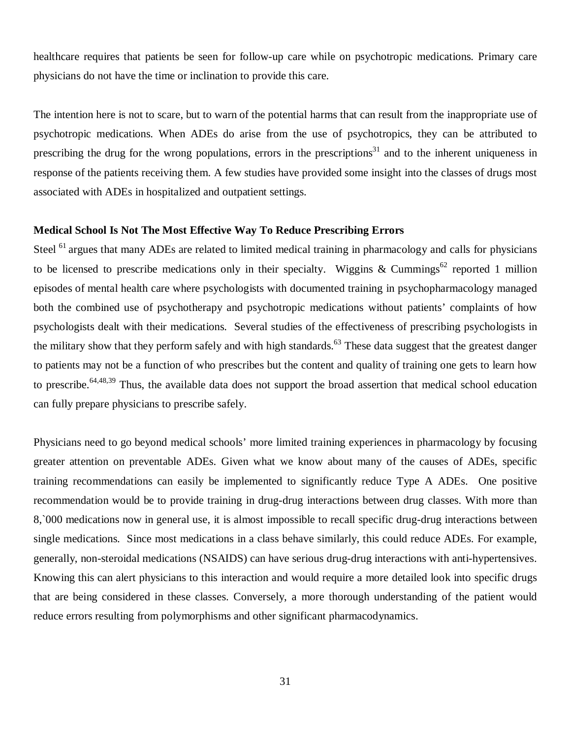healthcare requires that patients be seen for follow-up care while on psychotropic medications. Primary care physicians do not have the time or inclination to provide this care.

The intention here is not to scare, but to warn of the potential harms that can result from the inappropriate use of psychotropic medications. When ADEs do arise from the use of psychotropics, they can be attributed to prescribing the drug for the wrong populations, errors in the prescriptions[31] and to the inherent uniqueness in response of the patients receiving them. A few studies have provided some insight into the classes of drugs most associated with ADEs in hospitalized and outpatient settings.

**Medical School Is Not The Most Effective Way To Reduce Prescribing Errors**

Steel [61] argues that many ADEs are related to limited medical training in pharmacology and calls for physicians to be licensed to prescribe medications only in their specialty. Wiggins & Cummings[62] reported 1 million episodes of mental health care where psychologists with documented training in psychopharmacology managed both the combined use of psychotherapy and psychotropic medications without patients' complaints of how psychologists dealt with their medications. Several studies of the effectiveness of prescribing psychologists in the military show that they perform safely and with high standards.[63] These data suggest that the greatest danger to patients may not be a function of who prescribes but the content and quality of training one gets to learn how to prescribe.[64,48,39] Thus, the available data does not support the broad assertion that medical school education can fully prepare physicians to prescribe safely.

Physicians need to go beyond medical schools' more limited training experiences in pharmacology by focusing greater attention on preventable ADEs. Given what we know about many of the causes of ADEs, specific training recommendations can easily be implemented to significantly reduce Type A ADEs. One positive recommendation would be to provide training in drug-drug interactions between drug classes. With more than 8,`000 medications now in general use, it is almost impossible to recall specific drug-drug interactions between single medications. Since most medications in a class behave similarly, this could reduce ADEs. For example, generally, non-steroidal medications (NSAIDS) can have serious drug-drug interactions with anti-hypertensives. Knowing this can alert physicians to this interaction and would require a more detailed look into specific drugs that are being considered in these classes. Conversely, a more thorough understanding of the patient would reduce errors resulting from polymorphisms and other significant pharmacodynamics.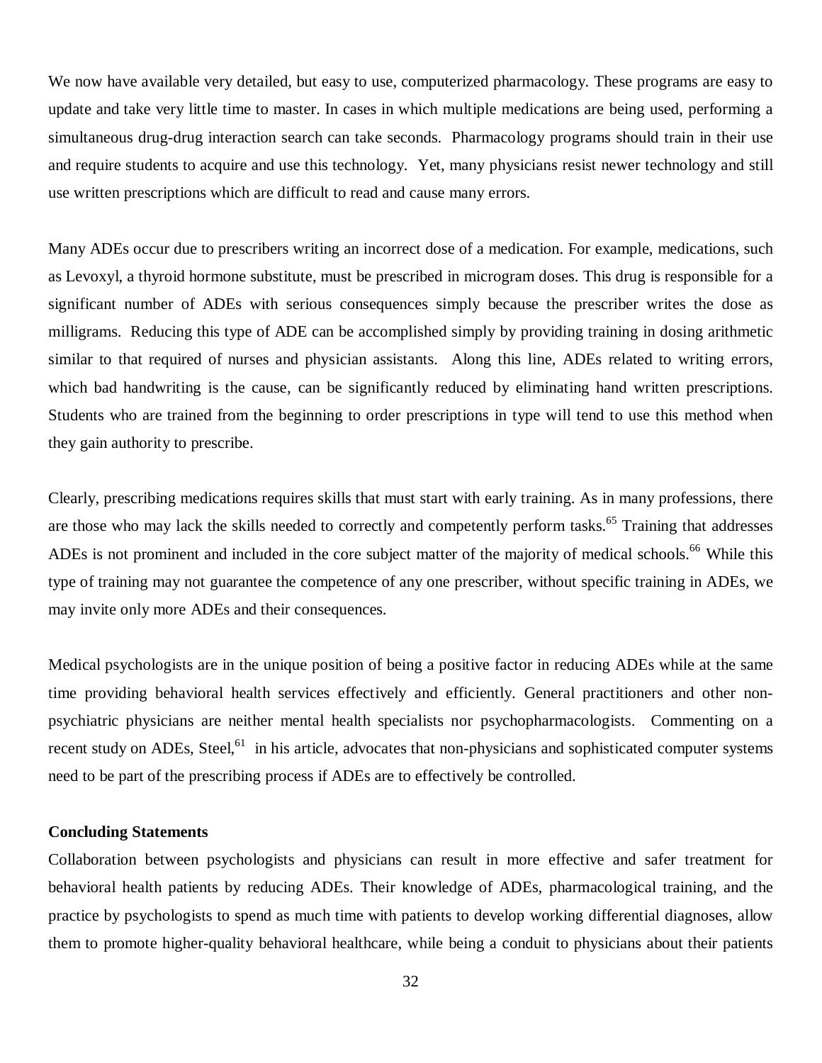We now have available very detailed, but easy to use, computerized pharmacology. These programs are easy to update and take very little time to master. In cases in which multiple medications are being used, performing a simultaneous drug-drug interaction search can take seconds. Pharmacology programs should train in their use and require students to acquire and use this technology. Yet, many physicians resist newer technology and still use written prescriptions which are difficult to read and cause many errors.

Many ADEs occur due to prescribers writing an incorrect dose of a medication. For example, medications, such as Levoxyl, a thyroid hormone substitute, must be prescribed in microgram doses. This drug is responsible for a significant number of ADEs with serious consequences simply because the prescriber writes the dose as milligrams. Reducing this type of ADE can be accomplished simply by providing training in dosing arithmetic similar to that required of nurses and physician assistants. Along this line, ADEs related to writing errors, which bad handwriting is the cause, can be significantly reduced by eliminating hand written prescriptions. Students who are trained from the beginning to order prescriptions in type will tend to use this method when they gain authority to prescribe.

Clearly, prescribing medications requires skills that must start with early training. As in many professions, there are those who may lack the skills needed to correctly and competently perform tasks.[65] Training that addresses ADEs is not prominent and included in the core subject matter of the majority of medical schools.[66] While this type of training may not guarantee the competence of any one prescriber, without specific training in ADEs, we may invite only more ADEs and their consequences.

Medical psychologists are in the unique position of being a positive factor in reducing ADEs while at the same time providing behavioral health services effectively and efficiently. General practitioners and other non-psychiatric physicians are neither mental health specialists nor psychopharmacologists. Commenting on a recent study on ADEs, Steel,[61] in his article, advocates that non-physicians and sophisticated computer systems need to be part of the prescribing process if ADEs are to effectively be controlled.

**Concluding Statements**

Collaboration between psychologists and physicians can result in more effective and safer treatment for behavioral health patients by reducing ADEs. Their knowledge of ADEs, pharmacological training, and the practice by psychologists to spend as much time with patients to develop working differential diagnoses, allow them to promote higher-quality behavioral healthcare, while being a conduit to physicians about their patients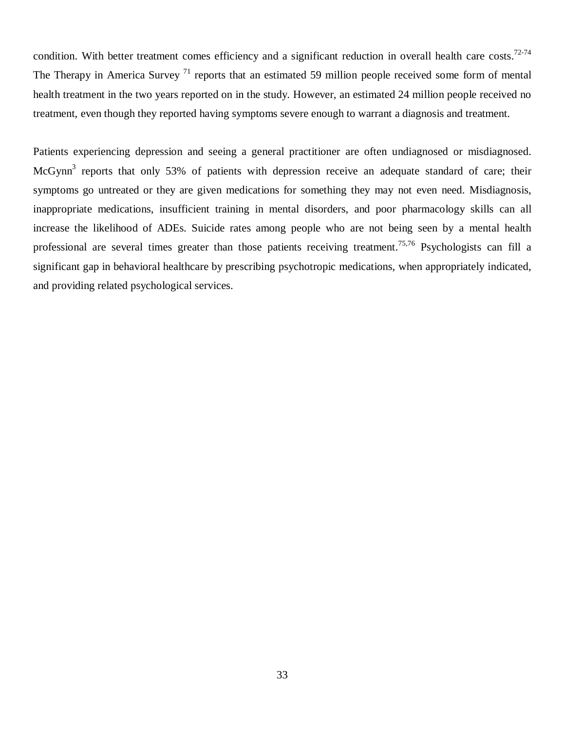condition. With better treatment comes efficiency and a significant reduction in overall health care costs.[72-74] The Therapy in America Survey [71] reports that an estimated 59 million people received some form of mental health treatment in the two years reported on in the study. However, an estimated 24 million people received no treatment, even though they reported having symptoms severe enough to warrant a diagnosis and treatment.

Patients experiencing depression and seeing a general practitioner are often undiagnosed or misdiagnosed. McGynn[3] reports that only 53% of patients with depression receive an adequate standard of care; their symptoms go untreated or they are given medications for something they may not even need. Misdiagnosis, inappropriate medications, insufficient training in mental disorders, and poor pharmacology skills can all increase the likelihood of ADEs. Suicide rates among people who are not being seen by a mental health professional are several times greater than those patients receiving treatment.[75,76] Psychologists can fill a significant gap in behavioral healthcare by prescribing psychotropic medications, when appropriately indicated, and providing related psychological services.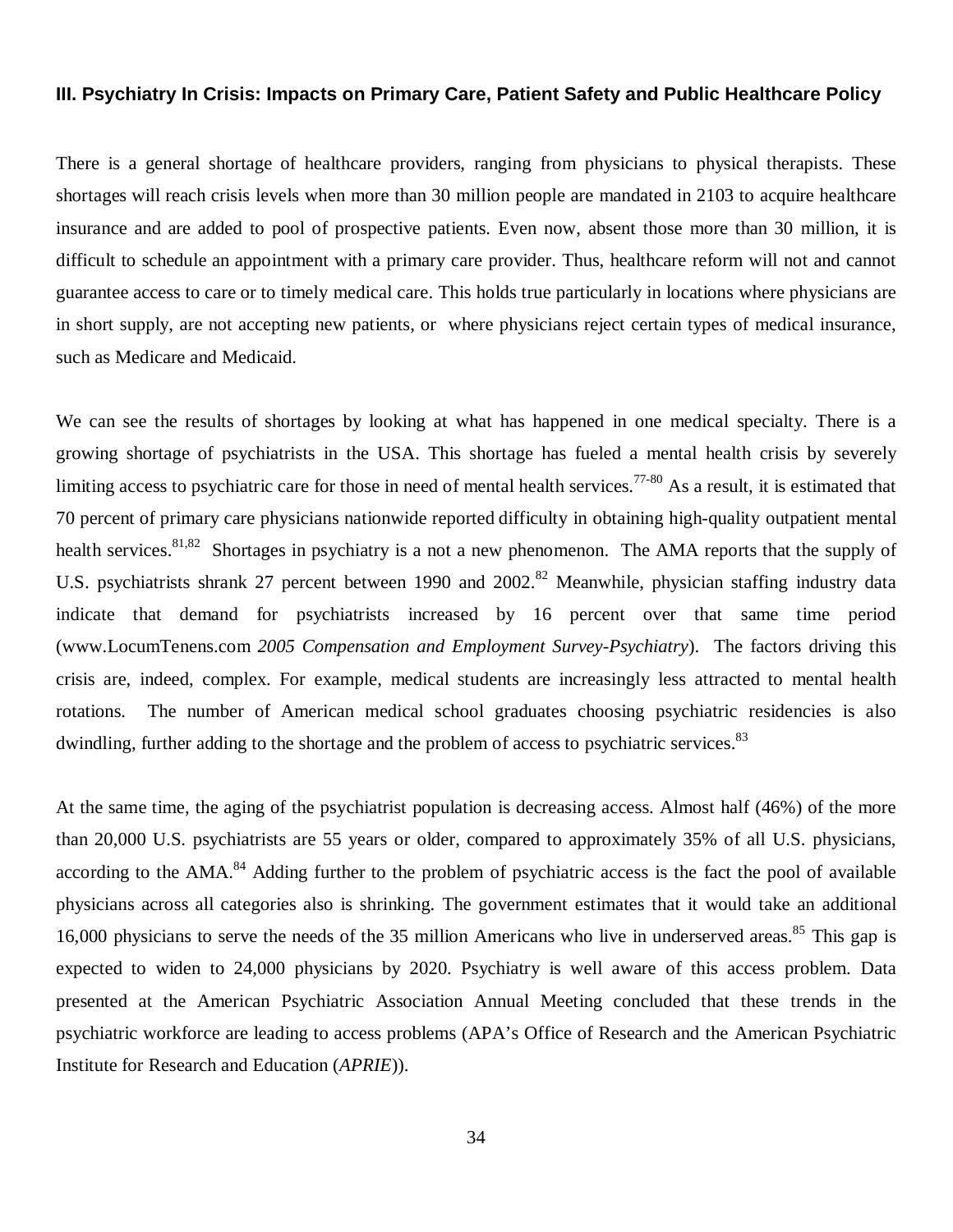### III. Psychiatry In Crisis: Impacts on Primary Care, Patient Safety and Public Healthcare Policy

There is a general shortage of healthcare providers, ranging from physicians to physical therapists. These shortages will reach crisis levels when more than 30 million people are mandated in 2103 to acquire healthcare insurance and are added to pool of prospective patients. Even now, absent those more than 30 million, it is difficult to schedule an appointment with a primary care provider. Thus, healthcare reform will not and cannot guarantee access to care or to timely medical care. This holds true particularly in locations where physicians are in short supply, are not accepting new patients, or where physicians reject certain types of medical insurance, such as Medicare and Medicaid.

We can see the results of shortages by looking at what has happened in one medical specialty. There is a growing shortage of psychiatrists in the USA. This shortage has fueled a mental health crisis by severely limiting access to psychiatric care for those in need of mental health services.[77-80] As a result, it is estimated that 70 percent of primary care physicians nationwide reported difficulty in obtaining high-quality outpatient mental health services.[81,82] Shortages in psychiatry is a not a new phenomenon. The AMA reports that the supply of U.S. psychiatrists shrank 27 percent between 1990 and 2002.[82] Meanwhile, physician staffing industry data indicate that demand for psychiatrists increased by 16 percent over that same time period (www.LocumTenens.com *2005 Compensation and Employment Survey-Psychiatry*). The factors driving this crisis are, indeed, complex. For example, medical students are increasingly less attracted to mental health rotations. The number of American medical school graduates choosing psychiatric residencies is also dwindling, further adding to the shortage and the problem of access to psychiatric services.[83]

At the same time, the aging of the psychiatrist population is decreasing access. Almost half (46%) of the more than 20,000 U.S. psychiatrists are 55 years or older, compared to approximately 35% of all U.S. physicians, according to the AMA.[84] Adding further to the problem of psychiatric access is the fact the pool of available physicians across all categories also is shrinking. The government estimates that it would take an additional 16,000 physicians to serve the needs of the 35 million Americans who live in underserved areas.[85] This gap is expected to widen to 24,000 physicians by 2020. Psychiatry is well aware of this access problem. Data presented at the American Psychiatric Association Annual Meeting concluded that these trends in the psychiatric workforce are leading to access problems (APA's Office of Research and the American Psychiatric Institute for Research and Education (*APRIE*)).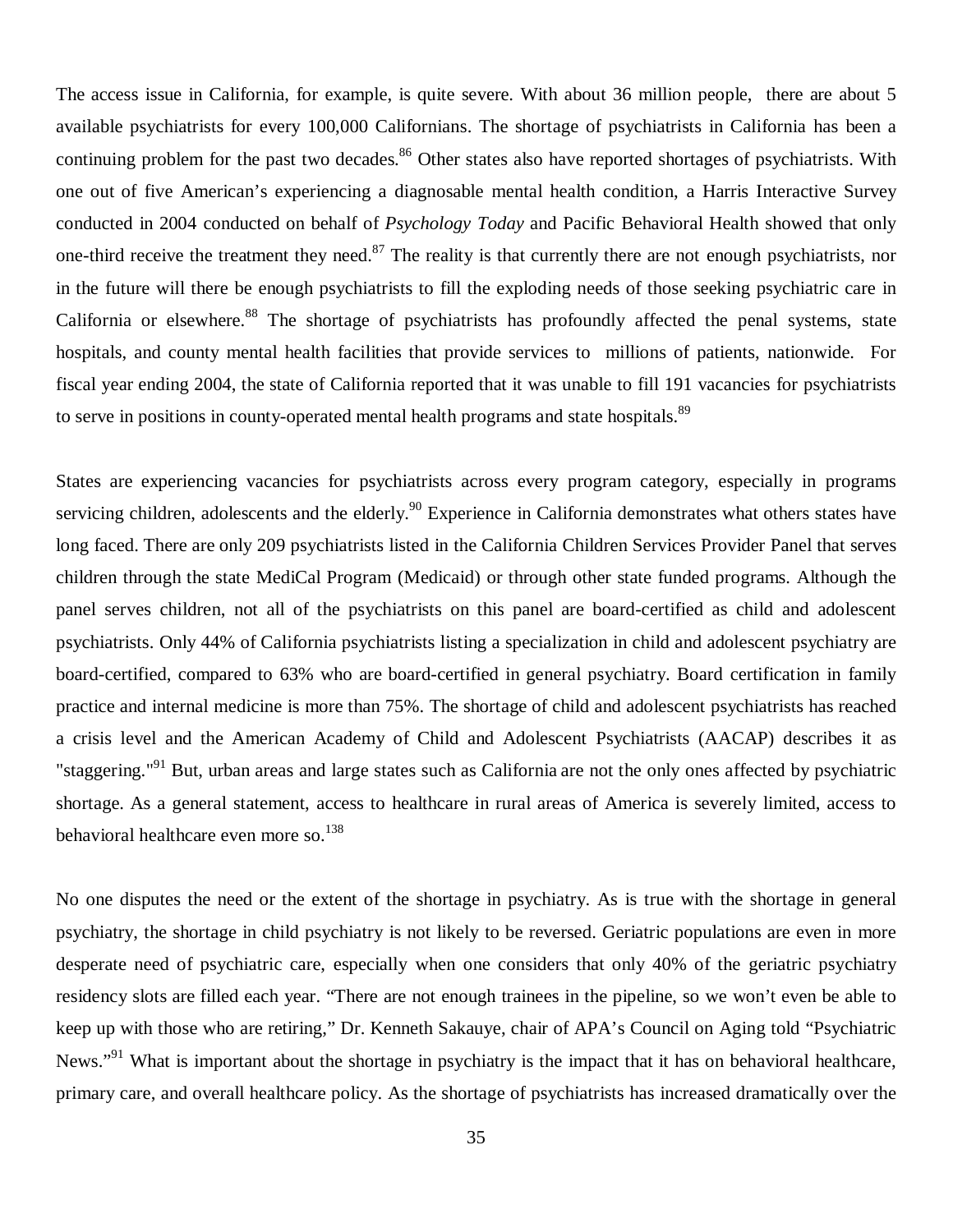The access issue in California, for example, is quite severe. With about 36 million people, there are about 5 available psychiatrists for every 100,000 Californians. The shortage of psychiatrists in California has been a continuing problem for the past two decades.[86] Other states also have reported shortages of psychiatrists. With one out of five American's experiencing a diagnosable mental health condition, a Harris Interactive Survey conducted in 2004 conducted on behalf of *Psychology Today* and Pacific Behavioral Health showed that only one-third receive the treatment they need.[87] The reality is that currently there are not enough psychiatrists, nor in the future will there be enough psychiatrists to fill the exploding needs of those seeking psychiatric care in California or elsewhere.[88] The shortage of psychiatrists has profoundly affected the penal systems, state hospitals, and county mental health facilities that provide services to millions of patients, nationwide. For fiscal year ending 2004, the state of California reported that it was unable to fill 191 vacancies for psychiatrists to serve in positions in county-operated mental health programs and state hospitals.[89]

States are experiencing vacancies for psychiatrists across every program category, especially in programs servicing children, adolescents and the elderly.[90] Experience in California demonstrates what others states have long faced. There are only 209 psychiatrists listed in the California Children Services Provider Panel that serves children through the state MediCal Program (Medicaid) or through other state funded programs. Although the panel serves children, not all of the psychiatrists on this panel are board-certified as child and adolescent psychiatrists. Only 44% of California psychiatrists listing a specialization in child and adolescent psychiatry are board-certified, compared to 63% who are board-certified in general psychiatry. Board certification in family practice and internal medicine is more than 75%. The shortage of child and adolescent psychiatrists has reached a crisis level and the American Academy of Child and Adolescent Psychiatrists (AACAP) describes it as "staggering."[91] But, urban areas and large states such as California are not the only ones affected by psychiatric shortage. As a general statement, access to healthcare in rural areas of America is severely limited, access to behavioral healthcare even more so.[138]

No one disputes the need or the extent of the shortage in psychiatry. As is true with the shortage in general psychiatry, the shortage in child psychiatry is not likely to be reversed. Geriatric populations are even in more desperate need of psychiatric care, especially when one considers that only 40% of the geriatric psychiatry residency slots are filled each year. "There are not enough trainees in the pipeline, so we won't even be able to keep up with those who are retiring," Dr. Kenneth Sakauye, chair of APA's Council on Aging told "Psychiatric News."[91] What is important about the shortage in psychiatry is the impact that it has on behavioral healthcare, primary care, and overall healthcare policy. As the shortage of psychiatrists has increased dramatically over the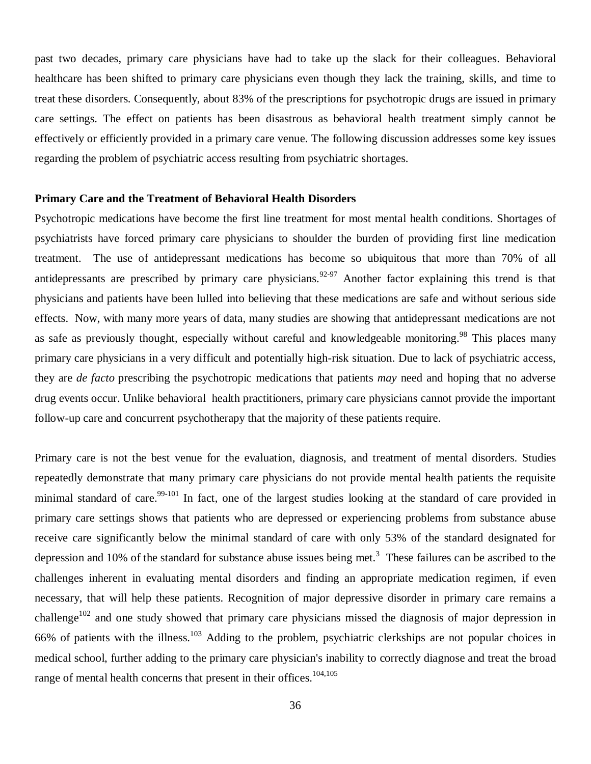past two decades, primary care physicians have had to take up the slack for their colleagues. Behavioral healthcare has been shifted to primary care physicians even though they lack the training, skills, and time to treat these disorders. Consequently, about 83% of the prescriptions for psychotropic drugs are issued in primary care settings. The effect on patients has been disastrous as behavioral health treatment simply cannot be effectively or efficiently provided in a primary care venue. The following discussion addresses some key issues regarding the problem of psychiatric access resulting from psychiatric shortages.

**Primary Care and the Treatment of Behavioral Health Disorders**

Psychotropic medications have become the first line treatment for most mental health conditions. Shortages of psychiatrists have forced primary care physicians to shoulder the burden of providing first line medication treatment. The use of antidepressant medications has become so ubiquitous that more than 70% of all antidepressants are prescribed by primary care physicians.[92-97] Another factor explaining this trend is that physicians and patients have been lulled into believing that these medications are safe and without serious side effects. Now, with many more years of data, many studies are showing that antidepressant medications are not as safe as previously thought, especially without careful and knowledgeable monitoring.[98] This places many primary care physicians in a very difficult and potentially high-risk situation. Due to lack of psychiatric access, they are *de facto* prescribing the psychotropic medications that patients *may* need and hoping that no adverse drug events occur. Unlike behavioral health practitioners, primary care physicians cannot provide the important follow-up care and concurrent psychotherapy that the majority of these patients require.

Primary care is not the best venue for the evaluation, diagnosis, and treatment of mental disorders. Studies repeatedly demonstrate that many primary care physicians do not provide mental health patients the requisite minimal standard of care.[99-101] In fact, one of the largest studies looking at the standard of care provided in primary care settings shows that patients who are depressed or experiencing problems from substance abuse receive care significantly below the minimal standard of care with only 53% of the standard designated for depression and 10% of the standard for substance abuse issues being met.[3] These failures can be ascribed to the challenges inherent in evaluating mental disorders and finding an appropriate medication regimen, if even necessary, that will help these patients. Recognition of major depressive disorder in primary care remains a challenge[102] and one study showed that primary care physicians missed the diagnosis of major depression in 66% of patients with the illness.[103] Adding to the problem, psychiatric clerkships are not popular choices in medical school, further adding to the primary care physician's inability to correctly diagnose and treat the broad range of mental health concerns that present in their offices.[104,105]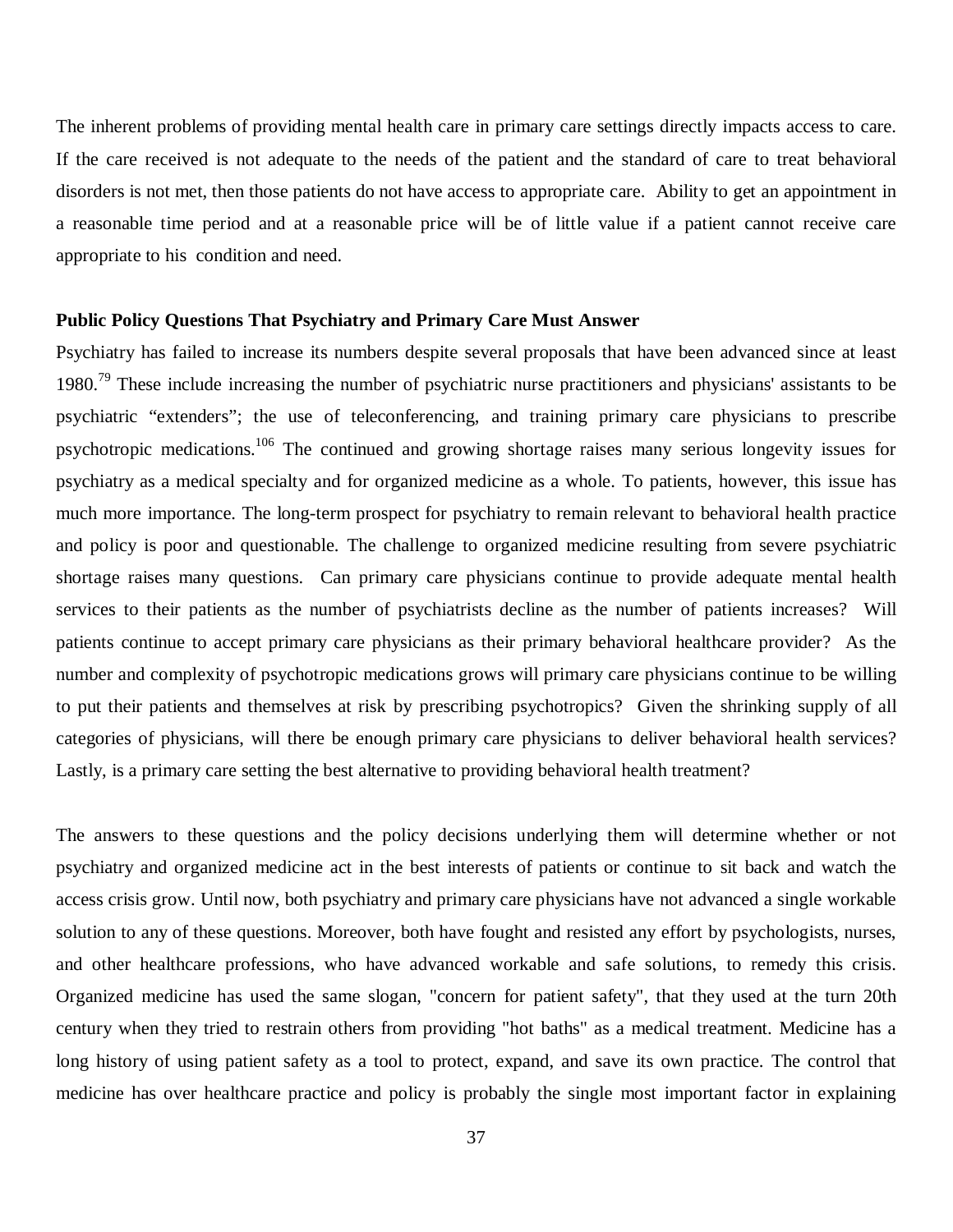The inherent problems of providing mental health care in primary care settings directly impacts access to care. If the care received is not adequate to the needs of the patient and the standard of care to treat behavioral disorders is not met, then those patients do not have access to appropriate care. Ability to get an appointment in a reasonable time period and at a reasonable price will be of little value if a patient cannot receive care appropriate to his condition and need.

**Public Policy Questions That Psychiatry and Primary Care Must Answer**

Psychiatry has failed to increase its numbers despite several proposals that have been advanced since at least 1980.[79] These include increasing the number of psychiatric nurse practitioners and physicians' assistants to be psychiatric "extenders"; the use of teleconferencing, and training primary care physicians to prescribe psychotropic medications.[106] The continued and growing shortage raises many serious longevity issues for psychiatry as a medical specialty and for organized medicine as a whole. To patients, however, this issue has much more importance. The long-term prospect for psychiatry to remain relevant to behavioral health practice and policy is poor and questionable. The challenge to organized medicine resulting from severe psychiatric shortage raises many questions. Can primary care physicians continue to provide adequate mental health services to their patients as the number of psychiatrists decline as the number of patients increases? Will patients continue to accept primary care physicians as their primary behavioral healthcare provider? As the number and complexity of psychotropic medications grows will primary care physicians continue to be willing to put their patients and themselves at risk by prescribing psychotropics? Given the shrinking supply of all categories of physicians, will there be enough primary care physicians to deliver behavioral health services? Lastly, is a primary care setting the best alternative to providing behavioral health treatment?

The answers to these questions and the policy decisions underlying them will determine whether or not psychiatry and organized medicine act in the best interests of patients or continue to sit back and watch the access crisis grow. Until now, both psychiatry and primary care physicians have not advanced a single workable solution to any of these questions. Moreover, both have fought and resisted any effort by psychologists, nurses, and other healthcare professions, who have advanced workable and safe solutions, to remedy this crisis. Organized medicine has used the same slogan, "concern for patient safety", that they used at the turn 20th century when they tried to restrain others from providing "hot baths" as a medical treatment. Medicine has a long history of using patient safety as a tool to protect, expand, and save its own practice. The control that medicine has over healthcare practice and policy is probably the single most important factor in explaining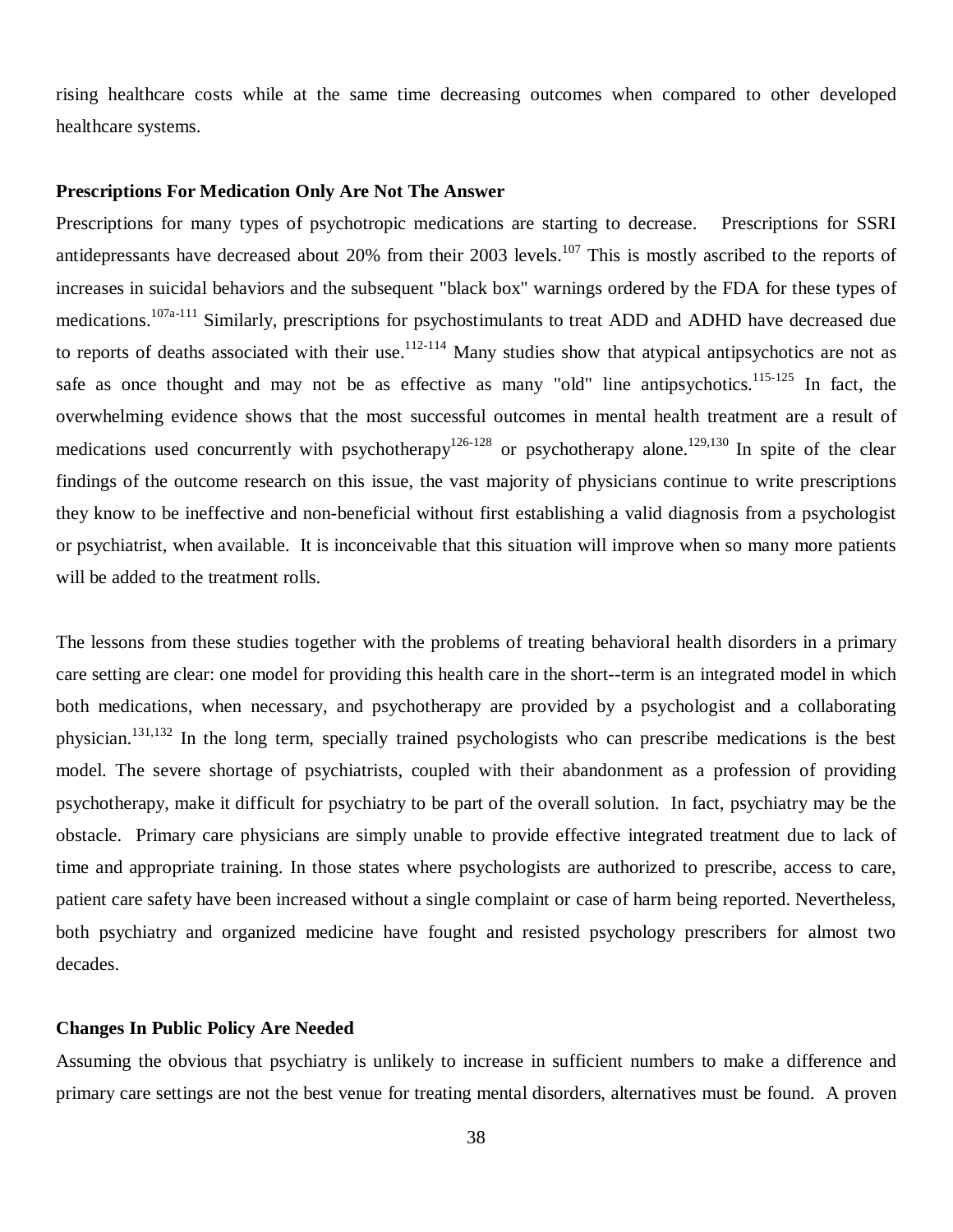rising healthcare costs while at the same time decreasing outcomes when compared to other developed healthcare systems.

**Prescriptions For Medication Only Are Not The Answer**

Prescriptions for many types of psychotropic medications are starting to decrease. Prescriptions for SSRI antidepressants have decreased about 20% from their 2003 levels.[107] This is mostly ascribed to the reports of increases in suicidal behaviors and the subsequent "black box" warnings ordered by the FDA for these types of medications.[107a-111] Similarly, prescriptions for psychostimulants to treat ADD and ADHD have decreased due to reports of deaths associated with their use.[112-114] Many studies show that atypical antipsychotics are not as safe as once thought and may not be as effective as many "old" line antipsychotics.[115-125] In fact, the overwhelming evidence shows that the most successful outcomes in mental health treatment are a result of medications used concurrently with psychotherapy[126-128] or psychotherapy alone.[129,130] In spite of the clear findings of the outcome research on this issue, the vast majority of physicians continue to write prescriptions they know to be ineffective and non-beneficial without first establishing a valid diagnosis from a psychologist or psychiatrist, when available. It is inconceivable that this situation will improve when so many more patients will be added to the treatment rolls.

The lessons from these studies together with the problems of treating behavioral health disorders in a primary care setting are clear: one model for providing this health care in the short--term is an integrated model in which both medications, when necessary, and psychotherapy are provided by a psychologist and a collaborating physician.[131,132] In the long term, specially trained psychologists who can prescribe medications is the best model. The severe shortage of psychiatrists, coupled with their abandonment as a profession of providing psychotherapy, make it difficult for psychiatry to be part of the overall solution. In fact, psychiatry may be the obstacle. Primary care physicians are simply unable to provide effective integrated treatment due to lack of time and appropriate training. In those states where psychologists are authorized to prescribe, access to care, patient care safety have been increased without a single complaint or case of harm being reported. Nevertheless, both psychiatry and organized medicine have fought and resisted psychology prescribers for almost two decades.

**Changes In Public Policy Are Needed**

Assuming the obvious that psychiatry is unlikely to increase in sufficient numbers to make a difference and primary care settings are not the best venue for treating mental disorders, alternatives must be found. A proven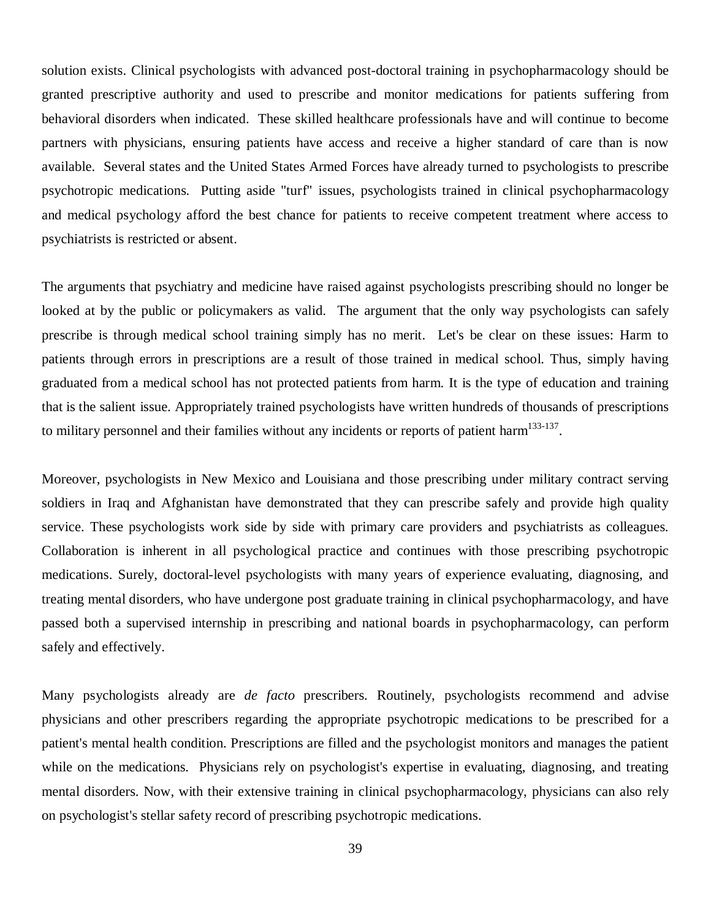solution exists. Clinical psychologists with advanced post-doctoral training in psychopharmacology should be granted prescriptive authority and used to prescribe and monitor medications for patients suffering from behavioral disorders when indicated. These skilled healthcare professionals have and will continue to become partners with physicians, ensuring patients have access and receive a higher standard of care than is now available. Several states and the United States Armed Forces have already turned to psychologists to prescribe psychotropic medications. Putting aside "turf" issues, psychologists trained in clinical psychopharmacology and medical psychology afford the best chance for patients to receive competent treatment where access to psychiatrists is restricted or absent.

The arguments that psychiatry and medicine have raised against psychologists prescribing should no longer be looked at by the public or policymakers as valid. The argument that the only way psychologists can safely prescribe is through medical school training simply has no merit. Let's be clear on these issues: Harm to patients through errors in prescriptions are a result of those trained in medical school. Thus, simply having graduated from a medical school has not protected patients from harm. It is the type of education and training that is the salient issue. Appropriately trained psychologists have written hundreds of thousands of prescriptions to military personnel and their families without any incidents or reports of patient harm[133-137].

Moreover, psychologists in New Mexico and Louisiana and those prescribing under military contract serving soldiers in Iraq and Afghanistan have demonstrated that they can prescribe safely and provide high quality service. These psychologists work side by side with primary care providers and psychiatrists as colleagues. Collaboration is inherent in all psychological practice and continues with those prescribing psychotropic medications. Surely, doctoral-level psychologists with many years of experience evaluating, diagnosing, and treating mental disorders, who have undergone post graduate training in clinical psychopharmacology, and have passed both a supervised internship in prescribing and national boards in psychopharmacology, can perform safely and effectively.

Many psychologists already are *de facto* prescribers. Routinely, psychologists recommend and advise physicians and other prescribers regarding the appropriate psychotropic medications to be prescribed for a patient's mental health condition. Prescriptions are filled and the psychologist monitors and manages the patient while on the medications. Physicians rely on psychologist's expertise in evaluating, diagnosing, and treating mental disorders. Now, with their extensive training in clinical psychopharmacology, physicians can also rely on psychologist's stellar safety record of prescribing psychotropic medications.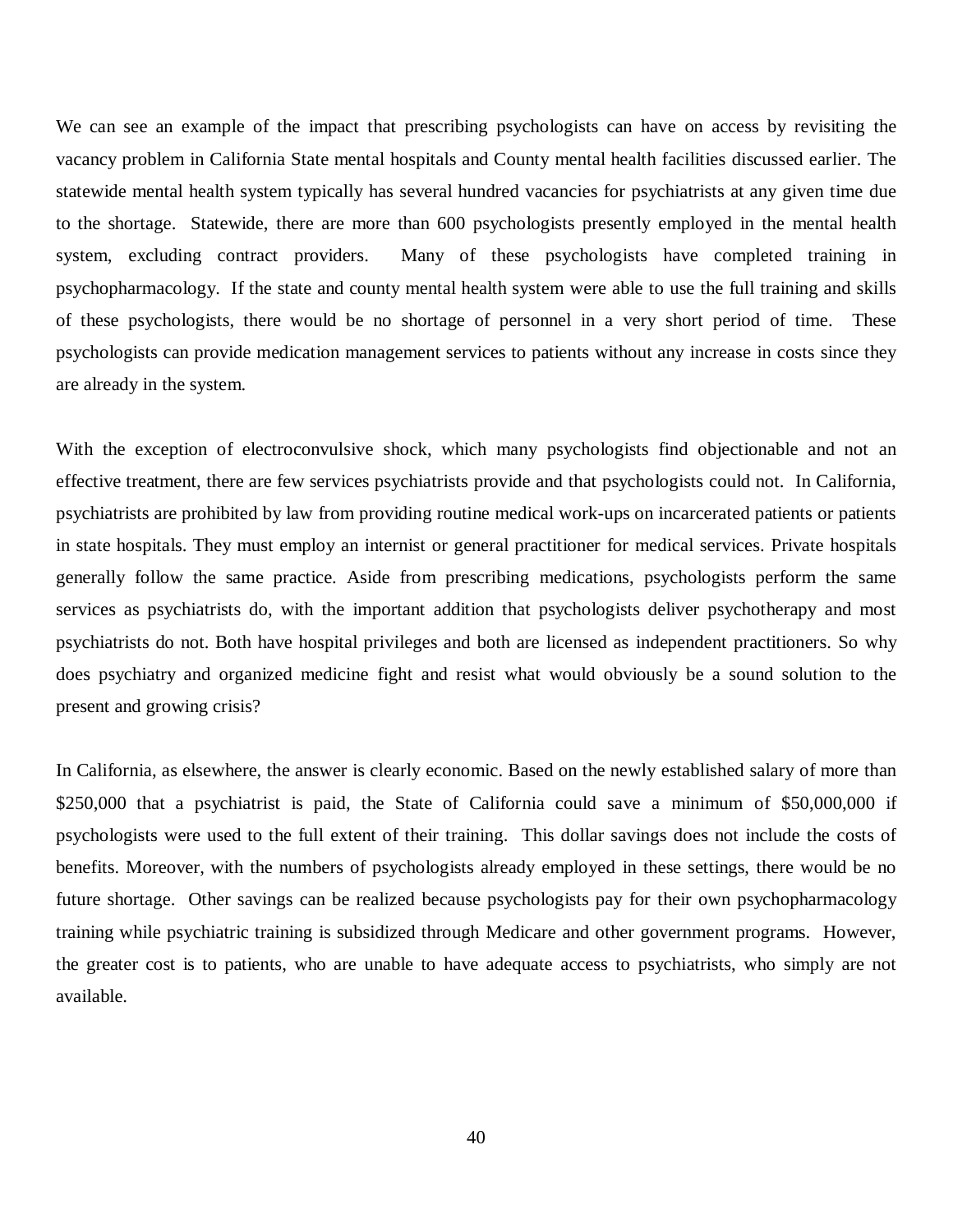We can see an example of the impact that prescribing psychologists can have on access by revisiting the vacancy problem in California State mental hospitals and County mental health facilities discussed earlier. The statewide mental health system typically has several hundred vacancies for psychiatrists at any given time due to the shortage. Statewide, there are more than 600 psychologists presently employed in the mental health system, excluding contract providers. Many of these psychologists have completed training in psychopharmacology. If the state and county mental health system were able to use the full training and skills of these psychologists, there would be no shortage of personnel in a very short period of time. These psychologists can provide medication management services to patients without any increase in costs since they are already in the system.

With the exception of electroconvulsive shock, which many psychologists find objectionable and not an effective treatment, there are few services psychiatrists provide and that psychologists could not. In California, psychiatrists are prohibited by law from providing routine medical work-ups on incarcerated patients or patients in state hospitals. They must employ an internist or general practitioner for medical services. Private hospitals generally follow the same practice. Aside from prescribing medications, psychologists perform the same services as psychiatrists do, with the important addition that psychologists deliver psychotherapy and most psychiatrists do not. Both have hospital privileges and both are licensed as independent practitioners. So why does psychiatry and organized medicine fight and resist what would obviously be a sound solution to the present and growing crisis?

In California, as elsewhere, the answer is clearly economic. Based on the newly established salary of more than $250,000 that a psychiatrist is paid, the State of California could save a minimum of $50,000,000 if psychologists were used to the full extent of their training. This dollar savings does not include the costs of benefits. Moreover, with the numbers of psychologists already employed in these settings, there would be no future shortage. Other savings can be realized because psychologists pay for their own psychopharmacology training while psychiatric training is subsidized through Medicare and other government programs. However, the greater cost is to patients, who are unable to have adequate access to psychiatrists, who simply are not available.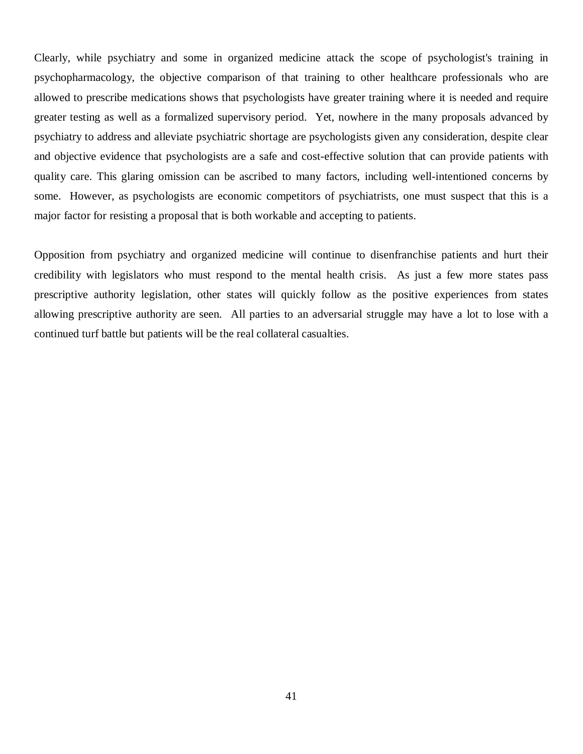Clearly, while psychiatry and some in organized medicine attack the scope of psychologist's training in psychopharmacology, the objective comparison of that training to other healthcare professionals who are allowed to prescribe medications shows that psychologists have greater training where it is needed and require greater testing as well as a formalized supervisory period. Yet, nowhere in the many proposals advanced by psychiatry to address and alleviate psychiatric shortage are psychologists given any consideration, despite clear and objective evidence that psychologists are a safe and cost-effective solution that can provide patients with quality care. This glaring omission can be ascribed to many factors, including well-intentioned concerns by some. However, as psychologists are economic competitors of psychiatrists, one must suspect that this is a major factor for resisting a proposal that is both workable and accepting to patients.

Opposition from psychiatry and organized medicine will continue to disenfranchise patients and hurt their credibility with legislators who must respond to the mental health crisis. As just a few more states pass prescriptive authority legislation, other states will quickly follow as the positive experiences from states allowing prescriptive authority are seen. All parties to an adversarial struggle may have a lot to lose with a continued turf battle but patients will be the real collateral casualties.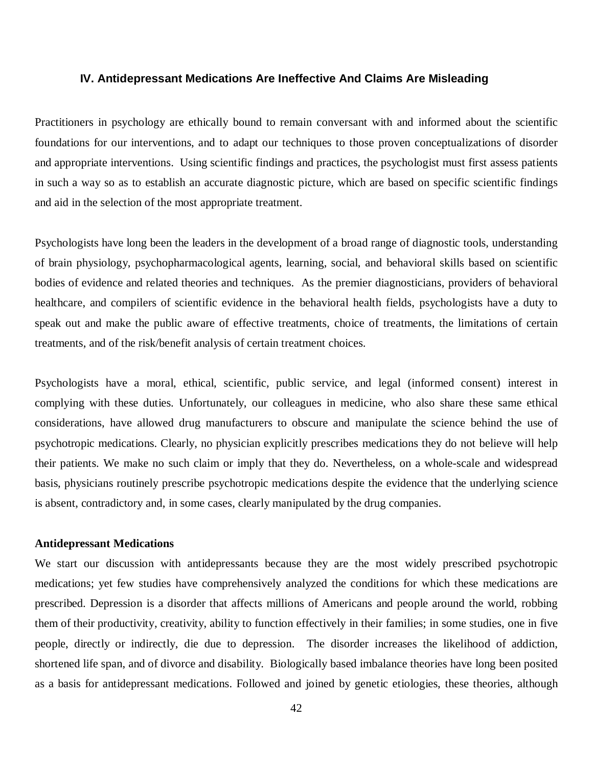### IV. Antidepressant Medications Are Ineffective And Claims Are Misleading

Practitioners in psychology are ethically bound to remain conversant with and informed about the scientific foundations for our interventions, and to adapt our techniques to those proven conceptualizations of disorder and appropriate interventions. Using scientific findings and practices, the psychologist must first assess patients in such a way so as to establish an accurate diagnostic picture, which are based on specific scientific findings and aid in the selection of the most appropriate treatment.

Psychologists have long been the leaders in the development of a broad range of diagnostic tools, understanding of brain physiology, psychopharmacological agents, learning, social, and behavioral skills based on scientific bodies of evidence and related theories and techniques. As the premier diagnosticians, providers of behavioral healthcare, and compilers of scientific evidence in the behavioral health fields, psychologists have a duty to speak out and make the public aware of effective treatments, choice of treatments, the limitations of certain treatments, and of the risk/benefit analysis of certain treatment choices.

Psychologists have a moral, ethical, scientific, public service, and legal (informed consent) interest in complying with these duties. Unfortunately, our colleagues in medicine, who also share these same ethical considerations, have allowed drug manufacturers to obscure and manipulate the science behind the use of psychotropic medications. Clearly, no physician explicitly prescribes medications they do not believe will help their patients. We make no such claim or imply that they do. Nevertheless, on a whole-scale and widespread basis, physicians routinely prescribe psychotropic medications despite the evidence that the underlying science is absent, contradictory and, in some cases, clearly manipulated by the drug companies.

**Antidepressant Medications**

We start our discussion with antidepressants because they are the most widely prescribed psychotropic medications; yet few studies have comprehensively analyzed the conditions for which these medications are prescribed. Depression is a disorder that affects millions of Americans and people around the world, robbing them of their productivity, creativity, ability to function effectively in their families; in some studies, one in five people, directly or indirectly, die due to depression. The disorder increases the likelihood of addiction, shortened life span, and of divorce and disability. Biologically based imbalance theories have long been posited as a basis for antidepressant medications. Followed and joined by genetic etiologies, these theories, although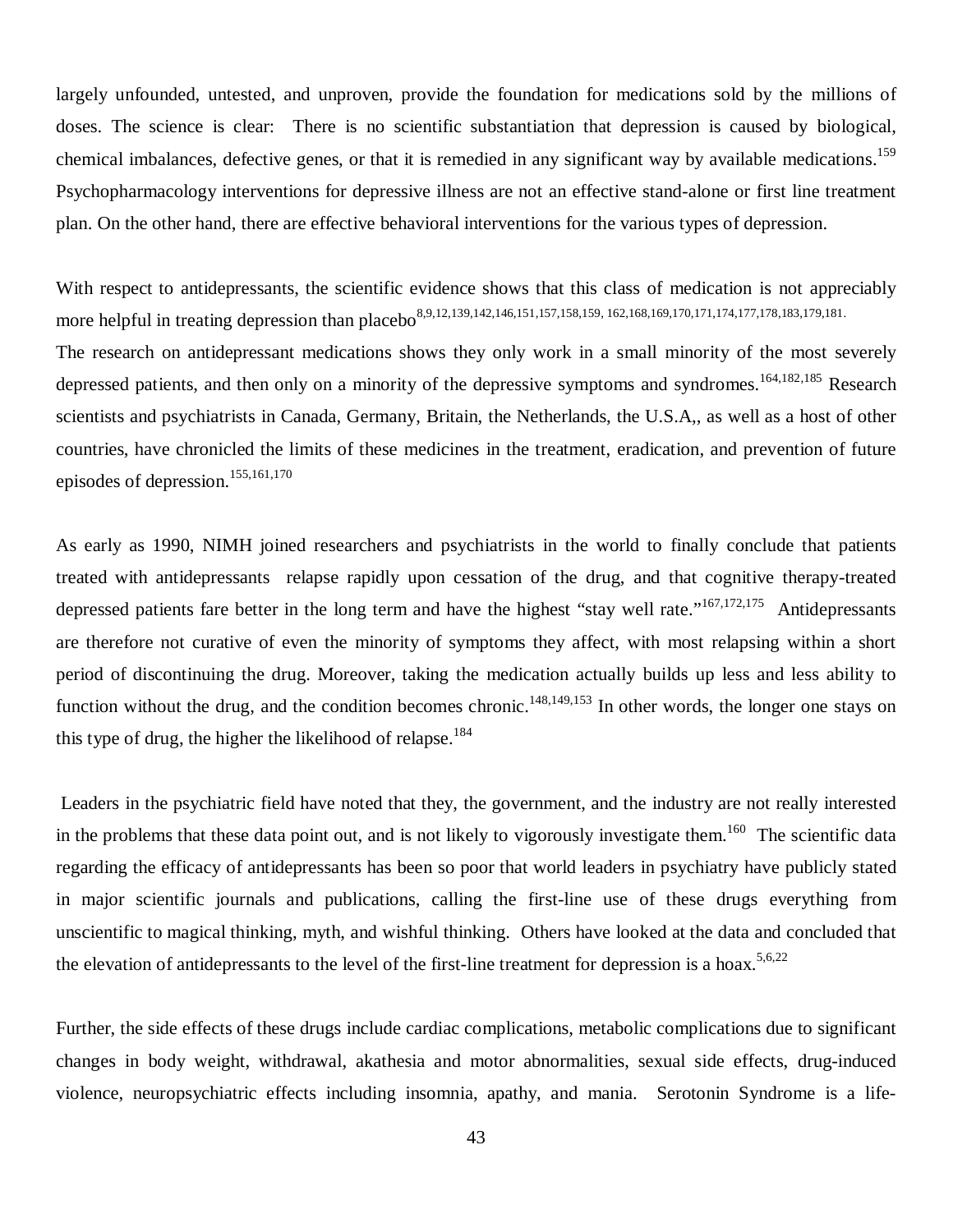largely unfounded, untested, and unproven, provide the foundation for medications sold by the millions of doses. The science is clear: There is no scientific substantiation that depression is caused by biological, chemical imbalances, defective genes, or that it is remedied in any significant way by available medications.[159] Psychopharmacology interventions for depressive illness are not an effective stand-alone or first line treatment plan. On the other hand, there are effective behavioral interventions for the various types of depression.

With respect to antidepressants, the scientific evidence shows that this class of medication is not appreciably more helpful in treating depression than placebo[8,9,12,139,142,146,151,157,158,159, 162,168,169,170,171,174,177,178,183,179,181.] The research on antidepressant medications shows they only work in a small minority of the most severely depressed patients, and then only on a minority of the depressive symptoms and syndromes.[164,182,185] Research scientists and psychiatrists in Canada, Germany, Britain, the Netherlands, the U.S.A,, as well as a host of other countries, have chronicled the limits of these medicines in the treatment, eradication, and prevention of future episodes of depression.[155,161,170]

As early as 1990, NIMH joined researchers and psychiatrists in the world to finally conclude that patients treated with antidepressants relapse rapidly upon cessation of the drug, and that cognitive therapy-treated depressed patients fare better in the long term and have the highest "stay well rate."[167,172,175] Antidepressants are therefore not curative of even the minority of symptoms they affect, with most relapsing within a short period of discontinuing the drug. Moreover, taking the medication actually builds up less and less ability to function without the drug, and the condition becomes chronic.[148,149,153] In other words, the longer one stays on this type of drug, the higher the likelihood of relapse.[184]

Leaders in the psychiatric field have noted that they, the government, and the industry are not really interested in the problems that these data point out, and is not likely to vigorously investigate them.[160] The scientific data regarding the efficacy of antidepressants has been so poor that world leaders in psychiatry have publicly stated in major scientific journals and publications, calling the first-line use of these drugs everything from unscientific to magical thinking, myth, and wishful thinking. Others have looked at the data and concluded that the elevation of antidepressants to the level of the first-line treatment for depression is a hoax.[5,6,22]

Further, the side effects of these drugs include cardiac complications, metabolic complications due to significant changes in body weight, withdrawal, akathesia and motor abnormalities, sexual side effects, drug-induced violence, neuropsychiatric effects including insomnia, apathy, and mania. Serotonin Syndrome is a life-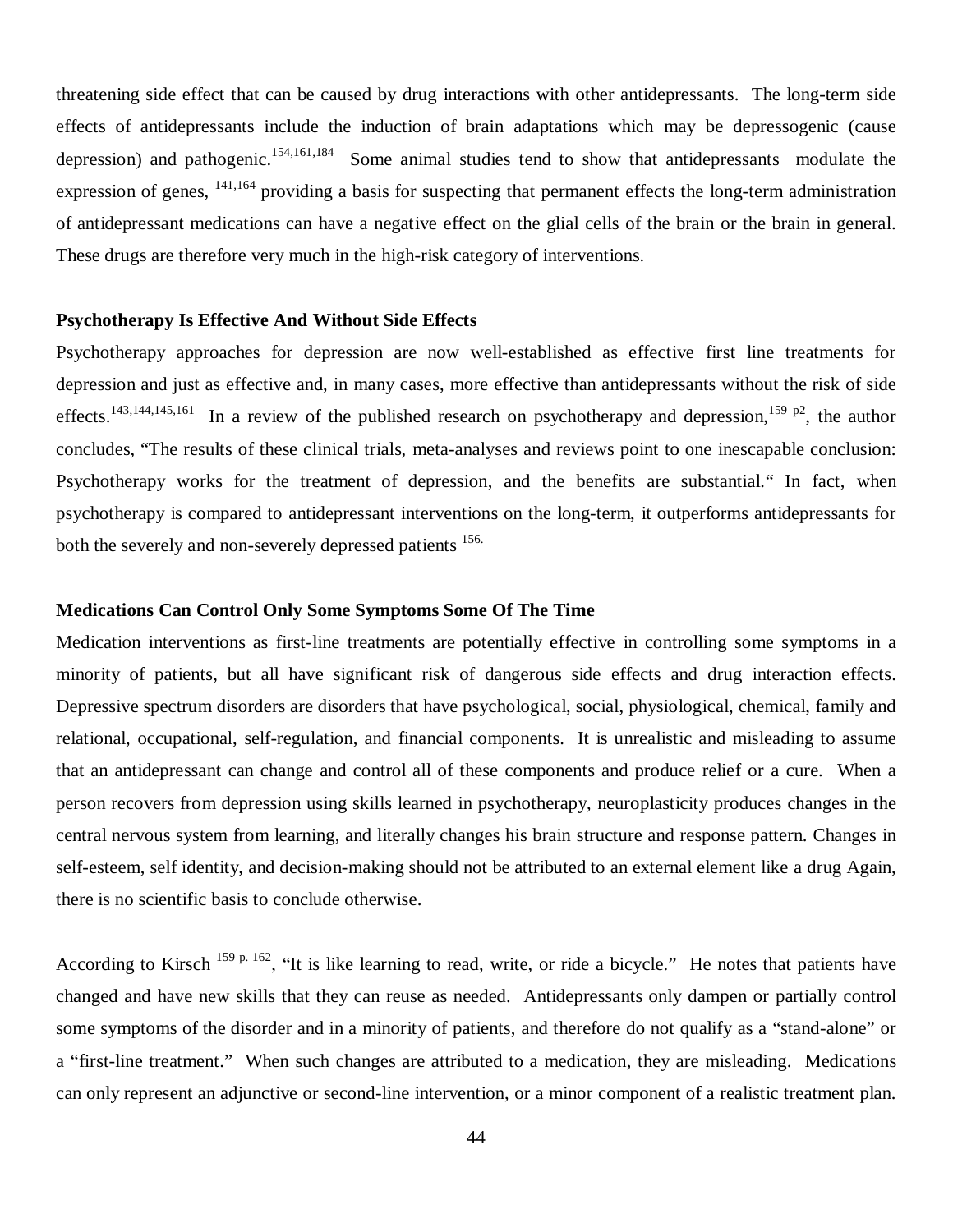threatening side effect that can be caused by drug interactions with other antidepressants. The long-term side effects of antidepressants include the induction of brain adaptations which may be depressogenic (cause depression) and pathogenic.[154,161,184] Some animal studies tend to show that antidepressants modulate the expression of genes, [141,164] providing a basis for suspecting that permanent effects the long-term administration of antidepressant medications can have a negative effect on the glial cells of the brain or the brain in general. These drugs are therefore very much in the high-risk category of interventions.

**Psychotherapy Is Effective And Without Side Effects**

Psychotherapy approaches for depression are now well-established as effective first line treatments for depression and just as effective and, in many cases, more effective than antidepressants without the risk of side effects.[143,144,145,161] In a review of the published research on psychotherapy and depression,[159 p2], the author concludes, "The results of these clinical trials, meta-analyses and reviews point to one inescapable conclusion: Psychotherapy works for the treatment of depression, and the benefits are substantial." In fact, when psychotherapy is compared to antidepressant interventions on the long-term, it outperforms antidepressants for both the severely and non-severely depressed patients [156.]

**Medications Can Control Only Some Symptoms Some Of The Time**

Medication interventions as first-line treatments are potentially effective in controlling some symptoms in a minority of patients, but all have significant risk of dangerous side effects and drug interaction effects. Depressive spectrum disorders are disorders that have psychological, social, physiological, chemical, family and relational, occupational, self-regulation, and financial components. It is unrealistic and misleading to assume that an antidepressant can change and control all of these components and produce relief or a cure. When a person recovers from depression using skills learned in psychotherapy, neuroplasticity produces changes in the central nervous system from learning, and literally changes his brain structure and response pattern. Changes in self-esteem, self identity, and decision-making should not be attributed to an external element like a drug Again, there is no scientific basis to conclude otherwise.

According to Kirsch [159 p. 162], "It is like learning to read, write, or ride a bicycle." He notes that patients have changed and have new skills that they can reuse as needed. Antidepressants only dampen or partially control some symptoms of the disorder and in a minority of patients, and therefore do not qualify as a "stand-alone" or a "first-line treatment." When such changes are attributed to a medication, they are misleading. Medications can only represent an adjunctive or second-line intervention, or a minor component of a realistic treatment plan.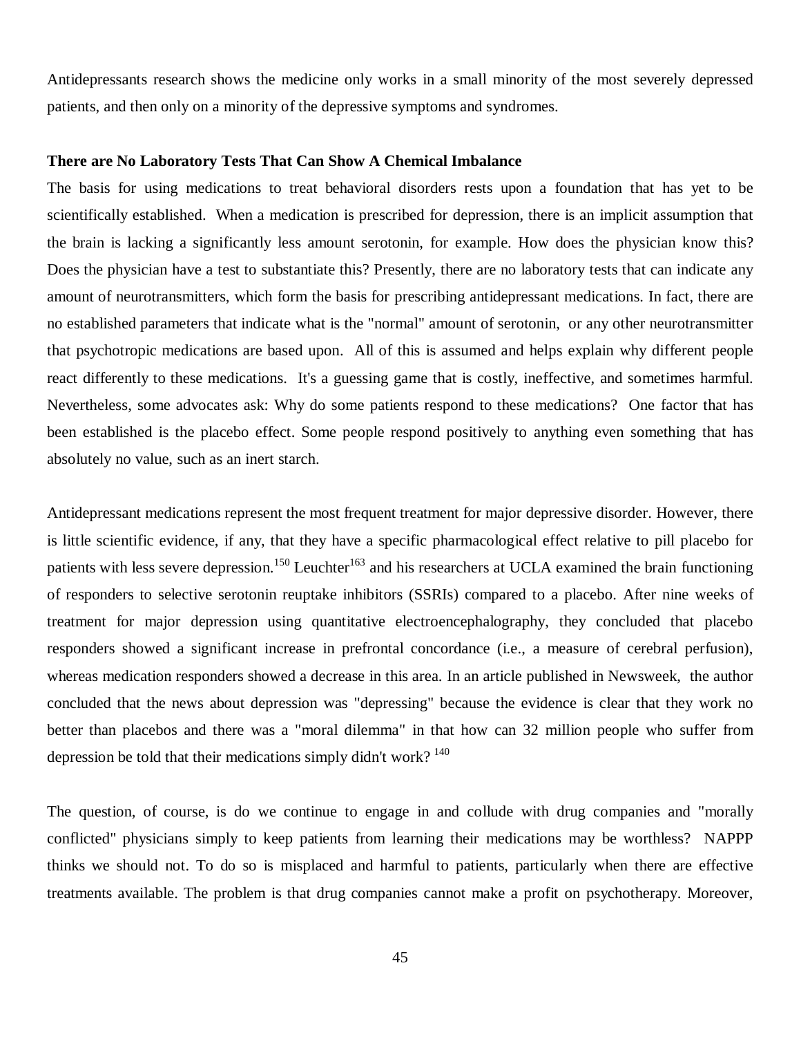Antidepressants research shows the medicine only works in a small minority of the most severely depressed patients, and then only on a minority of the depressive symptoms and syndromes.

**There are No Laboratory Tests That Can Show A Chemical Imbalance**

The basis for using medications to treat behavioral disorders rests upon a foundation that has yet to be scientifically established. When a medication is prescribed for depression, there is an implicit assumption that the brain is lacking a significantly less amount serotonin, for example. How does the physician know this? Does the physician have a test to substantiate this? Presently, there are no laboratory tests that can indicate any amount of neurotransmitters, which form the basis for prescribing antidepressant medications. In fact, there are no established parameters that indicate what is the "normal" amount of serotonin, or any other neurotransmitter that psychotropic medications are based upon. All of this is assumed and helps explain why different people react differently to these medications. It's a guessing game that is costly, ineffective, and sometimes harmful. Nevertheless, some advocates ask: Why do some patients respond to these medications? One factor that has been established is the placebo effect. Some people respond positively to anything even something that has absolutely no value, such as an inert starch.

Antidepressant medications represent the most frequent treatment for major depressive disorder. However, there is little scientific evidence, if any, that they have a specific pharmacological effect relative to pill placebo for patients with less severe depression.[150] Leuchter[163] and his researchers at UCLA examined the brain functioning of responders to selective serotonin reuptake inhibitors (SSRIs) compared to a placebo. After nine weeks of treatment for major depression using quantitative electroencephalography, they concluded that placebo responders showed a significant increase in prefrontal concordance (i.e., a measure of cerebral perfusion), whereas medication responders showed a decrease in this area. In an article published in Newsweek, the author concluded that the news about depression was "depressing" because the evidence is clear that they work no better than placebos and there was a "moral dilemma" in that how can 32 million people who suffer from depression be told that their medications simply didn't work? [140]

The question, of course, is do we continue to engage in and collude with drug companies and "morally conflicted" physicians simply to keep patients from learning their medications may be worthless? NAPPP thinks we should not. To do so is misplaced and harmful to patients, particularly when there are effective treatments available. The problem is that drug companies cannot make a profit on psychotherapy. Moreover,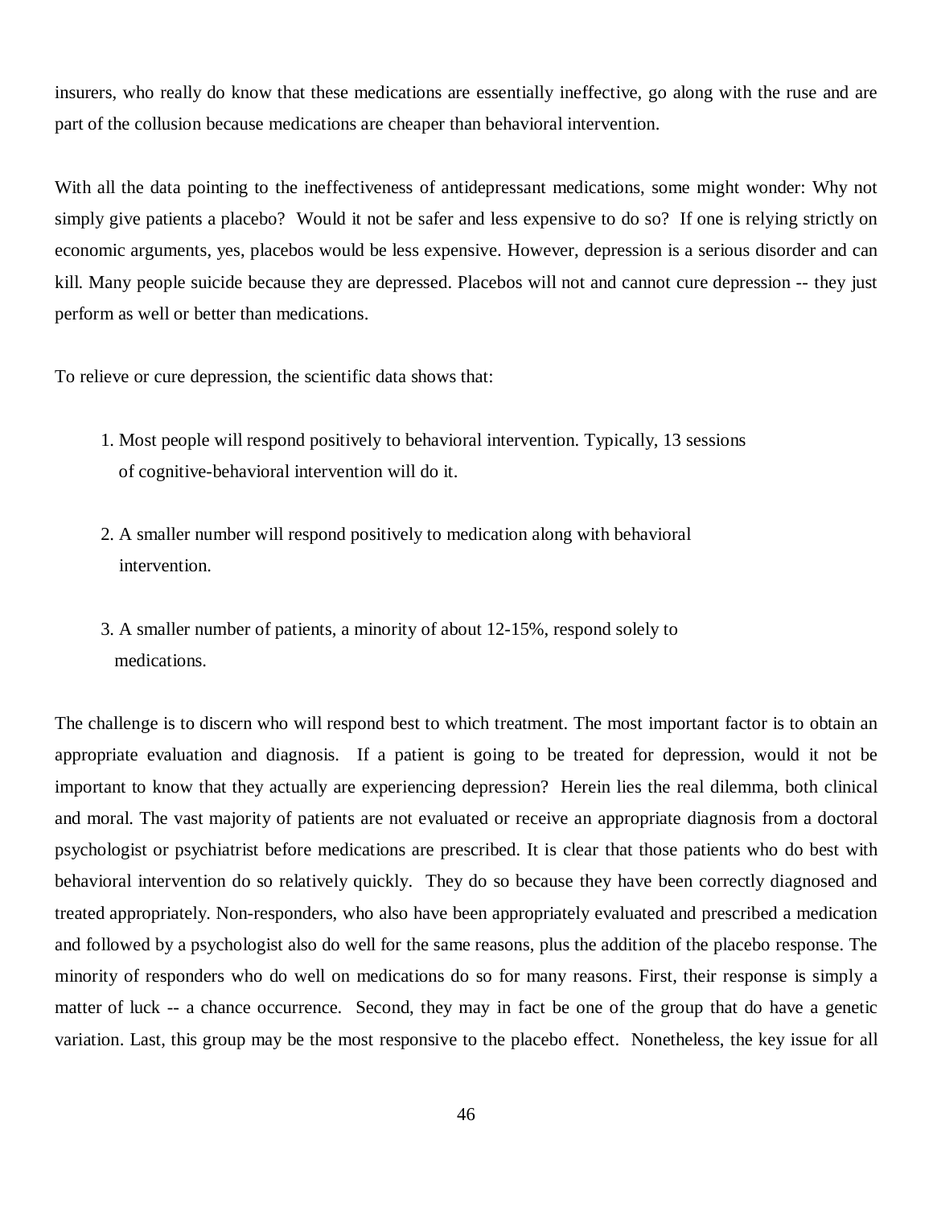insurers, who really do know that these medications are essentially ineffective, go along with the ruse and are part of the collusion because medications are cheaper than behavioral intervention.

With all the data pointing to the ineffectiveness of antidepressant medications, some might wonder: Why not simply give patients a placebo? Would it not be safer and less expensive to do so? If one is relying strictly on economic arguments, yes, placebos would be less expensive. However, depression is a serious disorder and can kill. Many people suicide because they are depressed. Placebos will not and cannot cure depression -- they just perform as well or better than medications.

To relieve or cure depression, the scientific data shows that:

1. Most people will respond positively to behavioral intervention. Typically, 13 sessions of cognitive-behavioral intervention will do it.

2. A smaller number will respond positively to medication along with behavioral intervention.

3. A smaller number of patients, a minority of about 12-15%, respond solely to medications.

The challenge is to discern who will respond best to which treatment. The most important factor is to obtain an appropriate evaluation and diagnosis. If a patient is going to be treated for depression, would it not be important to know that they actually are experiencing depression? Herein lies the real dilemma, both clinical and moral. The vast majority of patients are not evaluated or receive an appropriate diagnosis from a doctoral psychologist or psychiatrist before medications are prescribed. It is clear that those patients who do best with behavioral intervention do so relatively quickly. They do so because they have been correctly diagnosed and treated appropriately. Non-responders, who also have been appropriately evaluated and prescribed a medication and followed by a psychologist also do well for the same reasons, plus the addition of the placebo response. The minority of responders who do well on medications do so for many reasons. First, their response is simply a matter of luck -- a chance occurrence. Second, they may in fact be one of the group that do have a genetic variation. Last, this group may be the most responsive to the placebo effect. Nonetheless, the key issue for all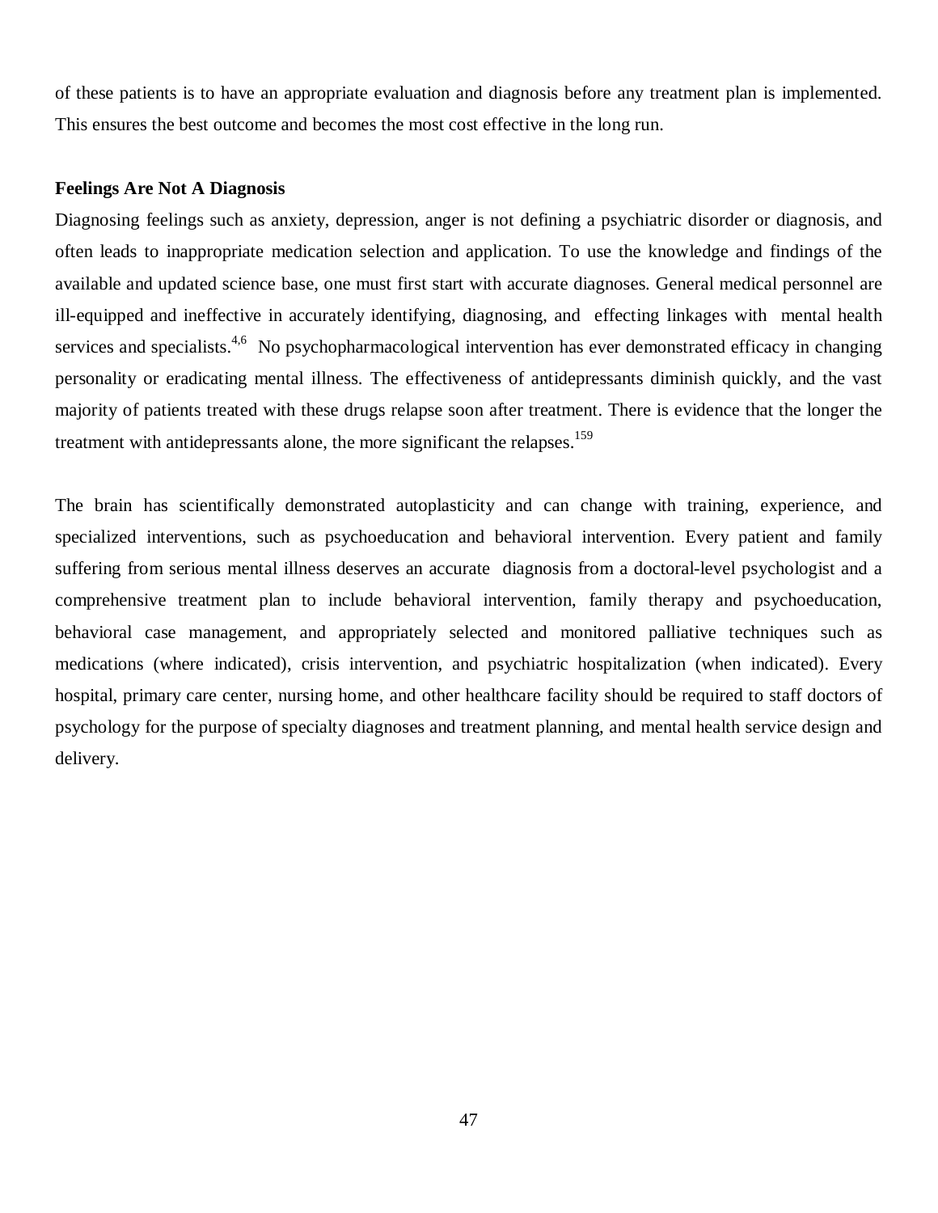of these patients is to have an appropriate evaluation and diagnosis before any treatment plan is implemented. This ensures the best outcome and becomes the most cost effective in the long run.

**Feelings Are Not A Diagnosis**

Diagnosing feelings such as anxiety, depression, anger is not defining a psychiatric disorder or diagnosis, and often leads to inappropriate medication selection and application. To use the knowledge and findings of the available and updated science base, one must first start with accurate diagnoses. General medical personnel are ill-equipped and ineffective in accurately identifying, diagnosing, and effecting linkages with mental health services and specialists.[4,6] No psychopharmacological intervention has ever demonstrated efficacy in changing personality or eradicating mental illness. The effectiveness of antidepressants diminish quickly, and the vast majority of patients treated with these drugs relapse soon after treatment. There is evidence that the longer the treatment with antidepressants alone, the more significant the relapses.[159]

The brain has scientifically demonstrated autoplasticity and can change with training, experience, and specialized interventions, such as psychoeducation and behavioral intervention. Every patient and family suffering from serious mental illness deserves an accurate diagnosis from a doctoral-level psychologist and a comprehensive treatment plan to include behavioral intervention, family therapy and psychoeducation, behavioral case management, and appropriately selected and monitored palliative techniques such as medications (where indicated), crisis intervention, and psychiatric hospitalization (when indicated). Every hospital, primary care center, nursing home, and other healthcare facility should be required to staff doctors of psychology for the purpose of specialty diagnoses and treatment planning, and mental health service design and delivery.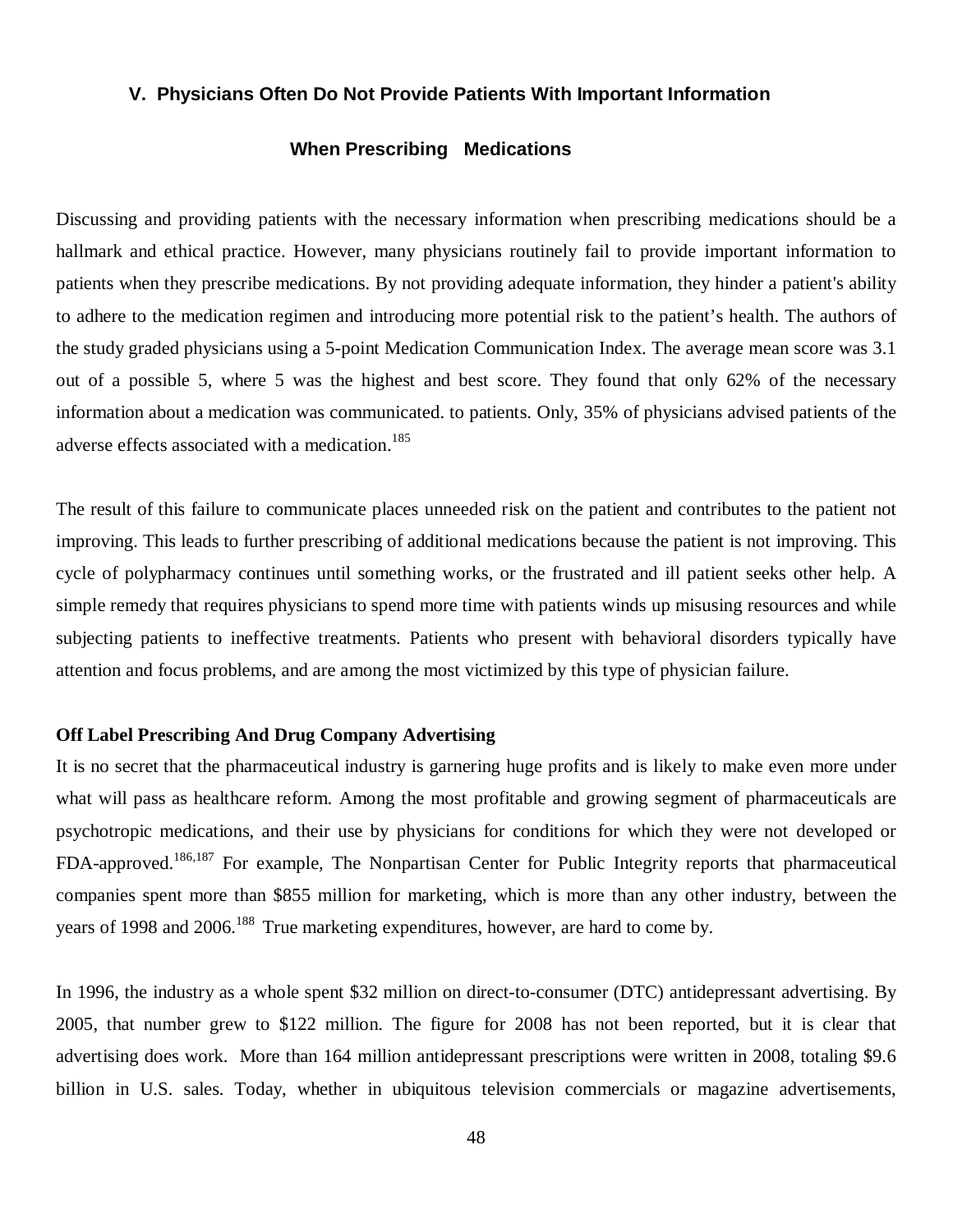## V. Physicians Often Do Not Provide Patients With Important Information When Prescribing Medications

Discussing and providing patients with the necessary information when prescribing medications should be a hallmark and ethical practice. However, many physicians routinely fail to provide important information to patients when they prescribe medications. By not providing adequate information, they hinder a patient's ability to adhere to the medication regimen and introducing more potential risk to the patient's health. The authors of the study graded physicians using a 5-point Medication Communication Index. The average mean score was 3.1 out of a possible 5, where 5 was the highest and best score. They found that only 62% of the necessary information about a medication was communicated. to patients. Only, 35% of physicians advised patients of the adverse effects associated with a medication.[185]

The result of this failure to communicate places unneeded risk on the patient and contributes to the patient not improving. This leads to further prescribing of additional medications because the patient is not improving. This cycle of polypharmacy continues until something works, or the frustrated and ill patient seeks other help. A simple remedy that requires physicians to spend more time with patients winds up misusing resources and while subjecting patients to ineffective treatments. Patients who present with behavioral disorders typically have attention and focus problems, and are among the most victimized by this type of physician failure.

**Off Label Prescribing And Drug Company Advertising**

It is no secret that the pharmaceutical industry is garnering huge profits and is likely to make even more under what will pass as healthcare reform. Among the most profitable and growing segment of pharmaceuticals are psychotropic medications, and their use by physicians for conditions for which they were not developed or FDA-approved.[186,187] For example, The Nonpartisan Center for Public Integrity reports that pharmaceutical companies spent more than $855 million for marketing, which is more than any other industry, between the years of 1998 and 2006.[188] True marketing expenditures, however, are hard to come by.

In 1996, the industry as a whole spent $32 million on direct-to-consumer (DTC) antidepressant advertising. By 2005, that number grew to $122 million. The figure for 2008 has not been reported, but it is clear that advertising does work. More than 164 million antidepressant prescriptions were written in 2008, totaling $9.6 billion in U.S. sales. Today, whether in ubiquitous television commercials or magazine advertisements,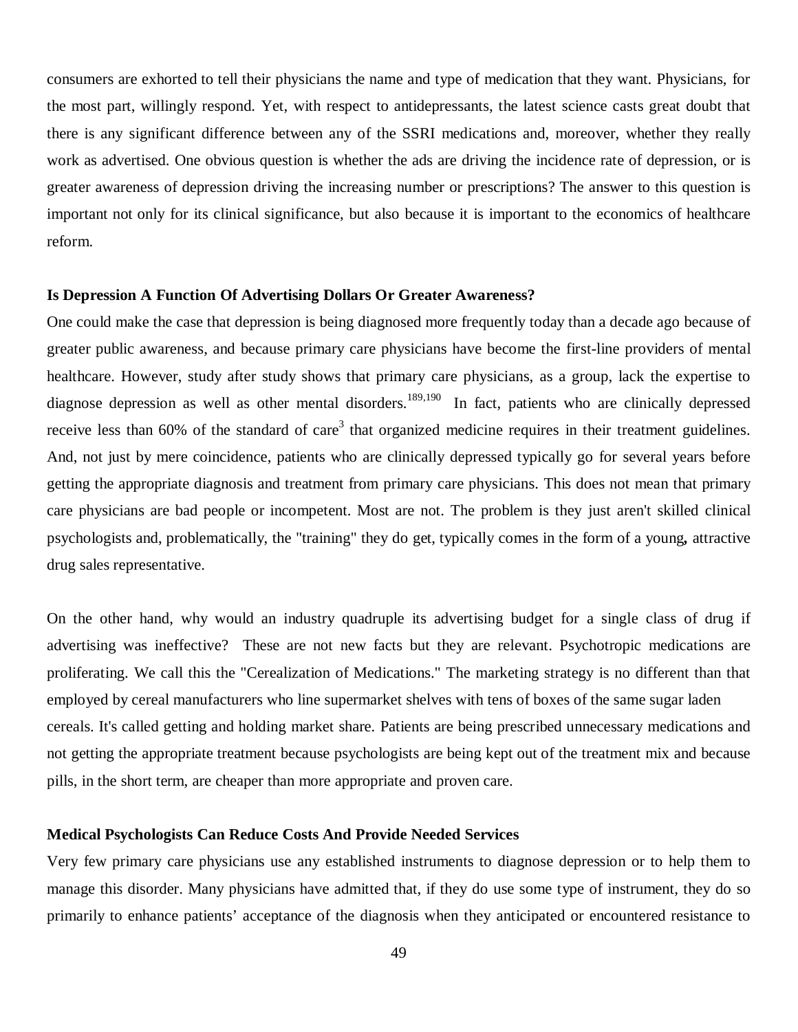consumers are exhorted to tell their physicians the name and type of medication that they want. Physicians, for the most part, willingly respond. Yet, with respect to antidepressants, the latest science casts great doubt that there is any significant difference between any of the SSRI medications and, moreover, whether they really work as advertised. One obvious question is whether the ads are driving the incidence rate of depression, or is greater awareness of depression driving the increasing number or prescriptions? The answer to this question is important not only for its clinical significance, but also because it is important to the economics of healthcare reform.

**Is Depression A Function Of Advertising Dollars Or Greater Awareness?**

One could make the case that depression is being diagnosed more frequently today than a decade ago because of greater public awareness, and because primary care physicians have become the first-line providers of mental healthcare. However, study after study shows that primary care physicians, as a group, lack the expertise to diagnose depression as well as other mental disorders.[189,190] In fact, patients who are clinically depressed receive less than 60% of the standard of care[3] that organized medicine requires in their treatment guidelines. And, not just by mere coincidence, patients who are clinically depressed typically go for several years before getting the appropriate diagnosis and treatment from primary care physicians. This does not mean that primary care physicians are bad people or incompetent. Most are not. The problem is they just aren't skilled clinical psychologists and, problematically, the "training" they do get, typically comes in the form of a young**,** attractive drug sales representative.

On the other hand, why would an industry quadruple its advertising budget for a single class of drug if advertising was ineffective? These are not new facts but they are relevant. Psychotropic medications are proliferating. We call this the "Cerealization of Medications." The marketing strategy is no different than that employed by cereal manufacturers who line supermarket shelves with tens of boxes of the same sugar laden cereals. It's called getting and holding market share. Patients are being prescribed unnecessary medications and not getting the appropriate treatment because psychologists are being kept out of the treatment mix and because pills, in the short term, are cheaper than more appropriate and proven care.

**Medical Psychologists Can Reduce Costs And Provide Needed Services**

Very few primary care physicians use any established instruments to diagnose depression or to help them to manage this disorder. Many physicians have admitted that, if they do use some type of instrument, they do so primarily to enhance patients' acceptance of the diagnosis when they anticipated or encountered resistance to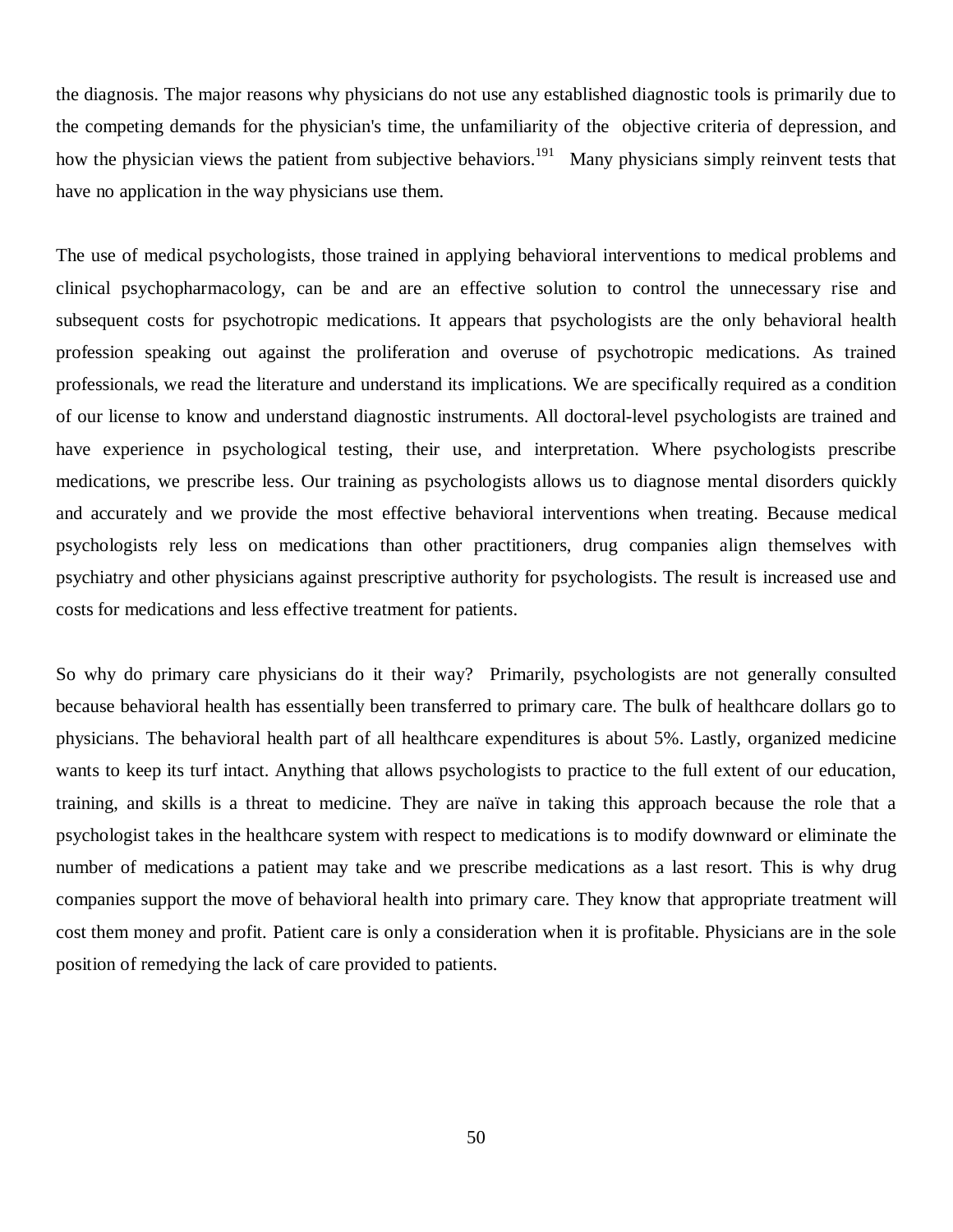the diagnosis. The major reasons why physicians do not use any established diagnostic tools is primarily due to the competing demands for the physician's time, the unfamiliarity of the objective criteria of depression, and how the physician views the patient from subjective behaviors.[191] Many physicians simply reinvent tests that have no application in the way physicians use them.

The use of medical psychologists, those trained in applying behavioral interventions to medical problems and clinical psychopharmacology, can be and are an effective solution to control the unnecessary rise and subsequent costs for psychotropic medications. It appears that psychologists are the only behavioral health profession speaking out against the proliferation and overuse of psychotropic medications. As trained professionals, we read the literature and understand its implications. We are specifically required as a condition of our license to know and understand diagnostic instruments. All doctoral-level psychologists are trained and have experience in psychological testing, their use, and interpretation. Where psychologists prescribe medications, we prescribe less. Our training as psychologists allows us to diagnose mental disorders quickly and accurately and we provide the most effective behavioral interventions when treating. Because medical psychologists rely less on medications than other practitioners, drug companies align themselves with psychiatry and other physicians against prescriptive authority for psychologists. The result is increased use and costs for medications and less effective treatment for patients.

So why do primary care physicians do it their way? Primarily, psychologists are not generally consulted because behavioral health has essentially been transferred to primary care. The bulk of healthcare dollars go to physicians. The behavioral health part of all healthcare expenditures is about 5%. Lastly, organized medicine wants to keep its turf intact. Anything that allows psychologists to practice to the full extent of our education, training, and skills is a threat to medicine. They are naïve in taking this approach because the role that a psychologist takes in the healthcare system with respect to medications is to modify downward or eliminate the number of medications a patient may take and we prescribe medications as a last resort. This is why drug companies support the move of behavioral health into primary care. They know that appropriate treatment will cost them money and profit. Patient care is only a consideration when it is profitable. Physicians are in the sole position of remedying the lack of care provided to patients.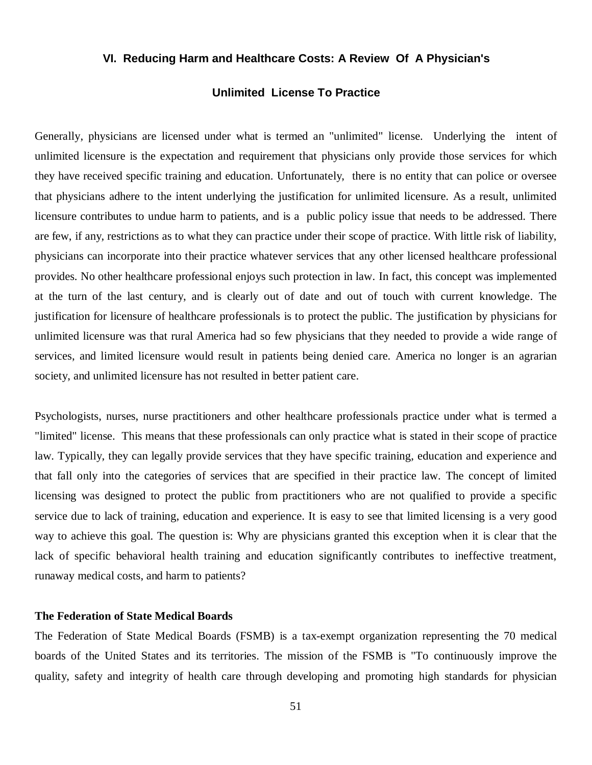## VI. Reducing Harm and Healthcare Costs: A Review Of A Physician's Unlimited License To Practice

Generally, physicians are licensed under what is termed an "unlimited" license. Underlying the intent of unlimited licensure is the expectation and requirement that physicians only provide those services for which they have received specific training and education. Unfortunately, there is no entity that can police or oversee that physicians adhere to the intent underlying the justification for unlimited licensure. As a result, unlimited licensure contributes to undue harm to patients, and is a public policy issue that needs to be addressed. There are few, if any, restrictions as to what they can practice under their scope of practice. With little risk of liability, physicians can incorporate into their practice whatever services that any other licensed healthcare professional provides. No other healthcare professional enjoys such protection in law. In fact, this concept was implemented at the turn of the last century, and is clearly out of date and out of touch with current knowledge. The justification for licensure of healthcare professionals is to protect the public. The justification by physicians for unlimited licensure was that rural America had so few physicians that they needed to provide a wide range of services, and limited licensure would result in patients being denied care. America no longer is an agrarian society, and unlimited licensure has not resulted in better patient care.

Psychologists, nurses, nurse practitioners and other healthcare professionals practice under what is termed a "limited" license. This means that these professionals can only practice what is stated in their scope of practice law. Typically, they can legally provide services that they have specific training, education and experience and that fall only into the categories of services that are specified in their practice law. The concept of limited licensing was designed to protect the public from practitioners who are not qualified to provide a specific service due to lack of training, education and experience. It is easy to see that limited licensing is a very good way to achieve this goal. The question is: Why are physicians granted this exception when it is clear that the lack of specific behavioral health training and education significantly contributes to ineffective treatment, runaway medical costs, and harm to patients?

**The Federation of State Medical Boards**

The Federation of State Medical Boards (FSMB) is a tax-exempt organization representing the 70 medical boards of the United States and its territories. The mission of the FSMB is "To continuously improve the quality, safety and integrity of health care through developing and promoting high standards for physician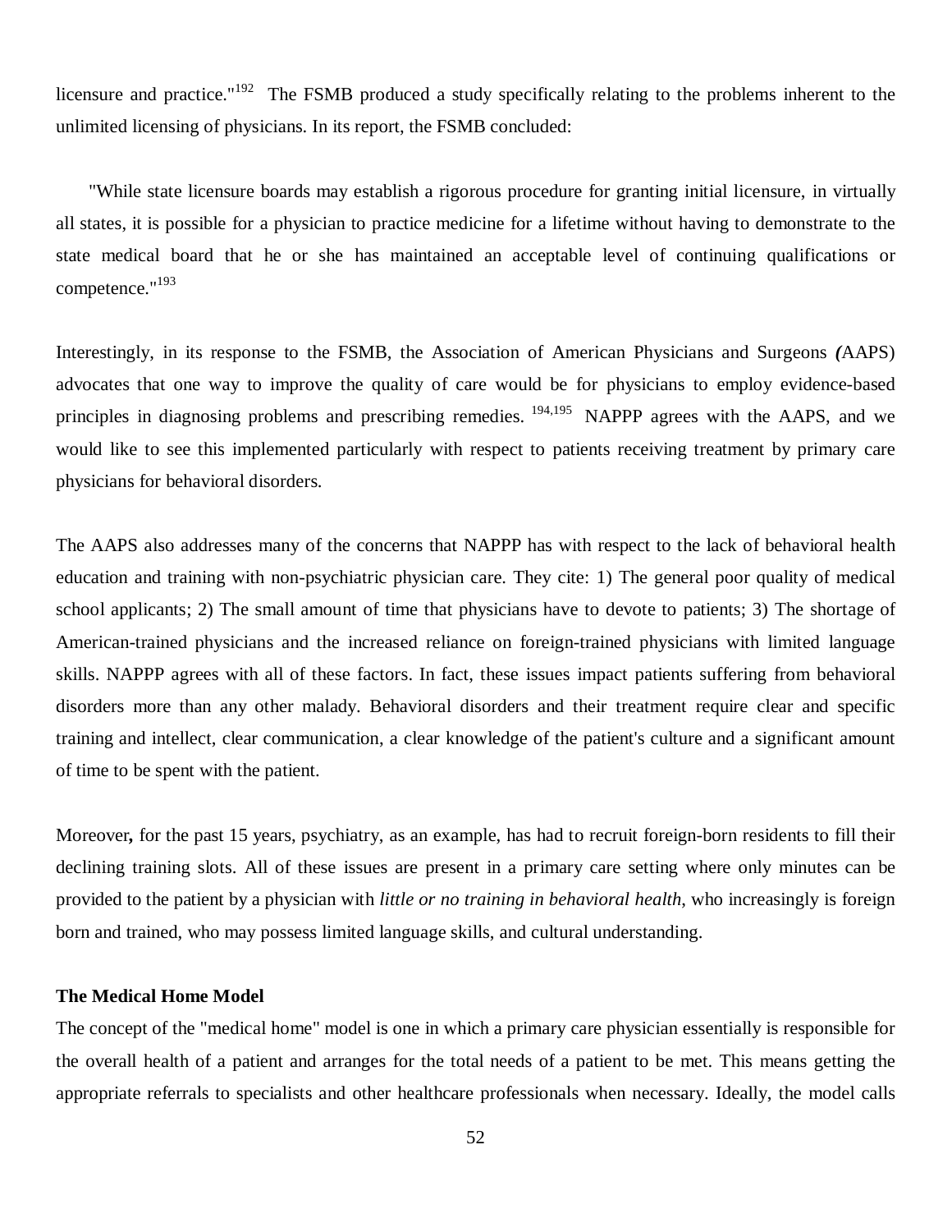licensure and practice."[192] The FSMB produced a study specifically relating to the problems inherent to the unlimited licensing of physicians. In its report, the FSMB concluded:

> "While state licensure boards may establish a rigorous procedure for granting initial licensure, in virtually all states, it is possible for a physician to practice medicine for a lifetime without having to demonstrate to the state medical board that he or she has maintained an acceptable level of continuing qualifications or competence."[193]

Interestingly, in its response to the FSMB, the Association of American Physicians and Surgeons *(*AAPS) advocates that one way to improve the quality of care would be for physicians to employ evidence-based principles in diagnosing problems and prescribing remedies. [194,195] NAPPP agrees with the AAPS, and we would like to see this implemented particularly with respect to patients receiving treatment by primary care physicians for behavioral disorders.

The AAPS also addresses many of the concerns that NAPPP has with respect to the lack of behavioral health education and training with non-psychiatric physician care. They cite: 1) The general poor quality of medical school applicants; 2) The small amount of time that physicians have to devote to patients; 3) The shortage of American-trained physicians and the increased reliance on foreign-trained physicians with limited language skills. NAPPP agrees with all of these factors. In fact, these issues impact patients suffering from behavioral disorders more than any other malady. Behavioral disorders and their treatment require clear and specific training and intellect, clear communication, a clear knowledge of the patient's culture and a significant amount of time to be spent with the patient.

Moreover**,** for the past 15 years, psychiatry, as an example, has had to recruit foreign-born residents to fill their declining training slots. All of these issues are present in a primary care setting where only minutes can be provided to the patient by a physician with *little or no training in behavioral health*, who increasingly is foreign born and trained, who may possess limited language skills, and cultural understanding.

**The Medical Home Model**

The concept of the "medical home" model is one in which a primary care physician essentially is responsible for the overall health of a patient and arranges for the total needs of a patient to be met. This means getting the appropriate referrals to specialists and other healthcare professionals when necessary. Ideally, the model calls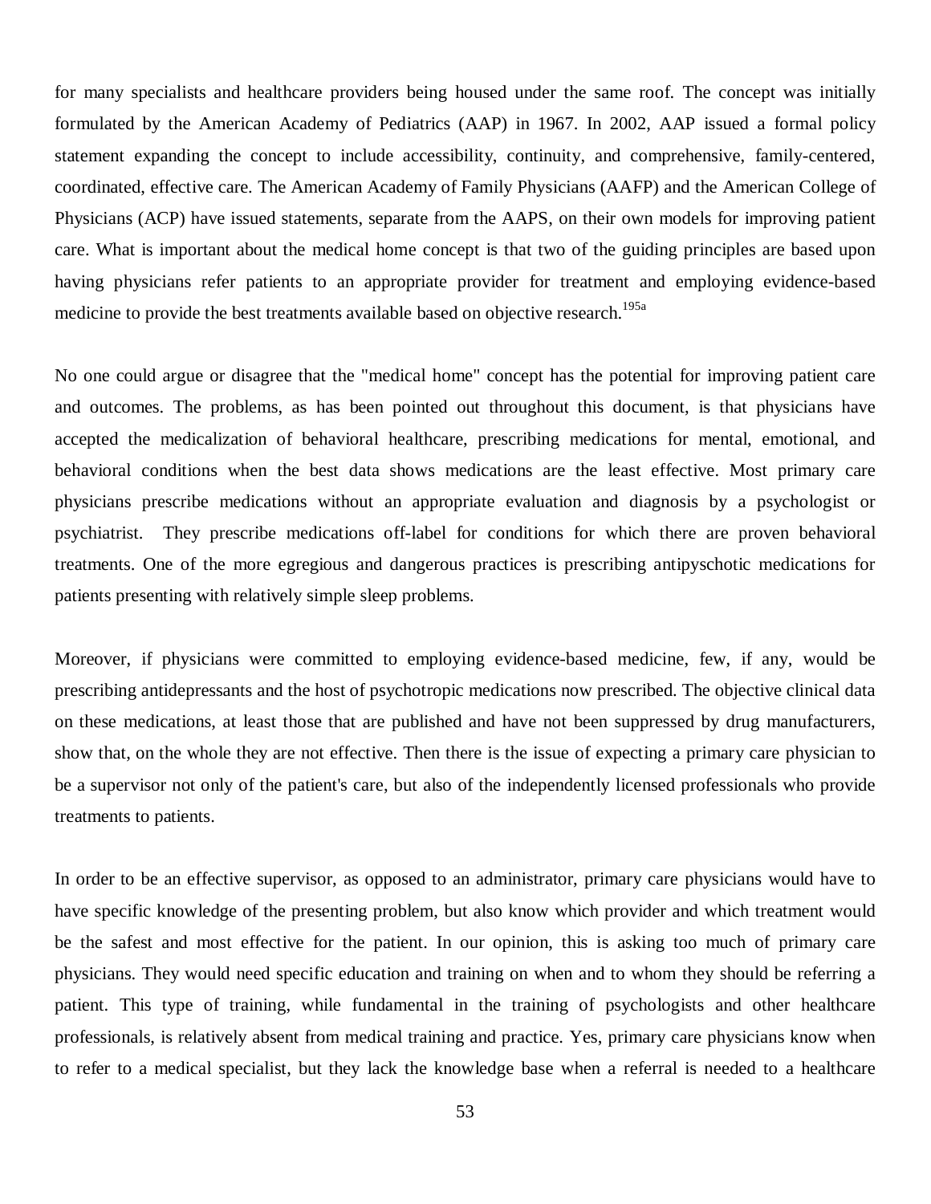for many specialists and healthcare providers being housed under the same roof. The concept was initially formulated by the American Academy of Pediatrics (AAP) in 1967. In 2002, AAP issued a formal policy statement expanding the concept to include accessibility, continuity, and comprehensive, family-centered, coordinated, effective care. The American Academy of Family Physicians (AAFP) and the American College of Physicians (ACP) have issued statements, separate from the AAPS, on their own models for improving patient care. What is important about the medical home concept is that two of the guiding principles are based upon having physicians refer patients to an appropriate provider for treatment and employing evidence-based medicine to provide the best treatments available based on objective research.[195a]

No one could argue or disagree that the "medical home" concept has the potential for improving patient care and outcomes. The problems, as has been pointed out throughout this document, is that physicians have accepted the medicalization of behavioral healthcare, prescribing medications for mental, emotional, and behavioral conditions when the best data shows medications are the least effective. Most primary care physicians prescribe medications without an appropriate evaluation and diagnosis by a psychologist or psychiatrist. They prescribe medications off-label for conditions for which there are proven behavioral treatments. One of the more egregious and dangerous practices is prescribing antipyschotic medications for patients presenting with relatively simple sleep problems.

Moreover, if physicians were committed to employing evidence-based medicine, few, if any, would be prescribing antidepressants and the host of psychotropic medications now prescribed. The objective clinical data on these medications, at least those that are published and have not been suppressed by drug manufacturers, show that, on the whole they are not effective. Then there is the issue of expecting a primary care physician to be a supervisor not only of the patient's care, but also of the independently licensed professionals who provide treatments to patients.

In order to be an effective supervisor, as opposed to an administrator, primary care physicians would have to have specific knowledge of the presenting problem, but also know which provider and which treatment would be the safest and most effective for the patient. In our opinion, this is asking too much of primary care physicians. They would need specific education and training on when and to whom they should be referring a patient. This type of training, while fundamental in the training of psychologists and other healthcare professionals, is relatively absent from medical training and practice. Yes, primary care physicians know when to refer to a medical specialist, but they lack the knowledge base when a referral is needed to a healthcare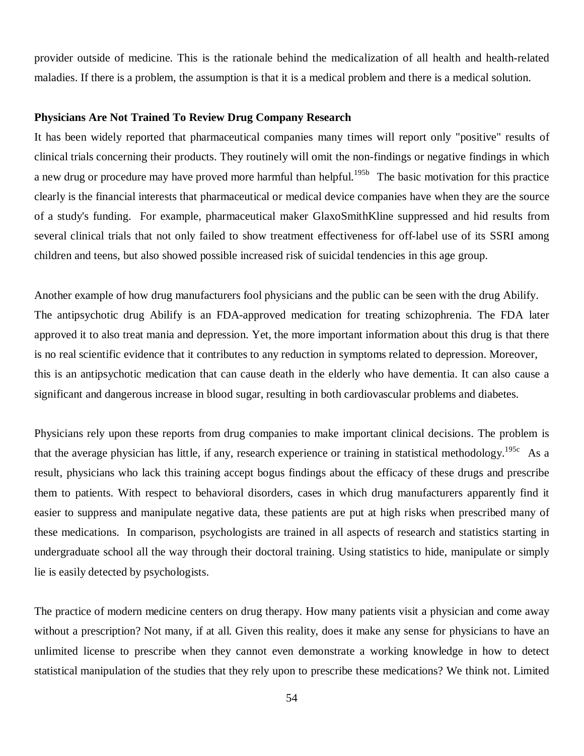provider outside of medicine. This is the rationale behind the medicalization of all health and health-related maladies. If there is a problem, the assumption is that it is a medical problem and there is a medical solution.

**Physicians Are Not Trained To Review Drug Company Research**

It has been widely reported that pharmaceutical companies many times will report only "positive" results of clinical trials concerning their products. They routinely will omit the non-findings or negative findings in which a new drug or procedure may have proved more harmful than helpful.[195b] The basic motivation for this practice clearly is the financial interests that pharmaceutical or medical device companies have when they are the source of a study's funding. For example, pharmaceutical maker GlaxoSmithKline suppressed and hid results from several clinical trials that not only failed to show treatment effectiveness for off-label use of its SSRI among children and teens, but also showed possible increased risk of suicidal tendencies in this age group.

Another example of how drug manufacturers fool physicians and the public can be seen with the drug Abilify. The antipsychotic drug Abilify is an FDA-approved medication for treating schizophrenia. The FDA later approved it to also treat mania and depression. Yet, the more important information about this drug is that there is no real scientific evidence that it contributes to any reduction in symptoms related to depression. Moreover, this is an antipsychotic medication that can cause death in the elderly who have dementia. It can also cause a significant and dangerous increase in blood sugar, resulting in both cardiovascular problems and diabetes.

Physicians rely upon these reports from drug companies to make important clinical decisions. The problem is that the average physician has little, if any, research experience or training in statistical methodology.[195c] As a result, physicians who lack this training accept bogus findings about the efficacy of these drugs and prescribe them to patients. With respect to behavioral disorders, cases in which drug manufacturers apparently find it easier to suppress and manipulate negative data, these patients are put at high risks when prescribed many of these medications. In comparison, psychologists are trained in all aspects of research and statistics starting in undergraduate school all the way through their doctoral training. Using statistics to hide, manipulate or simply lie is easily detected by psychologists.

The practice of modern medicine centers on drug therapy. How many patients visit a physician and come away without a prescription? Not many, if at all. Given this reality, does it make any sense for physicians to have an unlimited license to prescribe when they cannot even demonstrate a working knowledge in how to detect statistical manipulation of the studies that they rely upon to prescribe these medications? We think not. Limited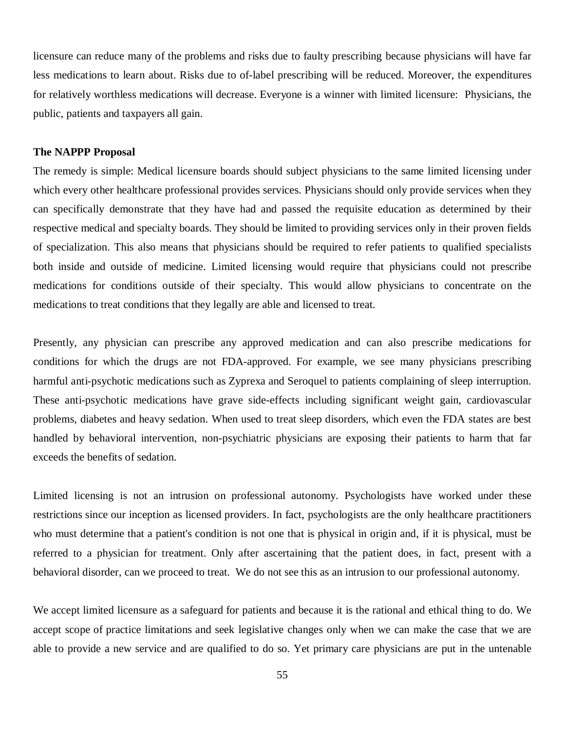licensure can reduce many of the problems and risks due to faulty prescribing because physicians will have far less medications to learn about. Risks due to of-label prescribing will be reduced. Moreover, the expenditures for relatively worthless medications will decrease. Everyone is a winner with limited licensure: Physicians, the public, patients and taxpayers all gain.

**The NAPPP Proposal**

The remedy is simple: Medical licensure boards should subject physicians to the same limited licensing under which every other healthcare professional provides services. Physicians should only provide services when they can specifically demonstrate that they have had and passed the requisite education as determined by their respective medical and specialty boards. They should be limited to providing services only in their proven fields of specialization. This also means that physicians should be required to refer patients to qualified specialists both inside and outside of medicine. Limited licensing would require that physicians could not prescribe medications for conditions outside of their specialty. This would allow physicians to concentrate on the medications to treat conditions that they legally are able and licensed to treat.

Presently, any physician can prescribe any approved medication and can also prescribe medications for conditions for which the drugs are not FDA-approved. For example, we see many physicians prescribing harmful anti-psychotic medications such as Zyprexa and Seroquel to patients complaining of sleep interruption. These anti-psychotic medications have grave side-effects including significant weight gain, cardiovascular problems, diabetes and heavy sedation. When used to treat sleep disorders, which even the FDA states are best handled by behavioral intervention, non-psychiatric physicians are exposing their patients to harm that far exceeds the benefits of sedation.

Limited licensing is not an intrusion on professional autonomy. Psychologists have worked under these restrictions since our inception as licensed providers. In fact, psychologists are the only healthcare practitioners who must determine that a patient's condition is not one that is physical in origin and, if it is physical, must be referred to a physician for treatment. Only after ascertaining that the patient does, in fact, present with a behavioral disorder, can we proceed to treat. We do not see this as an intrusion to our professional autonomy.

We accept limited licensure as a safeguard for patients and because it is the rational and ethical thing to do. We accept scope of practice limitations and seek legislative changes only when we can make the case that we are able to provide a new service and are qualified to do so. Yet primary care physicians are put in the untenable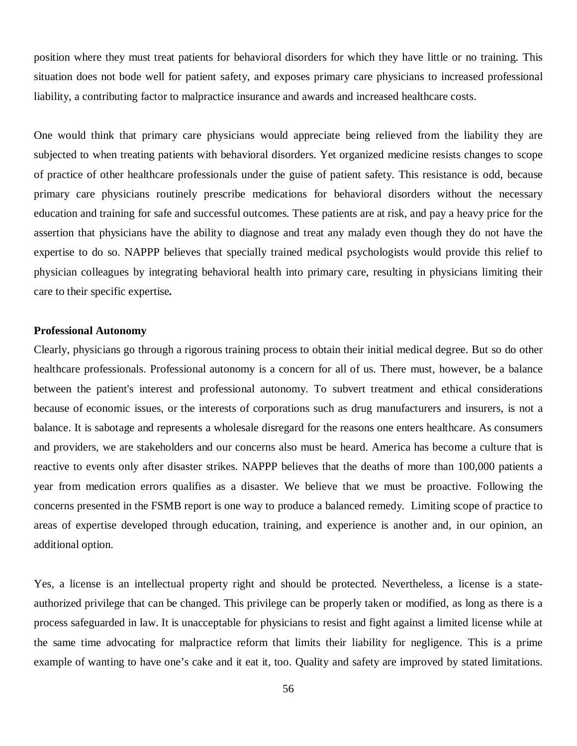position where they must treat patients for behavioral disorders for which they have little or no training. This situation does not bode well for patient safety, and exposes primary care physicians to increased professional liability, a contributing factor to malpractice insurance and awards and increased healthcare costs.

One would think that primary care physicians would appreciate being relieved from the liability they are subjected to when treating patients with behavioral disorders. Yet organized medicine resists changes to scope of practice of other healthcare professionals under the guise of patient safety. This resistance is odd, because primary care physicians routinely prescribe medications for behavioral disorders without the necessary education and training for safe and successful outcomes. These patients are at risk, and pay a heavy price for the assertion that physicians have the ability to diagnose and treat any malady even though they do not have the expertise to do so. NAPPP believes that specially trained medical psychologists would provide this relief to physician colleagues by integrating behavioral health into primary care, resulting in physicians limiting their care to their specific expertise**.**

**Professional Autonomy**

Clearly, physicians go through a rigorous training process to obtain their initial medical degree. But so do other healthcare professionals. Professional autonomy is a concern for all of us. There must, however, be a balance between the patient's interest and professional autonomy. To subvert treatment and ethical considerations because of economic issues, or the interests of corporations such as drug manufacturers and insurers, is not a balance. It is sabotage and represents a wholesale disregard for the reasons one enters healthcare. As consumers and providers, we are stakeholders and our concerns also must be heard. America has become a culture that is reactive to events only after disaster strikes. NAPPP believes that the deaths of more than 100,000 patients a year from medication errors qualifies as a disaster. We believe that we must be proactive. Following the concerns presented in the FSMB report is one way to produce a balanced remedy. Limiting scope of practice to areas of expertise developed through education, training, and experience is another and, in our opinion, an additional option.

Yes, a license is an intellectual property right and should be protected. Nevertheless, a license is a state-authorized privilege that can be changed. This privilege can be properly taken or modified, as long as there is a process safeguarded in law. It is unacceptable for physicians to resist and fight against a limited license while at the same time advocating for malpractice reform that limits their liability for negligence. This is a prime example of wanting to have one's cake and it eat it, too. Quality and safety are improved by stated limitations.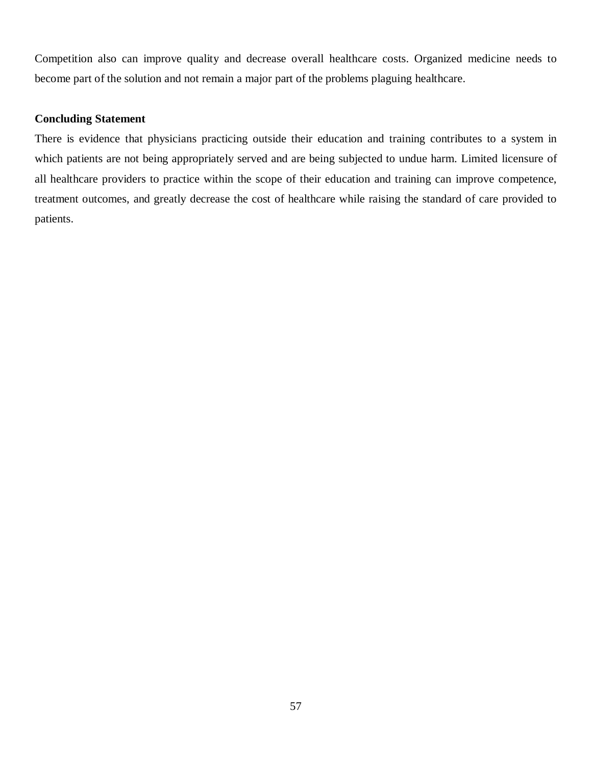Competition also can improve quality and decrease overall healthcare costs. Organized medicine needs to become part of the solution and not remain a major part of the problems plaguing healthcare.

**Concluding Statement**

There is evidence that physicians practicing outside their education and training contributes to a system in which patients are not being appropriately served and are being subjected to undue harm. Limited licensure of all healthcare providers to practice within the scope of their education and training can improve competence, treatment outcomes, and greatly decrease the cost of healthcare while raising the standard of care provided to patients.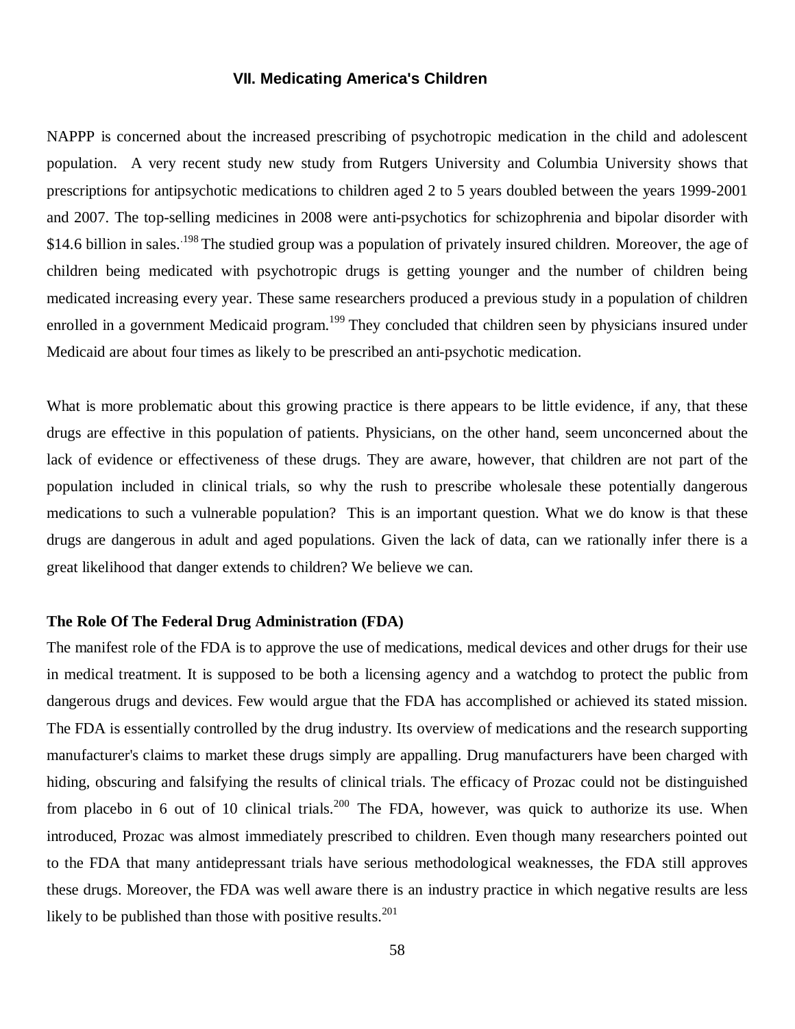## VII. Medicating America's Children

NAPPP is concerned about the increased prescribing of psychotropic medication in the child and adolescent population. A very recent study new study from Rutgers University and Columbia University shows that prescriptions for antipsychotic medications to children aged 2 to 5 years doubled between the years 1999-2001 and 2007. The top-selling medicines in 2008 were anti-psychotics for schizophrenia and bipolar disorder with $14.6 billion in sales.[198] The studied group was a population of privately insured children. Moreover, the age of children being medicated with psychotropic drugs is getting younger and the number of children being medicated increasing every year. These same researchers produced a previous study in a population of children enrolled in a government Medicaid program.[199] They concluded that children seen by physicians insured under Medicaid are about four times as likely to be prescribed an anti-psychotic medication.

What is more problematic about this growing practice is there appears to be little evidence, if any, that these drugs are effective in this population of patients. Physicians, on the other hand, seem unconcerned about the lack of evidence or effectiveness of these drugs. They are aware, however, that children are not part of the population included in clinical trials, so why the rush to prescribe wholesale these potentially dangerous medications to such a vulnerable population? This is an important question. What we do know is that these drugs are dangerous in adult and aged populations. Given the lack of data, can we rationally infer there is a great likelihood that danger extends to children? We believe we can.

### The Role Of The Federal Drug Administration (FDA)

The manifest role of the FDA is to approve the use of medications, medical devices and other drugs for their use in medical treatment. It is supposed to be both a licensing agency and a watchdog to protect the public from dangerous drugs and devices. Few would argue that the FDA has accomplished or achieved its stated mission. The FDA is essentially controlled by the drug industry. Its overview of medications and the research supporting manufacturer's claims to market these drugs simply are appalling. Drug manufacturers have been charged with hiding, obscuring and falsifying the results of clinical trials. The efficacy of Prozac could not be distinguished from placebo in 6 out of 10 clinical trials.[200] The FDA, however, was quick to authorize its use. When introduced, Prozac was almost immediately prescribed to children. Even though many researchers pointed out to the FDA that many antidepressant trials have serious methodological weaknesses, the FDA still approves these drugs. Moreover, the FDA was well aware there is an industry practice in which negative results are less likely to be published than those with positive results.[201]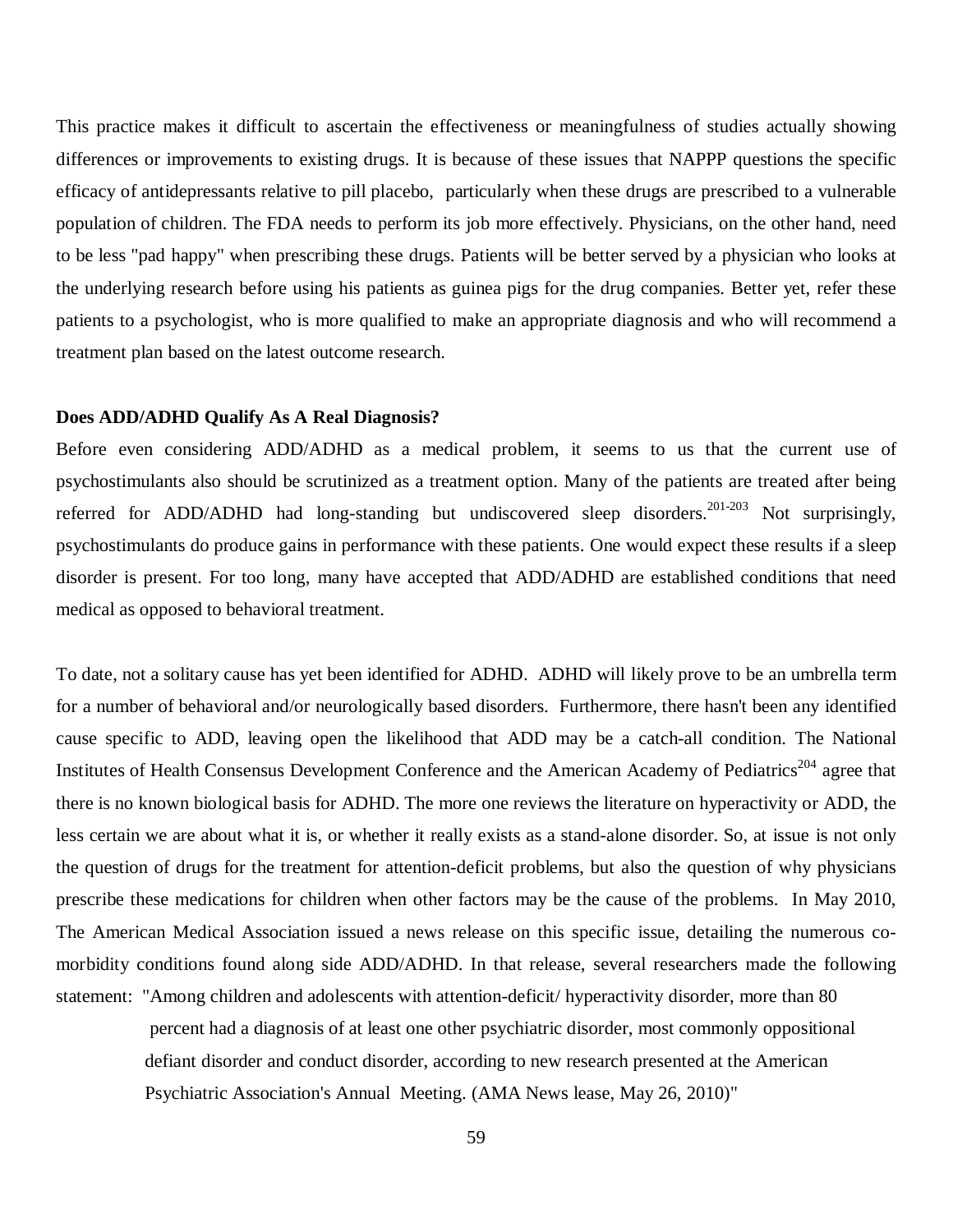This practice makes it difficult to ascertain the effectiveness or meaningfulness of studies actually showing differences or improvements to existing drugs. It is because of these issues that NAPPP questions the specific efficacy of antidepressants relative to pill placebo, particularly when these drugs are prescribed to a vulnerable population of children. The FDA needs to perform its job more effectively. Physicians, on the other hand, need to be less "pad happy" when prescribing these drugs. Patients will be better served by a physician who looks at the underlying research before using his patients as guinea pigs for the drug companies. Better yet, refer these patients to a psychologist, who is more qualified to make an appropriate diagnosis and who will recommend a treatment plan based on the latest outcome research.

**Does ADD/ADHD Qualify As A Real Diagnosis?**

Before even considering ADD/ADHD as a medical problem, it seems to us that the current use of psychostimulants also should be scrutinized as a treatment option. Many of the patients are treated after being referred for ADD/ADHD had long-standing but undiscovered sleep disorders.[201-203] Not surprisingly, psychostimulants do produce gains in performance with these patients. One would expect these results if a sleep disorder is present. For too long, many have accepted that ADD/ADHD are established conditions that need medical as opposed to behavioral treatment.

To date, not a solitary cause has yet been identified for ADHD. ADHD will likely prove to be an umbrella term for a number of behavioral and/or neurologically based disorders. Furthermore, there hasn't been any identified cause specific to ADD, leaving open the likelihood that ADD may be a catch-all condition. The National Institutes of Health Consensus Development Conference and the American Academy of Pediatrics[204] agree that there is no known biological basis for ADHD. The more one reviews the literature on hyperactivity or ADD, the less certain we are about what it is, or whether it really exists as a stand-alone disorder. So, at issue is not only the question of drugs for the treatment for attention-deficit problems, but also the question of why physicians prescribe these medications for children when other factors may be the cause of the problems. In May 2010, The American Medical Association issued a news release on this specific issue, detailing the numerous co-morbidity conditions found along side ADD/ADHD. In that release, several researchers made the following statement: "Among children and adolescents with attention-deficit/ hyperactivity disorder, more than 80

> percent had a diagnosis of at least one other psychiatric disorder, most commonly oppositional defiant disorder and conduct disorder, according to new research presented at the American Psychiatric Association's Annual Meeting. (AMA News lease, May 26, 2010)"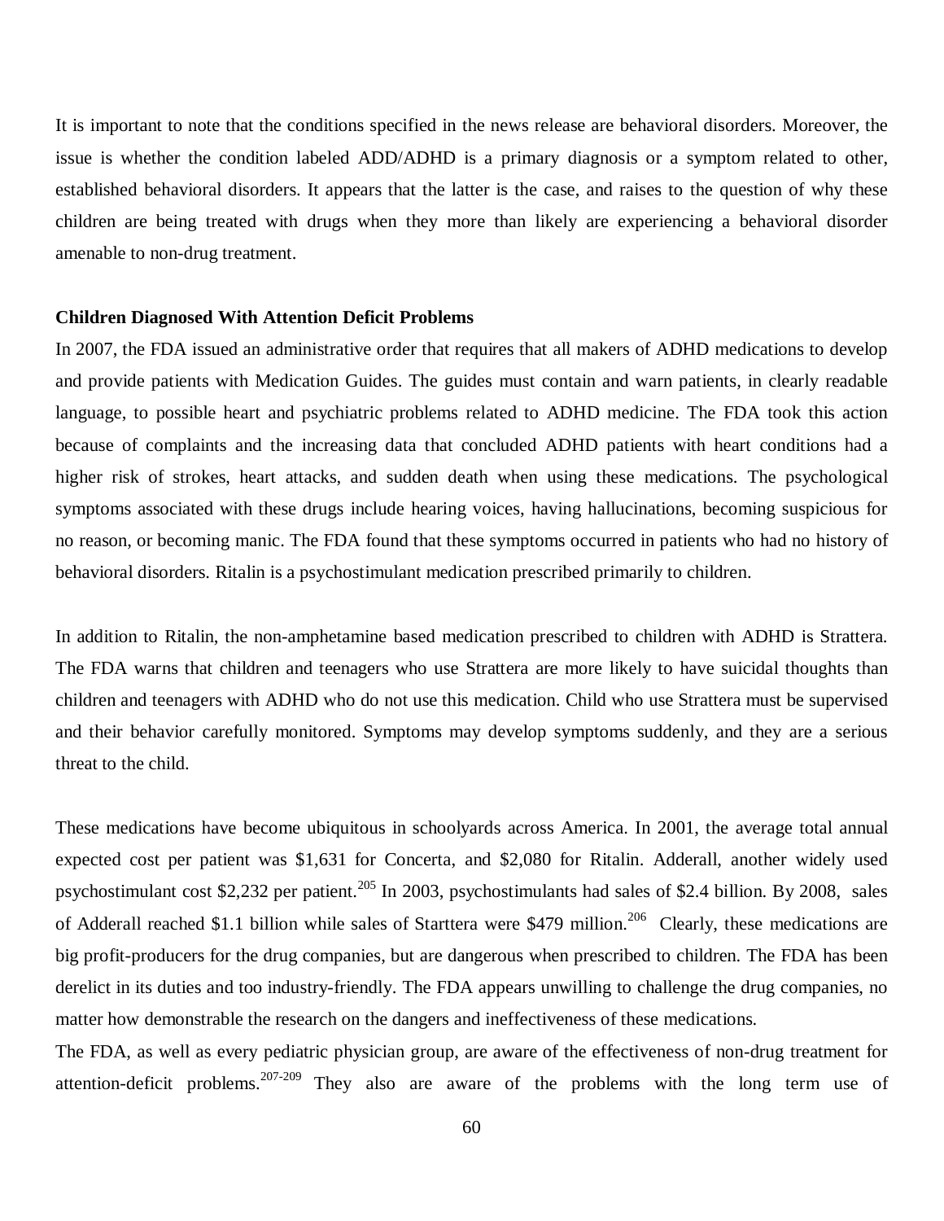It is important to note that the conditions specified in the news release are behavioral disorders. Moreover, the issue is whether the condition labeled ADD/ADHD is a primary diagnosis or a symptom related to other, established behavioral disorders. It appears that the latter is the case, and raises to the question of why these children are being treated with drugs when they more than likely are experiencing a behavioral disorder amenable to non-drug treatment.

**Children Diagnosed With Attention Deficit Problems**

In 2007, the FDA issued an administrative order that requires that all makers of ADHD medications to develop and provide patients with Medication Guides. The guides must contain and warn patients, in clearly readable language, to possible heart and psychiatric problems related to ADHD medicine. The FDA took this action because of complaints and the increasing data that concluded ADHD patients with heart conditions had a higher risk of strokes, heart attacks, and sudden death when using these medications. The psychological symptoms associated with these drugs include hearing voices, having hallucinations, becoming suspicious for no reason, or becoming manic. The FDA found that these symptoms occurred in patients who had no history of behavioral disorders. Ritalin is a psychostimulant medication prescribed primarily to children.

In addition to Ritalin, the non-amphetamine based medication prescribed to children with ADHD is Strattera. The FDA warns that children and teenagers who use Strattera are more likely to have suicidal thoughts than children and teenagers with ADHD who do not use this medication. Child who use Strattera must be supervised and their behavior carefully monitored. Symptoms may develop symptoms suddenly, and they are a serious threat to the child.

These medications have become ubiquitous in schoolyards across America. In 2001, the average total annual expected cost per patient was $1,631 for Concerta, and $2,080 for Ritalin. Adderall, another widely used psychostimulant cost $2,232 per patient.[205] In 2003, psychostimulants had sales of $2.4 billion. By 2008, sales of Adderall reached $1.1 billion while sales of Starttera were $479 million.[206] Clearly, these medications are big profit-producers for the drug companies, but are dangerous when prescribed to children. The FDA has been derelict in its duties and too industry-friendly. The FDA appears unwilling to challenge the drug companies, no matter how demonstrable the research on the dangers and ineffectiveness of these medications.

The FDA, as well as every pediatric physician group, are aware of the effectiveness of non-drug treatment for attention-deficit problems.[207-209] They also are aware of the problems with the long term use of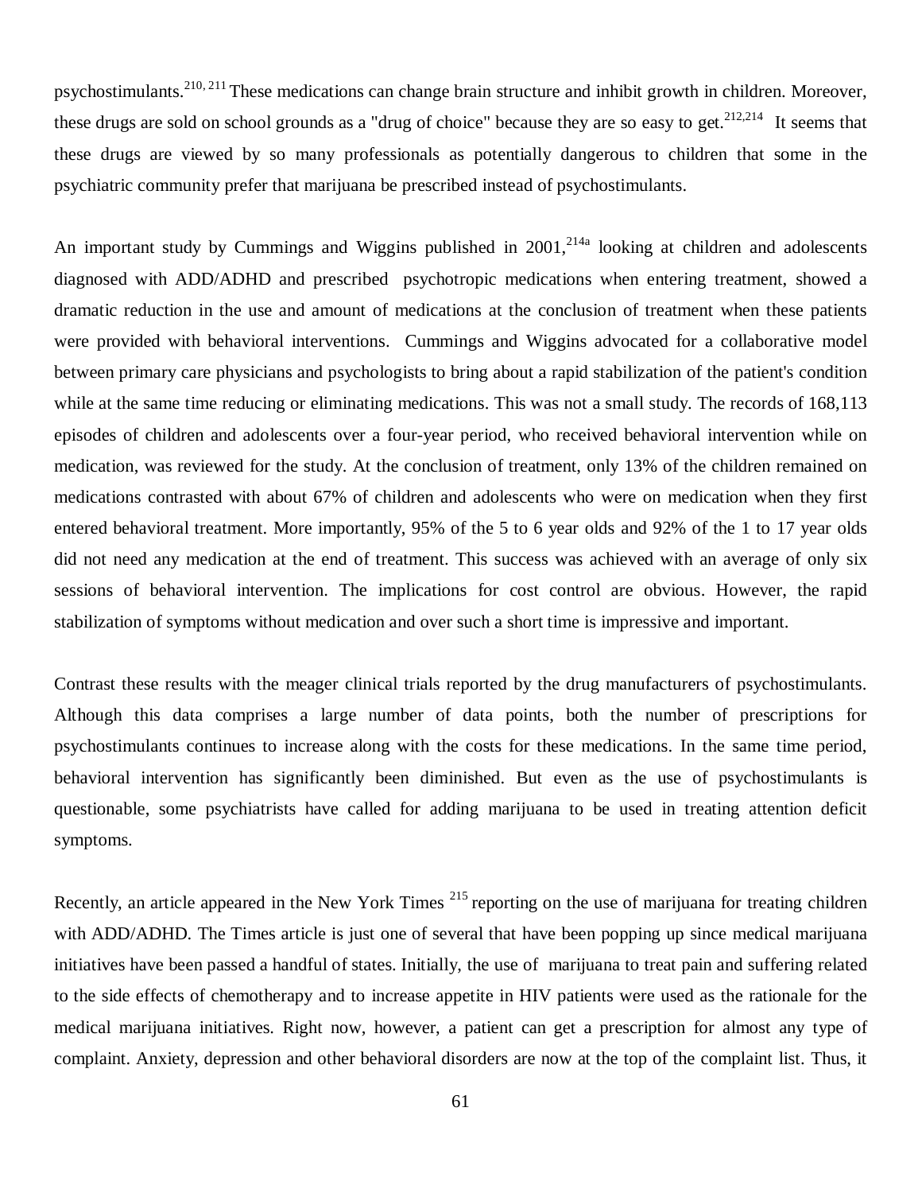psychostimulants.[210, 211] These medications can change brain structure and inhibit growth in children. Moreover, these drugs are sold on school grounds as a "drug of choice" because they are so easy to get.[212,214] It seems that these drugs are viewed by so many professionals as potentially dangerous to children that some in the psychiatric community prefer that marijuana be prescribed instead of psychostimulants.

An important study by Cummings and Wiggins published in 2001,[214a] looking at children and adolescents diagnosed with ADD/ADHD and prescribed psychotropic medications when entering treatment, showed a dramatic reduction in the use and amount of medications at the conclusion of treatment when these patients were provided with behavioral interventions. Cummings and Wiggins advocated for a collaborative model between primary care physicians and psychologists to bring about a rapid stabilization of the patient's condition while at the same time reducing or eliminating medications. This was not a small study. The records of 168,113 episodes of children and adolescents over a four-year period, who received behavioral intervention while on medication, was reviewed for the study. At the conclusion of treatment, only 13% of the children remained on medications contrasted with about 67% of children and adolescents who were on medication when they first entered behavioral treatment. More importantly, 95% of the 5 to 6 year olds and 92% of the 1 to 17 year olds did not need any medication at the end of treatment. This success was achieved with an average of only six sessions of behavioral intervention. The implications for cost control are obvious. However, the rapid stabilization of symptoms without medication and over such a short time is impressive and important.

Contrast these results with the meager clinical trials reported by the drug manufacturers of psychostimulants. Although this data comprises a large number of data points, both the number of prescriptions for psychostimulants continues to increase along with the costs for these medications. In the same time period, behavioral intervention has significantly been diminished. But even as the use of psychostimulants is questionable, some psychiatrists have called for adding marijuana to be used in treating attention deficit symptoms.

Recently, an article appeared in the New York Times [215] reporting on the use of marijuana for treating children with ADD/ADHD. The Times article is just one of several that have been popping up since medical marijuana initiatives have been passed a handful of states. Initially, the use of marijuana to treat pain and suffering related to the side effects of chemotherapy and to increase appetite in HIV patients were used as the rationale for the medical marijuana initiatives. Right now, however, a patient can get a prescription for almost any type of complaint. Anxiety, depression and other behavioral disorders are now at the top of the complaint list. Thus, it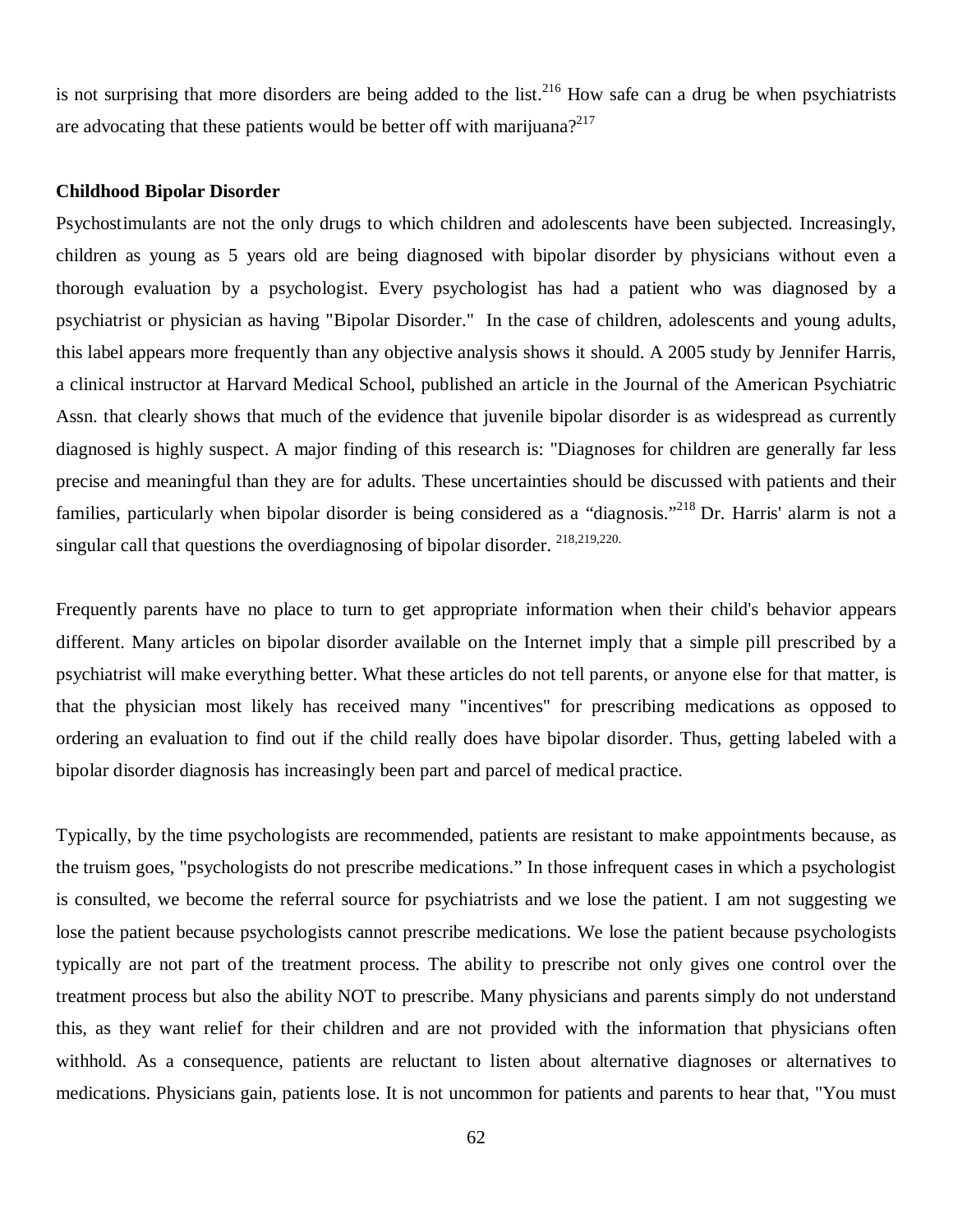is not surprising that more disorders are being added to the list.[216] How safe can a drug be when psychiatrists are advocating that these patients would be better off with marijuana?[217]

**Childhood Bipolar Disorder**

Psychostimulants are not the only drugs to which children and adolescents have been subjected. Increasingly, children as young as 5 years old are being diagnosed with bipolar disorder by physicians without even a thorough evaluation by a psychologist. Every psychologist has had a patient who was diagnosed by a psychiatrist or physician as having "Bipolar Disorder." In the case of children, adolescents and young adults, this label appears more frequently than any objective analysis shows it should. A 2005 study by Jennifer Harris, a clinical instructor at Harvard Medical School, published an article in the Journal of the American Psychiatric Assn. that clearly shows that much of the evidence that juvenile bipolar disorder is as widespread as currently diagnosed is highly suspect. A major finding of this research is: "Diagnoses for children are generally far less precise and meaningful than they are for adults. These uncertainties should be discussed with patients and their families, particularly when bipolar disorder is being considered as a "diagnosis."[218] Dr. Harris' alarm is not a singular call that questions the overdiagnosing of bipolar disorder. [218,219,220.]

Frequently parents have no place to turn to get appropriate information when their child's behavior appears different. Many articles on bipolar disorder available on the Internet imply that a simple pill prescribed by a psychiatrist will make everything better. What these articles do not tell parents, or anyone else for that matter, is that the physician most likely has received many "incentives" for prescribing medications as opposed to ordering an evaluation to find out if the child really does have bipolar disorder. Thus, getting labeled with a bipolar disorder diagnosis has increasingly been part and parcel of medical practice.

Typically, by the time psychologists are recommended, patients are resistant to make appointments because, as the truism goes, "psychologists do not prescribe medications." In those infrequent cases in which a psychologist is consulted, we become the referral source for psychiatrists and we lose the patient. I am not suggesting we lose the patient because psychologists cannot prescribe medications. We lose the patient because psychologists typically are not part of the treatment process. The ability to prescribe not only gives one control over the treatment process but also the ability NOT to prescribe. Many physicians and parents simply do not understand this, as they want relief for their children and are not provided with the information that physicians often withhold. As a consequence, patients are reluctant to listen about alternative diagnoses or alternatives to medications. Physicians gain, patients lose. It is not uncommon for patients and parents to hear that, "You must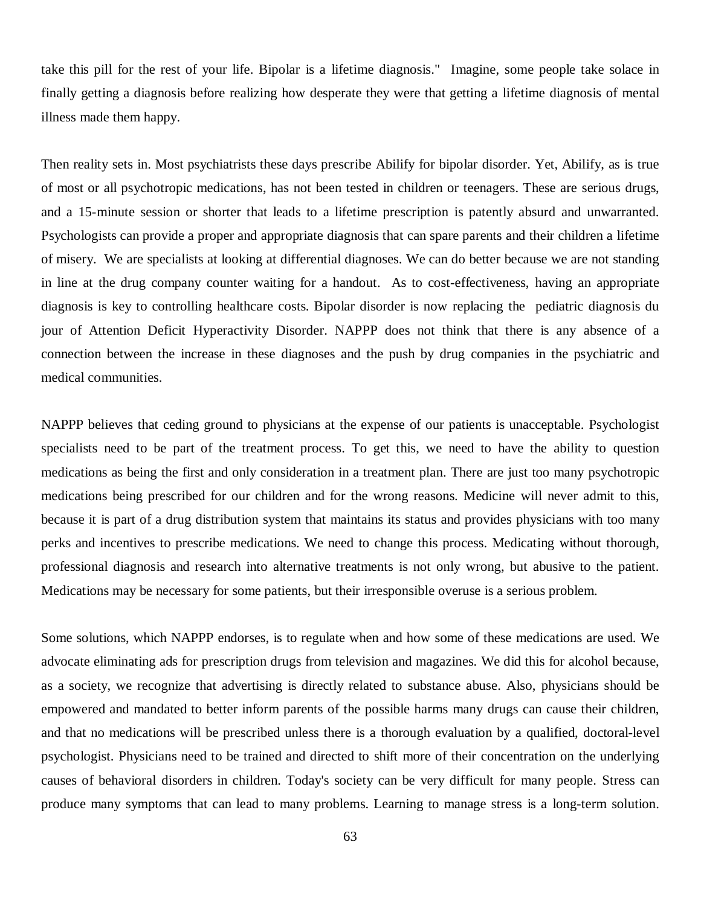take this pill for the rest of your life. Bipolar is a lifetime diagnosis." Imagine, some people take solace in finally getting a diagnosis before realizing how desperate they were that getting a lifetime diagnosis of mental illness made them happy.

Then reality sets in. Most psychiatrists these days prescribe Abilify for bipolar disorder. Yet, Abilify, as is true of most or all psychotropic medications, has not been tested in children or teenagers. These are serious drugs, and a 15-minute session or shorter that leads to a lifetime prescription is patently absurd and unwarranted. Psychologists can provide a proper and appropriate diagnosis that can spare parents and their children a lifetime of misery. We are specialists at looking at differential diagnoses. We can do better because we are not standing in line at the drug company counter waiting for a handout. As to cost-effectiveness, having an appropriate diagnosis is key to controlling healthcare costs. Bipolar disorder is now replacing the pediatric diagnosis du jour of Attention Deficit Hyperactivity Disorder. NAPPP does not think that there is any absence of a connection between the increase in these diagnoses and the push by drug companies in the psychiatric and medical communities.

NAPPP believes that ceding ground to physicians at the expense of our patients is unacceptable. Psychologist specialists need to be part of the treatment process. To get this, we need to have the ability to question medications as being the first and only consideration in a treatment plan. There are just too many psychotropic medications being prescribed for our children and for the wrong reasons. Medicine will never admit to this, because it is part of a drug distribution system that maintains its status and provides physicians with too many perks and incentives to prescribe medications. We need to change this process. Medicating without thorough, professional diagnosis and research into alternative treatments is not only wrong, but abusive to the patient. Medications may be necessary for some patients, but their irresponsible overuse is a serious problem.

Some solutions, which NAPPP endorses, is to regulate when and how some of these medications are used. We advocate eliminating ads for prescription drugs from television and magazines. We did this for alcohol because, as a society, we recognize that advertising is directly related to substance abuse. Also, physicians should be empowered and mandated to better inform parents of the possible harms many drugs can cause their children, and that no medications will be prescribed unless there is a thorough evaluation by a qualified, doctoral-level psychologist. Physicians need to be trained and directed to shift more of their concentration on the underlying causes of behavioral disorders in children. Today's society can be very difficult for many people. Stress can produce many symptoms that can lead to many problems. Learning to manage stress is a long-term solution.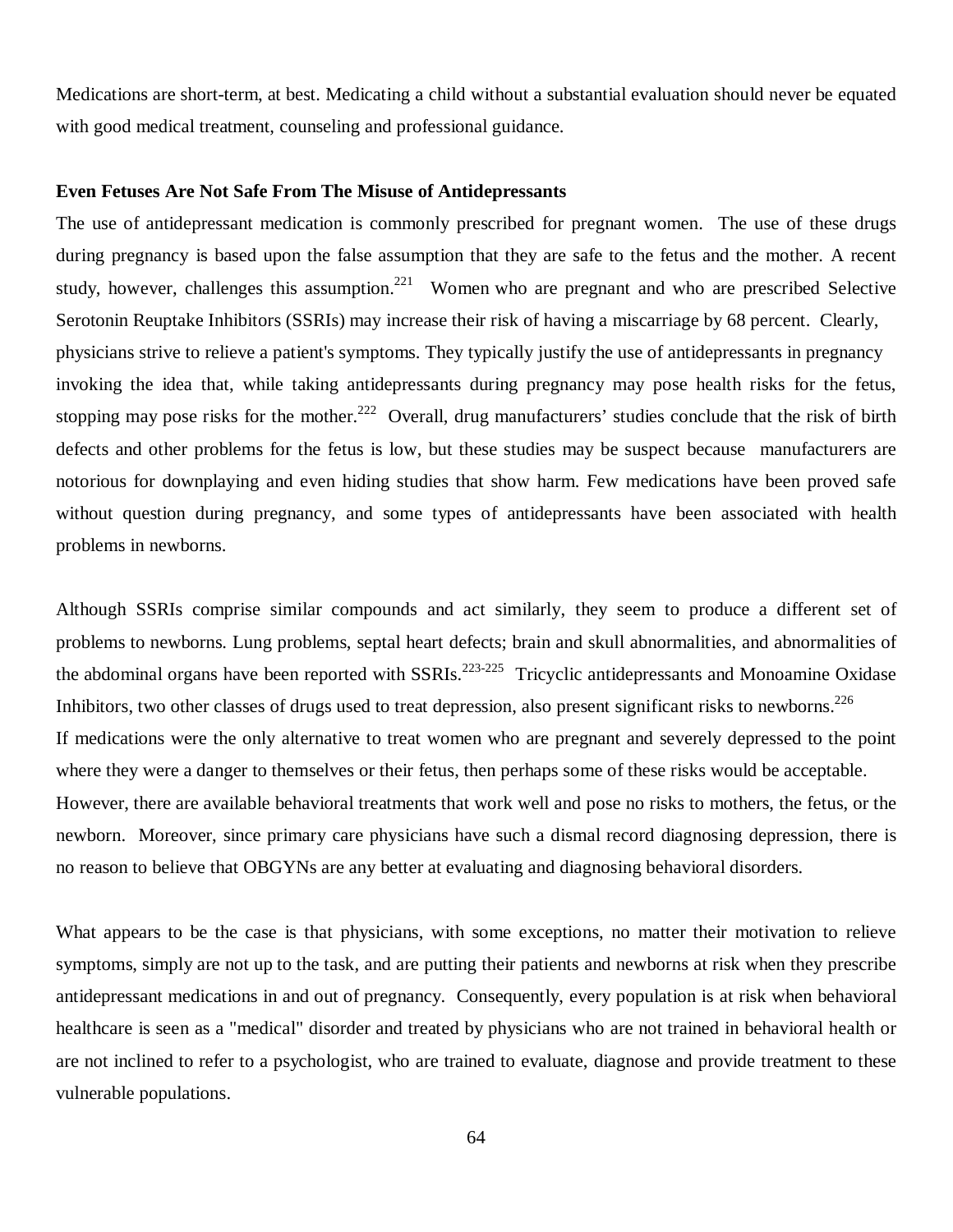Medications are short-term, at best. Medicating a child without a substantial evaluation should never be equated with good medical treatment, counseling and professional guidance.

**Even Fetuses Are Not Safe From The Misuse of Antidepressants**

The use of antidepressant medication is commonly prescribed for pregnant women. The use of these drugs during pregnancy is based upon the false assumption that they are safe to the fetus and the mother. A recent study, however, challenges this assumption.[221] Women who are pregnant and who are prescribed Selective Serotonin Reuptake Inhibitors (SSRIs) may increase their risk of having a miscarriage by 68 percent. Clearly, physicians strive to relieve a patient's symptoms. They typically justify the use of antidepressants in pregnancy invoking the idea that, while taking antidepressants during pregnancy may pose health risks for the fetus, stopping may pose risks for the mother.[222] Overall, drug manufacturers' studies conclude that the risk of birth defects and other problems for the fetus is low, but these studies may be suspect because manufacturers are notorious for downplaying and even hiding studies that show harm. Few medications have been proved safe without question during pregnancy, and some types of antidepressants have been associated with health problems in newborns.

Although SSRIs comprise similar compounds and act similarly, they seem to produce a different set of problems to newborns. Lung problems, septal heart defects; brain and skull abnormalities, and abnormalities of the abdominal organs have been reported with SSRIs.[223-225] Tricyclic antidepressants and Monoamine Oxidase Inhibitors, two other classes of drugs used to treat depression, also present significant risks to newborns.[226] If medications were the only alternative to treat women who are pregnant and severely depressed to the point where they were a danger to themselves or their fetus, then perhaps some of these risks would be acceptable. However, there are available behavioral treatments that work well and pose no risks to mothers, the fetus, or the newborn. Moreover, since primary care physicians have such a dismal record diagnosing depression, there is no reason to believe that OBGYNs are any better at evaluating and diagnosing behavioral disorders.

What appears to be the case is that physicians, with some exceptions, no matter their motivation to relieve symptoms, simply are not up to the task, and are putting their patients and newborns at risk when they prescribe antidepressant medications in and out of pregnancy. Consequently, every population is at risk when behavioral healthcare is seen as a "medical" disorder and treated by physicians who are not trained in behavioral health or are not inclined to refer to a psychologist, who are trained to evaluate, diagnose and provide treatment to these vulnerable populations.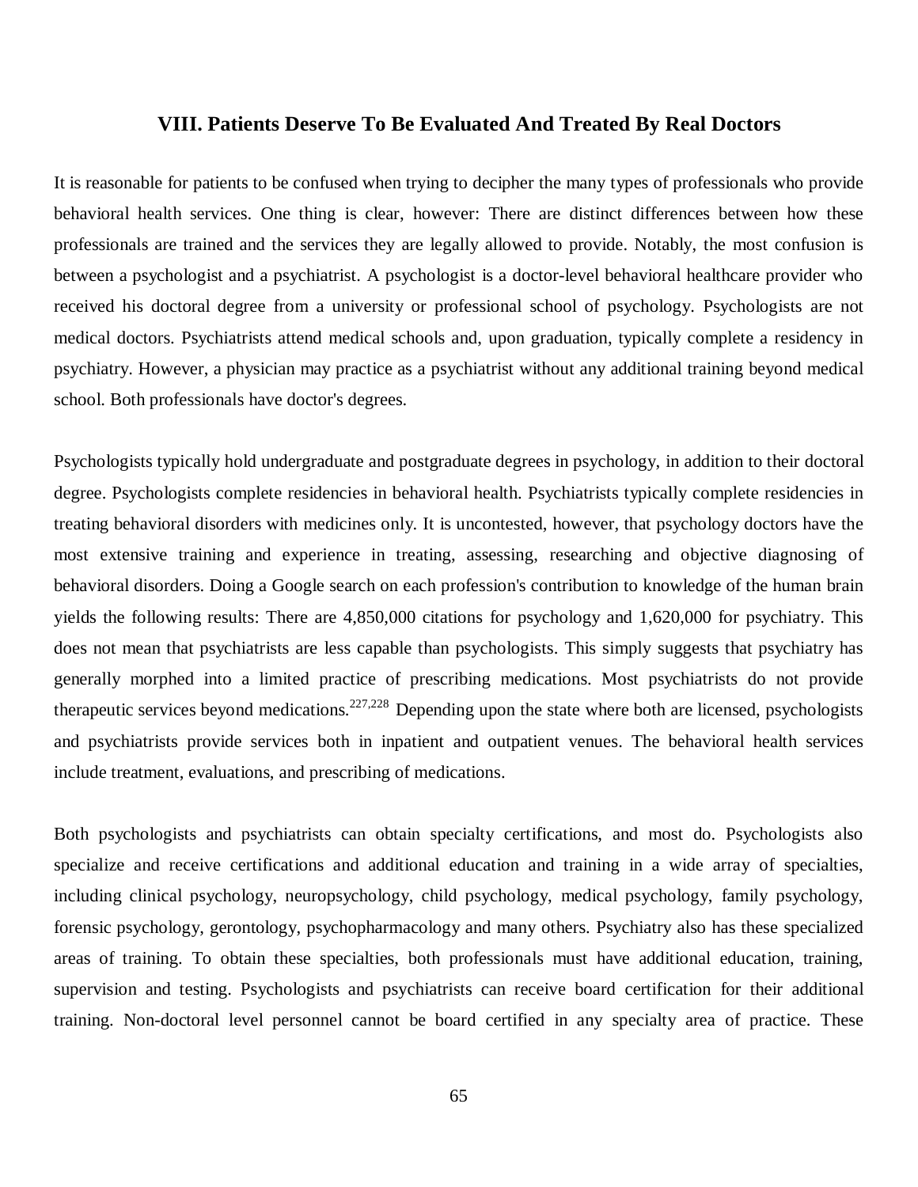## VIII. Patients Deserve To Be Evaluated And Treated By Real Doctors

It is reasonable for patients to be confused when trying to decipher the many types of professionals who provide behavioral health services. One thing is clear, however: There are distinct differences between how these professionals are trained and the services they are legally allowed to provide. Notably, the most confusion is between a psychologist and a psychiatrist. A psychologist is a doctor-level behavioral healthcare provider who received his doctoral degree from a university or professional school of psychology. Psychologists are not medical doctors. Psychiatrists attend medical schools and, upon graduation, typically complete a residency in psychiatry. However, a physician may practice as a psychiatrist without any additional training beyond medical school. Both professionals have doctor's degrees.

Psychologists typically hold undergraduate and postgraduate degrees in psychology, in addition to their doctoral degree. Psychologists complete residencies in behavioral health. Psychiatrists typically complete residencies in treating behavioral disorders with medicines only. It is uncontested, however, that psychology doctors have the most extensive training and experience in treating, assessing, researching and objective diagnosing of behavioral disorders. Doing a Google search on each profession's contribution to knowledge of the human brain yields the following results: There are 4,850,000 citations for psychology and 1,620,000 for psychiatry. This does not mean that psychiatrists are less capable than psychologists. This simply suggests that psychiatry has generally morphed into a limited practice of prescribing medications. Most psychiatrists do not provide therapeutic services beyond medications.[227,228] Depending upon the state where both are licensed, psychologists and psychiatrists provide services both in inpatient and outpatient venues. The behavioral health services include treatment, evaluations, and prescribing of medications.

Both psychologists and psychiatrists can obtain specialty certifications, and most do. Psychologists also specialize and receive certifications and additional education and training in a wide array of specialties, including clinical psychology, neuropsychology, child psychology, medical psychology, family psychology, forensic psychology, gerontology, psychopharmacology and many others. Psychiatry also has these specialized areas of training. To obtain these specialties, both professionals must have additional education, training, supervision and testing. Psychologists and psychiatrists can receive board certification for their additional training. Non-doctoral level personnel cannot be board certified in any specialty area of practice. These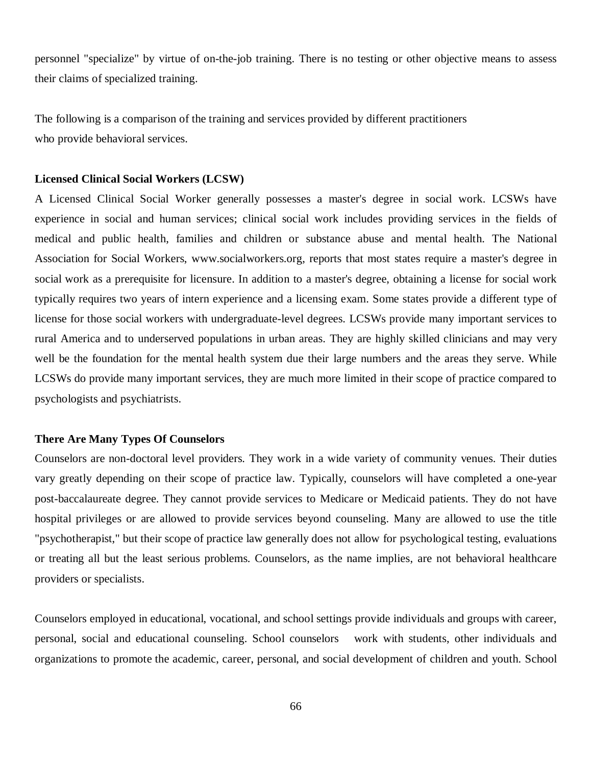personnel "specialize" by virtue of on-the-job training. There is no testing or other objective means to assess their claims of specialized training.

The following is a comparison of the training and services provided by different practitioners who provide behavioral services.

**Licensed Clinical Social Workers (LCSW)**

A Licensed Clinical Social Worker generally possesses a master's degree in social work. LCSWs have experience in social and human services; clinical social work includes providing services in the fields of medical and public health, families and children or substance abuse and mental health. The National Association for Social Workers, www.socialworkers.org, reports that most states require a master's degree in social work as a prerequisite for licensure. In addition to a master's degree, obtaining a license for social work typically requires two years of intern experience and a licensing exam. Some states provide a different type of license for those social workers with undergraduate-level degrees. LCSWs provide many important services to rural America and to underserved populations in urban areas. They are highly skilled clinicians and may very well be the foundation for the mental health system due their large numbers and the areas they serve. While LCSWs do provide many important services, they are much more limited in their scope of practice compared to psychologists and psychiatrists.

**There Are Many Types Of Counselors**

Counselors are non-doctoral level providers. They work in a wide variety of community venues. Their duties vary greatly depending on their scope of practice law. Typically, counselors will have completed a one-year post-baccalaureate degree. They cannot provide services to Medicare or Medicaid patients. They do not have hospital privileges or are allowed to provide services beyond counseling. Many are allowed to use the title "psychotherapist," but their scope of practice law generally does not allow for psychological testing, evaluations or treating all but the least serious problems. Counselors, as the name implies, are not behavioral healthcare providers or specialists.

Counselors employed in educational, vocational, and school settings provide individuals and groups with career, personal, social and educational counseling. School counselors work with students, other individuals and organizations to promote the academic, career, personal, and social development of children and youth. School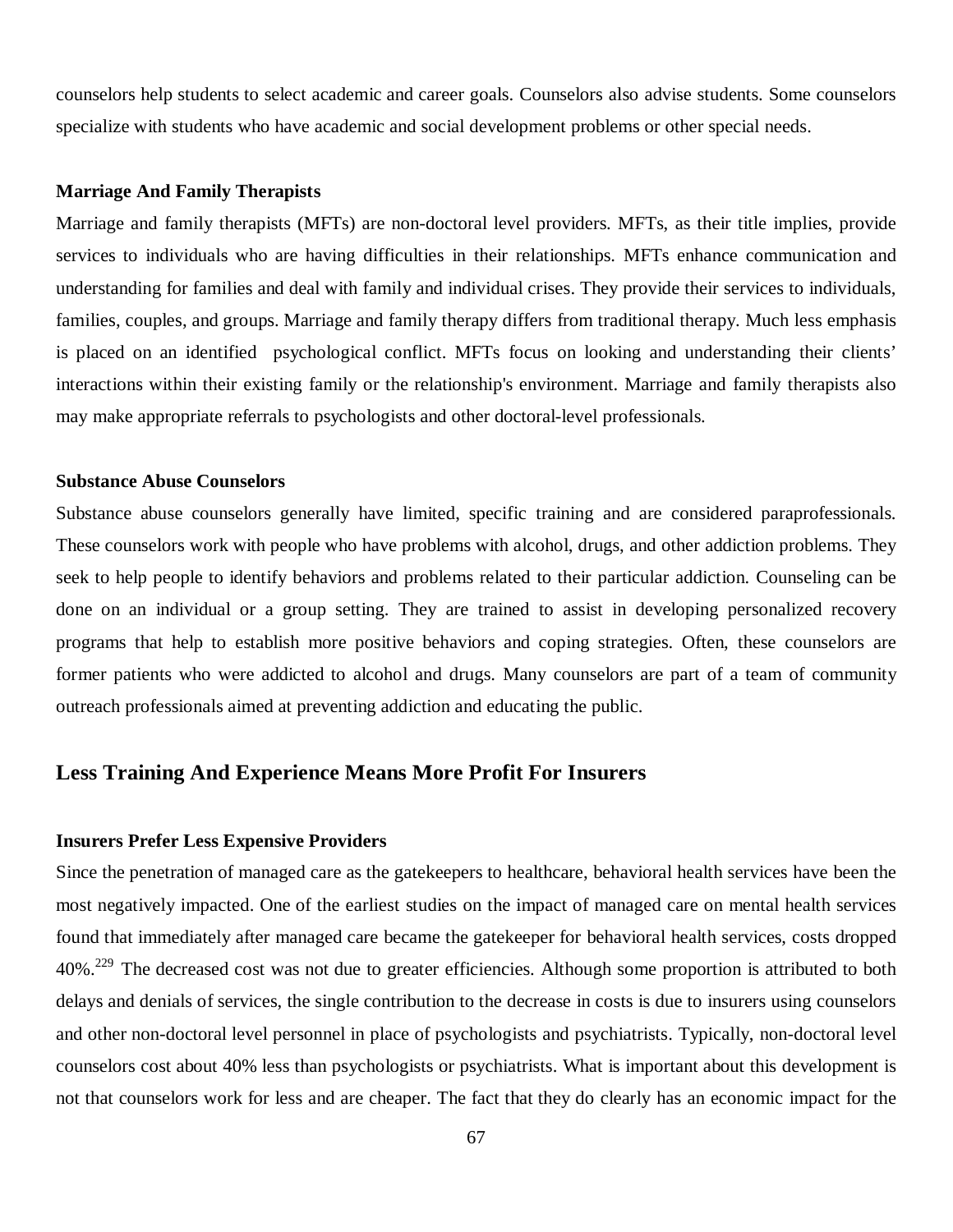counselors help students to select academic and career goals. Counselors also advise students. Some counselors specialize with students who have academic and social development problems or other special needs.

### Marriage And Family Therapists

Marriage and family therapists (MFTs) are non-doctoral level providers. MFTs, as their title implies, provide services to individuals who are having difficulties in their relationships. MFTs enhance communication and understanding for families and deal with family and individual crises. They provide their services to individuals, families, couples, and groups. Marriage and family therapy differs from traditional therapy. Much less emphasis is placed on an identified psychological conflict. MFTs focus on looking and understanding their clients' interactions within their existing family or the relationship's environment. Marriage and family therapists also may make appropriate referrals to psychologists and other doctoral-level professionals.

### Substance Abuse Counselors

Substance abuse counselors generally have limited, specific training and are considered paraprofessionals. These counselors work with people who have problems with alcohol, drugs, and other addiction problems. They seek to help people to identify behaviors and problems related to their particular addiction. Counseling can be done on an individual or a group setting. They are trained to assist in developing personalized recovery programs that help to establish more positive behaviors and coping strategies. Often, these counselors are former patients who were addicted to alcohol and drugs. Many counselors are part of a team of community outreach professionals aimed at preventing addiction and educating the public.

## Less Training And Experience Means More Profit For Insurers

### Insurers Prefer Less Expensive Providers

Since the penetration of managed care as the gatekeepers to healthcare, behavioral health services have been the most negatively impacted. One of the earliest studies on the impact of managed care on mental health services found that immediately after managed care became the gatekeeper for behavioral health services, costs dropped 40%.[229] The decreased cost was not due to greater efficiencies. Although some proportion is attributed to both delays and denials of services, the single contribution to the decrease in costs is due to insurers using counselors and other non-doctoral level personnel in place of psychologists and psychiatrists. Typically, non-doctoral level counselors cost about 40% less than psychologists or psychiatrists. What is important about this development is not that counselors work for less and are cheaper. The fact that they do clearly has an economic impact for the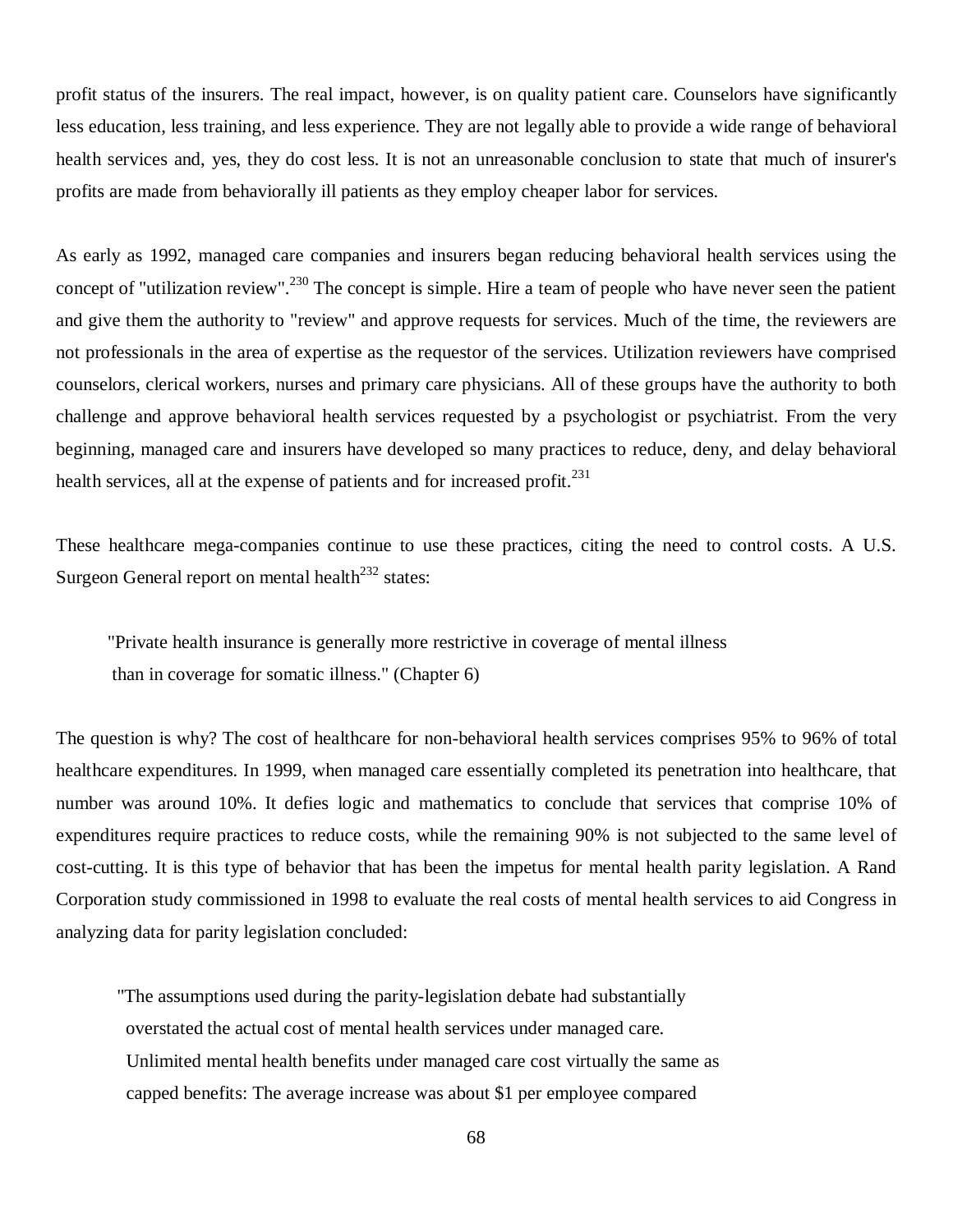profit status of the insurers. The real impact, however, is on quality patient care. Counselors have significantly less education, less training, and less experience. They are not legally able to provide a wide range of behavioral health services and, yes, they do cost less. It is not an unreasonable conclusion to state that much of insurer's profits are made from behaviorally ill patients as they employ cheaper labor for services.

As early as 1992, managed care companies and insurers began reducing behavioral health services using the concept of "utilization review".[230] The concept is simple. Hire a team of people who have never seen the patient and give them the authority to "review" and approve requests for services. Much of the time, the reviewers are not professionals in the area of expertise as the requestor of the services. Utilization reviewers have comprised counselors, clerical workers, nurses and primary care physicians. All of these groups have the authority to both challenge and approve behavioral health services requested by a psychologist or psychiatrist. From the very beginning, managed care and insurers have developed so many practices to reduce, deny, and delay behavioral health services, all at the expense of patients and for increased profit.[231]

These healthcare mega-companies continue to use these practices, citing the need to control costs. A U.S. Surgeon General report on mental health[232] states:

> "Private health insurance is generally more restrictive in coverage of mental illness than in coverage for somatic illness." (Chapter 6)

The question is why? The cost of healthcare for non-behavioral health services comprises 95% to 96% of total healthcare expenditures. In 1999, when managed care essentially completed its penetration into healthcare, that number was around 10%. It defies logic and mathematics to conclude that services that comprise 10% of expenditures require practices to reduce costs, while the remaining 90% is not subjected to the same level of cost-cutting. It is this type of behavior that has been the impetus for mental health parity legislation. A Rand Corporation study commissioned in 1998 to evaluate the real costs of mental health services to aid Congress in analyzing data for parity legislation concluded:

> "The assumptions used during the parity-legislation debate had substantially overstated the actual cost of mental health services under managed care. Unlimited mental health benefits under managed care cost virtually the same as capped benefits: The average increase was about $1 per employee compared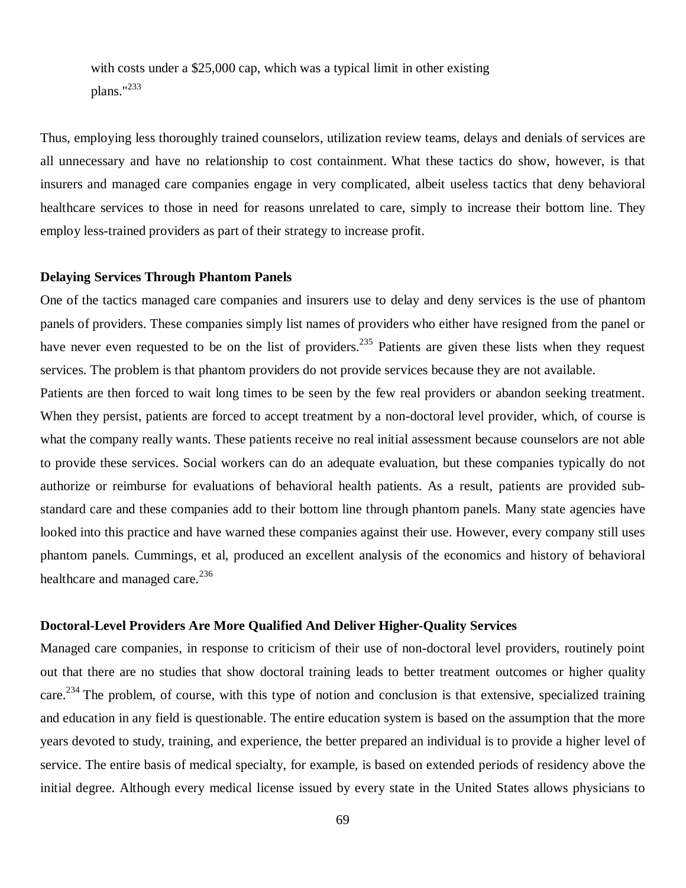with costs under a $25,000 cap, which was a typical limit in other existing plans."[233]

Thus, employing less thoroughly trained counselors, utilization review teams, delays and denials of services are all unnecessary and have no relationship to cost containment. What these tactics do show, however, is that insurers and managed care companies engage in very complicated, albeit useless tactics that deny behavioral healthcare services to those in need for reasons unrelated to care, simply to increase their bottom line. They employ less-trained providers as part of their strategy to increase profit.

**Delaying Services Through Phantom Panels**

One of the tactics managed care companies and insurers use to delay and deny services is the use of phantom panels of providers. These companies simply list names of providers who either have resigned from the panel or have never even requested to be on the list of providers.[235] Patients are given these lists when they request services. The problem is that phantom providers do not provide services because they are not available.

Patients are then forced to wait long times to be seen by the few real providers or abandon seeking treatment. When they persist, patients are forced to accept treatment by a non-doctoral level provider, which, of course is what the company really wants. These patients receive no real initial assessment because counselors are not able to provide these services. Social workers can do an adequate evaluation, but these companies typically do not authorize or reimburse for evaluations of behavioral health patients. As a result, patients are provided sub-standard care and these companies add to their bottom line through phantom panels. Many state agencies have looked into this practice and have warned these companies against their use. However, every company still uses phantom panels. Cummings, et al, produced an excellent analysis of the economics and history of behavioral healthcare and managed care.[236]

**Doctoral-Level Providers Are More Qualified And Deliver Higher-Quality Services**

Managed care companies, in response to criticism of their use of non-doctoral level providers, routinely point out that there are no studies that show doctoral training leads to better treatment outcomes or higher quality care.[234] The problem, of course, with this type of notion and conclusion is that extensive, specialized training and education in any field is questionable. The entire education system is based on the assumption that the more years devoted to study, training, and experience, the better prepared an individual is to provide a higher level of service. The entire basis of medical specialty, for example, is based on extended periods of residency above the initial degree. Although every medical license issued by every state in the United States allows physicians to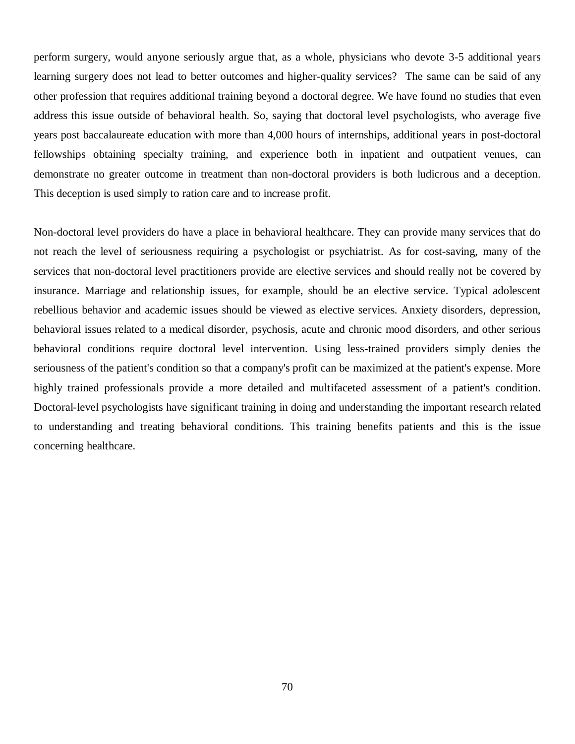perform surgery, would anyone seriously argue that, as a whole, physicians who devote 3-5 additional years learning surgery does not lead to better outcomes and higher-quality services? The same can be said of any other profession that requires additional training beyond a doctoral degree. We have found no studies that even address this issue outside of behavioral health. So, saying that doctoral level psychologists, who average five years post baccalaureate education with more than 4,000 hours of internships, additional years in post-doctoral fellowships obtaining specialty training, and experience both in inpatient and outpatient venues, can demonstrate no greater outcome in treatment than non-doctoral providers is both ludicrous and a deception. This deception is used simply to ration care and to increase profit.

Non-doctoral level providers do have a place in behavioral healthcare. They can provide many services that do not reach the level of seriousness requiring a psychologist or psychiatrist. As for cost-saving, many of the services that non-doctoral level practitioners provide are elective services and should really not be covered by insurance. Marriage and relationship issues, for example, should be an elective service. Typical adolescent rebellious behavior and academic issues should be viewed as elective services. Anxiety disorders, depression, behavioral issues related to a medical disorder, psychosis, acute and chronic mood disorders, and other serious behavioral conditions require doctoral level intervention. Using less-trained providers simply denies the seriousness of the patient's condition so that a company's profit can be maximized at the patient's expense. More highly trained professionals provide a more detailed and multifaceted assessment of a patient's condition. Doctoral-level psychologists have significant training in doing and understanding the important research related to understanding and treating behavioral conditions. This training benefits patients and this is the issue concerning healthcare.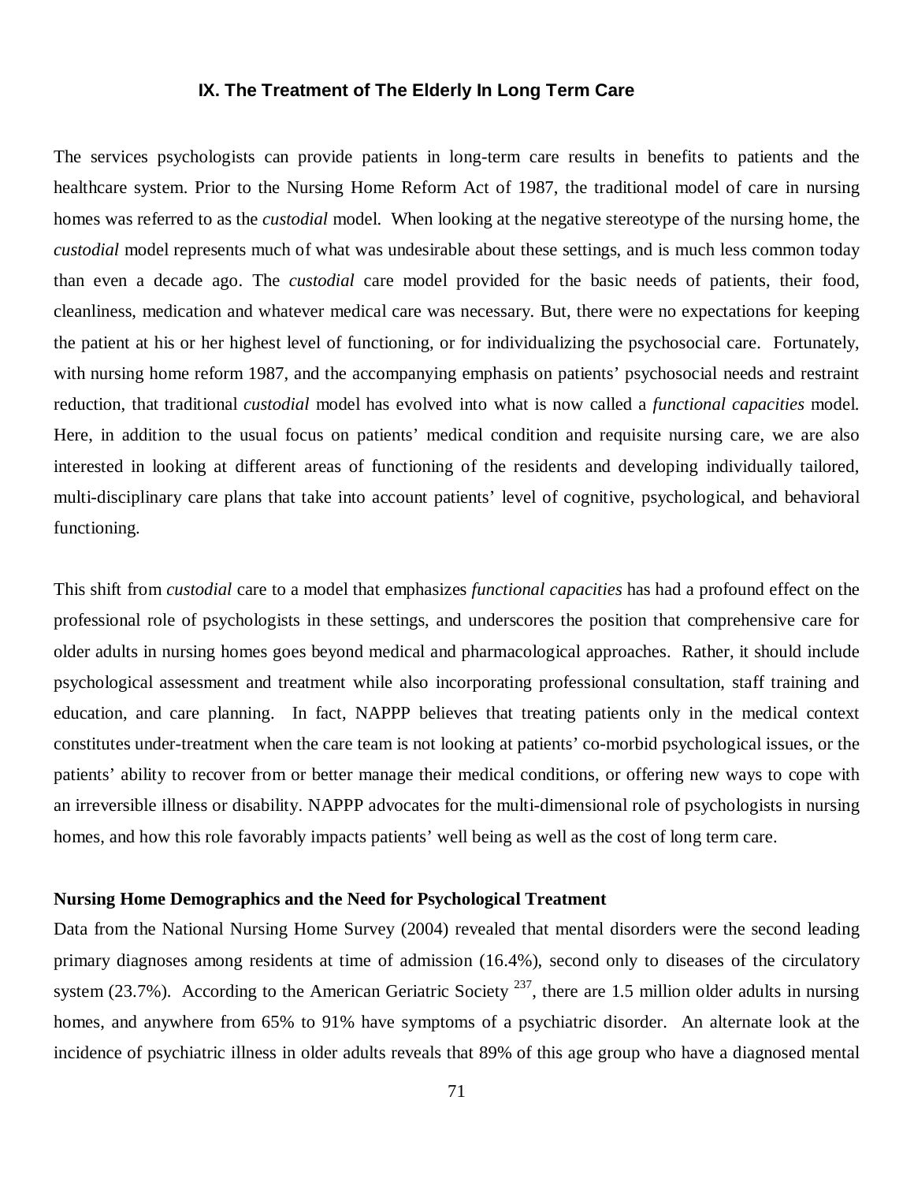## IX. The Treatment of The Elderly In Long Term Care

The services psychologists can provide patients in long-term care results in benefits to patients and the healthcare system. Prior to the Nursing Home Reform Act of 1987, the traditional model of care in nursing homes was referred to as the *custodial* model. When looking at the negative stereotype of the nursing home, the *custodial* model represents much of what was undesirable about these settings, and is much less common today than even a decade ago. The *custodial* care model provided for the basic needs of patients, their food, cleanliness, medication and whatever medical care was necessary. But, there were no expectations for keeping the patient at his or her highest level of functioning, or for individualizing the psychosocial care. Fortunately, with nursing home reform 1987, and the accompanying emphasis on patients' psychosocial needs and restraint reduction, that traditional *custodial* model has evolved into what is now called a *functional capacities* model. Here, in addition to the usual focus on patients' medical condition and requisite nursing care, we are also interested in looking at different areas of functioning of the residents and developing individually tailored, multi-disciplinary care plans that take into account patients' level of cognitive, psychological, and behavioral functioning.

This shift from *custodial* care to a model that emphasizes *functional capacities* has had a profound effect on the professional role of psychologists in these settings, and underscores the position that comprehensive care for older adults in nursing homes goes beyond medical and pharmacological approaches. Rather, it should include psychological assessment and treatment while also incorporating professional consultation, staff training and education, and care planning. In fact, NAPPP believes that treating patients only in the medical context constitutes under-treatment when the care team is not looking at patients' co-morbid psychological issues, or the patients' ability to recover from or better manage their medical conditions, or offering new ways to cope with an irreversible illness or disability. NAPPP advocates for the multi-dimensional role of psychologists in nursing homes, and how this role favorably impacts patients' well being as well as the cost of long term care.

**Nursing Home Demographics and the Need for Psychological Treatment**

Data from the National Nursing Home Survey (2004) revealed that mental disorders were the second leading primary diagnoses among residents at time of admission (16.4%), second only to diseases of the circulatory system (23.7%). According to the American Geriatric Society [237], there are 1.5 million older adults in nursing homes, and anywhere from 65% to 91% have symptoms of a psychiatric disorder. An alternate look at the incidence of psychiatric illness in older adults reveals that 89% of this age group who have a diagnosed mental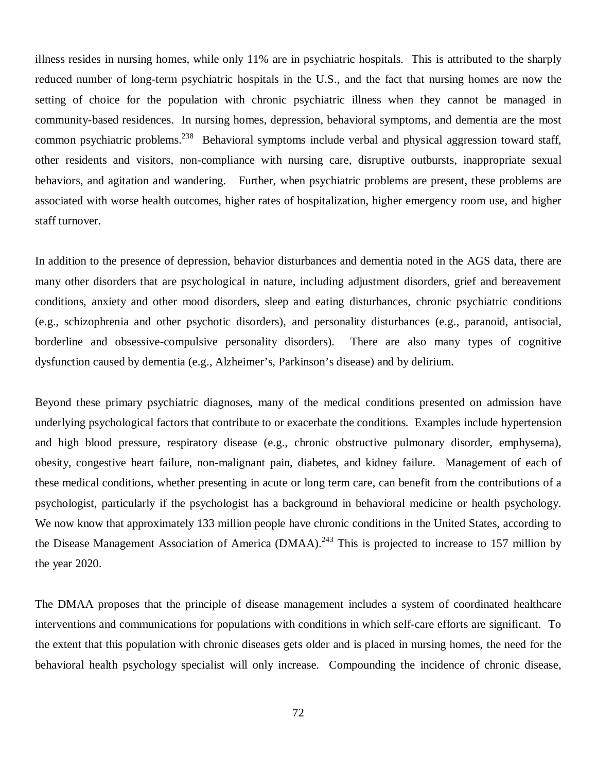illness resides in nursing homes, while only 11% are in psychiatric hospitals. This is attributed to the sharply reduced number of long-term psychiatric hospitals in the U.S., and the fact that nursing homes are now the setting of choice for the population with chronic psychiatric illness when they cannot be managed in community-based residences. In nursing homes, depression, behavioral symptoms, and dementia are the most common psychiatric problems.[238] Behavioral symptoms include verbal and physical aggression toward staff, other residents and visitors, non-compliance with nursing care, disruptive outbursts, inappropriate sexual behaviors, and agitation and wandering. Further, when psychiatric problems are present, these problems are associated with worse health outcomes, higher rates of hospitalization, higher emergency room use, and higher staff turnover.

In addition to the presence of depression, behavior disturbances and dementia noted in the AGS data, there are many other disorders that are psychological in nature, including adjustment disorders, grief and bereavement conditions, anxiety and other mood disorders, sleep and eating disturbances, chronic psychiatric conditions (e.g., schizophrenia and other psychotic disorders), and personality disturbances (e.g., paranoid, antisocial, borderline and obsessive-compulsive personality disorders). There are also many types of cognitive dysfunction caused by dementia (e.g., Alzheimer's, Parkinson's disease) and by delirium.

Beyond these primary psychiatric diagnoses, many of the medical conditions presented on admission have underlying psychological factors that contribute to or exacerbate the conditions. Examples include hypertension and high blood pressure, respiratory disease (e.g., chronic obstructive pulmonary disorder, emphysema), obesity, congestive heart failure, non-malignant pain, diabetes, and kidney failure. Management of each of these medical conditions, whether presenting in acute or long term care, can benefit from the contributions of a psychologist, particularly if the psychologist has a background in behavioral medicine or health psychology. We now know that approximately 133 million people have chronic conditions in the United States, according to the Disease Management Association of America (DMAA).[243] This is projected to increase to 157 million by the year 2020.

The DMAA proposes that the principle of disease management includes a system of coordinated healthcare interventions and communications for populations with conditions in which self-care efforts are significant. To the extent that this population with chronic diseases gets older and is placed in nursing homes, the need for the behavioral health psychology specialist will only increase. Compounding the incidence of chronic disease,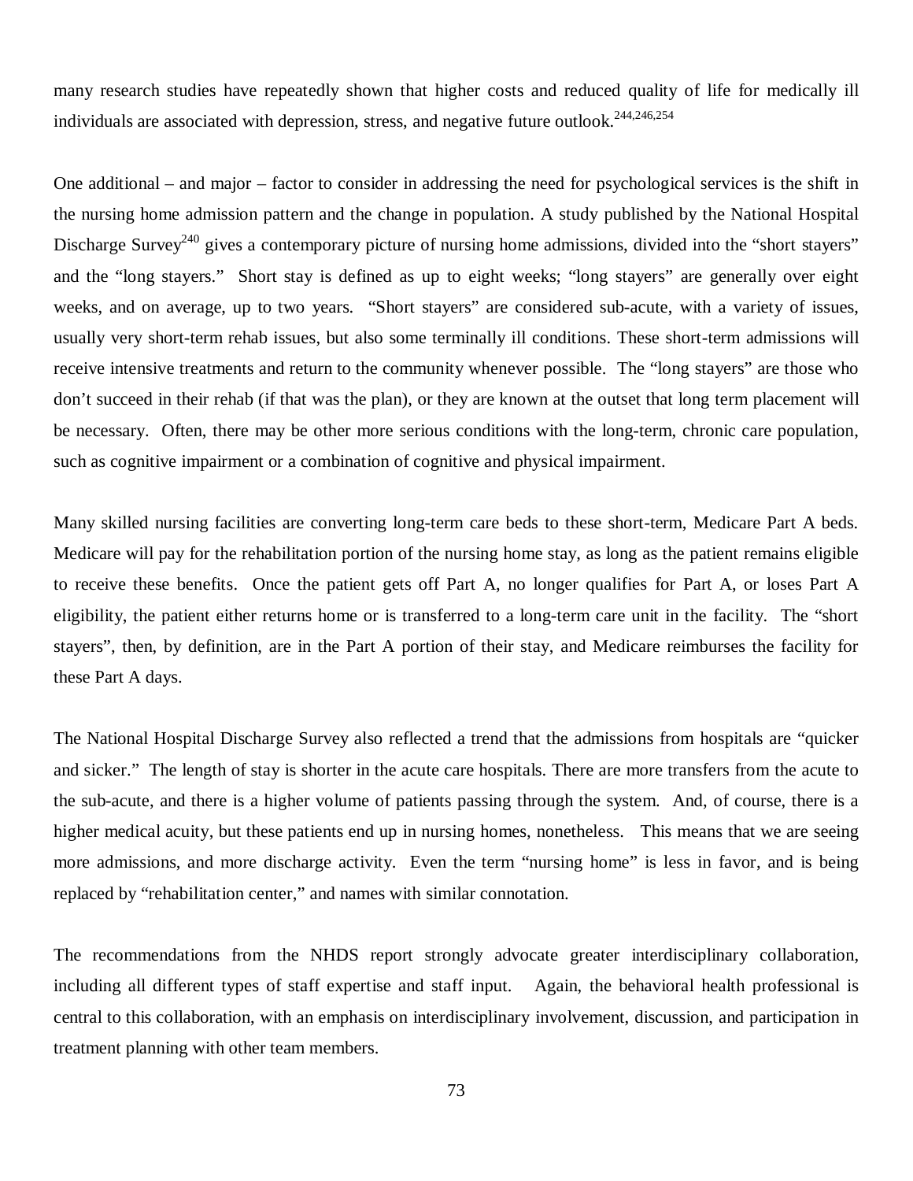many research studies have repeatedly shown that higher costs and reduced quality of life for medically ill individuals are associated with depression, stress, and negative future outlook.[244,246,254]

One additional – and major – factor to consider in addressing the need for psychological services is the shift in the nursing home admission pattern and the change in population. A study published by the National Hospital Discharge Survey[240] gives a contemporary picture of nursing home admissions, divided into the "short stayers" and the "long stayers." Short stay is defined as up to eight weeks; "long stayers" are generally over eight weeks, and on average, up to two years. "Short stayers" are considered sub-acute, with a variety of issues, usually very short-term rehab issues, but also some terminally ill conditions. These short-term admissions will receive intensive treatments and return to the community whenever possible. The "long stayers" are those who don't succeed in their rehab (if that was the plan), or they are known at the outset that long term placement will be necessary. Often, there may be other more serious conditions with the long-term, chronic care population, such as cognitive impairment or a combination of cognitive and physical impairment.

Many skilled nursing facilities are converting long-term care beds to these short-term, Medicare Part A beds. Medicare will pay for the rehabilitation portion of the nursing home stay, as long as the patient remains eligible to receive these benefits. Once the patient gets off Part A, no longer qualifies for Part A, or loses Part A eligibility, the patient either returns home or is transferred to a long-term care unit in the facility. The "short stayers", then, by definition, are in the Part A portion of their stay, and Medicare reimburses the facility for these Part A days.

The National Hospital Discharge Survey also reflected a trend that the admissions from hospitals are "quicker and sicker." The length of stay is shorter in the acute care hospitals. There are more transfers from the acute to the sub-acute, and there is a higher volume of patients passing through the system. And, of course, there is a higher medical acuity, but these patients end up in nursing homes, nonetheless. This means that we are seeing more admissions, and more discharge activity. Even the term "nursing home" is less in favor, and is being replaced by "rehabilitation center," and names with similar connotation.

The recommendations from the NHDS report strongly advocate greater interdisciplinary collaboration, including all different types of staff expertise and staff input. Again, the behavioral health professional is central to this collaboration, with an emphasis on interdisciplinary involvement, discussion, and participation in treatment planning with other team members.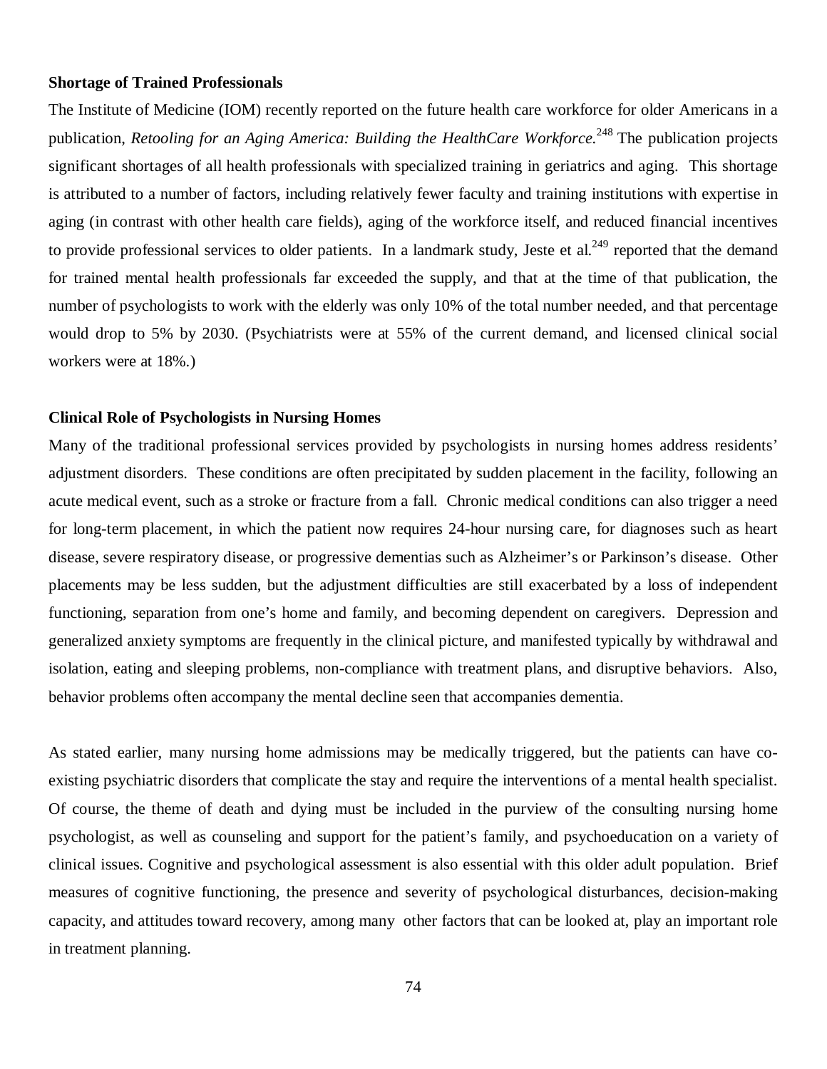**Shortage of Trained Professionals**

The Institute of Medicine (IOM) recently reported on the future health care workforce for older Americans in a publication, *Retooling for an Aging America: Building the HealthCare Workforce.*[248] The publication projects significant shortages of all health professionals with specialized training in geriatrics and aging. This shortage is attributed to a number of factors, including relatively fewer faculty and training institutions with expertise in aging (in contrast with other health care fields), aging of the workforce itself, and reduced financial incentives to provide professional services to older patients. In a landmark study, Jeste et al.[249] reported that the demand for trained mental health professionals far exceeded the supply, and that at the time of that publication, the number of psychologists to work with the elderly was only 10% of the total number needed, and that percentage would drop to 5% by 2030. (Psychiatrists were at 55% of the current demand, and licensed clinical social workers were at 18%.)

**Clinical Role of Psychologists in Nursing Homes**

Many of the traditional professional services provided by psychologists in nursing homes address residents' adjustment disorders. These conditions are often precipitated by sudden placement in the facility, following an acute medical event, such as a stroke or fracture from a fall. Chronic medical conditions can also trigger a need for long-term placement, in which the patient now requires 24-hour nursing care, for diagnoses such as heart disease, severe respiratory disease, or progressive dementias such as Alzheimer's or Parkinson's disease. Other placements may be less sudden, but the adjustment difficulties are still exacerbated by a loss of independent functioning, separation from one's home and family, and becoming dependent on caregivers. Depression and generalized anxiety symptoms are frequently in the clinical picture, and manifested typically by withdrawal and isolation, eating and sleeping problems, non-compliance with treatment plans, and disruptive behaviors. Also, behavior problems often accompany the mental decline seen that accompanies dementia.

As stated earlier, many nursing home admissions may be medically triggered, but the patients can have co-existing psychiatric disorders that complicate the stay and require the interventions of a mental health specialist. Of course, the theme of death and dying must be included in the purview of the consulting nursing home psychologist, as well as counseling and support for the patient's family, and psychoeducation on a variety of clinical issues. Cognitive and psychological assessment is also essential with this older adult population. Brief measures of cognitive functioning, the presence and severity of psychological disturbances, decision-making capacity, and attitudes toward recovery, among many other factors that can be looked at, play an important role in treatment planning.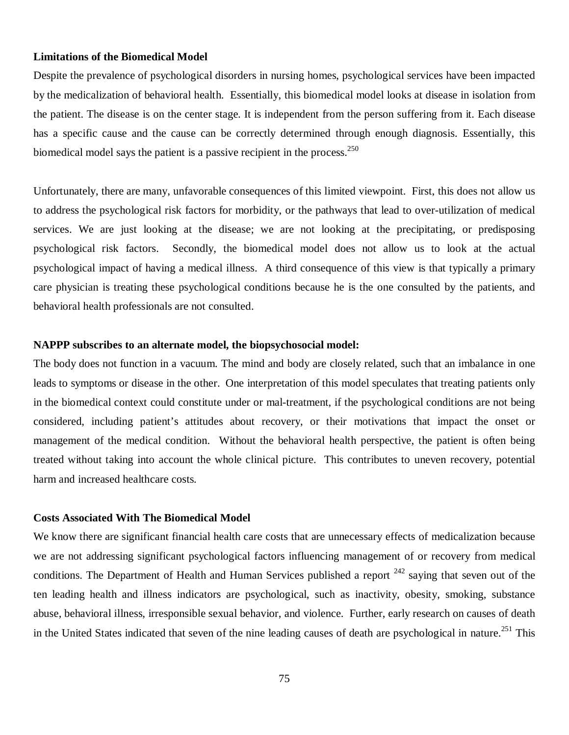**Limitations of the Biomedical Model**

Despite the prevalence of psychological disorders in nursing homes, psychological services have been impacted by the medicalization of behavioral health. Essentially, this biomedical model looks at disease in isolation from the patient. The disease is on the center stage. It is independent from the person suffering from it. Each disease has a specific cause and the cause can be correctly determined through enough diagnosis. Essentially, this biomedical model says the patient is a passive recipient in the process.[250]

Unfortunately, there are many, unfavorable consequences of this limited viewpoint. First, this does not allow us to address the psychological risk factors for morbidity, or the pathways that lead to over-utilization of medical services. We are just looking at the disease; we are not looking at the precipitating, or predisposing psychological risk factors. Secondly, the biomedical model does not allow us to look at the actual psychological impact of having a medical illness. A third consequence of this view is that typically a primary care physician is treating these psychological conditions because he is the one consulted by the patients, and behavioral health professionals are not consulted.

**NAPPP subscribes to an alternate model, the biopsychosocial model:**

The body does not function in a vacuum. The mind and body are closely related, such that an imbalance in one leads to symptoms or disease in the other. One interpretation of this model speculates that treating patients only in the biomedical context could constitute under or mal-treatment, if the psychological conditions are not being considered, including patient's attitudes about recovery, or their motivations that impact the onset or management of the medical condition. Without the behavioral health perspective, the patient is often being treated without taking into account the whole clinical picture. This contributes to uneven recovery, potential harm and increased healthcare costs.

**Costs Associated With The Biomedical Model**

We know there are significant financial health care costs that are unnecessary effects of medicalization because we are not addressing significant psychological factors influencing management of or recovery from medical conditions. The Department of Health and Human Services published a report [242] saying that seven out of the ten leading health and illness indicators are psychological, such as inactivity, obesity, smoking, substance abuse, behavioral illness, irresponsible sexual behavior, and violence. Further, early research on causes of death in the United States indicated that seven of the nine leading causes of death are psychological in nature.[251] This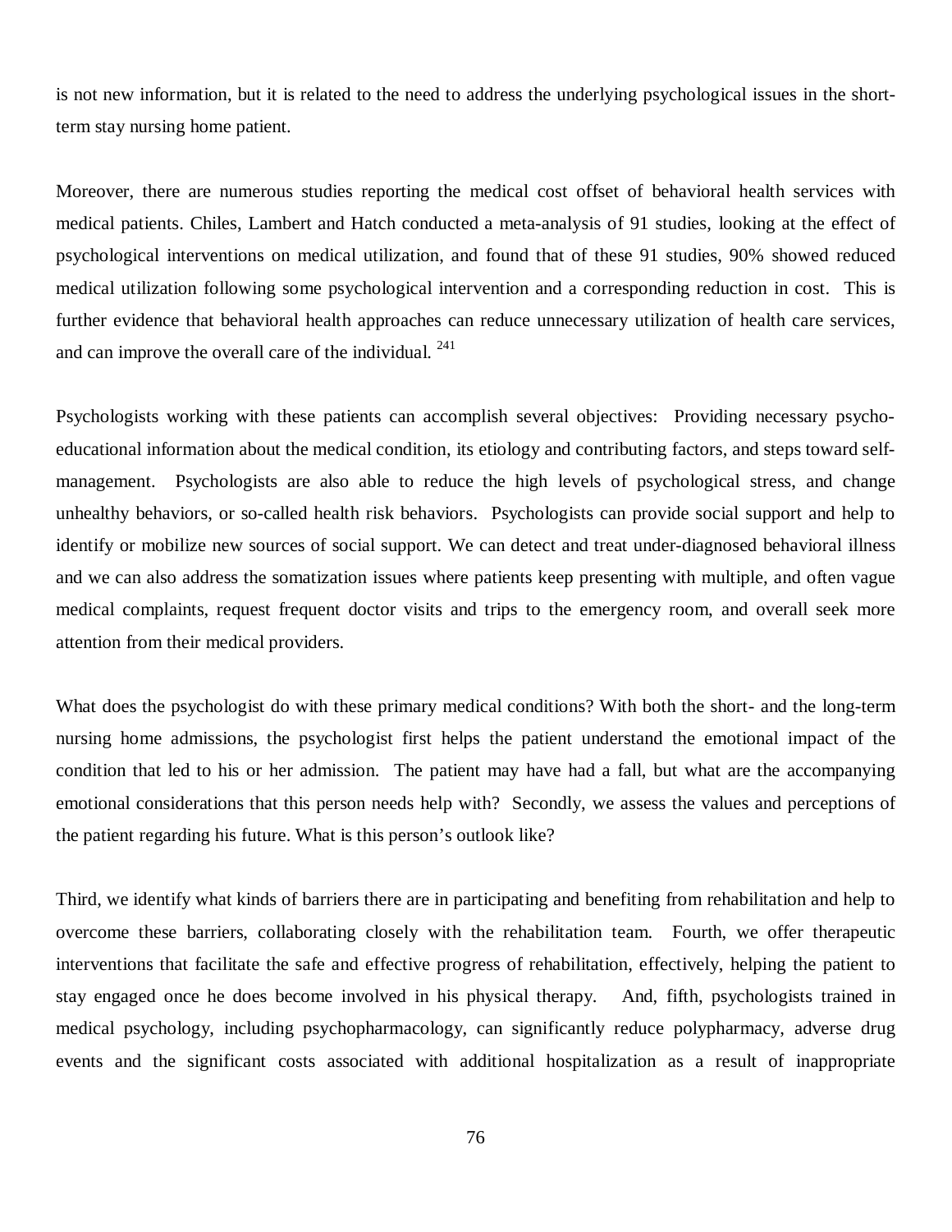is not new information, but it is related to the need to address the underlying psychological issues in the short-term stay nursing home patient.

Moreover, there are numerous studies reporting the medical cost offset of behavioral health services with medical patients. Chiles, Lambert and Hatch conducted a meta-analysis of 91 studies, looking at the effect of psychological interventions on medical utilization, and found that of these 91 studies, 90% showed reduced medical utilization following some psychological intervention and a corresponding reduction in cost. This is further evidence that behavioral health approaches can reduce unnecessary utilization of health care services, and can improve the overall care of the individual. [241]

Psychologists working with these patients can accomplish several objectives: Providing necessary psycho-educational information about the medical condition, its etiology and contributing factors, and steps toward self-management. Psychologists are also able to reduce the high levels of psychological stress, and change unhealthy behaviors, or so-called health risk behaviors. Psychologists can provide social support and help to identify or mobilize new sources of social support. We can detect and treat under-diagnosed behavioral illness and we can also address the somatization issues where patients keep presenting with multiple, and often vague medical complaints, request frequent doctor visits and trips to the emergency room, and overall seek more attention from their medical providers.

What does the psychologist do with these primary medical conditions? With both the short- and the long-term nursing home admissions, the psychologist first helps the patient understand the emotional impact of the condition that led to his or her admission. The patient may have had a fall, but what are the accompanying emotional considerations that this person needs help with? Secondly, we assess the values and perceptions of the patient regarding his future. What is this person's outlook like?

Third, we identify what kinds of barriers there are in participating and benefiting from rehabilitation and help to overcome these barriers, collaborating closely with the rehabilitation team. Fourth, we offer therapeutic interventions that facilitate the safe and effective progress of rehabilitation, effectively, helping the patient to stay engaged once he does become involved in his physical therapy. And, fifth, psychologists trained in medical psychology, including psychopharmacology, can significantly reduce polypharmacy, adverse drug events and the significant costs associated with additional hospitalization as a result of inappropriate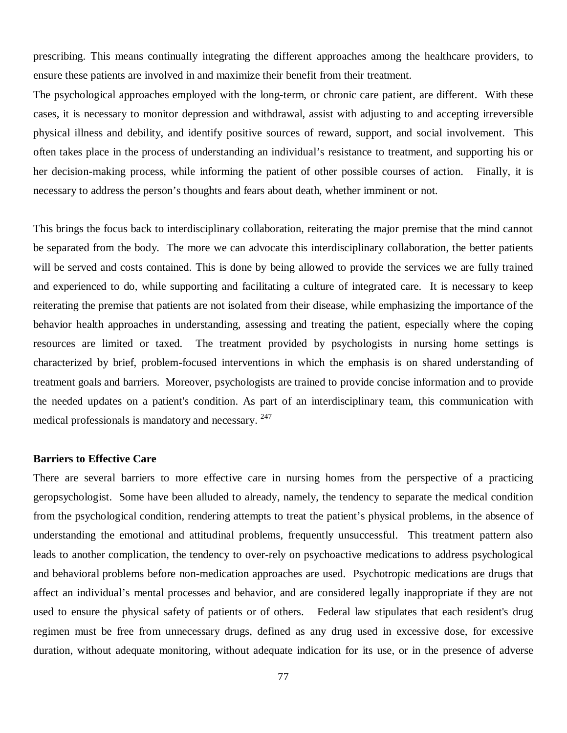prescribing. This means continually integrating the different approaches among the healthcare providers, to ensure these patients are involved in and maximize their benefit from their treatment.

The psychological approaches employed with the long-term, or chronic care patient, are different. With these cases, it is necessary to monitor depression and withdrawal, assist with adjusting to and accepting irreversible physical illness and debility, and identify positive sources of reward, support, and social involvement. This often takes place in the process of understanding an individual's resistance to treatment, and supporting his or her decision-making process, while informing the patient of other possible courses of action. Finally, it is necessary to address the person's thoughts and fears about death, whether imminent or not.

This brings the focus back to interdisciplinary collaboration, reiterating the major premise that the mind cannot be separated from the body. The more we can advocate this interdisciplinary collaboration, the better patients will be served and costs contained. This is done by being allowed to provide the services we are fully trained and experienced to do, while supporting and facilitating a culture of integrated care. It is necessary to keep reiterating the premise that patients are not isolated from their disease, while emphasizing the importance of the behavior health approaches in understanding, assessing and treating the patient, especially where the coping resources are limited or taxed. The treatment provided by psychologists in nursing home settings is characterized by brief, problem-focused interventions in which the emphasis is on shared understanding of treatment goals and barriers. Moreover, psychologists are trained to provide concise information and to provide the needed updates on a patient's condition. As part of an interdisciplinary team, this communication with medical professionals is mandatory and necessary. [247]

**Barriers to Effective Care**

There are several barriers to more effective care in nursing homes from the perspective of a practicing geropsychologist. Some have been alluded to already, namely, the tendency to separate the medical condition from the psychological condition, rendering attempts to treat the patient's physical problems, in the absence of understanding the emotional and attitudinal problems, frequently unsuccessful. This treatment pattern also leads to another complication, the tendency to over-rely on psychoactive medications to address psychological and behavioral problems before non-medication approaches are used. Psychotropic medications are drugs that affect an individual's mental processes and behavior, and are considered legally inappropriate if they are not used to ensure the physical safety of patients or of others. Federal law stipulates that each resident's drug regimen must be free from unnecessary drugs, defined as any drug used in excessive dose, for excessive duration, without adequate monitoring, without adequate indication for its use, or in the presence of adverse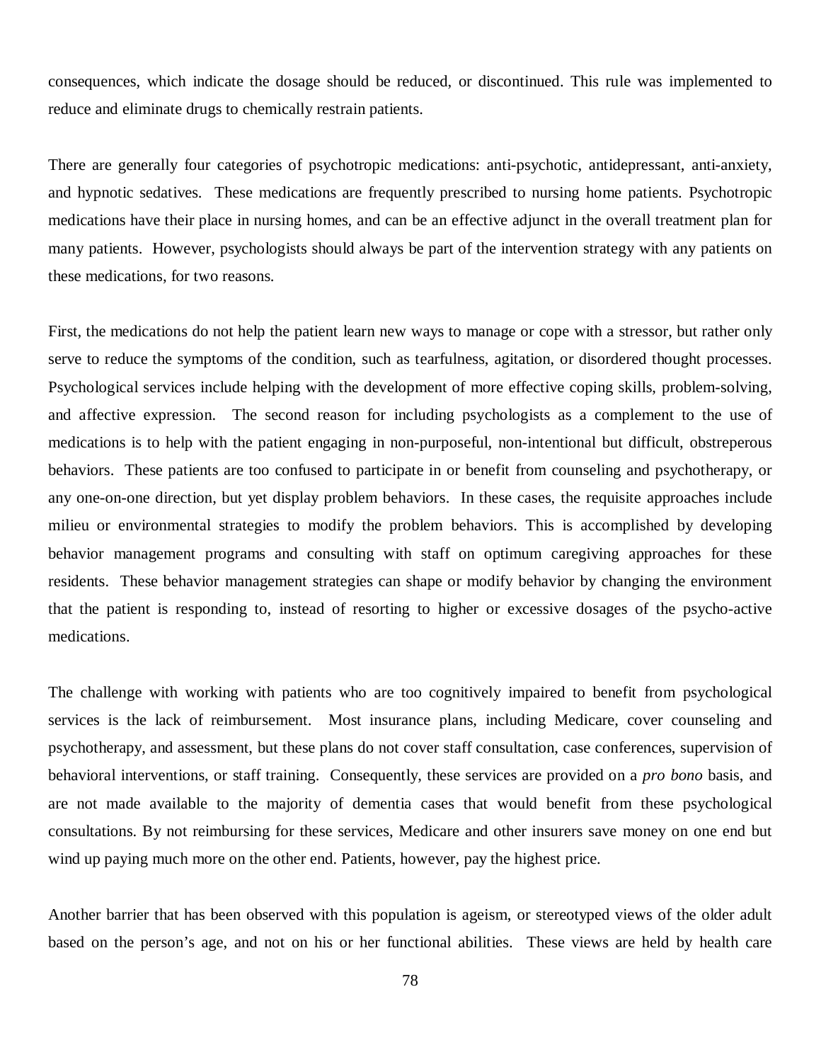consequences, which indicate the dosage should be reduced, or discontinued. This rule was implemented to reduce and eliminate drugs to chemically restrain patients.

There are generally four categories of psychotropic medications: anti-psychotic, antidepressant, anti-anxiety, and hypnotic sedatives. These medications are frequently prescribed to nursing home patients. Psychotropic medications have their place in nursing homes, and can be an effective adjunct in the overall treatment plan for many patients. However, psychologists should always be part of the intervention strategy with any patients on these medications, for two reasons.

First, the medications do not help the patient learn new ways to manage or cope with a stressor, but rather only serve to reduce the symptoms of the condition, such as tearfulness, agitation, or disordered thought processes. Psychological services include helping with the development of more effective coping skills, problem-solving, and affective expression. The second reason for including psychologists as a complement to the use of medications is to help with the patient engaging in non-purposeful, non-intentional but difficult, obstreperous behaviors. These patients are too confused to participate in or benefit from counseling and psychotherapy, or any one-on-one direction, but yet display problem behaviors. In these cases, the requisite approaches include milieu or environmental strategies to modify the problem behaviors. This is accomplished by developing behavior management programs and consulting with staff on optimum caregiving approaches for these residents. These behavior management strategies can shape or modify behavior by changing the environment that the patient is responding to, instead of resorting to higher or excessive dosages of the psycho-active medications.

The challenge with working with patients who are too cognitively impaired to benefit from psychological services is the lack of reimbursement. Most insurance plans, including Medicare, cover counseling and psychotherapy, and assessment, but these plans do not cover staff consultation, case conferences, supervision of behavioral interventions, or staff training. Consequently, these services are provided on a *pro bono* basis, and are not made available to the majority of dementia cases that would benefit from these psychological consultations. By not reimbursing for these services, Medicare and other insurers save money on one end but wind up paying much more on the other end. Patients, however, pay the highest price.

Another barrier that has been observed with this population is ageism, or stereotyped views of the older adult based on the person's age, and not on his or her functional abilities. These views are held by health care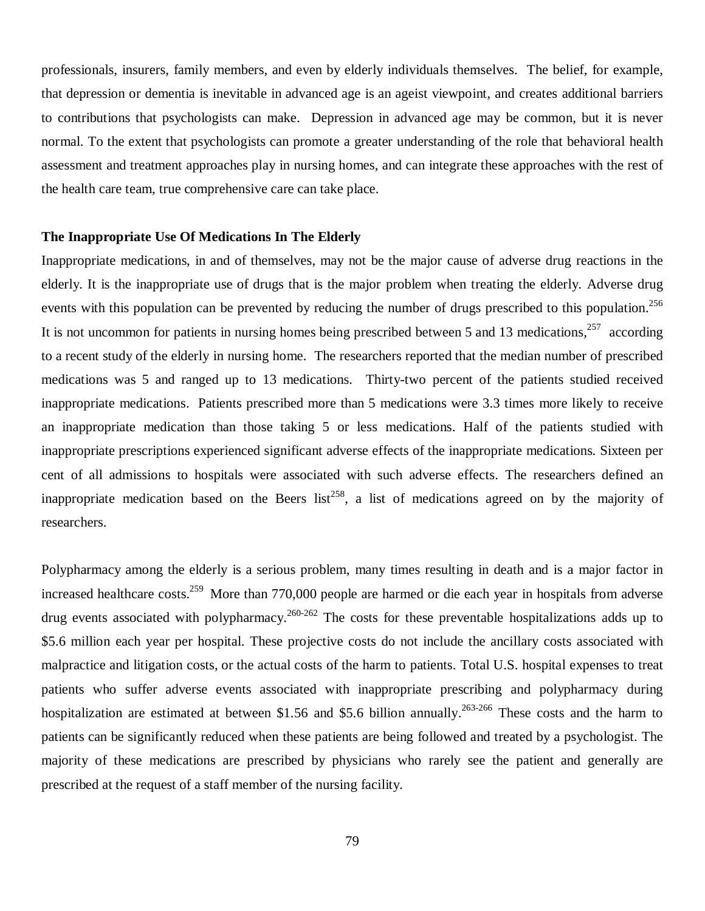professionals, insurers, family members, and even by elderly individuals themselves. The belief, for example, that depression or dementia is inevitable in advanced age is an ageist viewpoint, and creates additional barriers to contributions that psychologists can make. Depression in advanced age may be common, but it is never normal. To the extent that psychologists can promote a greater understanding of the role that behavioral health assessment and treatment approaches play in nursing homes, and can integrate these approaches with the rest of the health care team, true comprehensive care can take place.

**The Inappropriate Use Of Medications In The Elderly**

Inappropriate medications, in and of themselves, may not be the major cause of adverse drug reactions in the elderly. It is the inappropriate use of drugs that is the major problem when treating the elderly. Adverse drug events with this population can be prevented by reducing the number of drugs prescribed to this population.[256] It is not uncommon for patients in nursing homes being prescribed between 5 and 13 medications,[257] according to a recent study of the elderly in nursing home. The researchers reported that the median number of prescribed medications was 5 and ranged up to 13 medications. Thirty-two percent of the patients studied received inappropriate medications. Patients prescribed more than 5 medications were 3.3 times more likely to receive an inappropriate medication than those taking 5 or less medications. Half of the patients studied with inappropriate prescriptions experienced significant adverse effects of the inappropriate medications. Sixteen per cent of all admissions to hospitals were associated with such adverse effects. The researchers defined an inappropriate medication based on the Beers list[258], a list of medications agreed on by the majority of researchers.

Polypharmacy among the elderly is a serious problem, many times resulting in death and is a major factor in increased healthcare costs.[259] More than 770,000 people are harmed or die each year in hospitals from adverse drug events associated with polypharmacy.[260-262] The costs for these preventable hospitalizations adds up to $5.6 million each year per hospital. These projective costs do not include the ancillary costs associated with malpractice and litigation costs, or the actual costs of the harm to patients. Total U.S. hospital expenses to treat patients who suffer adverse events associated with inappropriate prescribing and polypharmacy during hospitalization are estimated at between $1.56 and $5.6 billion annually.[263-266] These costs and the harm to patients can be significantly reduced when these patients are being followed and treated by a psychologist. The majority of these medications are prescribed by physicians who rarely see the patient and generally are prescribed at the request of a staff member of the nursing facility.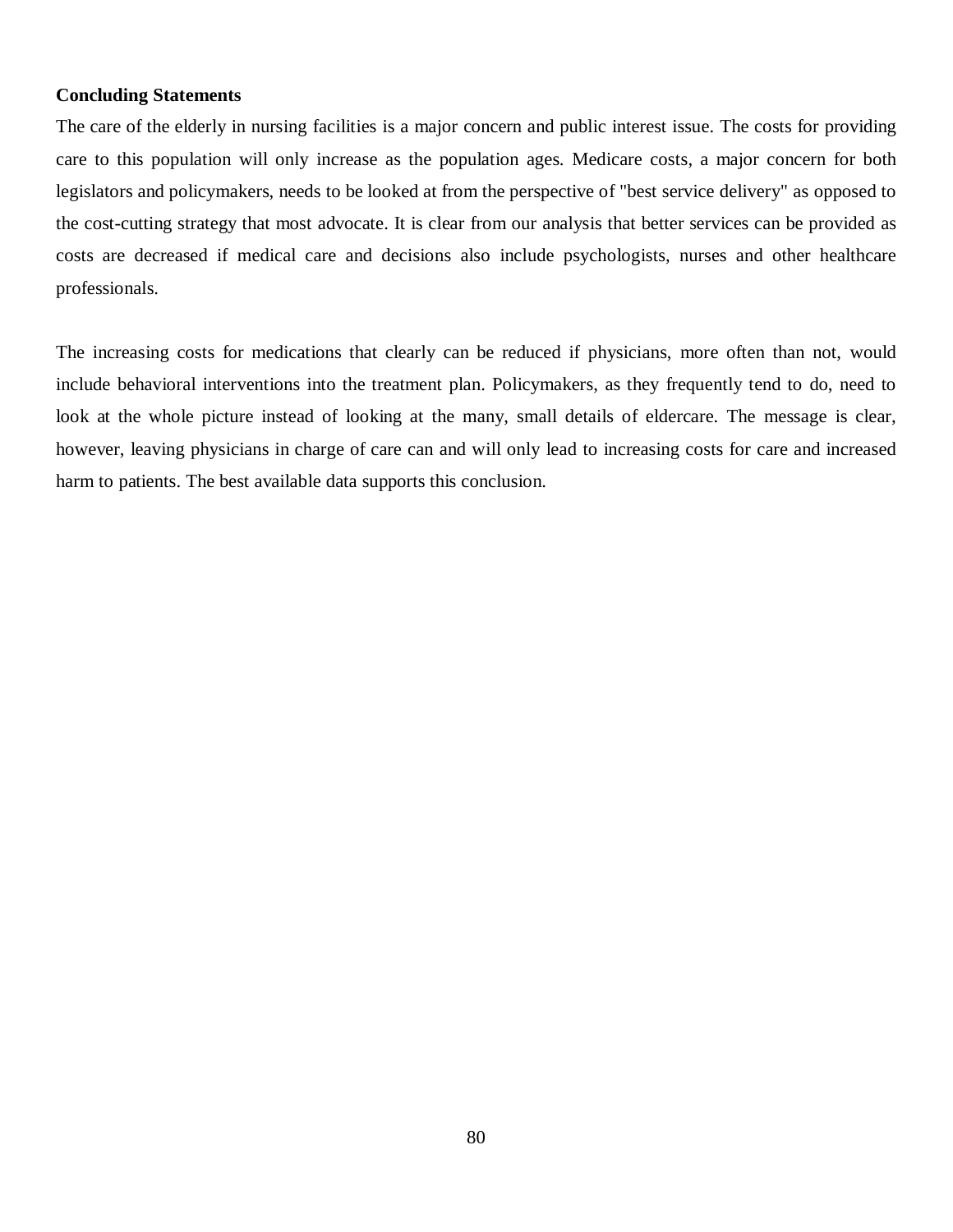**Concluding Statements**

The care of the elderly in nursing facilities is a major concern and public interest issue. The costs for providing care to this population will only increase as the population ages. Medicare costs, a major concern for both legislators and policymakers, needs to be looked at from the perspective of "best service delivery" as opposed to the cost-cutting strategy that most advocate. It is clear from our analysis that better services can be provided as costs are decreased if medical care and decisions also include psychologists, nurses and other healthcare professionals.

The increasing costs for medications that clearly can be reduced if physicians, more often than not, would include behavioral interventions into the treatment plan. Policymakers, as they frequently tend to do, need to look at the whole picture instead of looking at the many, small details of eldercare. The message is clear, however, leaving physicians in charge of care can and will only lead to increasing costs for care and increased harm to patients. The best available data supports this conclusion.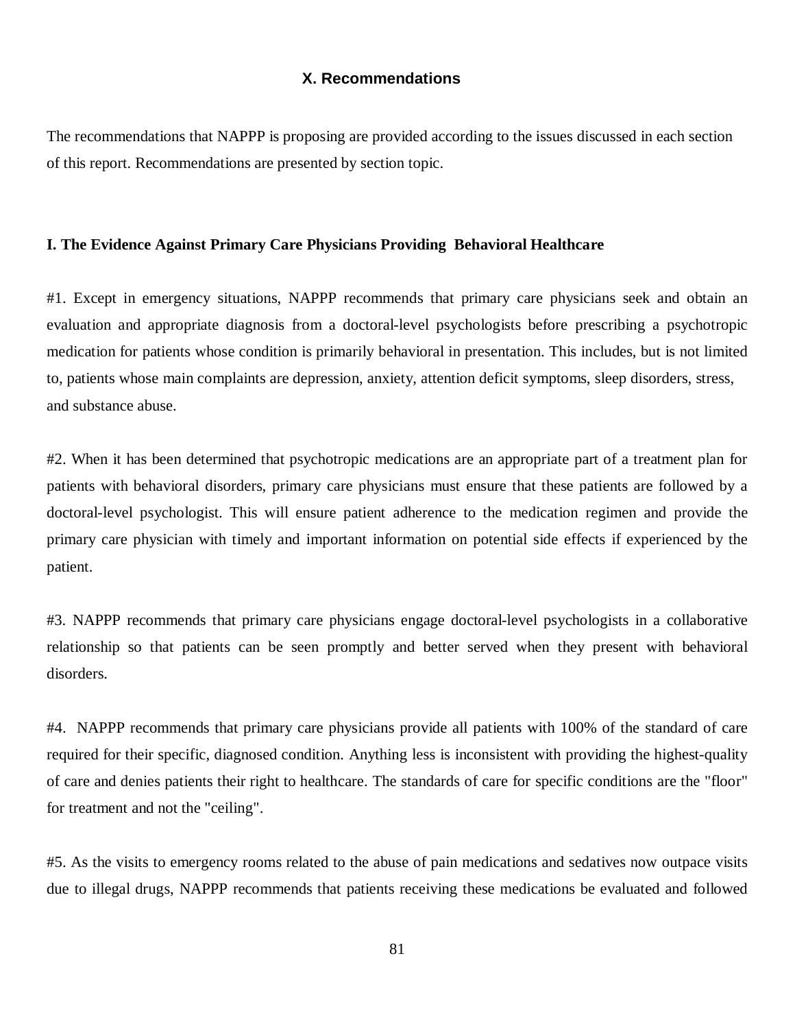## X. Recommendations

The recommendations that NAPPP is proposing are provided according to the issues discussed in each section of this report. Recommendations are presented by section topic.

### I. The Evidence Against Primary Care Physicians Providing Behavioral Healthcare

#1. Except in emergency situations, NAPPP recommends that primary care physicians seek and obtain an evaluation and appropriate diagnosis from a doctoral-level psychologists before prescribing a psychotropic medication for patients whose condition is primarily behavioral in presentation. This includes, but is not limited to, patients whose main complaints are depression, anxiety, attention deficit symptoms, sleep disorders, stress, and substance abuse.

#2. When it has been determined that psychotropic medications are an appropriate part of a treatment plan for patients with behavioral disorders, primary care physicians must ensure that these patients are followed by a doctoral-level psychologist. This will ensure patient adherence to the medication regimen and provide the primary care physician with timely and important information on potential side effects if experienced by the patient.

#3. NAPPP recommends that primary care physicians engage doctoral-level psychologists in a collaborative relationship so that patients can be seen promptly and better served when they present with behavioral disorders.

#4. NAPPP recommends that primary care physicians provide all patients with 100% of the standard of care required for their specific, diagnosed condition. Anything less is inconsistent with providing the highest-quality of care and denies patients their right to healthcare. The standards of care for specific conditions are the "floor" for treatment and not the "ceiling".

#5. As the visits to emergency rooms related to the abuse of pain medications and sedatives now outpace visits due to illegal drugs, NAPPP recommends that patients receiving these medications be evaluated and followed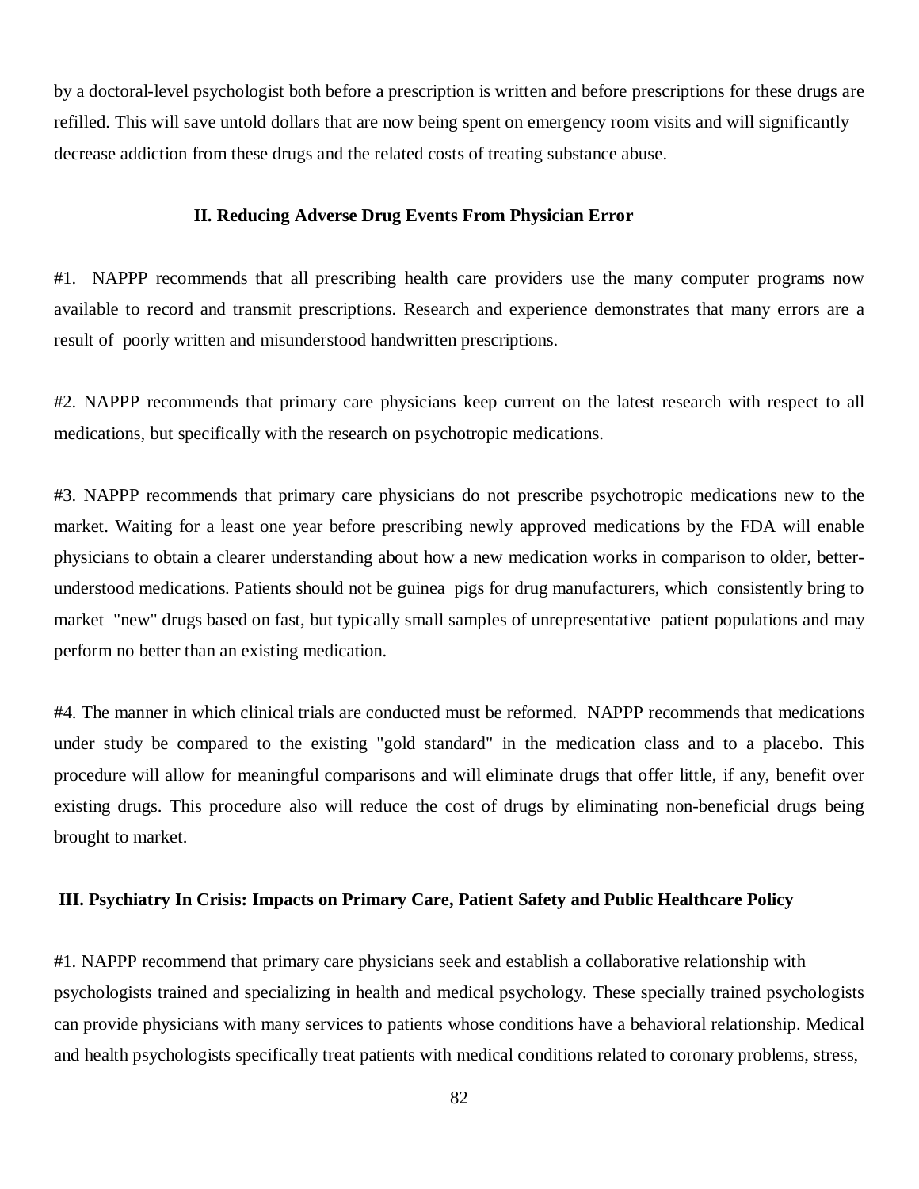by a doctoral-level psychologist both before a prescription is written and before prescriptions for these drugs are refilled. This will save untold dollars that are now being spent on emergency room visits and will significantly decrease addiction from these drugs and the related costs of treating substance abuse.

## II. Reducing Adverse Drug Events From Physician Error

#1. NAPPP recommends that all prescribing health care providers use the many computer programs now available to record and transmit prescriptions. Research and experience demonstrates that many errors are a result of poorly written and misunderstood handwritten prescriptions.

#2. NAPPP recommends that primary care physicians keep current on the latest research with respect to all medications, but specifically with the research on psychotropic medications.

#3. NAPPP recommends that primary care physicians do not prescribe psychotropic medications new to the market. Waiting for a least one year before prescribing newly approved medications by the FDA will enable physicians to obtain a clearer understanding about how a new medication works in comparison to older, better-understood medications. Patients should not be guinea pigs for drug manufacturers, which consistently bring to market "new" drugs based on fast, but typically small samples of unrepresentative patient populations and may perform no better than an existing medication.

#4. The manner in which clinical trials are conducted must be reformed. NAPPP recommends that medications under study be compared to the existing "gold standard" in the medication class and to a placebo. This procedure will allow for meaningful comparisons and will eliminate drugs that offer little, if any, benefit over existing drugs. This procedure also will reduce the cost of drugs by eliminating non-beneficial drugs being brought to market.

## III. Psychiatry In Crisis: Impacts on Primary Care, Patient Safety and Public Healthcare Policy

#1. NAPPP recommend that primary care physicians seek and establish a collaborative relationship with psychologists trained and specializing in health and medical psychology. These specially trained psychologists can provide physicians with many services to patients whose conditions have a behavioral relationship. Medical and health psychologists specifically treat patients with medical conditions related to coronary problems, stress,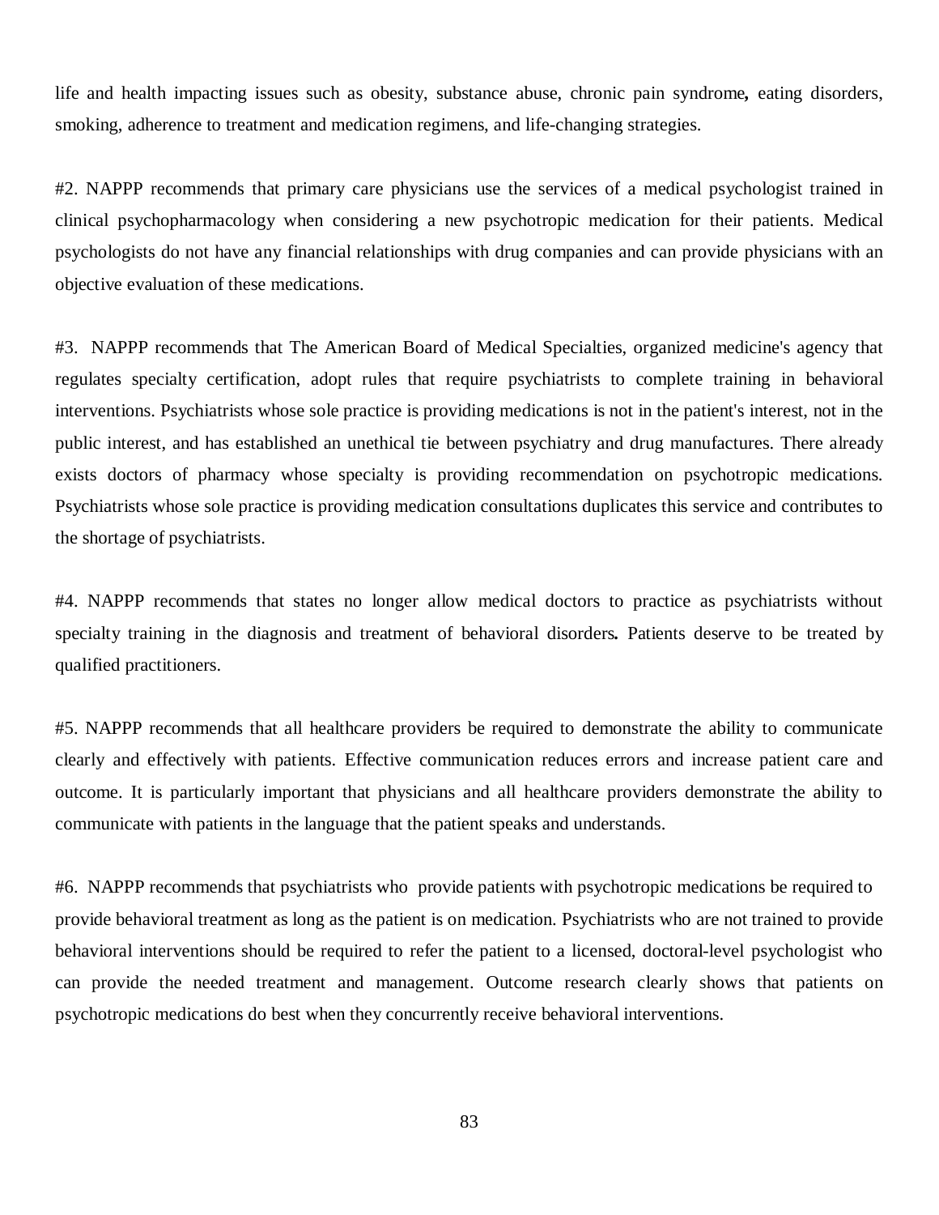life and health impacting issues such as obesity, substance abuse, chronic pain syndrome**,** eating disorders, smoking, adherence to treatment and medication regimens, and life-changing strategies.

#2. NAPPP recommends that primary care physicians use the services of a medical psychologist trained in clinical psychopharmacology when considering a new psychotropic medication for their patients. Medical psychologists do not have any financial relationships with drug companies and can provide physicians with an objective evaluation of these medications.

#3. NAPPP recommends that The American Board of Medical Specialties, organized medicine's agency that regulates specialty certification, adopt rules that require psychiatrists to complete training in behavioral interventions. Psychiatrists whose sole practice is providing medications is not in the patient's interest, not in the public interest, and has established an unethical tie between psychiatry and drug manufactures. There already exists doctors of pharmacy whose specialty is providing recommendation on psychotropic medications. Psychiatrists whose sole practice is providing medication consultations duplicates this service and contributes to the shortage of psychiatrists.

#4. NAPPP recommends that states no longer allow medical doctors to practice as psychiatrists without specialty training in the diagnosis and treatment of behavioral disorders**.** Patients deserve to be treated by qualified practitioners.

#5. NAPPP recommends that all healthcare providers be required to demonstrate the ability to communicate clearly and effectively with patients. Effective communication reduces errors and increase patient care and outcome. It is particularly important that physicians and all healthcare providers demonstrate the ability to communicate with patients in the language that the patient speaks and understands.

#6. NAPPP recommends that psychiatrists who provide patients with psychotropic medications be required to provide behavioral treatment as long as the patient is on medication. Psychiatrists who are not trained to provide behavioral interventions should be required to refer the patient to a licensed, doctoral-level psychologist who can provide the needed treatment and management. Outcome research clearly shows that patients on psychotropic medications do best when they concurrently receive behavioral interventions.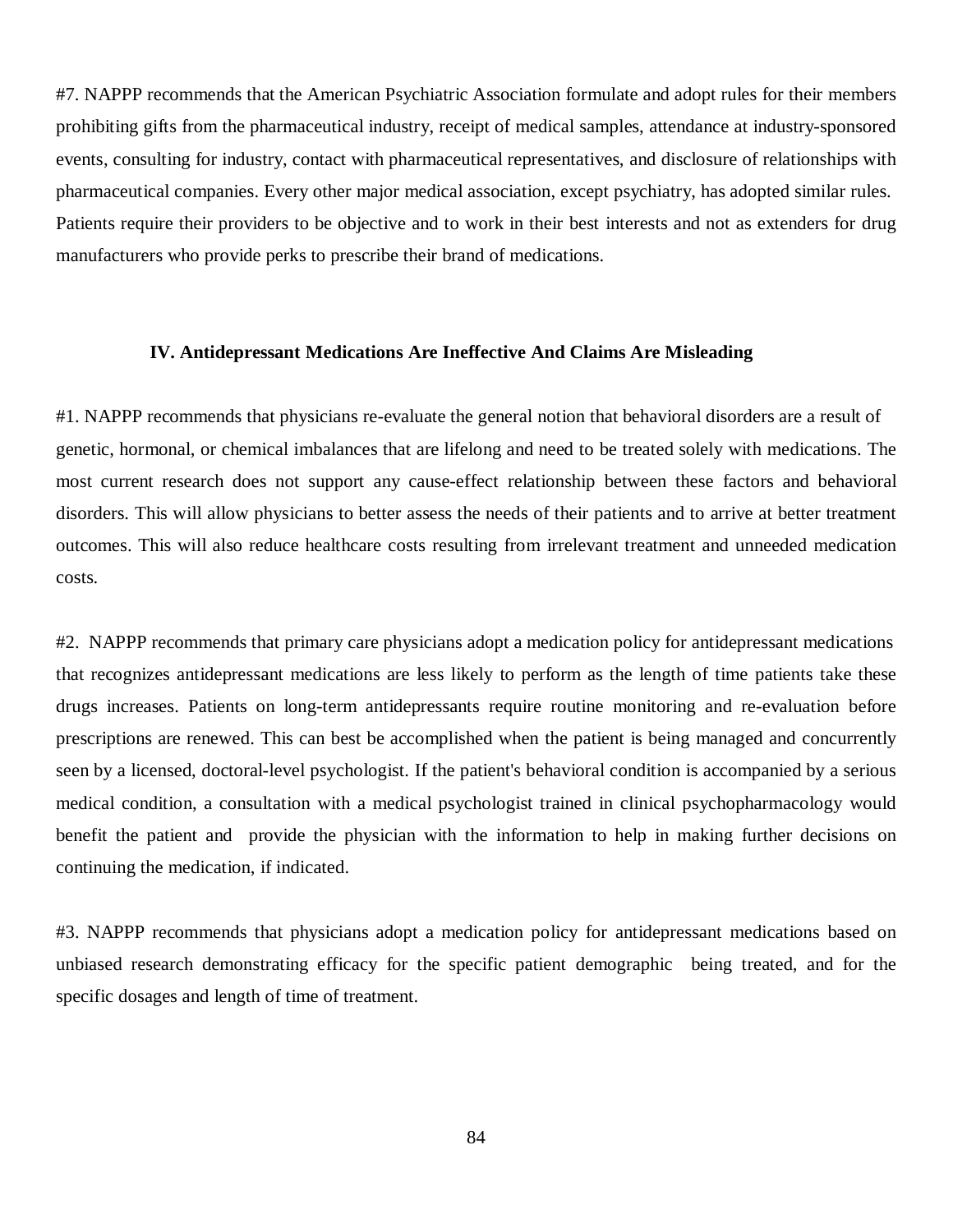#7. NAPPP recommends that the American Psychiatric Association formulate and adopt rules for their members prohibiting gifts from the pharmaceutical industry, receipt of medical samples, attendance at industry-sponsored events, consulting for industry, contact with pharmaceutical representatives, and disclosure of relationships with pharmaceutical companies. Every other major medical association, except psychiatry, has adopted similar rules. Patients require their providers to be objective and to work in their best interests and not as extenders for drug manufacturers who provide perks to prescribe their brand of medications.

### IV. Antidepressant Medications Are Ineffective And Claims Are Misleading

#1. NAPPP recommends that physicians re-evaluate the general notion that behavioral disorders are a result of genetic, hormonal, or chemical imbalances that are lifelong and need to be treated solely with medications. The most current research does not support any cause-effect relationship between these factors and behavioral disorders. This will allow physicians to better assess the needs of their patients and to arrive at better treatment outcomes. This will also reduce healthcare costs resulting from irrelevant treatment and unneeded medication costs.

#2. NAPPP recommends that primary care physicians adopt a medication policy for antidepressant medications that recognizes antidepressant medications are less likely to perform as the length of time patients take these drugs increases. Patients on long-term antidepressants require routine monitoring and re-evaluation before prescriptions are renewed. This can best be accomplished when the patient is being managed and concurrently seen by a licensed, doctoral-level psychologist. If the patient's behavioral condition is accompanied by a serious medical condition, a consultation with a medical psychologist trained in clinical psychopharmacology would benefit the patient and provide the physician with the information to help in making further decisions on continuing the medication, if indicated.

#3. NAPPP recommends that physicians adopt a medication policy for antidepressant medications based on unbiased research demonstrating efficacy for the specific patient demographic being treated, and for the specific dosages and length of time of treatment.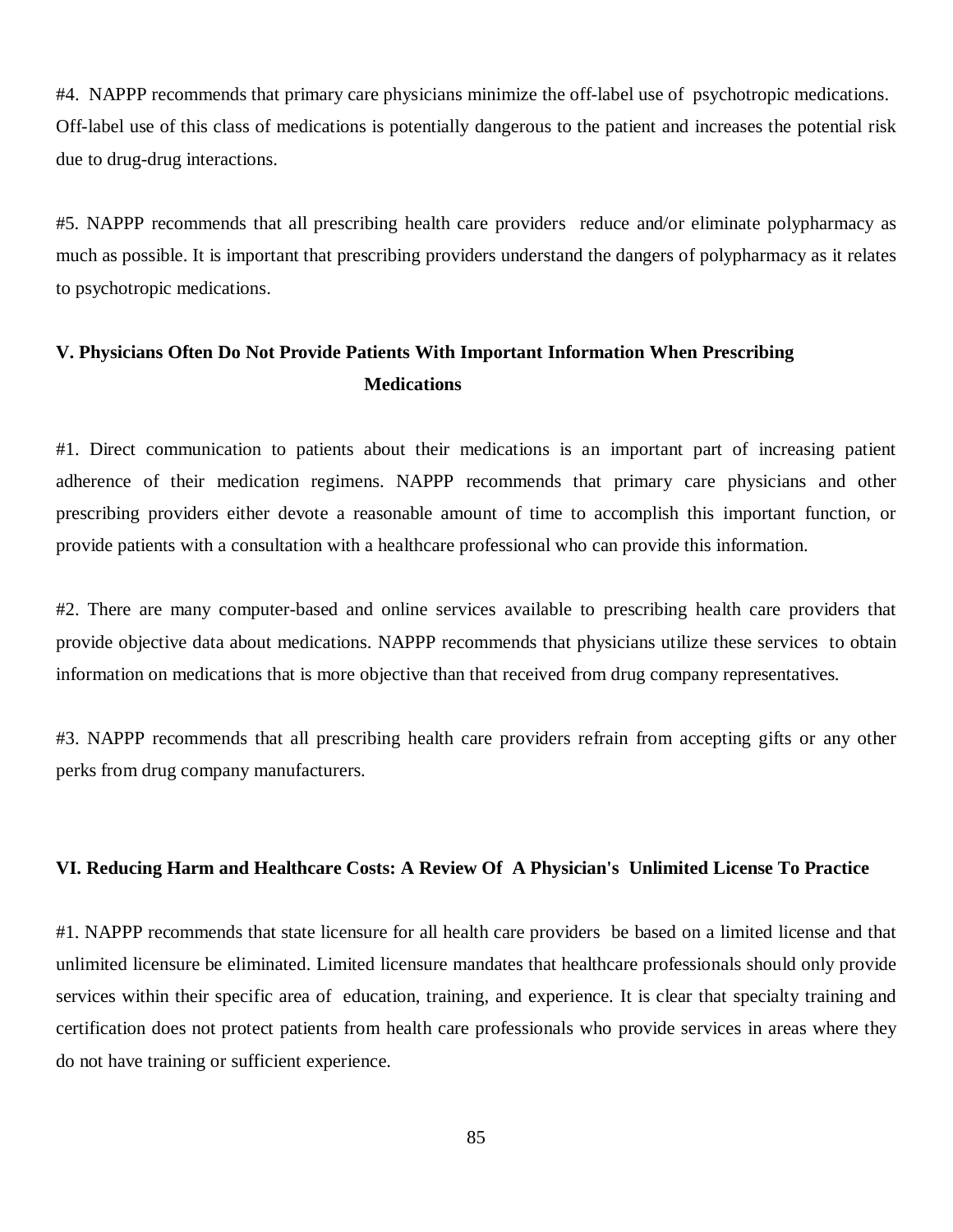#4. NAPPP recommends that primary care physicians minimize the off-label use of psychotropic medications. Off-label use of this class of medications is potentially dangerous to the patient and increases the potential risk due to drug-drug interactions.

#5. NAPPP recommends that all prescribing health care providers reduce and/or eliminate polypharmacy as much as possible. It is important that prescribing providers understand the dangers of polypharmacy as it relates to psychotropic medications.

## V. Physicians Often Do Not Provide Patients With Important Information When Prescribing Medications

#1. Direct communication to patients about their medications is an important part of increasing patient adherence of their medication regimens. NAPPP recommends that primary care physicians and other prescribing providers either devote a reasonable amount of time to accomplish this important function, or provide patients with a consultation with a healthcare professional who can provide this information.

#2. There are many computer-based and online services available to prescribing health care providers that provide objective data about medications. NAPPP recommends that physicians utilize these services to obtain information on medications that is more objective than that received from drug company representatives.

#3. NAPPP recommends that all prescribing health care providers refrain from accepting gifts or any other perks from drug company manufacturers.

## VI. Reducing Harm and Healthcare Costs: A Review Of A Physician's Unlimited License To Practice

#1. NAPPP recommends that state licensure for all health care providers be based on a limited license and that unlimited licensure be eliminated. Limited licensure mandates that healthcare professionals should only provide services within their specific area of education, training, and experience. It is clear that specialty training and certification does not protect patients from health care professionals who provide services in areas where they do not have training or sufficient experience.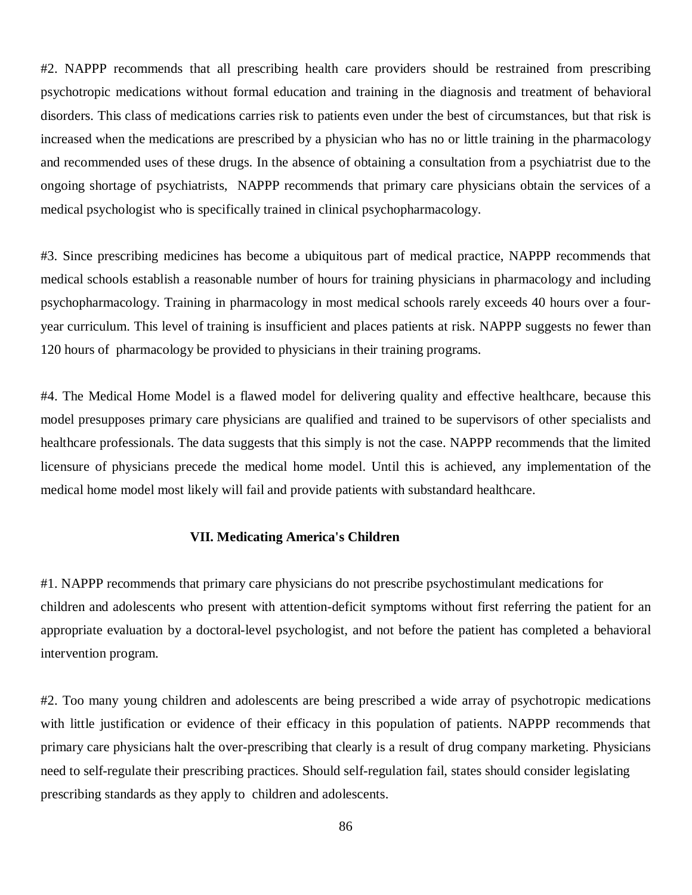#2. NAPPP recommends that all prescribing health care providers should be restrained from prescribing psychotropic medications without formal education and training in the diagnosis and treatment of behavioral disorders. This class of medications carries risk to patients even under the best of circumstances, but that risk is increased when the medications are prescribed by a physician who has no or little training in the pharmacology and recommended uses of these drugs. In the absence of obtaining a consultation from a psychiatrist due to the ongoing shortage of psychiatrists, NAPPP recommends that primary care physicians obtain the services of a medical psychologist who is specifically trained in clinical psychopharmacology.

#3. Since prescribing medicines has become a ubiquitous part of medical practice, NAPPP recommends that medical schools establish a reasonable number of hours for training physicians in pharmacology and including psychopharmacology. Training in pharmacology in most medical schools rarely exceeds 40 hours over a four-year curriculum. This level of training is insufficient and places patients at risk. NAPPP suggests no fewer than 120 hours of pharmacology be provided to physicians in their training programs.

#4. The Medical Home Model is a flawed model for delivering quality and effective healthcare, because this model presupposes primary care physicians are qualified and trained to be supervisors of other specialists and healthcare professionals. The data suggests that this simply is not the case. NAPPP recommends that the limited licensure of physicians precede the medical home model. Until this is achieved, any implementation of the medical home model most likely will fail and provide patients with substandard healthcare.

## VII. Medicating America's Children

#1. NAPPP recommends that primary care physicians do not prescribe psychostimulant medications for children and adolescents who present with attention-deficit symptoms without first referring the patient for an appropriate evaluation by a doctoral-level psychologist, and not before the patient has completed a behavioral intervention program.

#2. Too many young children and adolescents are being prescribed a wide array of psychotropic medications with little justification or evidence of their efficacy in this population of patients. NAPPP recommends that primary care physicians halt the over-prescribing that clearly is a result of drug company marketing. Physicians need to self-regulate their prescribing practices. Should self-regulation fail, states should consider legislating prescribing standards as they apply to children and adolescents.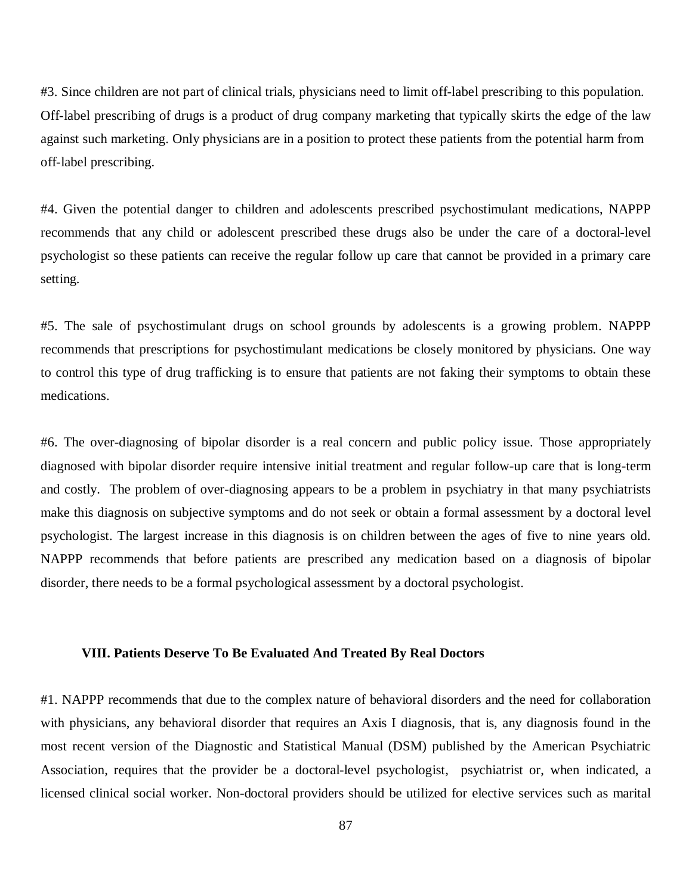#3. Since children are not part of clinical trials, physicians need to limit off-label prescribing to this population. Off-label prescribing of drugs is a product of drug company marketing that typically skirts the edge of the law against such marketing. Only physicians are in a position to protect these patients from the potential harm from off-label prescribing.

#4. Given the potential danger to children and adolescents prescribed psychostimulant medications, NAPPP recommends that any child or adolescent prescribed these drugs also be under the care of a doctoral-level psychologist so these patients can receive the regular follow up care that cannot be provided in a primary care setting.

#5. The sale of psychostimulant drugs on school grounds by adolescents is a growing problem. NAPPP recommends that prescriptions for psychostimulant medications be closely monitored by physicians. One way to control this type of drug trafficking is to ensure that patients are not faking their symptoms to obtain these medications.

#6. The over-diagnosing of bipolar disorder is a real concern and public policy issue. Those appropriately diagnosed with bipolar disorder require intensive initial treatment and regular follow-up care that is long-term and costly. The problem of over-diagnosing appears to be a problem in psychiatry in that many psychiatrists make this diagnosis on subjective symptoms and do not seek or obtain a formal assessment by a doctoral level psychologist. The largest increase in this diagnosis is on children between the ages of five to nine years old. NAPPP recommends that before patients are prescribed any medication based on a diagnosis of bipolar disorder, there needs to be a formal psychological assessment by a doctoral psychologist.

## VIII. Patients Deserve To Be Evaluated And Treated By Real Doctors

#1. NAPPP recommends that due to the complex nature of behavioral disorders and the need for collaboration with physicians, any behavioral disorder that requires an Axis I diagnosis, that is, any diagnosis found in the most recent version of the Diagnostic and Statistical Manual (DSM) published by the American Psychiatric Association, requires that the provider be a doctoral-level psychologist, psychiatrist or, when indicated, a licensed clinical social worker. Non-doctoral providers should be utilized for elective services such as marital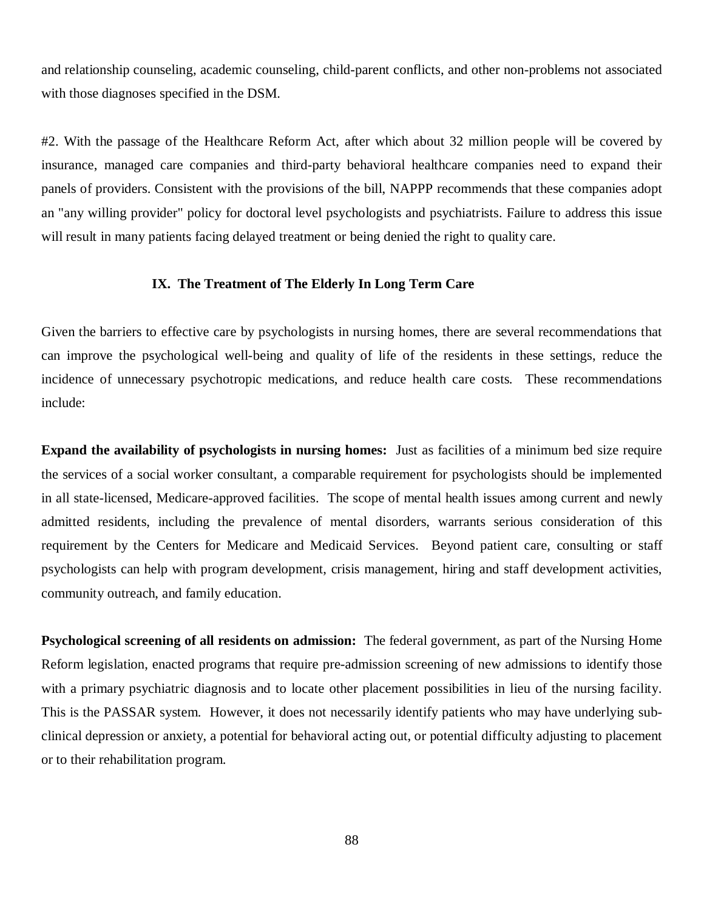and relationship counseling, academic counseling, child-parent conflicts, and other non-problems not associated with those diagnoses specified in the DSM.

#2. With the passage of the Healthcare Reform Act, after which about 32 million people will be covered by insurance, managed care companies and third-party behavioral healthcare companies need to expand their panels of providers. Consistent with the provisions of the bill, NAPPP recommends that these companies adopt an "any willing provider" policy for doctoral level psychologists and psychiatrists. Failure to address this issue will result in many patients facing delayed treatment or being denied the right to quality care.

## IX. The Treatment of The Elderly In Long Term Care

Given the barriers to effective care by psychologists in nursing homes, there are several recommendations that can improve the psychological well-being and quality of life of the residents in these settings, reduce the incidence of unnecessary psychotropic medications, and reduce health care costs. These recommendations include:

**Expand the availability of psychologists in nursing homes:** Just as facilities of a minimum bed size require the services of a social worker consultant, a comparable requirement for psychologists should be implemented in all state-licensed, Medicare-approved facilities. The scope of mental health issues among current and newly admitted residents, including the prevalence of mental disorders, warrants serious consideration of this requirement by the Centers for Medicare and Medicaid Services. Beyond patient care, consulting or staff psychologists can help with program development, crisis management, hiring and staff development activities, community outreach, and family education.

**Psychological screening of all residents on admission:** The federal government, as part of the Nursing Home Reform legislation, enacted programs that require pre-admission screening of new admissions to identify those with a primary psychiatric diagnosis and to locate other placement possibilities in lieu of the nursing facility. This is the PASSAR system. However, it does not necessarily identify patients who may have underlying sub-clinical depression or anxiety, a potential for behavioral acting out, or potential difficulty adjusting to placement or to their rehabilitation program.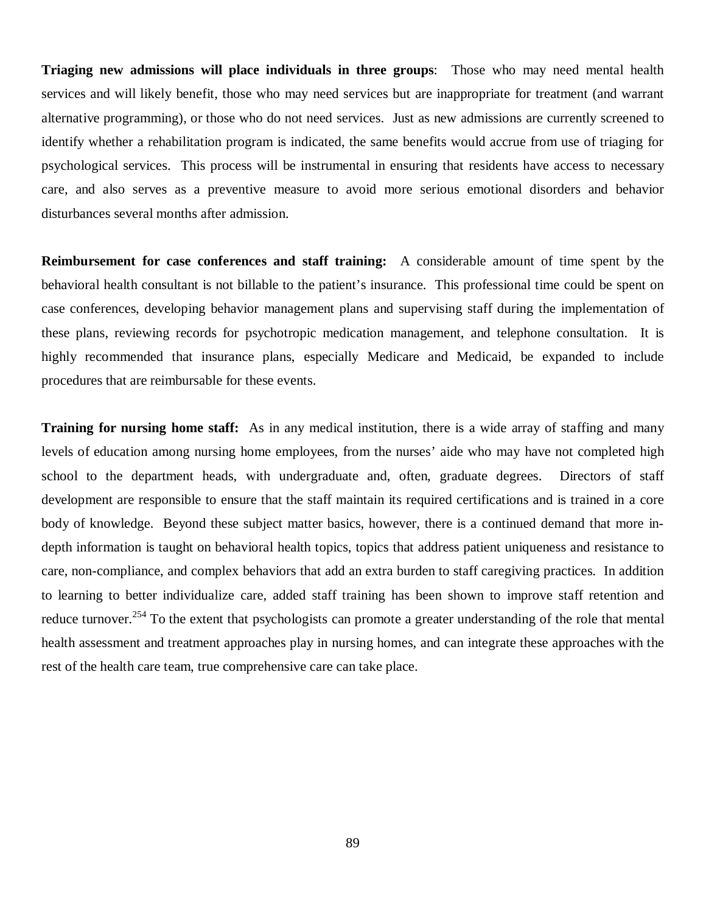**Triaging new admissions will place individuals in three groups**: Those who may need mental health services and will likely benefit, those who may need services but are inappropriate for treatment (and warrant alternative programming), or those who do not need services. Just as new admissions are currently screened to identify whether a rehabilitation program is indicated, the same benefits would accrue from use of triaging for psychological services. This process will be instrumental in ensuring that residents have access to necessary care, and also serves as a preventive measure to avoid more serious emotional disorders and behavior disturbances several months after admission.

**Reimbursement for case conferences and staff training:** A considerable amount of time spent by the behavioral health consultant is not billable to the patient's insurance. This professional time could be spent on case conferences, developing behavior management plans and supervising staff during the implementation of these plans, reviewing records for psychotropic medication management, and telephone consultation. It is highly recommended that insurance plans, especially Medicare and Medicaid, be expanded to include procedures that are reimbursable for these events.

**Training for nursing home staff:** As in any medical institution, there is a wide array of staffing and many levels of education among nursing home employees, from the nurses' aide who may have not completed high school to the department heads, with undergraduate and, often, graduate degrees. Directors of staff development are responsible to ensure that the staff maintain its required certifications and is trained in a core body of knowledge. Beyond these subject matter basics, however, there is a continued demand that more in-depth information is taught on behavioral health topics, topics that address patient uniqueness and resistance to care, non-compliance, and complex behaviors that add an extra burden to staff caregiving practices. In addition to learning to better individualize care, added staff training has been shown to improve staff retention and reduce turnover.[254] To the extent that psychologists can promote a greater understanding of the role that mental health assessment and treatment approaches play in nursing homes, and can integrate these approaches with the rest of the health care team, true comprehensive care can take place.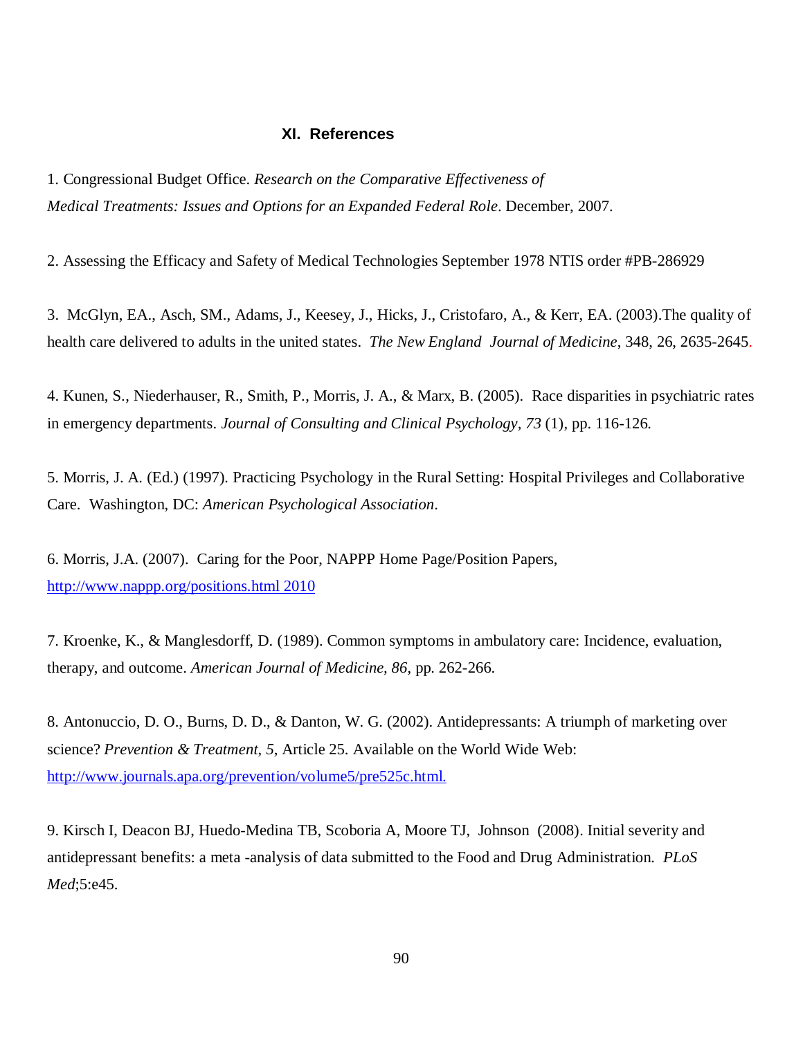## XI. References

1. Congressional Budget Office. *Research on the Comparative Effectiveness of Medical Treatments: Issues and Options for an Expanded Federal Role*. December, 2007.

2. Assessing the Efficacy and Safety of Medical Technologies September 1978 NTIS order #PB-286929

3. McGlyn, EA., Asch, SM., Adams, J., Keesey, J., Hicks, J., Cristofaro, A., & Kerr, EA. (2003).The quality of health care delivered to adults in the united states. *The New England Journal of Medicine*, 348, 26, 2635-2645.

4. Kunen, S., Niederhauser, R., Smith, P., Morris, J. A., & Marx, B. (2005). Race disparities in psychiatric rates in emergency departments. *Journal of Consulting and Clinical Psychology, 73* (1), pp. 116-126.

5. Morris, J. A. (Ed.) (1997). Practicing Psychology in the Rural Setting: Hospital Privileges and Collaborative Care. Washington, DC: *American Psychological Association*.

6. Morris, J.A. (2007). Caring for the Poor, NAPPP Home Page/Position Papers, http://www.nappp.org/positions.html 2010

7. Kroenke, K., & Manglesdorff, D. (1989). Common symptoms in ambulatory care: Incidence, evaluation, therapy, and outcome. *American Journal of Medicine, 86*, pp. 262-266.

8. Antonuccio, D. O., Burns, D. D., & Danton, W. G. (2002). Antidepressants: A triumph of marketing over science? *Prevention & Treatment*, *5*, Article 25. Available on the World Wide Web: http://www.journals.apa.org/prevention/volume5/pre525c.html.

9. Kirsch I, Deacon BJ, Huedo-Medina TB, Scoboria A, Moore TJ, Johnson (2008). Initial severity and antidepressant benefits: a meta -analysis of data submitted to the Food and Drug Administration. *PLoS Med*;5:e45.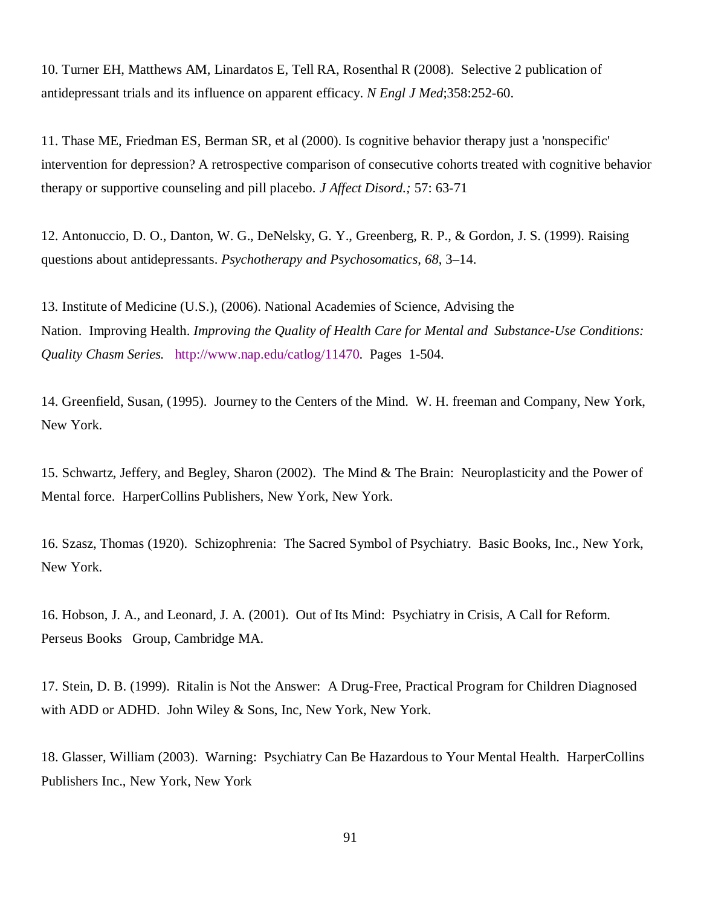10. Turner EH, Matthews AM, Linardatos E, Tell RA, Rosenthal R (2008). Selective 2 publication of antidepressant trials and its influence on apparent efficacy. *N Engl J Med*;358:252-60.

11. Thase ME, Friedman ES, Berman SR, et al (2000). Is cognitive behavior therapy just a 'nonspecific' intervention for depression? A retrospective comparison of consecutive cohorts treated with cognitive behavior therapy or supportive counseling and pill placebo. *J Affect Disord.;* 57: 63-71

12. Antonuccio, D. O., Danton, W. G., DeNelsky, G. Y., Greenberg, R. P., & Gordon, J. S. (1999). Raising questions about antidepressants. *Psychotherapy and Psychosomatics*, *68*, 3–14.

13. Institute of Medicine (U.S.), (2006). National Academies of Science, Advising the Nation. Improving Health. *Improving the Quality of Health Care for Mental and Substance-Use Conditions: Quality Chasm Series.* http://www.nap.edu/catlog/11470. Pages 1-504.

14. Greenfield, Susan, (1995). Journey to the Centers of the Mind. W. H. freeman and Company, New York, New York.

15. Schwartz, Jeffery, and Begley, Sharon (2002). The Mind & The Brain: Neuroplasticity and the Power of Mental force. HarperCollins Publishers, New York, New York.

16. Szasz, Thomas (1920). Schizophrenia: The Sacred Symbol of Psychiatry. Basic Books, Inc., New York, New York.

16. Hobson, J. A., and Leonard, J. A. (2001). Out of Its Mind: Psychiatry in Crisis, A Call for Reform. Perseus Books Group, Cambridge MA.

17. Stein, D. B. (1999). Ritalin is Not the Answer: A Drug-Free, Practical Program for Children Diagnosed with ADD or ADHD. John Wiley & Sons, Inc, New York, New York.

18. Glasser, William (2003). Warning: Psychiatry Can Be Hazardous to Your Mental Health. HarperCollins Publishers Inc., New York, New York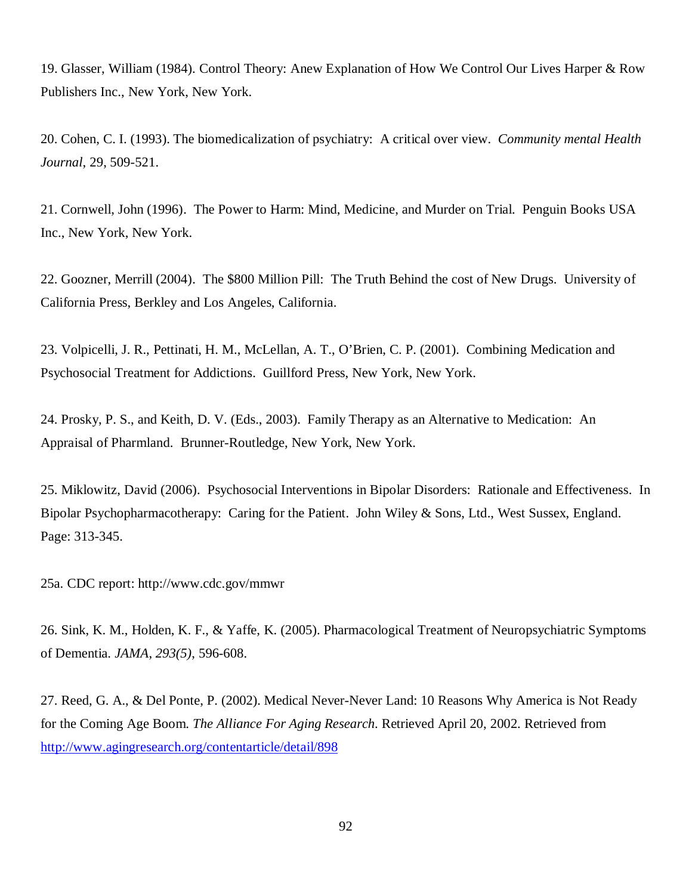19. Glasser, William (1984). Control Theory: Anew Explanation of How We Control Our Lives Harper & Row Publishers Inc., New York, New York.

20. Cohen, C. I. (1993). The biomedicalization of psychiatry: A critical over view. *Community mental Health Journal*, 29, 509-521.

21. Cornwell, John (1996). The Power to Harm: Mind, Medicine, and Murder on Trial. Penguin Books USA Inc., New York, New York.

22. Goozner, Merrill (2004). The $800 Million Pill: The Truth Behind the cost of New Drugs. University of California Press, Berkley and Los Angeles, California.

23. Volpicelli, J. R., Pettinati, H. M., McLellan, A. T., O'Brien, C. P. (2001). Combining Medication and Psychosocial Treatment for Addictions. Guillford Press, New York, New York.

24. Prosky, P. S., and Keith, D. V. (Eds., 2003). Family Therapy as an Alternative to Medication: An Appraisal of Pharmland. Brunner-Routledge, New York, New York.

25. Miklowitz, David (2006). Psychosocial Interventions in Bipolar Disorders: Rationale and Effectiveness. In Bipolar Psychopharmacotherapy: Caring for the Patient. John Wiley & Sons, Ltd., West Sussex, England. Page: 313-345.

25a. CDC report: http://www.cdc.gov/mmwr

26. Sink, K. M., Holden, K. F., & Yaffe, K. (2005). Pharmacological Treatment of Neuropsychiatric Symptoms of Dementia. *JAMA, 293(5)*, 596-608.

27. Reed, G. A., & Del Ponte, P. (2002). Medical Never-Never Land: 10 Reasons Why America is Not Ready for the Coming Age Boom. *The Alliance For Aging Research*. Retrieved April 20, 2002. Retrieved from http://www.agingresearch.org/contentarticle/detail/898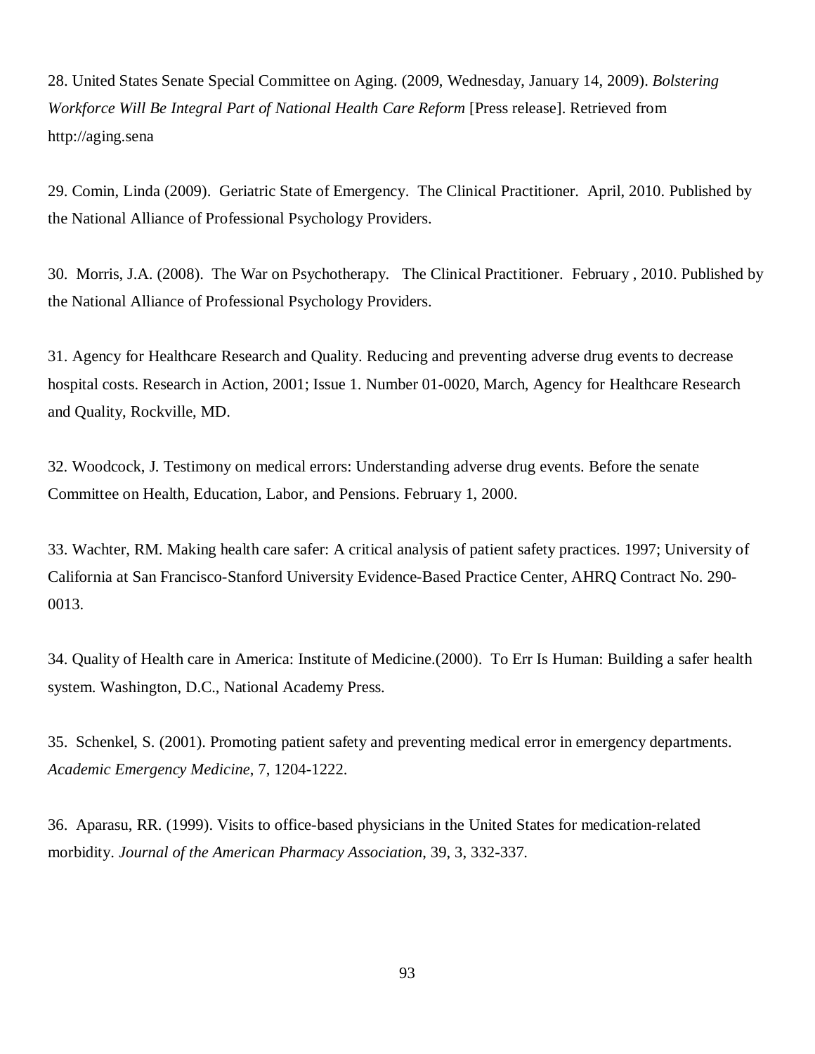28. United States Senate Special Committee on Aging. (2009, Wednesday, January 14, 2009). *Bolstering Workforce Will Be Integral Part of National Health Care Reform* [Press release]. Retrieved from http://aging.sena

29. Comin, Linda (2009). Geriatric State of Emergency. The Clinical Practitioner. April, 2010. Published by the National Alliance of Professional Psychology Providers.

30. Morris, J.A. (2008). The War on Psychotherapy. The Clinical Practitioner. February , 2010. Published by the National Alliance of Professional Psychology Providers.

31. Agency for Healthcare Research and Quality. Reducing and preventing adverse drug events to decrease hospital costs. Research in Action, 2001; Issue 1. Number 01-0020, March, Agency for Healthcare Research and Quality, Rockville, MD.

32. Woodcock, J. Testimony on medical errors: Understanding adverse drug events. Before the senate Committee on Health, Education, Labor, and Pensions. February 1, 2000.

33. Wachter, RM. Making health care safer: A critical analysis of patient safety practices. 1997; University of California at San Francisco-Stanford University Evidence-Based Practice Center, AHRQ Contract No. 290-0013.

34. Quality of Health care in America: Institute of Medicine.(2000). To Err Is Human: Building a safer health system. Washington, D.C., National Academy Press.

35. Schenkel, S. (2001). Promoting patient safety and preventing medical error in emergency departments. *Academic Emergency Medicine*, 7, 1204-1222.

36. Aparasu, RR. (1999). Visits to office-based physicians in the United States for medication-related morbidity. *Journal of the American Pharmacy Association*, 39, 3, 332-337.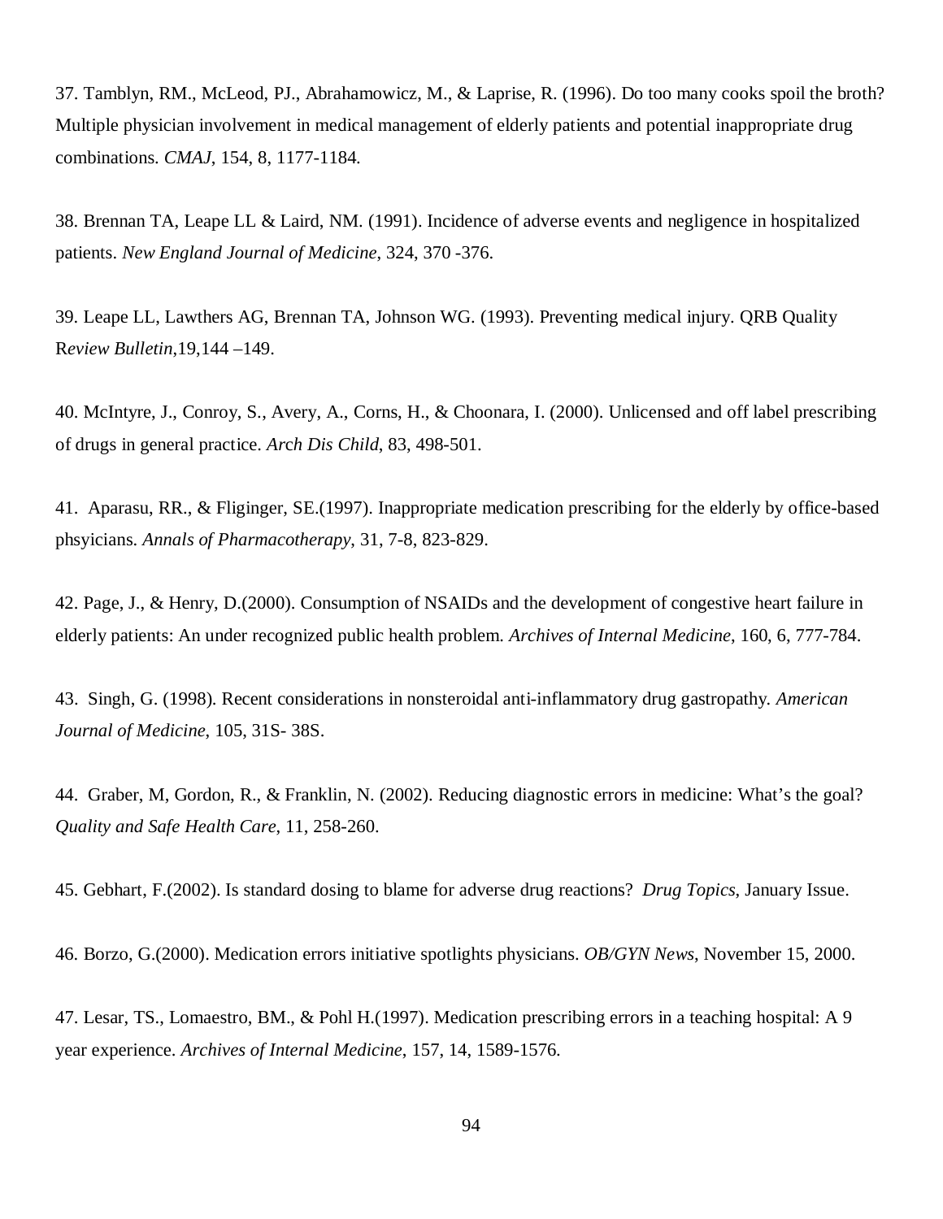37. Tamblyn, RM., McLeod, PJ., Abrahamowicz, M., & Laprise, R. (1996). Do too many cooks spoil the broth? Multiple physician involvement in medical management of elderly patients and potential inappropriate drug combinations. *CMAJ*, 154, 8, 1177-1184.

38. Brennan TA, Leape LL & Laird, NM. (1991). Incidence of adverse events and negligence in hospitalized patients. *New England Journal of Medicine*, 324, 370 -376.

39. Leape LL, Lawthers AG, Brennan TA, Johnson WG. (1993). Preventing medical injury. QRB Quality R*eview Bulletin*,19,144 –149.

40. McIntyre, J., Conroy, S., Avery, A., Corns, H., & Choonara, I. (2000). Unlicensed and off label prescribing of drugs in general practice. *Arch Dis Child*, 83, 498-501.

41. Aparasu, RR., & Fliginger, SE.(1997). Inappropriate medication prescribing for the elderly by office-based phsyicians. *Annals of Pharmacotherapy*, 31, 7-8, 823-829.

42. Page, J., & Henry, D.(2000). Consumption of NSAIDs and the development of congestive heart failure in elderly patients: An under recognized public health problem. *Archives of Internal Medicine*, 160, 6, 777-784.

43. Singh, G. (1998). Recent considerations in nonsteroidal anti-inflammatory drug gastropathy. *American Journal of Medicine*, 105, 31S- 38S.

44. Graber, M, Gordon, R., & Franklin, N. (2002). Reducing diagnostic errors in medicine: What's the goal? *Quality and Safe Health Care*, 11, 258-260.

45. Gebhart, F.(2002). Is standard dosing to blame for adverse drug reactions? *Drug Topics*, January Issue.

46. Borzo, G.(2000). Medication errors initiative spotlights physicians. *OB/GYN News*, November 15, 2000.

47. Lesar, TS., Lomaestro, BM., & Pohl H.(1997). Medication prescribing errors in a teaching hospital: A 9 year experience. *Archives of Internal Medicine*, 157, 14, 1589-1576.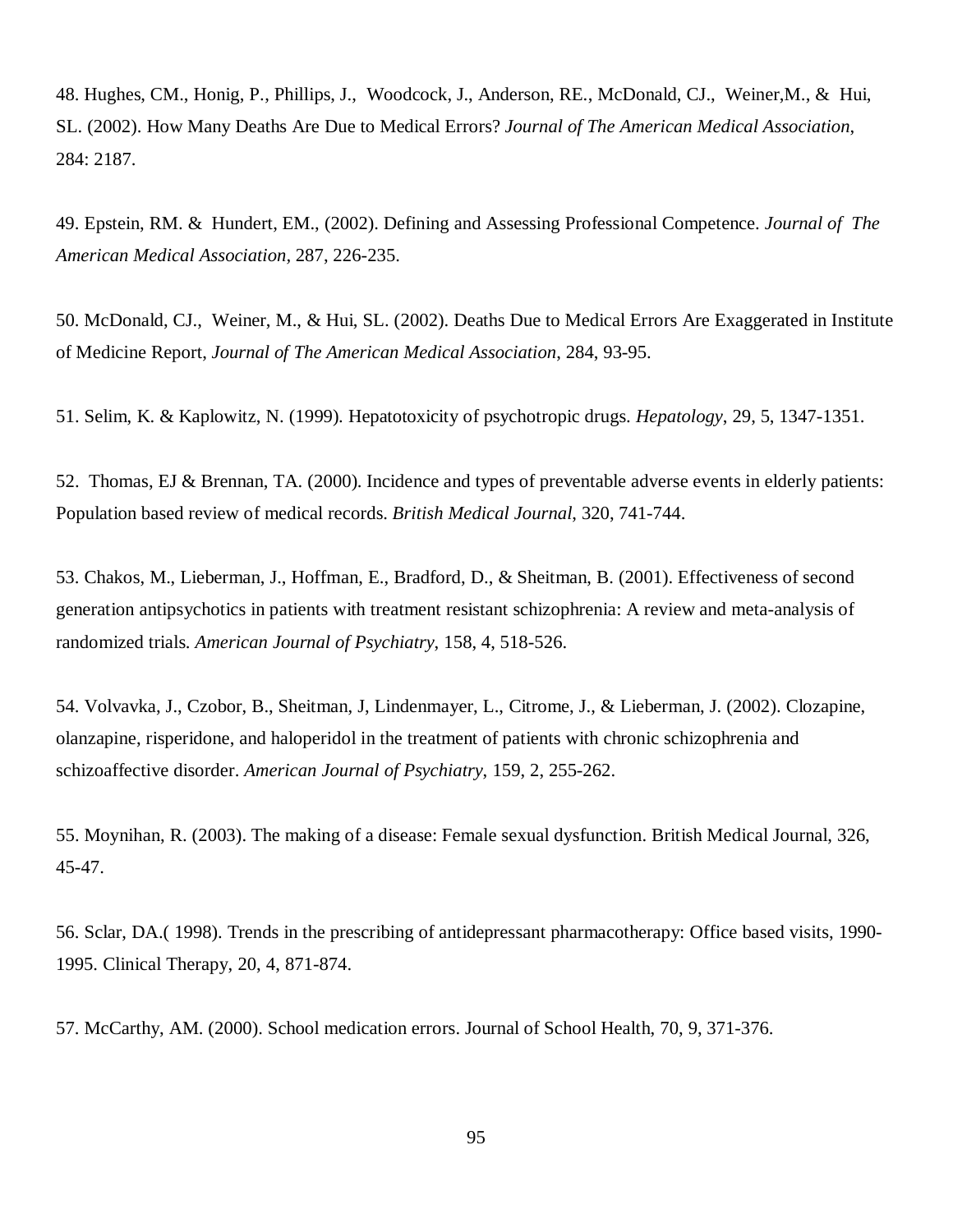48. Hughes, CM., Honig, P., Phillips, J., Woodcock, J., Anderson, RE., McDonald, CJ., Weiner,M., & Hui, SL. (2002). How Many Deaths Are Due to Medical Errors? *Journal of The American Medical Association*, 284: 2187.

49. Epstein, RM. & Hundert, EM., (2002). Defining and Assessing Professional Competence. *Journal of The American Medical Association*, 287, 226-235.

50. McDonald, CJ., Weiner, M., & Hui, SL. (2002). Deaths Due to Medical Errors Are Exaggerated in Institute of Medicine Report, *Journal of The American Medical Association*, 284, 93-95.

51. Selim, K. & Kaplowitz, N. (1999). Hepatotoxicity of psychotropic drugs. *Hepatology*, 29, 5, 1347-1351.

52. Thomas, EJ & Brennan, TA. (2000). Incidence and types of preventable adverse events in elderly patients: Population based review of medical records. *British Medical Journal*, 320, 741-744.

53. Chakos, M., Lieberman, J., Hoffman, E., Bradford, D., & Sheitman, B. (2001). Effectiveness of second generation antipsychotics in patients with treatment resistant schizophrenia: A review and meta-analysis of randomized trials. *American Journal of Psychiatry*, 158, 4, 518-526.

54. Volvavka, J., Czobor, B., Sheitman, J, Lindenmayer, L., Citrome, J., & Lieberman, J. (2002). Clozapine, olanzapine, risperidone, and haloperidol in the treatment of patients with chronic schizophrenia and schizoaffective disorder. *American Journal of Psychiatry*, 159, 2, 255-262.

55. Moynihan, R. (2003). The making of a disease: Female sexual dysfunction. British Medical Journal, 326, 45-47.

56. Sclar, DA.( 1998). Trends in the prescribing of antidepressant pharmacotherapy: Office based visits, 1990-1995. Clinical Therapy, 20, 4, 871-874.

57. McCarthy, AM. (2000). School medication errors. Journal of School Health, 70, 9, 371-376.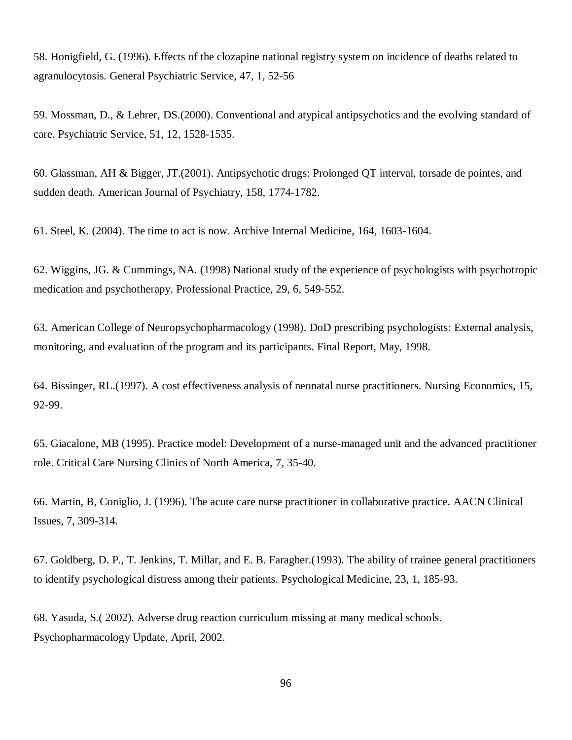58. Honigfield, G. (1996). Effects of the clozapine national registry system on incidence of deaths related to agranulocytosis. General Psychiatric Service, 47, 1, 52-56

59. Mossman, D., & Lehrer, DS.(2000). Conventional and atypical antipsychotics and the evolving standard of care. Psychiatric Service, 51, 12, 1528-1535.

60. Glassman, AH & Bigger, JT.(2001). Antipsychotic drugs: Prolonged QT interval, torsade de pointes, and sudden death. American Journal of Psychiatry, 158, 1774-1782.

61. Steel, K. (2004). The time to act is now. Archive Internal Medicine, 164, 1603-1604.

62. Wiggins, JG. & Cummings, NA. (1998) National study of the experience of psychologists with psychotropic medication and psychotherapy. Professional Practice, 29, 6, 549-552.

63. American College of Neuropsychopharmacology (1998). DoD prescribing psychologists: External analysis, monitoring, and evaluation of the program and its participants. Final Report, May, 1998.

64. Bissinger, RL.(1997). A cost effectiveness analysis of neonatal nurse practitioners. Nursing Economics, 15, 92-99.

65. Giacalone, MB (1995). Practice model: Development of a nurse-managed unit and the advanced practitioner role. Critical Care Nursing Clinics of North America, 7, 35-40.

66. Martin, B, Coniglio, J. (1996). The acute care nurse practitioner in collaborative practice. AACN Clinical Issues, 7, 309-314.

67. Goldberg, D. P., T. Jenkins, T. Millar, and E. B. Faragher.(1993). The ability of trainee general practitioners to identify psychological distress among their patients. Psychological Medicine, 23, 1, 185-93.

68. Yasuda, S.( 2002). Adverse drug reaction curriculum missing at many medical schools. Psychopharmacology Update, April, 2002.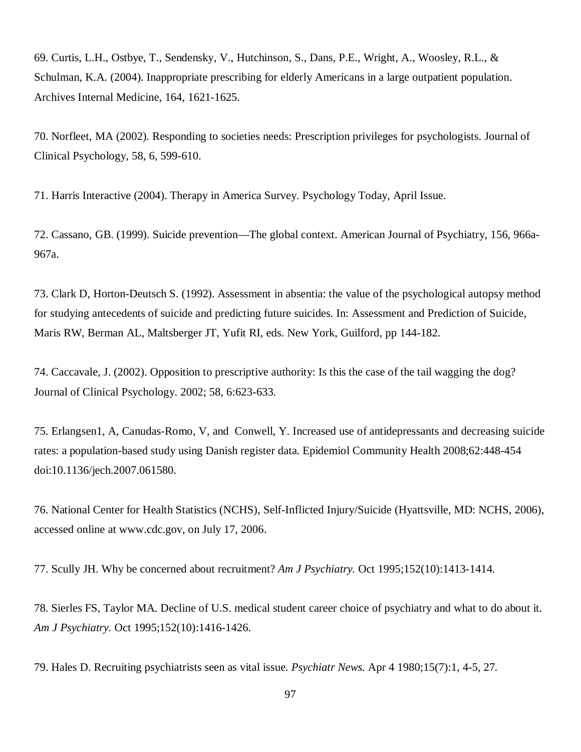69. Curtis, L.H., Ostbye, T., Sendensky, V., Hutchinson, S., Dans, P.E., Wright, A., Woosley, R.L., & Schulman, K.A. (2004). Inappropriate prescribing for elderly Americans in a large outpatient population. Archives Internal Medicine, 164, 1621-1625.

70. Norfleet, MA (2002). Responding to societies needs: Prescription privileges for psychologists. Journal of Clinical Psychology, 58, 6, 599-610.

71. Harris Interactive (2004). Therapy in America Survey. Psychology Today, April Issue.

72. Cassano, GB. (1999). Suicide prevention—The global context. American Journal of Psychiatry, 156, 966a-967a.

73. Clark D, Horton-Deutsch S. (1992). Assessment in absentia: the value of the psychological autopsy method for studying antecedents of suicide and predicting future suicides. In: Assessment and Prediction of Suicide, Maris RW, Berman AL, Maltsberger JT, Yufit RI, eds. New York, Guilford, pp 144-182.

74. Caccavale, J. (2002). Opposition to prescriptive authority: Is this the case of the tail wagging the dog? Journal of Clinical Psychology. 2002; 58, 6:623-633.

75. Erlangsen1, A, Canudas-Romo, V, and Conwell, Y. Increased use of antidepressants and decreasing suicide rates: a population-based study using Danish register data. Epidemiol Community Health 2008;62:448-454 doi:10.1136/jech.2007.061580.

76. National Center for Health Statistics (NCHS), Self-Inflicted Injury/Suicide (Hyattsville, MD: NCHS, 2006), accessed online at www.cdc.gov, on July 17, 2006.

77. Scully JH. Why be concerned about recruitment? *Am J Psychiatry.* Oct 1995;152(10):1413-1414.

78. Sierles FS, Taylor MA. Decline of U.S. medical student career choice of psychiatry and what to do about it. *Am J Psychiatry.* Oct 1995;152(10):1416-1426.

79. Hales D. Recruiting psychiatrists seen as vital issue. *Psychiatr News.* Apr 4 1980;15(7):1, 4-5, 27.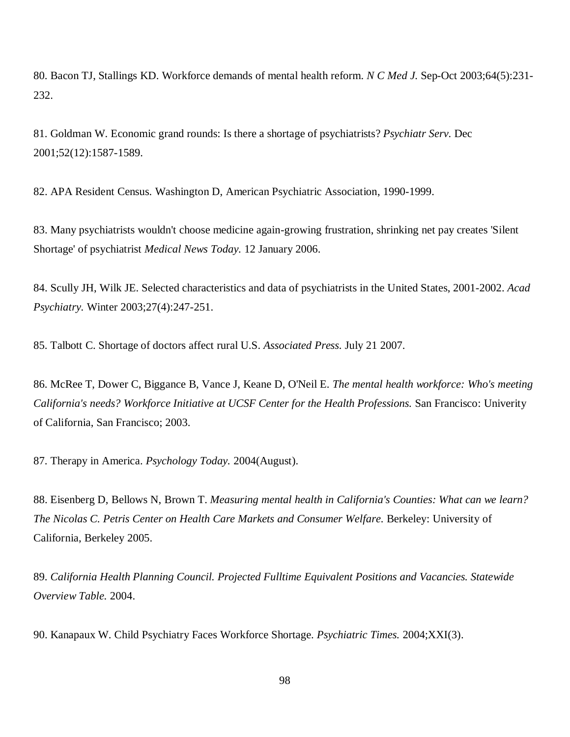80. Bacon TJ, Stallings KD. Workforce demands of mental health reform. *N C Med J.* Sep-Oct 2003;64(5):231-232.

81. Goldman W. Economic grand rounds: Is there a shortage of psychiatrists? *Psychiatr Serv.* Dec 2001;52(12):1587-1589.

82. APA Resident Census. Washington D, American Psychiatric Association, 1990-1999.

83. Many psychiatrists wouldn't choose medicine again-growing frustration, shrinking net pay creates 'Silent Shortage' of psychiatrist *Medical News Today.* 12 January 2006.

84. Scully JH, Wilk JE. Selected characteristics and data of psychiatrists in the United States, 2001-2002. *Acad Psychiatry.* Winter 2003;27(4):247-251.

85. Talbott C. Shortage of doctors affect rural U.S. *Associated Press.* July 21 2007.

86. McRee T, Dower C, Biggance B, Vance J, Keane D, O'Neil E. *The mental health workforce: Who's meeting California's needs? Workforce Initiative at UCSF Center for the Health Professions.* San Francisco: Univerity of California, San Francisco; 2003.

87. Therapy in America. *Psychology Today.* 2004(August).

88. Eisenberg D, Bellows N, Brown T. *Measuring mental health in California's Counties: What can we learn? The Nicolas C. Petris Center on Health Care Markets and Consumer Welfare.* Berkeley: University of California, Berkeley 2005.

89. *California Health Planning Council. Projected Fulltime Equivalent Positions and Vacancies. Statewide Overview Table.* 2004.

90. Kanapaux W. Child Psychiatry Faces Workforce Shortage. *Psychiatric Times.* 2004;XXI(3).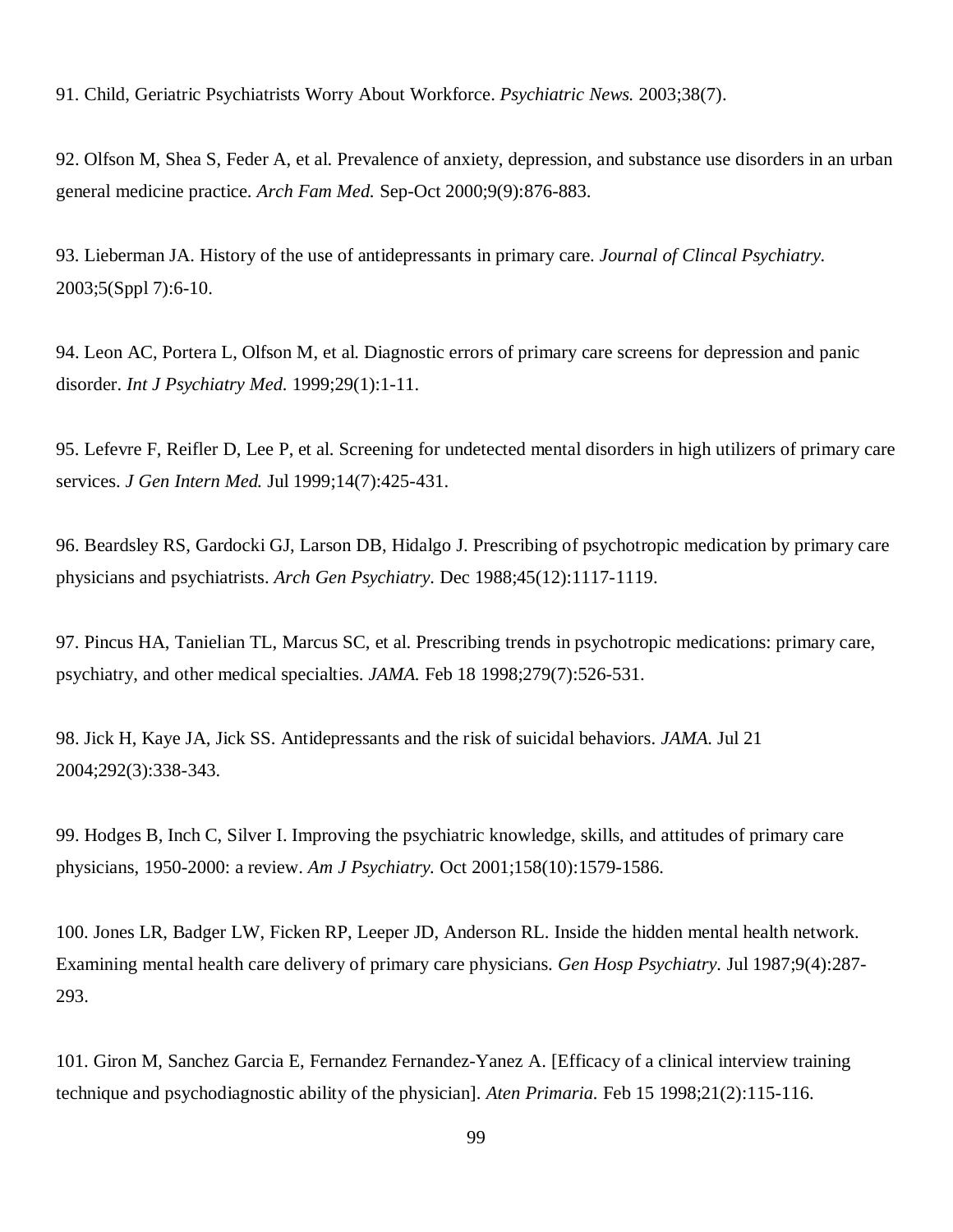91. Child, Geriatric Psychiatrists Worry About Workforce. *Psychiatric News.* 2003;38(7).

92. Olfson M, Shea S, Feder A, et al. Prevalence of anxiety, depression, and substance use disorders in an urban general medicine practice. *Arch Fam Med.* Sep-Oct 2000;9(9):876-883.

93. Lieberman JA. History of the use of antidepressants in primary care. *Journal of Clincal Psychiatry.* 2003;5(Sppl 7):6-10.

94. Leon AC, Portera L, Olfson M, et al. Diagnostic errors of primary care screens for depression and panic disorder. *Int J Psychiatry Med.* 1999;29(1):1-11.

95. Lefevre F, Reifler D, Lee P, et al. Screening for undetected mental disorders in high utilizers of primary care services. *J Gen Intern Med.* Jul 1999;14(7):425-431.

96. Beardsley RS, Gardocki GJ, Larson DB, Hidalgo J. Prescribing of psychotropic medication by primary care physicians and psychiatrists. *Arch Gen Psychiatry.* Dec 1988;45(12):1117-1119.

97. Pincus HA, Tanielian TL, Marcus SC, et al. Prescribing trends in psychotropic medications: primary care, psychiatry, and other medical specialties. *JAMA.* Feb 18 1998;279(7):526-531.

98. Jick H, Kaye JA, Jick SS. Antidepressants and the risk of suicidal behaviors. *JAMA.* Jul 21 2004;292(3):338-343.

99. Hodges B, Inch C, Silver I. Improving the psychiatric knowledge, skills, and attitudes of primary care physicians, 1950-2000: a review. *Am J Psychiatry.* Oct 2001;158(10):1579-1586.

100. Jones LR, Badger LW, Ficken RP, Leeper JD, Anderson RL. Inside the hidden mental health network. Examining mental health care delivery of primary care physicians. *Gen Hosp Psychiatry.* Jul 1987;9(4):287-293.

101. Giron M, Sanchez Garcia E, Fernandez Fernandez-Yanez A. [Efficacy of a clinical interview training technique and psychodiagnostic ability of the physician]. *Aten Primaria.* Feb 15 1998;21(2):115-116.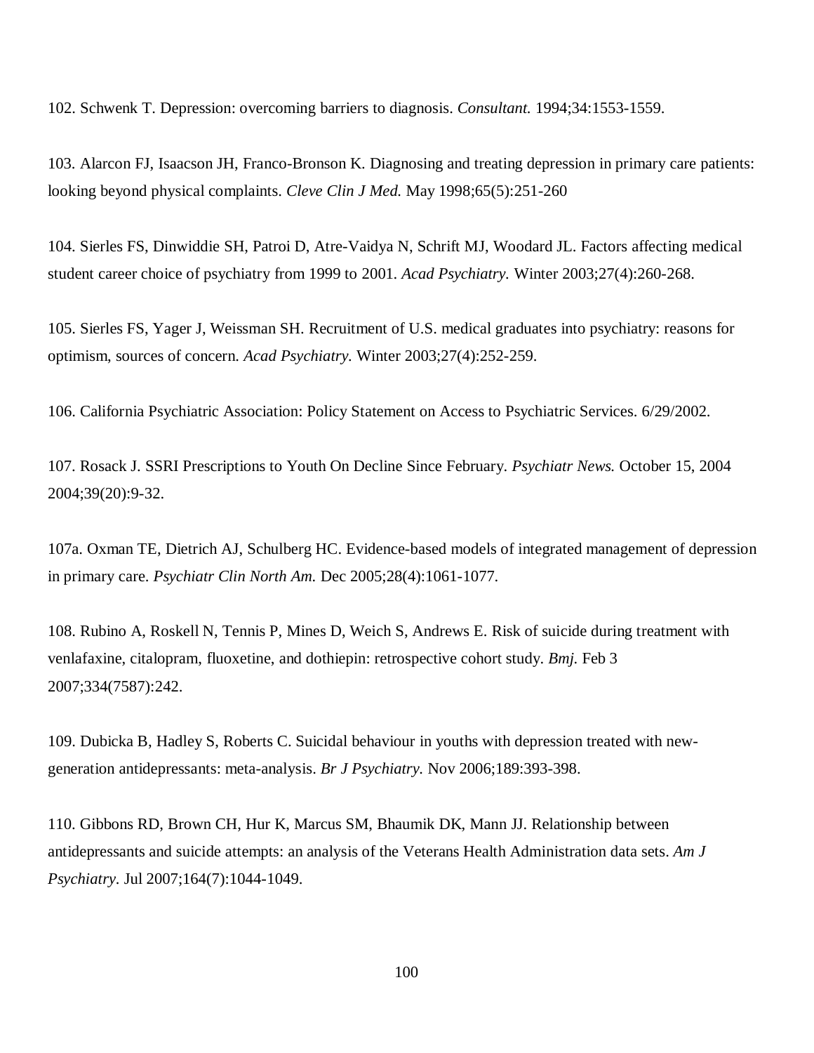102. Schwenk T. Depression: overcoming barriers to diagnosis. *Consultant.* 1994;34:1553-1559.

103. Alarcon FJ, Isaacson JH, Franco-Bronson K. Diagnosing and treating depression in primary care patients: looking beyond physical complaints. *Cleve Clin J Med.* May 1998;65(5):251-260

104. Sierles FS, Dinwiddie SH, Patroi D, Atre-Vaidya N, Schrift MJ, Woodard JL. Factors affecting medical student career choice of psychiatry from 1999 to 2001. *Acad Psychiatry.* Winter 2003;27(4):260-268.

105. Sierles FS, Yager J, Weissman SH. Recruitment of U.S. medical graduates into psychiatry: reasons for optimism, sources of concern. *Acad Psychiatry.* Winter 2003;27(4):252-259.

106. California Psychiatric Association: Policy Statement on Access to Psychiatric Services. 6/29/2002.

107. Rosack J. SSRI Prescriptions to Youth On Decline Since February. *Psychiatr News.* October 15, 2004 2004;39(20):9-32.

107a. Oxman TE, Dietrich AJ, Schulberg HC. Evidence-based models of integrated management of depression in primary care. *Psychiatr Clin North Am.* Dec 2005;28(4):1061-1077.

108. Rubino A, Roskell N, Tennis P, Mines D, Weich S, Andrews E. Risk of suicide during treatment with venlafaxine, citalopram, fluoxetine, and dothiepin: retrospective cohort study. *Bmj.* Feb 3 2007;334(7587):242.

109. Dubicka B, Hadley S, Roberts C. Suicidal behaviour in youths with depression treated with new-generation antidepressants: meta-analysis. *Br J Psychiatry.* Nov 2006;189:393-398.

110. Gibbons RD, Brown CH, Hur K, Marcus SM, Bhaumik DK, Mann JJ. Relationship between antidepressants and suicide attempts: an analysis of the Veterans Health Administration data sets. *Am J Psychiatry.* Jul 2007;164(7):1044-1049.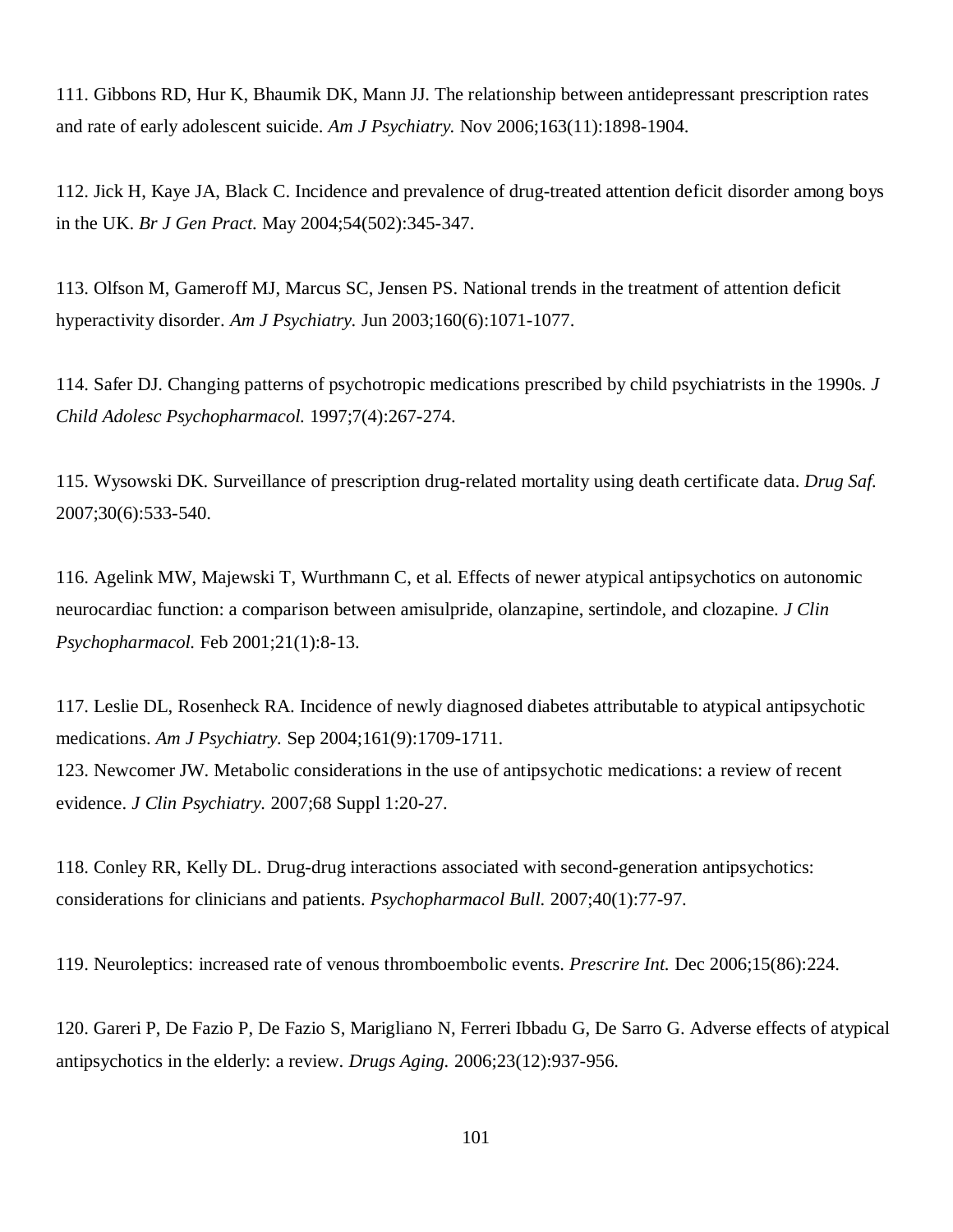111. Gibbons RD, Hur K, Bhaumik DK, Mann JJ. The relationship between antidepressant prescription rates and rate of early adolescent suicide. *Am J Psychiatry.* Nov 2006;163(11):1898-1904.

112. Jick H, Kaye JA, Black C. Incidence and prevalence of drug-treated attention deficit disorder among boys in the UK. *Br J Gen Pract.* May 2004;54(502):345-347.

113. Olfson M, Gameroff MJ, Marcus SC, Jensen PS. National trends in the treatment of attention deficit hyperactivity disorder. *Am J Psychiatry.* Jun 2003;160(6):1071-1077.

114. Safer DJ. Changing patterns of psychotropic medications prescribed by child psychiatrists in the 1990s. *J Child Adolesc Psychopharmacol.* 1997;7(4):267-274.

115. Wysowski DK. Surveillance of prescription drug-related mortality using death certificate data. *Drug Saf.* 2007;30(6):533-540.

116. Agelink MW, Majewski T, Wurthmann C, et al. Effects of newer atypical antipsychotics on autonomic neurocardiac function: a comparison between amisulpride, olanzapine, sertindole, and clozapine. *J Clin Psychopharmacol.* Feb 2001;21(1):8-13.

117. Leslie DL, Rosenheck RA. Incidence of newly diagnosed diabetes attributable to atypical antipsychotic medications. *Am J Psychiatry.* Sep 2004;161(9):1709-1711.
123. Newcomer JW. Metabolic considerations in the use of antipsychotic medications: a review of recent evidence. *J Clin Psychiatry.* 2007;68 Suppl 1:20-27.

118. Conley RR, Kelly DL. Drug-drug interactions associated with second-generation antipsychotics: considerations for clinicians and patients. *Psychopharmacol Bull.* 2007;40(1):77-97.

119. Neuroleptics: increased rate of venous thromboembolic events. *Prescrire Int.* Dec 2006;15(86):224.

120. Gareri P, De Fazio P, De Fazio S, Marigliano N, Ferreri Ibbadu G, De Sarro G. Adverse effects of atypical antipsychotics in the elderly: a review. *Drugs Aging.* 2006;23(12):937-956.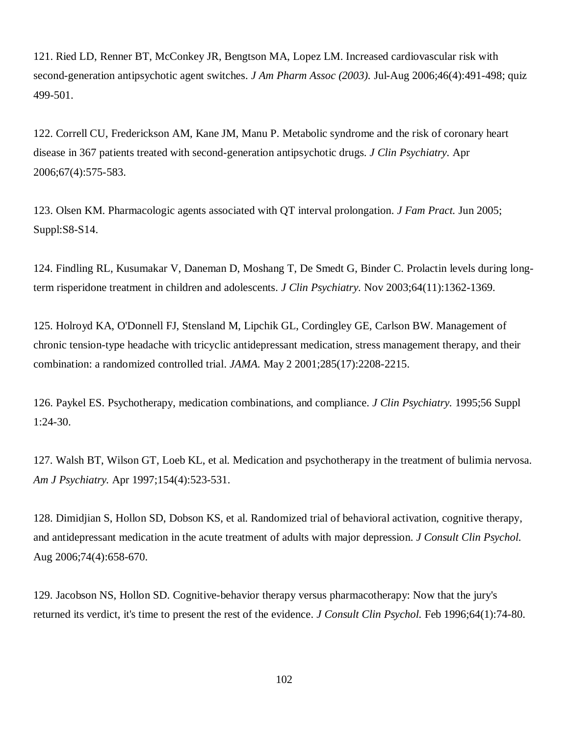121. Ried LD, Renner BT, McConkey JR, Bengtson MA, Lopez LM. Increased cardiovascular risk with second-generation antipsychotic agent switches. *J Am Pharm Assoc (2003).* Jul-Aug 2006;46(4):491-498; quiz 499-501.

122. Correll CU, Frederickson AM, Kane JM, Manu P. Metabolic syndrome and the risk of coronary heart disease in 367 patients treated with second-generation antipsychotic drugs. *J Clin Psychiatry.* Apr 2006;67(4):575-583.

123. Olsen KM. Pharmacologic agents associated with QT interval prolongation. *J Fam Pract.* Jun 2005; Suppl:S8-S14.

124. Findling RL, Kusumakar V, Daneman D, Moshang T, De Smedt G, Binder C. Prolactin levels during long-term risperidone treatment in children and adolescents. *J Clin Psychiatry.* Nov 2003;64(11):1362-1369.

125. Holroyd KA, O'Donnell FJ, Stensland M, Lipchik GL, Cordingley GE, Carlson BW. Management of chronic tension-type headache with tricyclic antidepressant medication, stress management therapy, and their combination: a randomized controlled trial. *JAMA.* May 2 2001;285(17):2208-2215.

126. Paykel ES. Psychotherapy, medication combinations, and compliance. *J Clin Psychiatry.* 1995;56 Suppl 1:24-30.

127. Walsh BT, Wilson GT, Loeb KL, et al. Medication and psychotherapy in the treatment of bulimia nervosa. *Am J Psychiatry.* Apr 1997;154(4):523-531.

128. Dimidjian S, Hollon SD, Dobson KS, et al. Randomized trial of behavioral activation, cognitive therapy, and antidepressant medication in the acute treatment of adults with major depression. *J Consult Clin Psychol.* Aug 2006;74(4):658-670.

129. Jacobson NS, Hollon SD. Cognitive-behavior therapy versus pharmacotherapy: Now that the jury's returned its verdict, it's time to present the rest of the evidence. *J Consult Clin Psychol.* Feb 1996;64(1):74-80.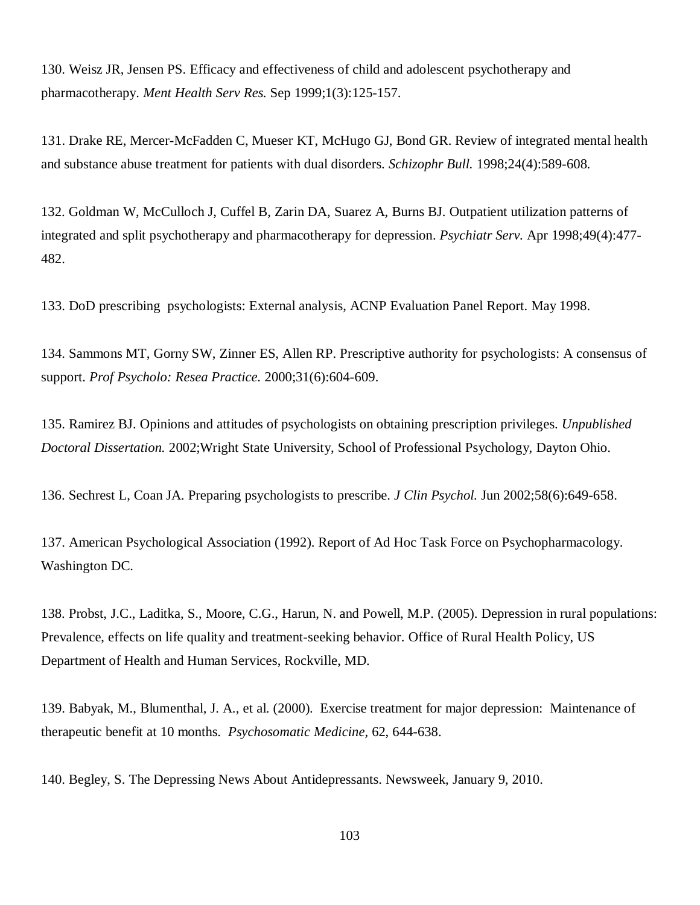130. Weisz JR, Jensen PS. Efficacy and effectiveness of child and adolescent psychotherapy and pharmacotherapy. *Ment Health Serv Res.* Sep 1999;1(3):125-157.

131. Drake RE, Mercer-McFadden C, Mueser KT, McHugo GJ, Bond GR. Review of integrated mental health and substance abuse treatment for patients with dual disorders. *Schizophr Bull.* 1998;24(4):589-608.

132. Goldman W, McCulloch J, Cuffel B, Zarin DA, Suarez A, Burns BJ. Outpatient utilization patterns of integrated and split psychotherapy and pharmacotherapy for depression. *Psychiatr Serv.* Apr 1998;49(4):477-482.

133. DoD prescribing psychologists: External analysis, ACNP Evaluation Panel Report. May 1998.

134. Sammons MT, Gorny SW, Zinner ES, Allen RP. Prescriptive authority for psychologists: A consensus of support. *Prof Psycholo: Resea Practice.* 2000;31(6):604-609.

135. Ramirez BJ. Opinions and attitudes of psychologists on obtaining prescription privileges. *Unpublished Doctoral Dissertation.* 2002;Wright State University, School of Professional Psychology, Dayton Ohio.

136. Sechrest L, Coan JA. Preparing psychologists to prescribe. *J Clin Psychol.* Jun 2002;58(6):649-658.

137. American Psychological Association (1992). Report of Ad Hoc Task Force on Psychopharmacology. Washington DC.

138. Probst, J.C., Laditka, S., Moore, C.G., Harun, N. and Powell, M.P. (2005). Depression in rural populations: Prevalence, effects on life quality and treatment-seeking behavior. Office of Rural Health Policy, US Department of Health and Human Services, Rockville, MD.

139. Babyak, M., Blumenthal, J. A., et al. (2000). Exercise treatment for major depression: Maintenance of therapeutic benefit at 10 months. *Psychosomatic Medicine,* 62, 644-638.

140. Begley, S. The Depressing News About Antidepressants. Newsweek, January 9, 2010.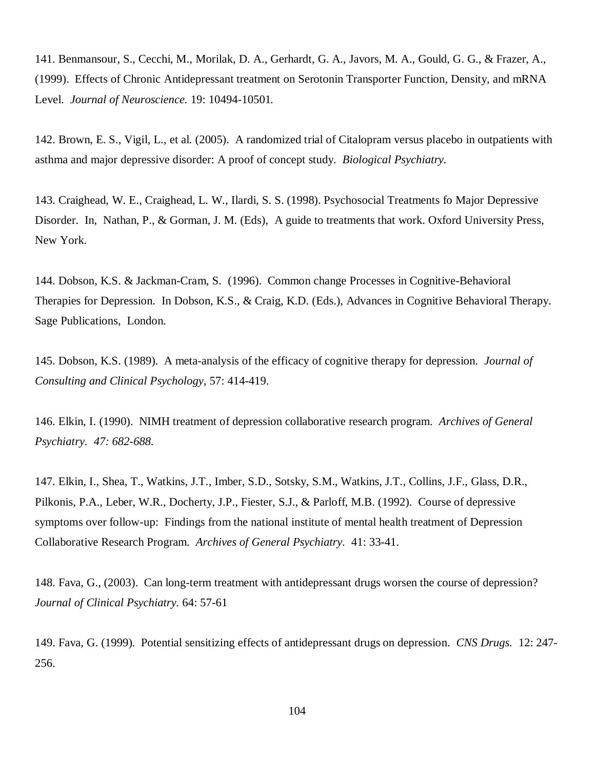141. Benmansour, S., Cecchi, M., Morilak, D. A., Gerhardt, G. A., Javors, M. A., Gould, G. G., & Frazer, A., (1999). Effects of Chronic Antidepressant treatment on Serotonin Transporter Function, Density, and mRNA Level. *Journal of Neuroscience.* 19: 10494-10501.

142. Brown, E. S., Vigil, L., et al. (2005). A randomized trial of Citalopram versus placebo in outpatients with asthma and major depressive disorder: A proof of concept study. *Biological Psychiatry.*

143. Craighead, W. E., Craighead, L. W., Ilardi, S. S. (1998). Psychosocial Treatments fo Major Depressive Disorder. In, Nathan, P., & Gorman, J. M. (Eds), A guide to treatments that work. Oxford University Press, New York.

144. Dobson, K.S. & Jackman-Cram, S. (1996). Common change Processes in Cognitive-Behavioral Therapies for Depression. In Dobson, K.S., & Craig, K.D. (Eds.), Advances in Cognitive Behavioral Therapy. Sage Publications, London.

145. Dobson, K.S. (1989). A meta-analysis of the efficacy of cognitive therapy for depression. *Journal of Consulting and Clinical Psychology*, 57: 414-419.

146. Elkin, I. (1990). NIMH treatment of depression collaborative research program. *Archives of General Psychiatry. 47: 682-688.*

147. Elkin, I., Shea, T., Watkins, J.T., Imber, S.D., Sotsky, S.M., Watkins, J.T., Collins, J.F., Glass, D.R., Pilkonis, P.A., Leber, W.R., Docherty, J.P., Fiester, S.J., & Parloff, M.B. (1992). Course of depressive symptoms over follow-up: Findings from the national institute of mental health treatment of Depression Collaborative Research Program. *Archives of General Psychiatry*. 41: 33-41.

148. Fava, G., (2003). Can long-term treatment with antidepressant drugs worsen the course of depression? *Journal of Clinical Psychiatry.* 64: 57-61

149. Fava, G. (1999). Potential sensitizing effects of antidepressant drugs on depression. *CNS Drugs.* 12: 247-256.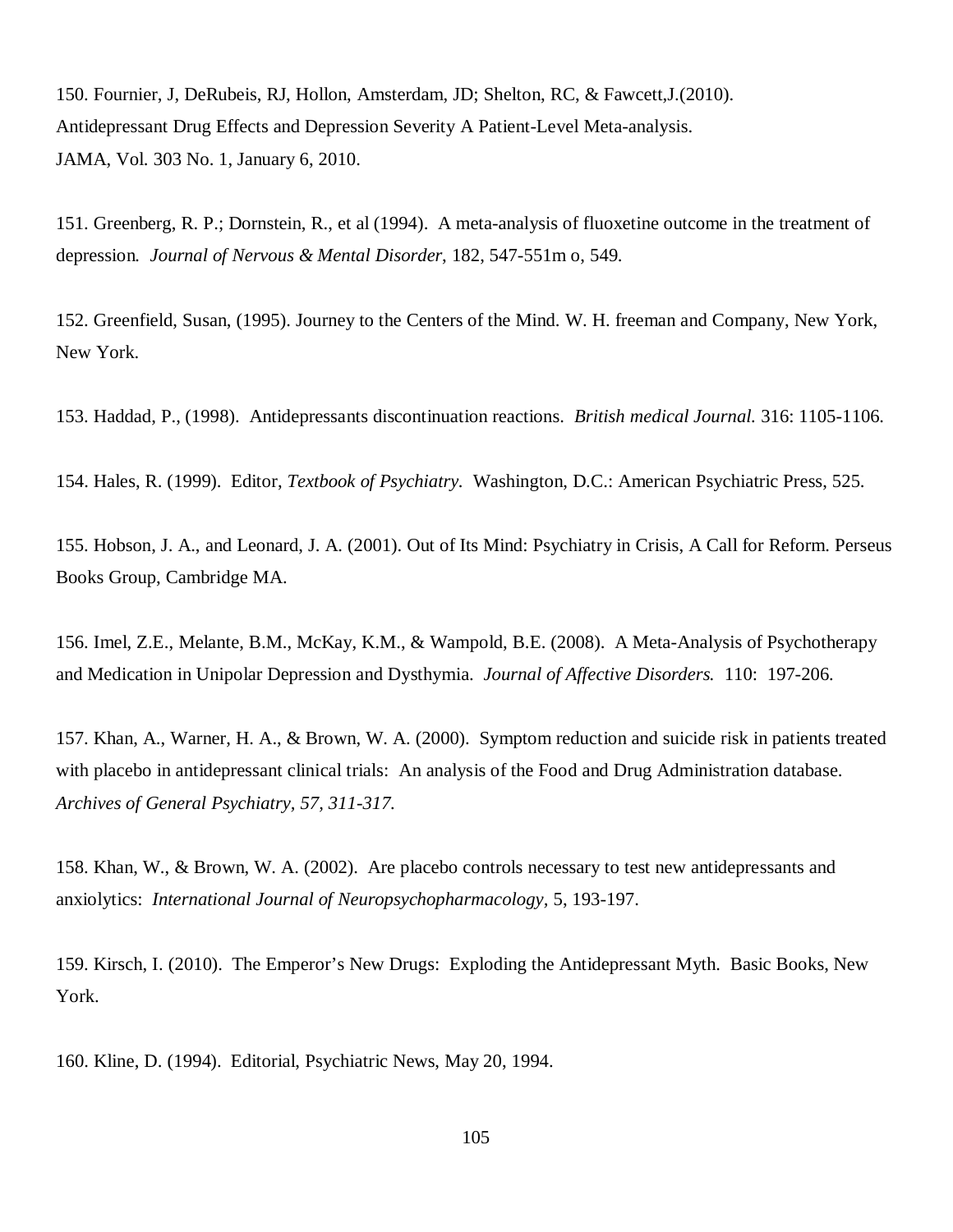150. Fournier, J, DeRubeis, RJ, Hollon, Amsterdam, JD; Shelton, RC, & Fawcett,J.(2010). Antidepressant Drug Effects and Depression Severity A Patient-Level Meta-analysis. JAMA, Vol. 303 No. 1, January 6, 2010.

151. Greenberg, R. P.; Dornstein, R., et al (1994). A meta-analysis of fluoxetine outcome in the treatment of depression. *Journal of Nervous & Mental Disorder*, 182, 547-551m o, 549.

152. Greenfield, Susan, (1995). Journey to the Centers of the Mind. W. H. freeman and Company, New York, New York.

153. Haddad, P., (1998). Antidepressants discontinuation reactions. *British medical Journal.* 316: 1105-1106.

154. Hales, R. (1999). Editor, *Textbook of Psychiatry.* Washington, D.C.: American Psychiatric Press, 525.

155. Hobson, J. A., and Leonard, J. A. (2001). Out of Its Mind: Psychiatry in Crisis, A Call for Reform. Perseus Books Group, Cambridge MA.

156. Imel, Z.E., Melante, B.M., McKay, K.M., & Wampold, B.E. (2008). A Meta-Analysis of Psychotherapy and Medication in Unipolar Depression and Dysthymia. *Journal of Affective Disorders.* 110: 197-206.

157. Khan, A., Warner, H. A., & Brown, W. A. (2000). Symptom reduction and suicide risk in patients treated with placebo in antidepressant clinical trials: An analysis of the Food and Drug Administration database. *Archives of General Psychiatry, 57, 311-317.*

158. Khan, W., & Brown, W. A. (2002). Are placebo controls necessary to test new antidepressants and anxiolytics: *International Journal of Neuropsychopharmacology,* 5, 193-197.

159. Kirsch, I. (2010). The Emperor's New Drugs: Exploding the Antidepressant Myth. Basic Books, New York.

160. Kline, D. (1994). Editorial, Psychiatric News, May 20, 1994.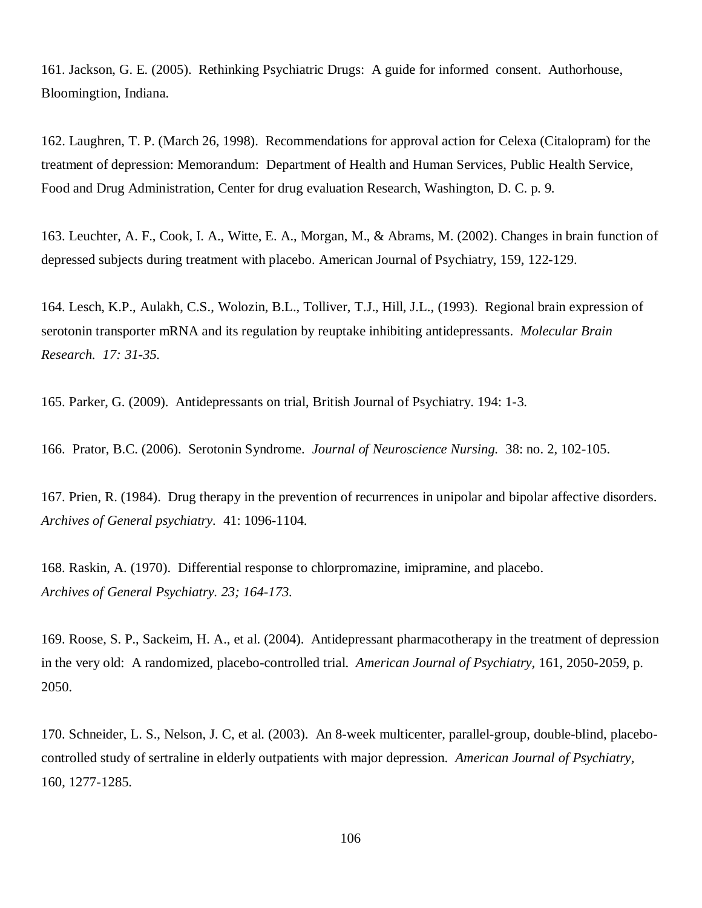161. Jackson, G. E. (2005). Rethinking Psychiatric Drugs: A guide for informed consent. Authorhouse, Bloomingtion, Indiana.

162. Laughren, T. P. (March 26, 1998). Recommendations for approval action for Celexa (Citalopram) for the treatment of depression: Memorandum: Department of Health and Human Services, Public Health Service, Food and Drug Administration, Center for drug evaluation Research, Washington, D. C. p. 9.

163. Leuchter, A. F., Cook, I. A., Witte, E. A., Morgan, M., & Abrams, M. (2002). Changes in brain function of depressed subjects during treatment with placebo. American Journal of Psychiatry, 159, 122-129.

164. Lesch, K.P., Aulakh, C.S., Wolozin, B.L., Tolliver, T.J., Hill, J.L., (1993). Regional brain expression of serotonin transporter mRNA and its regulation by reuptake inhibiting antidepressants. *Molecular Brain Research. 17: 31-35.*

165. Parker, G. (2009). Antidepressants on trial, British Journal of Psychiatry. 194: 1-3.

166. Prator, B.C. (2006). Serotonin Syndrome. *Journal of Neuroscience Nursing.* 38: no. 2, 102-105.

167. Prien, R. (1984). Drug therapy in the prevention of recurrences in unipolar and bipolar affective disorders. *Archives of General psychiatry.* 41: 1096-1104.

168. Raskin, A. (1970). Differential response to chlorpromazine, imipramine, and placebo. *Archives of General Psychiatry. 23; 164-173.*

169. Roose, S. P., Sackeim, H. A., et al. (2004). Antidepressant pharmacotherapy in the treatment of depression in the very old: A randomized, placebo-controlled trial. *American Journal of Psychiatry,* 161, 2050-2059, p. 2050.

170. Schneider, L. S., Nelson, J. C, et al. (2003). An 8-week multicenter, parallel-group, double-blind, placebo-controlled study of sertraline in elderly outpatients with major depression. *American Journal of Psychiatry,* 160, 1277-1285.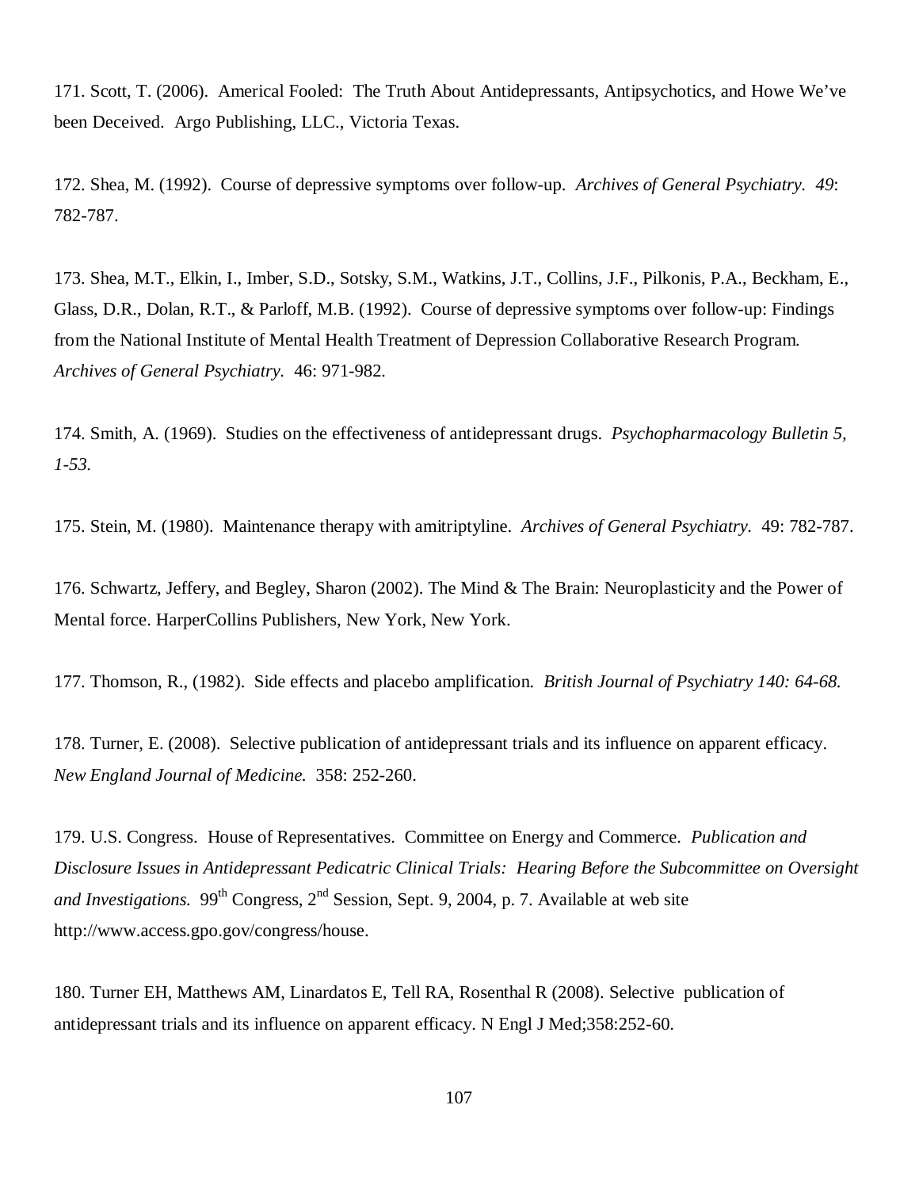171. Scott, T. (2006). Americal Fooled: The Truth About Antidepressants, Antipsychotics, and Howe We've been Deceived. Argo Publishing, LLC., Victoria Texas.

172. Shea, M. (1992). Course of depressive symptoms over follow-up. *Archives of General Psychiatry. 49*: 782-787.

173. Shea, M.T., Elkin, I., Imber, S.D., Sotsky, S.M., Watkins, J.T., Collins, J.F., Pilkonis, P.A., Beckham, E., Glass, D.R., Dolan, R.T., & Parloff, M.B. (1992). Course of depressive symptoms over follow-up: Findings from the National Institute of Mental Health Treatment of Depression Collaborative Research Program. *Archives of General Psychiatry.* 46: 971-982.

174. Smith, A. (1969). Studies on the effectiveness of antidepressant drugs. *Psychopharmacology Bulletin 5, 1-53.*

175. Stein, M. (1980). Maintenance therapy with amitriptyline. *Archives of General Psychiatry.* 49: 782-787.

176. Schwartz, Jeffery, and Begley, Sharon (2002). The Mind & The Brain: Neuroplasticity and the Power of Mental force. HarperCollins Publishers, New York, New York.

177. Thomson, R., (1982). Side effects and placebo amplification. *British Journal of Psychiatry 140: 64-68.*

178. Turner, E. (2008). Selective publication of antidepressant trials and its influence on apparent efficacy. *New England Journal of Medicine.* 358: 252-260.

179. U.S. Congress. House of Representatives. Committee on Energy and Commerce. *Publication and Disclosure Issues in Antidepressant Pedicatric Clinical Trials: Hearing Before the Subcommittee on Oversight and Investigations.* 99th Congress, 2nd Session, Sept. 9, 2004, p. 7. Available at web site http://www.access.gpo.gov/congress/house.

180. Turner EH, Matthews AM, Linardatos E, Tell RA, Rosenthal R (2008). Selective publication of antidepressant trials and its influence on apparent efficacy. N Engl J Med;358:252-60.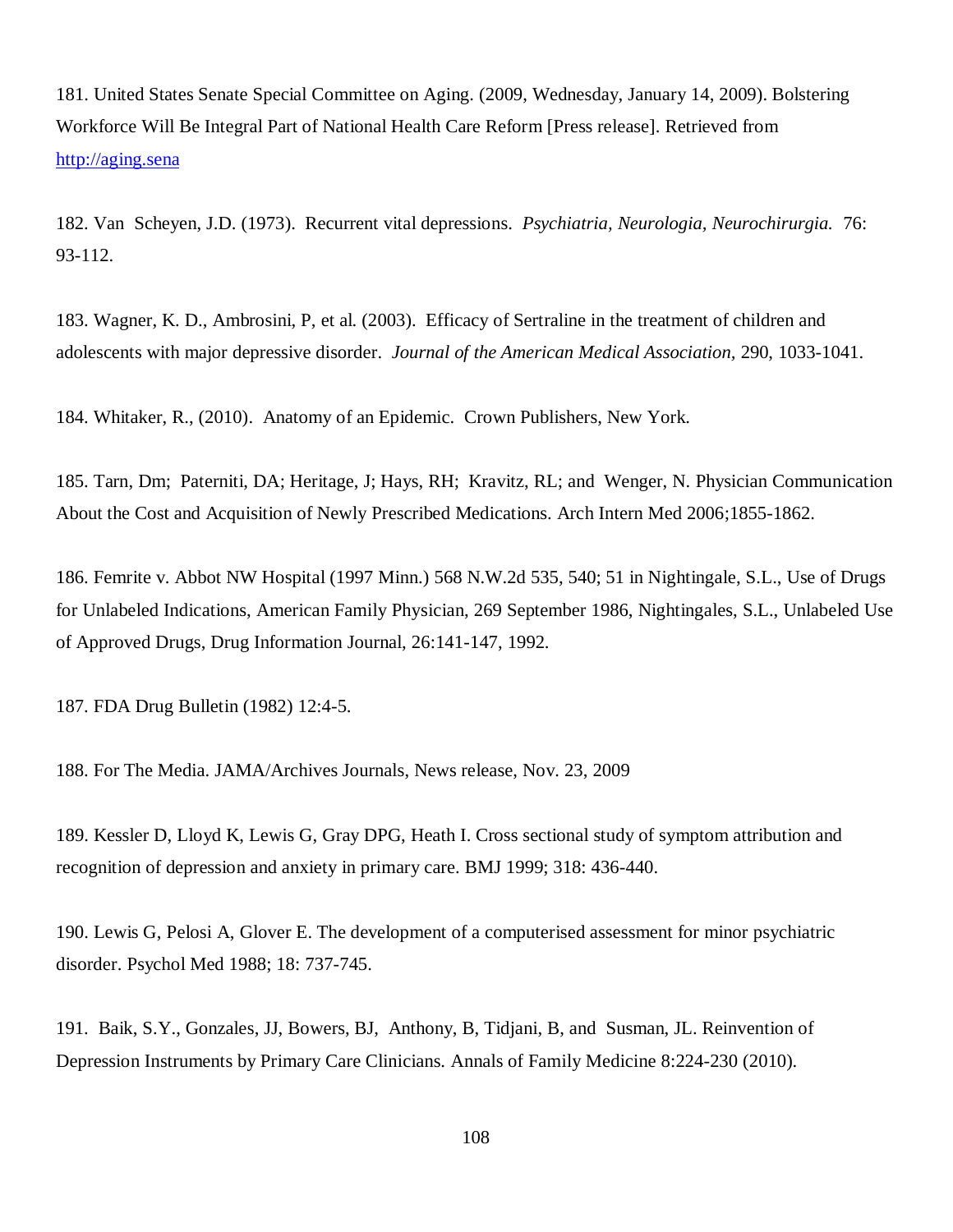181. United States Senate Special Committee on Aging. (2009, Wednesday, January 14, 2009). Bolstering Workforce Will Be Integral Part of National Health Care Reform [Press release]. Retrieved from http://aging.sena

182. Van Scheyen, J.D. (1973). Recurrent vital depressions. *Psychiatria, Neurologia, Neurochirurgia.* 76: 93-112.

183. Wagner, K. D., Ambrosini, P, et al. (2003). Efficacy of Sertraline in the treatment of children and adolescents with major depressive disorder. *Journal of the American Medical Association*, 290, 1033-1041.

184. Whitaker, R., (2010). Anatomy of an Epidemic. Crown Publishers, New York.

185. Tarn, Dm; Paterniti, DA; Heritage, J; Hays, RH; Kravitz, RL; and Wenger, N. Physician Communication About the Cost and Acquisition of Newly Prescribed Medications. Arch Intern Med 2006;1855-1862.

186. Femrite v. Abbot NW Hospital (1997 Minn.) 568 N.W.2d 535, 540; 51 in Nightingale, S.L., Use of Drugs for Unlabeled Indications, American Family Physician, 269 September 1986, Nightingales, S.L., Unlabeled Use of Approved Drugs, Drug Information Journal, 26:141-147, 1992.

187. FDA Drug Bulletin (1982) 12:4-5.

188. For The Media. JAMA/Archives Journals, News release, Nov. 23, 2009

189. Kessler D, Lloyd K, Lewis G, Gray DPG, Heath I. Cross sectional study of symptom attribution and recognition of depression and anxiety in primary care. BMJ 1999; 318: 436-440.

190. Lewis G, Pelosi A, Glover E. The development of a computerised assessment for minor psychiatric disorder. Psychol Med 1988; 18: 737-745.

191. Baik, S.Y., Gonzales, JJ, Bowers, BJ, Anthony, B, Tidjani, B, and Susman, JL. Reinvention of Depression Instruments by Primary Care Clinicians. Annals of Family Medicine 8:224-230 (2010).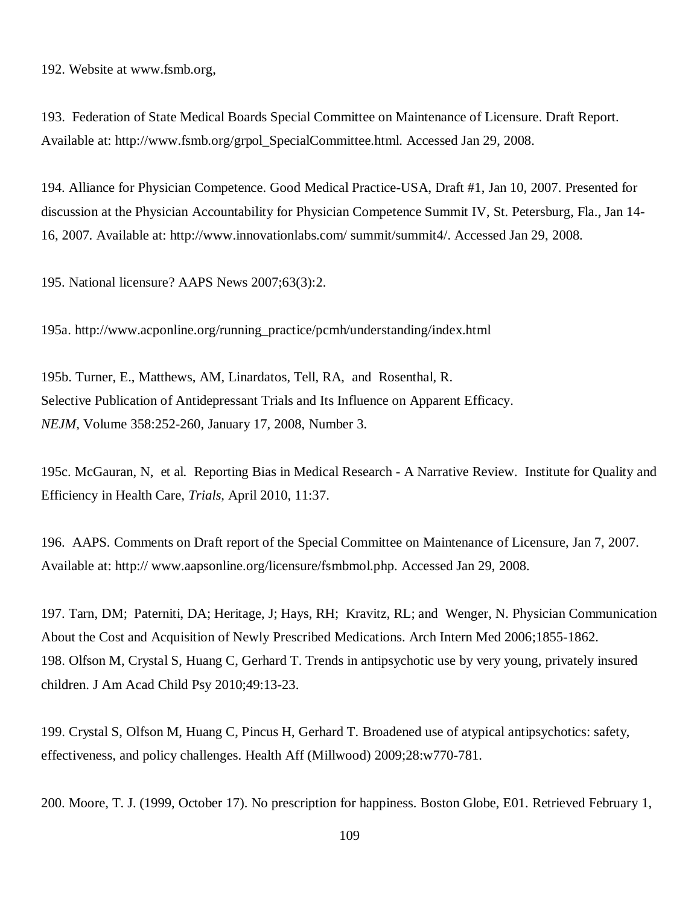192. Website at www.fsmb.org,

193. Federation of State Medical Boards Special Committee on Maintenance of Licensure. Draft Report. Available at: http://www.fsmb.org/grpol_SpecialCommittee.html. Accessed Jan 29, 2008.

194. Alliance for Physician Competence. Good Medical Practice-USA, Draft #1, Jan 10, 2007. Presented for discussion at the Physician Accountability for Physician Competence Summit IV, St. Petersburg, Fla., Jan 14-16, 2007. Available at: http://www.innovationlabs.com/ summit/summit4/. Accessed Jan 29, 2008.

195. National licensure? AAPS News 2007;63(3):2.

195a. http://www.acponline.org/running_practice/pcmh/understanding/index.html

195b. Turner, E., Matthews, AM, Linardatos, Tell, RA, and Rosenthal, R.
Selective Publication of Antidepressant Trials and Its Influence on Apparent Efficacy.
*NEJM*, Volume 358:252-260, January 17, 2008, Number 3.

195c. McGauran, N, et al. Reporting Bias in Medical Research - A Narrative Review. Institute for Quality and Efficiency in Health Care, *Trials*, April 2010, 11:37.

196. AAPS. Comments on Draft report of the Special Committee on Maintenance of Licensure, Jan 7, 2007. Available at: http:// www.aapsonline.org/licensure/fsmbmol.php. Accessed Jan 29, 2008.

197. Tarn, DM; Paterniti, DA; Heritage, J; Hays, RH; Kravitz, RL; and Wenger, N. Physician Communication About the Cost and Acquisition of Newly Prescribed Medications. Arch Intern Med 2006;1855-1862.
198. Olfson M, Crystal S, Huang C, Gerhard T. Trends in antipsychotic use by very young, privately insured children. J Am Acad Child Psy 2010;49:13-23.

199. Crystal S, Olfson M, Huang C, Pincus H, Gerhard T. Broadened use of atypical antipsychotics: safety, effectiveness, and policy challenges. Health Aff (Millwood) 2009;28:w770-781.

200. Moore, T. J. (1999, October 17). No prescription for happiness. Boston Globe, E01. Retrieved February 1,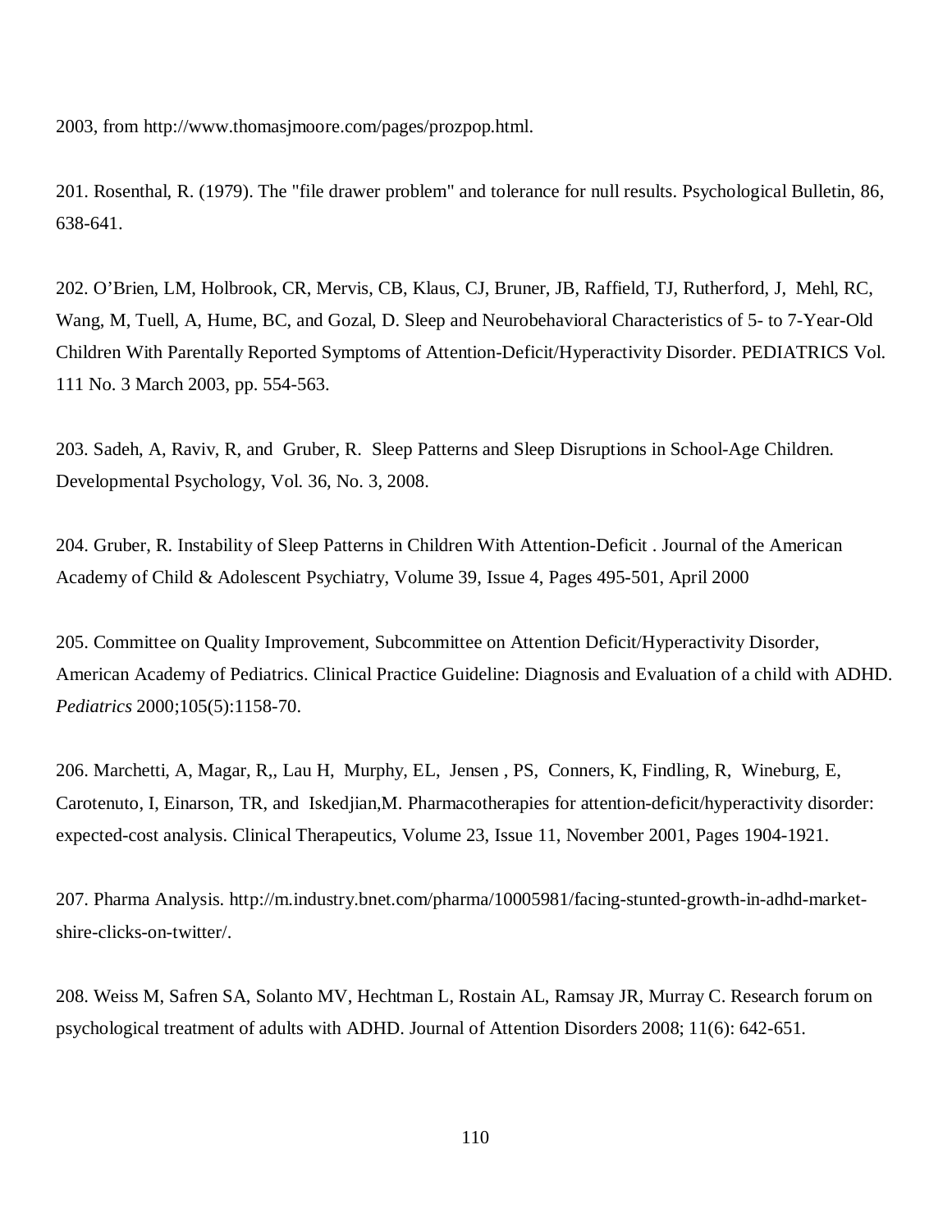2003, from http://www.thomasjmoore.com/pages/prozpop.html.

201. Rosenthal, R. (1979). The "file drawer problem" and tolerance for null results. Psychological Bulletin, 86, 638-641.

202. O'Brien, LM, Holbrook, CR, Mervis, CB, Klaus, CJ, Bruner, JB, Raffield, TJ, Rutherford, J, Mehl, RC, Wang, M, Tuell, A, Hume, BC, and Gozal, D. Sleep and Neurobehavioral Characteristics of 5- to 7-Year-Old Children With Parentally Reported Symptoms of Attention-Deficit/Hyperactivity Disorder. PEDIATRICS Vol. 111 No. 3 March 2003, pp. 554-563.

203. Sadeh, A, Raviv, R, and Gruber, R. Sleep Patterns and Sleep Disruptions in School-Age Children. Developmental Psychology, Vol. 36, No. 3, 2008.

204. Gruber, R. Instability of Sleep Patterns in Children With Attention-Deficit . Journal of the American Academy of Child & Adolescent Psychiatry, Volume 39, Issue 4, Pages 495-501, April 2000

205. Committee on Quality Improvement, Subcommittee on Attention Deficit/Hyperactivity Disorder, American Academy of Pediatrics. Clinical Practice Guideline: Diagnosis and Evaluation of a child with ADHD. *Pediatrics* 2000;105(5):1158-70.

206. Marchetti, A, Magar, R,, Lau H, Murphy, EL, Jensen , PS, Conners, K, Findling, R, Wineburg, E, Carotenuto, I, Einarson, TR, and Iskedjian,M. Pharmacotherapies for attention-deficit/hyperactivity disorder: expected-cost analysis. Clinical Therapeutics, Volume 23, Issue 11, November 2001, Pages 1904-1921.

207. Pharma Analysis. http://m.industry.bnet.com/pharma/10005981/facing-stunted-growth-in-adhd-market-shire-clicks-on-twitter/.

208. Weiss M, Safren SA, Solanto MV, Hechtman L, Rostain AL, Ramsay JR, Murray C. Research forum on psychological treatment of adults with ADHD. Journal of Attention Disorders 2008; 11(6): 642-651.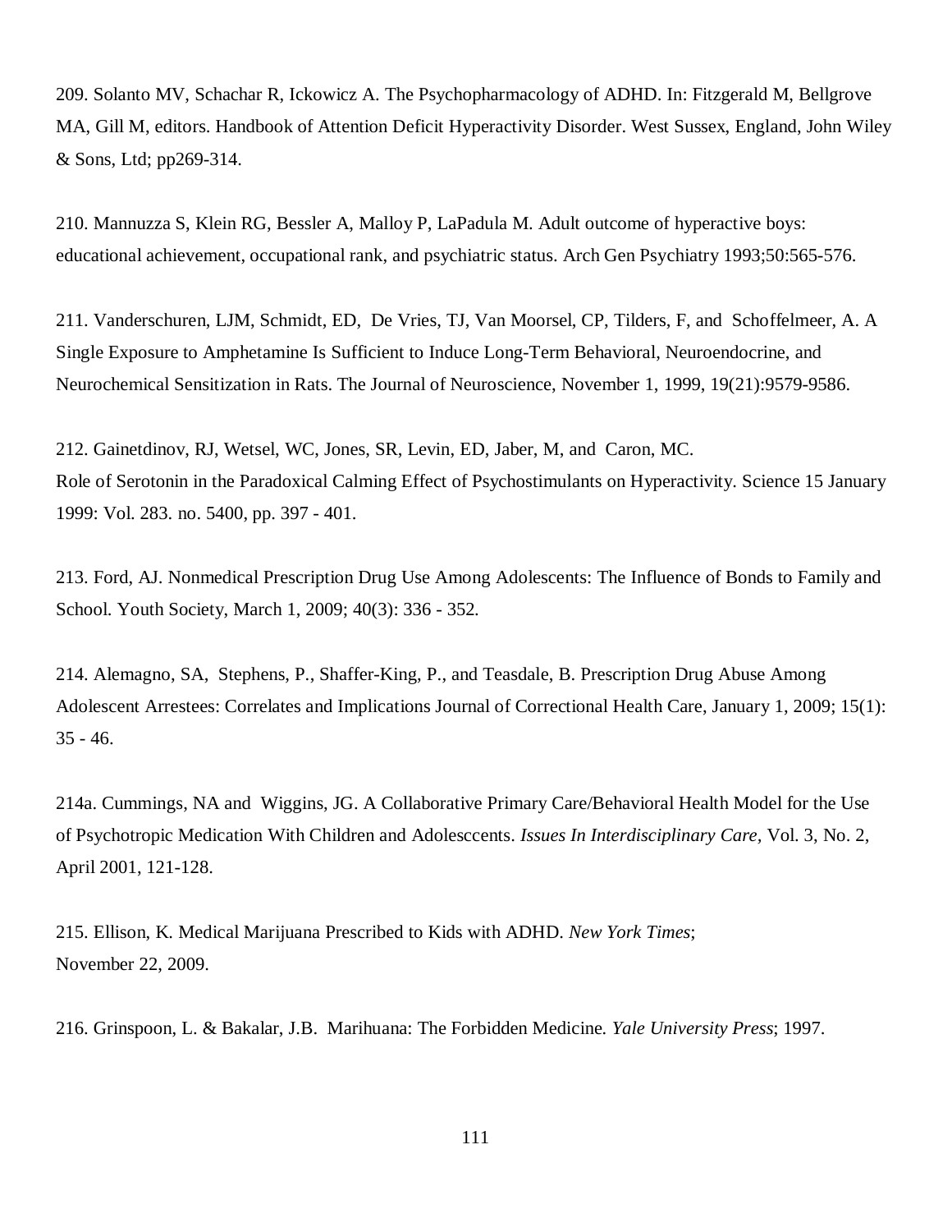209. Solanto MV, Schachar R, Ickowicz A. The Psychopharmacology of ADHD. In: Fitzgerald M, Bellgrove MA, Gill M, editors. Handbook of Attention Deficit Hyperactivity Disorder. West Sussex, England, John Wiley & Sons, Ltd; pp269-314.

210. Mannuzza S, Klein RG, Bessler A, Malloy P, LaPadula M. Adult outcome of hyperactive boys: educational achievement, occupational rank, and psychiatric status. Arch Gen Psychiatry 1993;50:565-576.

211. Vanderschuren, LJM, Schmidt, ED, De Vries, TJ, Van Moorsel, CP, Tilders, F, and Schoffelmeer, A. A Single Exposure to Amphetamine Is Sufficient to Induce Long-Term Behavioral, Neuroendocrine, and Neurochemical Sensitization in Rats. The Journal of Neuroscience, November 1, 1999, 19(21):9579-9586.

212. Gainetdinov, RJ, Wetsel, WC, Jones, SR, Levin, ED, Jaber, M, and Caron, MC. Role of Serotonin in the Paradoxical Calming Effect of Psychostimulants on Hyperactivity. Science 15 January 1999: Vol. 283. no. 5400, pp. 397 - 401.

213. Ford, AJ. Nonmedical Prescription Drug Use Among Adolescents: The Influence of Bonds to Family and School. Youth Society, March 1, 2009; 40(3): 336 - 352.

214. Alemagno, SA, Stephens, P., Shaffer-King, P., and Teasdale, B. Prescription Drug Abuse Among Adolescent Arrestees: Correlates and Implications Journal of Correctional Health Care, January 1, 2009; 15(1): 35 - 46.

214a. Cummings, NA and Wiggins, JG. A Collaborative Primary Care/Behavioral Health Model for the Use of Psychotropic Medication With Children and Adolesccents. *Issues In Interdisciplinary Care*, Vol. 3, No. 2, April 2001, 121-128.

215. Ellison, K. Medical Marijuana Prescribed to Kids with ADHD. *New York Times*; November 22, 2009.

216. Grinspoon, L. & Bakalar, J.B. Marihuana: The Forbidden Medicine. *Yale University Press*; 1997.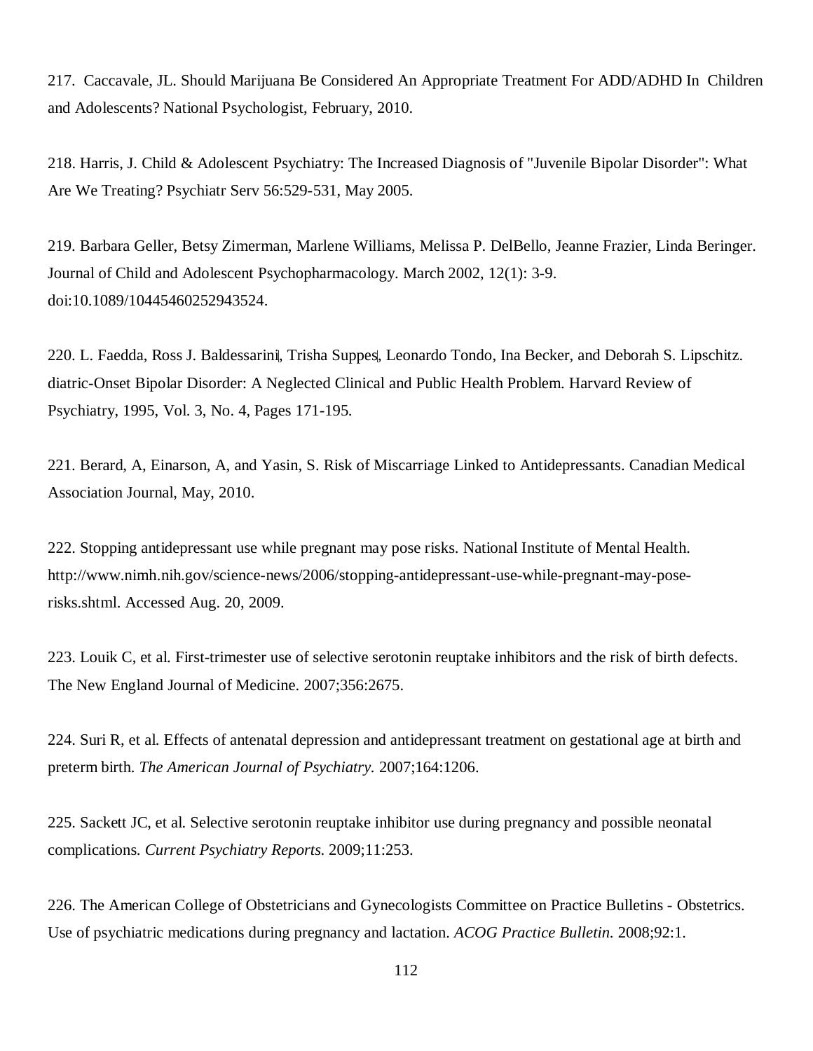217. Caccavale, JL. Should Marijuana Be Considered An Appropriate Treatment For ADD/ADHD In Children and Adolescents? National Psychologist, February, 2010.

218. Harris, J. Child & Adolescent Psychiatry: The Increased Diagnosis of "Juvenile Bipolar Disorder": What Are We Treating? Psychiatr Serv 56:529-531, May 2005.

219. Barbara Geller, Betsy Zimerman, Marlene Williams, Melissa P. DelBello, Jeanne Frazier, Linda Beringer. Journal of Child and Adolescent Psychopharmacology. March 2002, 12(1): 3-9. doi:10.1089/10445460252943524.

220. L. Faedda, Ross J. Baldessarini, Trisha Suppes, Leonardo Tondo, Ina Becker, and Deborah S. Lipschitz. diatric-Onset Bipolar Disorder: A Neglected Clinical and Public Health Problem. Harvard Review of Psychiatry, 1995, Vol. 3, No. 4, Pages 171-195.

221. Berard, A, Einarson, A, and Yasin, S. Risk of Miscarriage Linked to Antidepressants. Canadian Medical Association Journal, May, 2010.

222. Stopping antidepressant use while pregnant may pose risks. National Institute of Mental Health. http://www.nimh.nih.gov/science-news/2006/stopping-antidepressant-use-while-pregnant-may-pose-risks.shtml. Accessed Aug. 20, 2009.

223. Louik C, et al. First-trimester use of selective serotonin reuptake inhibitors and the risk of birth defects. The New England Journal of Medicine. 2007;356:2675.

224. Suri R, et al. Effects of antenatal depression and antidepressant treatment on gestational age at birth and preterm birth. *The American Journal of Psychiatry.* 2007;164:1206.

225. Sackett JC, et al. Selective serotonin reuptake inhibitor use during pregnancy and possible neonatal complications. *Current Psychiatry Reports.* 2009;11:253.

226. The American College of Obstetricians and Gynecologists Committee on Practice Bulletins - Obstetrics. Use of psychiatric medications during pregnancy and lactation. *ACOG Practice Bulletin.* 2008;92:1.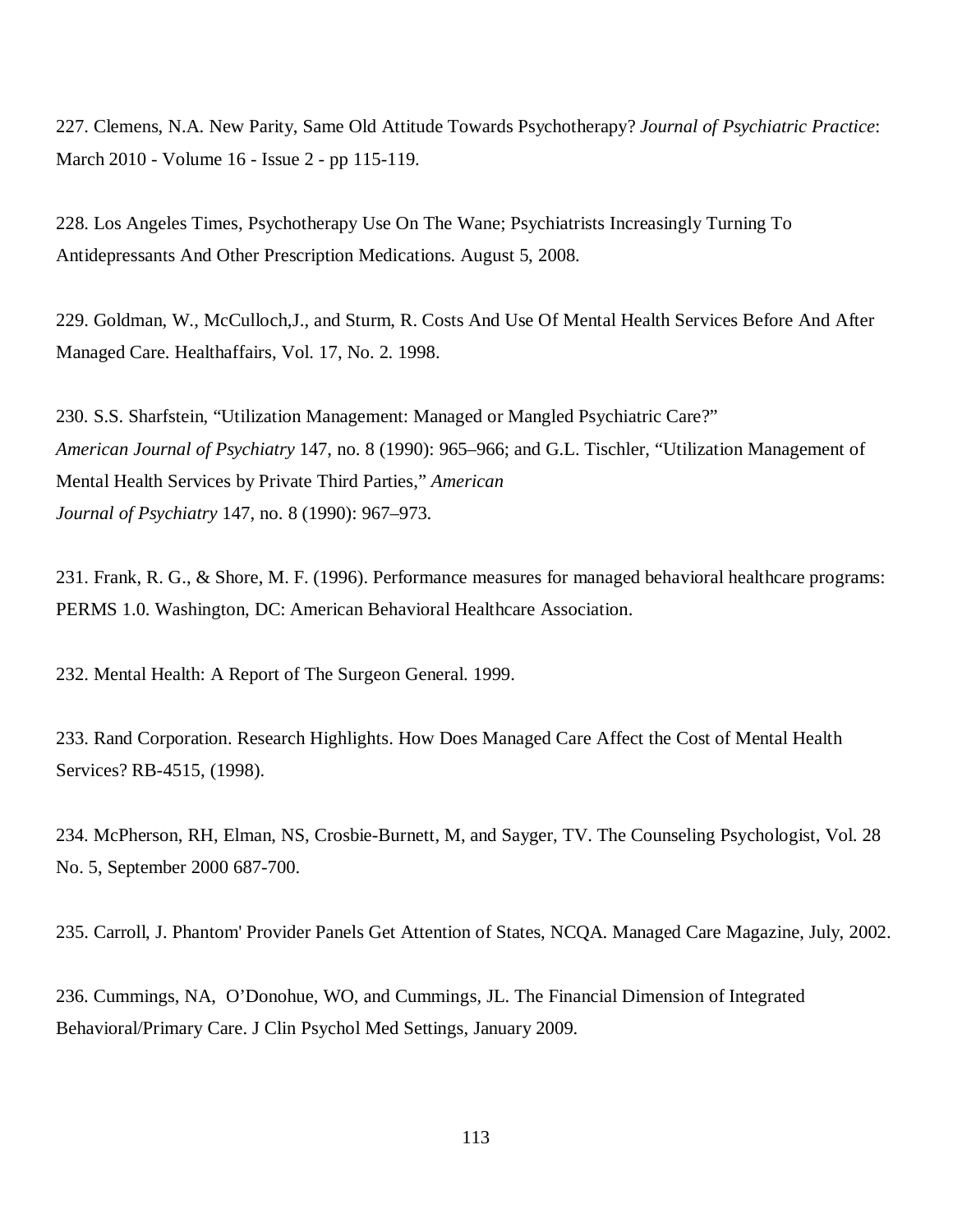227. Clemens, N.A. New Parity, Same Old Attitude Towards Psychotherapy? *Journal of Psychiatric Practice*: March 2010 - Volume 16 - Issue 2 - pp 115-119.

228. Los Angeles Times, Psychotherapy Use On The Wane; Psychiatrists Increasingly Turning To Antidepressants And Other Prescription Medications. August 5, 2008.

229. Goldman, W., McCulloch,J., and Sturm, R. Costs And Use Of Mental Health Services Before And After Managed Care. Healthaffairs, Vol. 17, No. 2. 1998.

230. S.S. Sharfstein, "Utilization Management: Managed or Mangled Psychiatric Care?" *American Journal of Psychiatry* 147, no. 8 (1990): 965–966; and G.L. Tischler, "Utilization Management of Mental Health Services by Private Third Parties," *American Journal of Psychiatry* 147, no. 8 (1990): 967–973.

231. Frank, R. G., & Shore, M. F. (1996). Performance measures for managed behavioral healthcare programs: PERMS 1.0. Washington, DC: American Behavioral Healthcare Association.

232. Mental Health: A Report of The Surgeon General. 1999.

233. Rand Corporation. Research Highlights. How Does Managed Care Affect the Cost of Mental Health Services? RB-4515, (1998).

234. McPherson, RH, Elman, NS, Crosbie-Burnett, M, and Sayger, TV. The Counseling Psychologist, Vol. 28 No. 5, September 2000 687-700.

235. Carroll, J. Phantom' Provider Panels Get Attention of States, NCQA. Managed Care Magazine, July, 2002.

236. Cummings, NA, O'Donohue, WO, and Cummings, JL. The Financial Dimension of Integrated Behavioral/Primary Care. J Clin Psychol Med Settings, January 2009.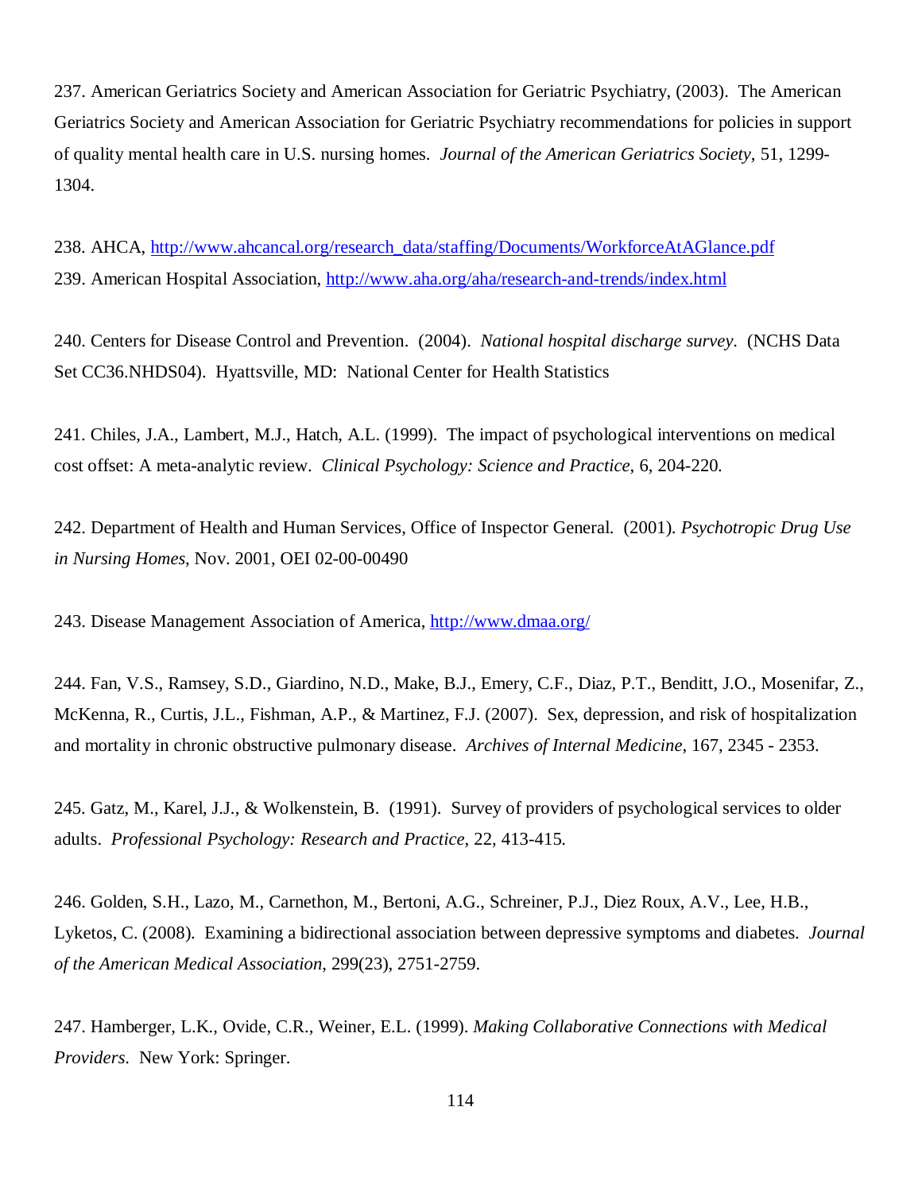237. American Geriatrics Society and American Association for Geriatric Psychiatry, (2003). The American Geriatrics Society and American Association for Geriatric Psychiatry recommendations for policies in support of quality mental health care in U.S. nursing homes. *Journal of the American Geriatrics Society*, 51, 1299-1304.

238. AHCA, http://www.ahcancal.org/research_data/staffing/Documents/WorkforceAtAGlance.pdf

239. American Hospital Association, http://www.aha.org/aha/research-and-trends/index.html

240. Centers for Disease Control and Prevention. (2004). *National hospital discharge survey*. (NCHS Data Set CC36.NHDS04). Hyattsville, MD: National Center for Health Statistics

241. Chiles, J.A., Lambert, M.J., Hatch, A.L. (1999). The impact of psychological interventions on medical cost offset: A meta-analytic review. *Clinical Psychology: Science and Practice*, 6, 204-220.

242. Department of Health and Human Services, Office of Inspector General. (2001). *Psychotropic Drug Use in Nursing Homes*, Nov. 2001, OEI 02-00-00490

243. Disease Management Association of America, http://www.dmaa.org/

244. Fan, V.S., Ramsey, S.D., Giardino, N.D., Make, B.J., Emery, C.F., Diaz, P.T., Benditt, J.O., Mosenifar, Z., McKenna, R., Curtis, J.L., Fishman, A.P., & Martinez, F.J. (2007). Sex, depression, and risk of hospitalization and mortality in chronic obstructive pulmonary disease. *Archives of Internal Medicine*, 167, 2345 - 2353.

245. Gatz, M., Karel, J.J., & Wolkenstein, B. (1991). Survey of providers of psychological services to older adults. *Professional Psychology: Research and Practice*, 22, 413-415.

246. Golden, S.H., Lazo, M., Carnethon, M., Bertoni, A.G., Schreiner, P.J., Diez Roux, A.V., Lee, H.B., Lyketos, C. (2008). Examining a bidirectional association between depressive symptoms and diabetes. *Journal of the American Medical Association*, 299(23), 2751-2759.

247. Hamberger, L.K., Ovide, C.R., Weiner, E.L. (1999). *Making Collaborative Connections with Medical Providers*. New York: Springer.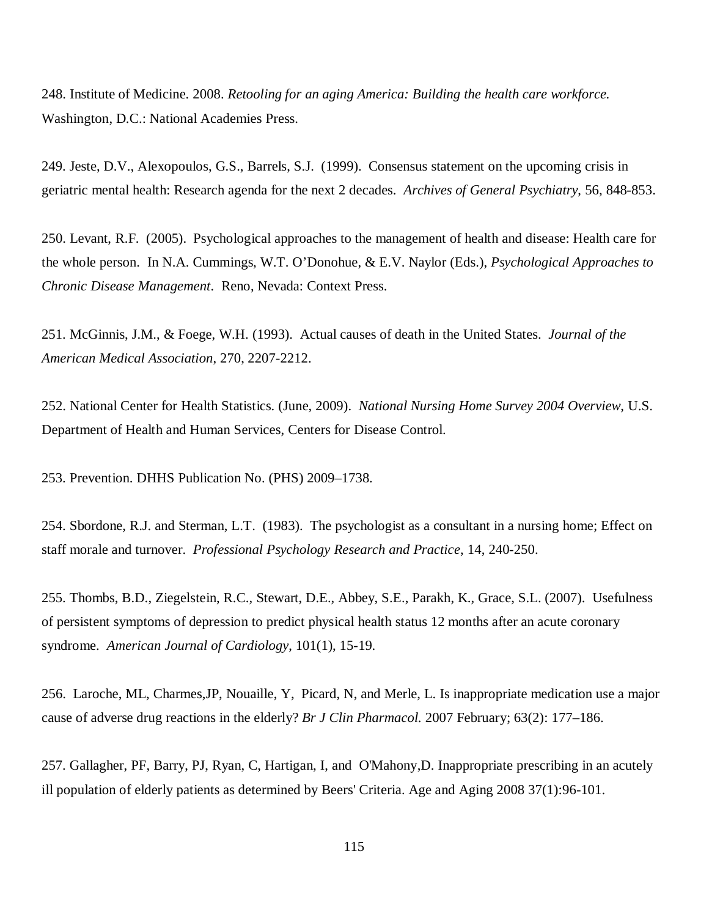248. Institute of Medicine. 2008. *Retooling for an aging America: Building the health care workforce.* Washington, D.C.: National Academies Press.

249. Jeste, D.V., Alexopoulos, G.S., Barrels, S.J. (1999). Consensus statement on the upcoming crisis in geriatric mental health: Research agenda for the next 2 decades. *Archives of General Psychiatry*, 56, 848-853.

250. Levant, R.F. (2005). Psychological approaches to the management of health and disease: Health care for the whole person. In N.A. Cummings, W.T. O'Donohue, & E.V. Naylor (Eds.), *Psychological Approaches to Chronic Disease Management*. Reno, Nevada: Context Press.

251. McGinnis, J.M., & Foege, W.H. (1993). Actual causes of death in the United States. *Journal of the American Medical Association*, 270, 2207-2212.

252. National Center for Health Statistics. (June, 2009). *National Nursing Home Survey 2004 Overview*, U.S. Department of Health and Human Services, Centers for Disease Control.

253. Prevention. DHHS Publication No. (PHS) 2009–1738.

254. Sbordone, R.J. and Sterman, L.T. (1983). The psychologist as a consultant in a nursing home; Effect on staff morale and turnover. *Professional Psychology Research and Practice*, 14, 240-250.

255. Thombs, B.D., Ziegelstein, R.C., Stewart, D.E., Abbey, S.E., Parakh, K., Grace, S.L. (2007). Usefulness of persistent symptoms of depression to predict physical health status 12 months after an acute coronary syndrome. *American Journal of Cardiology*, 101(1), 15-19.

256. Laroche, ML, Charmes,JP, Nouaille, Y, Picard, N, and Merle, L. Is inappropriate medication use a major cause of adverse drug reactions in the elderly? *Br J Clin Pharmacol.* 2007 February; 63(2): 177–186.

257. Gallagher, PF, Barry, PJ, Ryan, C, Hartigan, I, and O'Mahony,D. Inappropriate prescribing in an acutely ill population of elderly patients as determined by Beers' Criteria. Age and Aging 2008 37(1):96-101.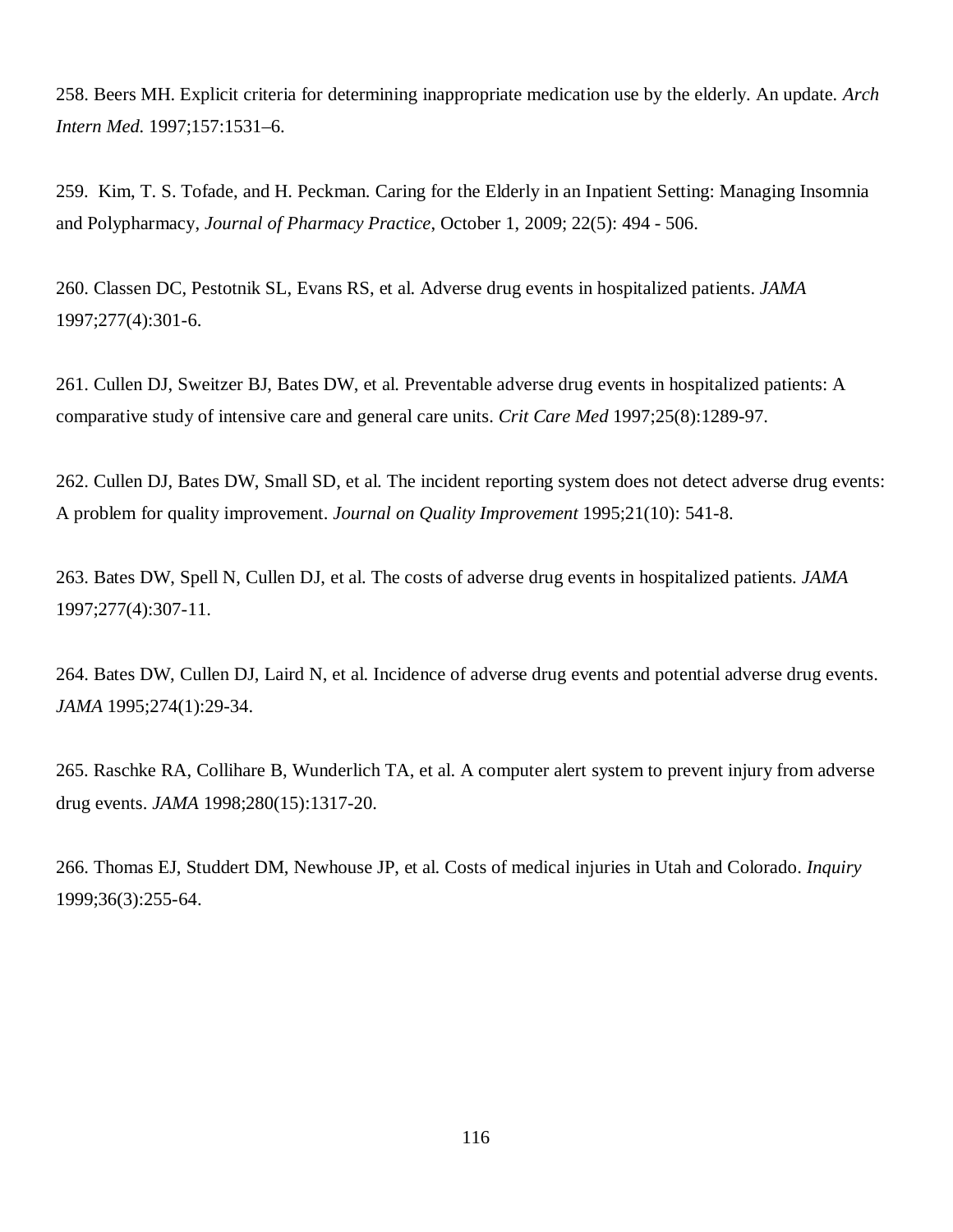258. Beers MH. Explicit criteria for determining inappropriate medication use by the elderly. An update. *Arch Intern Med.* 1997;157:1531–6.

259. Kim, T. S. Tofade, and H. Peckman. Caring for the Elderly in an Inpatient Setting: Managing Insomnia and Polypharmacy, *Journal of Pharmacy Practice*, October 1, 2009; 22(5): 494 - 506.

260. Classen DC, Pestotnik SL, Evans RS, et al. Adverse drug events in hospitalized patients. *JAMA* 1997;277(4):301-6.

261. Cullen DJ, Sweitzer BJ, Bates DW, et al. Preventable adverse drug events in hospitalized patients: A comparative study of intensive care and general care units. *Crit Care Med* 1997;25(8):1289-97.

262. Cullen DJ, Bates DW, Small SD, et al. The incident reporting system does not detect adverse drug events: A problem for quality improvement. *Journal on Quality Improvement* 1995;21(10): 541-8.

263. Bates DW, Spell N, Cullen DJ, et al. The costs of adverse drug events in hospitalized patients. *JAMA* 1997;277(4):307-11.

264. Bates DW, Cullen DJ, Laird N, et al. Incidence of adverse drug events and potential adverse drug events. *JAMA* 1995;274(1):29-34.

265. Raschke RA, Collihare B, Wunderlich TA, et al. A computer alert system to prevent injury from adverse drug events. *JAMA* 1998;280(15):1317-20.

266. Thomas EJ, Studdert DM, Newhouse JP, et al. Costs of medical injuries in Utah and Colorado. *Inquiry* 1999;36(3):255-64.